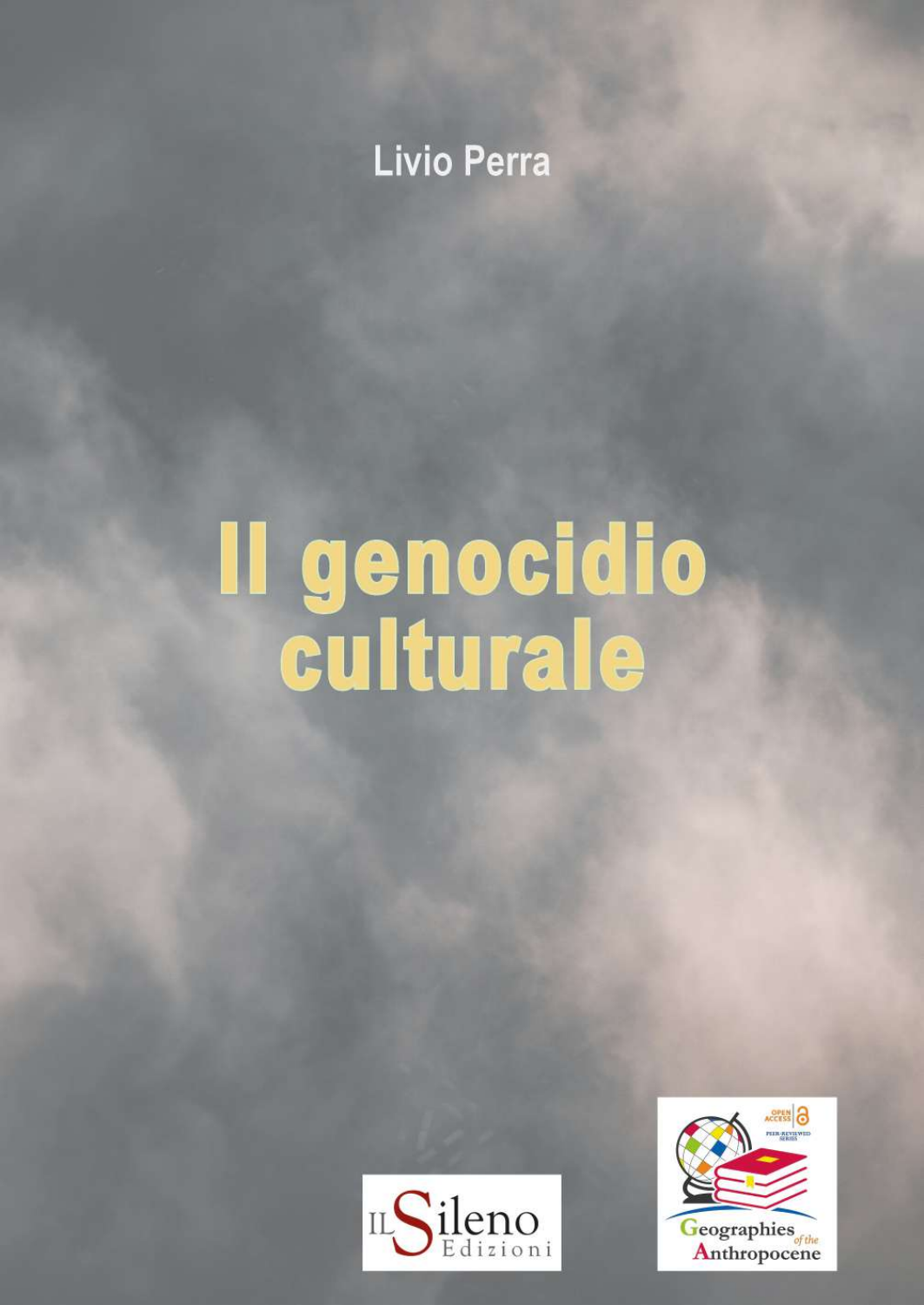Livio Perra

# Il genocidio culturale

IL Sileno Edizioni

OPEN ACCESS
PEER-REVIEWED SERIES

Geographies of the Anthropocene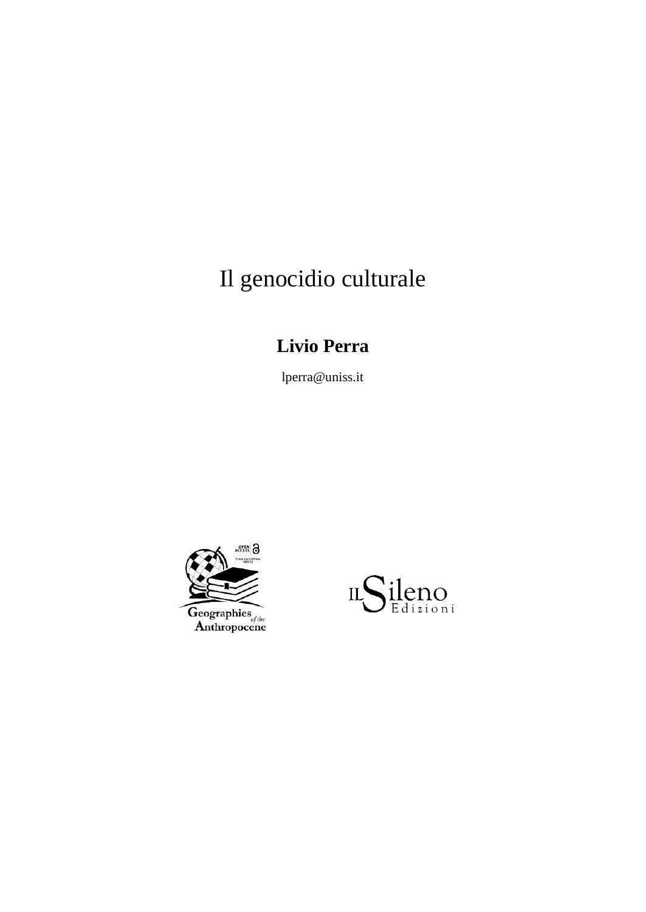# Il genocidio culturale

**Livio Perra**

lperra@uniss.it

Geographies of the Anthropocene

Il Sileno Edizioni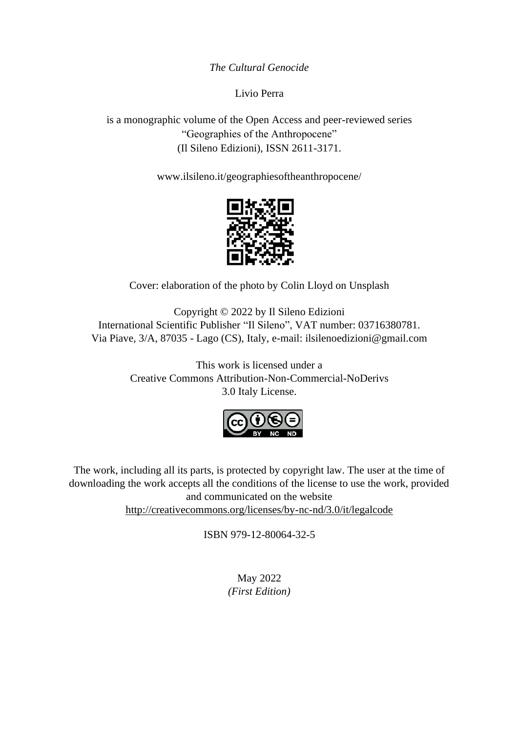*The Cultural Genocide*

Livio Perra

is a monographic volume of the Open Access and peer-reviewed series
"Geographies of the Anthropocene"
(Il Sileno Edizioni), ISSN 2611-3171.

www.ilsileno.it/geographiesoftheanthropocene/

Cover: elaboration of the photo by Colin Lloyd on Unsplash

Copyright © 2022 by Il Sileno Edizioni
International Scientific Publisher "Il Sileno", VAT number: 03716380781.
Via Piave, 3/A, 87035 - Lago (CS), Italy, e-mail: ilsilenoedizioni@gmail.com

This work is licensed under a
Creative Commons Attribution-Non-Commercial-NoDerivs
3.0 Italy License.

The work, including all its parts, is protected by copyright law. The user at the time of downloading the work accepts all the conditions of the license to use the work, provided and communicated on the website
http://creativecommons.org/licenses/by-nc-nd/3.0/it/legalcode

ISBN 979-12-80064-32-5

May 2022
*(First Edition)*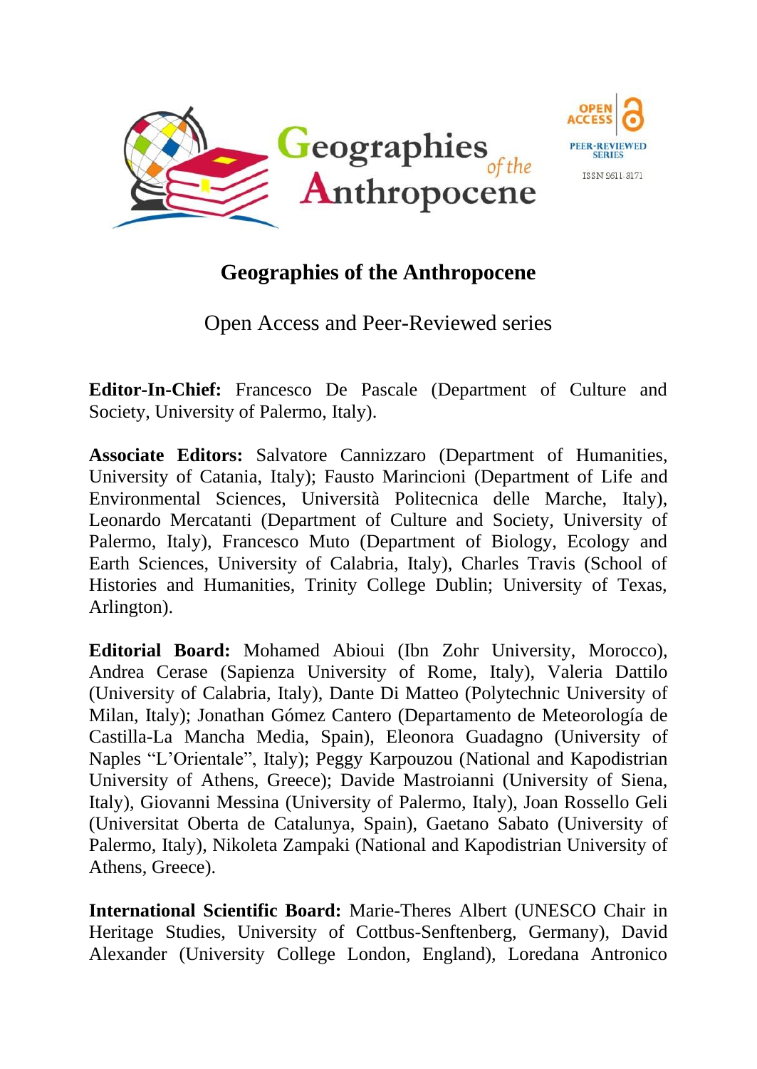# Geographies of the Anthropocene

Open Access and Peer-Reviewed series

**Editor-In-Chief:** Francesco De Pascale (Department of Culture and Society, University of Palermo, Italy).

**Associate Editors:** Salvatore Cannizzaro (Department of Humanities, University of Catania, Italy); Fausto Marincioni (Department of Life and Environmental Sciences, Università Politecnica delle Marche, Italy), Leonardo Mercatanti (Department of Culture and Society, University of Palermo, Italy), Francesco Muto (Department of Biology, Ecology and Earth Sciences, University of Calabria, Italy), Charles Travis (School of Histories and Humanities, Trinity College Dublin; University of Texas, Arlington).

**Editorial Board:** Mohamed Abioui (Ibn Zohr University, Morocco), Andrea Cerase (Sapienza University of Rome, Italy), Valeria Dattilo (University of Calabria, Italy), Dante Di Matteo (Polytechnic University of Milan, Italy); Jonathan Gómez Cantero (Departamento de Meteorología de Castilla-La Mancha Media, Spain), Eleonora Guadagno (University of Naples "L'Orientale", Italy); Peggy Karpouzou (National and Kapodistrian University of Athens, Greece); Davide Mastroianni (University of Siena, Italy), Giovanni Messina (University of Palermo, Italy), Joan Rossello Geli (Universitat Oberta de Catalunya, Spain), Gaetano Sabato (University of Palermo, Italy), Nikoleta Zampaki (National and Kapodistrian University of Athens, Greece).

**International Scientific Board:** Marie-Theres Albert (UNESCO Chair in Heritage Studies, University of Cottbus-Senftenberg, Germany), David Alexander (University College London, England), Loredana Antronico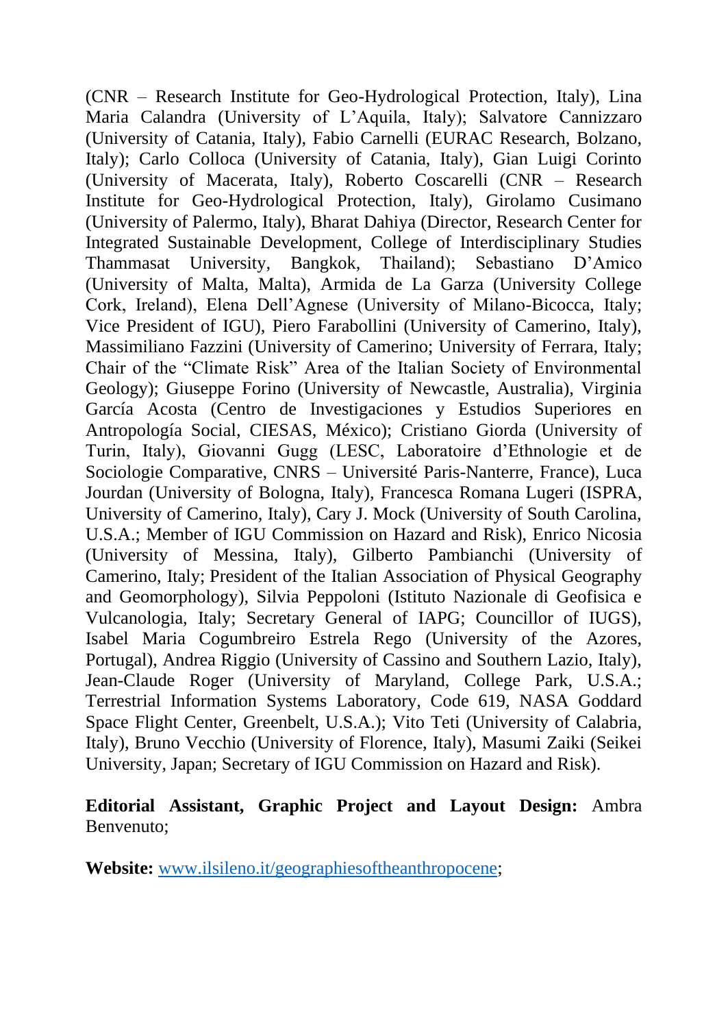(CNR – Research Institute for Geo-Hydrological Protection, Italy), Lina Maria Calandra (University of L'Aquila, Italy); Salvatore Cannizzaro (University of Catania, Italy), Fabio Carnelli (EURAC Research, Bolzano, Italy); Carlo Colloca (University of Catania, Italy), Gian Luigi Corinto (University of Macerata, Italy), Roberto Coscarelli (CNR – Research Institute for Geo-Hydrological Protection, Italy), Girolamo Cusimano (University of Palermo, Italy), Bharat Dahiya (Director, Research Center for Integrated Sustainable Development, College of Interdisciplinary Studies Thammasat University, Bangkok, Thailand); Sebastiano D'Amico (University of Malta, Malta), Armida de La Garza (University College Cork, Ireland), Elena Dell'Agnese (University of Milano-Bicocca, Italy; Vice President of IGU), Piero Farabollini (University of Camerino, Italy), Massimiliano Fazzini (University of Camerino; University of Ferrara, Italy; Chair of the "Climate Risk" Area of the Italian Society of Environmental Geology); Giuseppe Forino (University of Newcastle, Australia), Virginia García Acosta (Centro de Investigaciones y Estudios Superiores en Antropología Social, CIESAS, México); Cristiano Giorda (University of Turin, Italy), Giovanni Gugg (LESC, Laboratoire d'Ethnologie et de Sociologie Comparative, CNRS – Université Paris-Nanterre, France), Luca Jourdan (University of Bologna, Italy), Francesca Romana Lugeri (ISPRA, University of Camerino, Italy), Cary J. Mock (University of South Carolina, U.S.A.; Member of IGU Commission on Hazard and Risk), Enrico Nicosia (University of Messina, Italy), Gilberto Pambianchi (University of Camerino, Italy; President of the Italian Association of Physical Geography and Geomorphology), Silvia Peppoloni (Istituto Nazionale di Geofisica e Vulcanologia, Italy; Secretary General of IAPG; Councillor of IUGS), Isabel Maria Cogumbreiro Estrela Rego (University of the Azores, Portugal), Andrea Riggio (University of Cassino and Southern Lazio, Italy), Jean-Claude Roger (University of Maryland, College Park, U.S.A.; Terrestrial Information Systems Laboratory, Code 619, NASA Goddard Space Flight Center, Greenbelt, U.S.A.); Vito Teti (University of Calabria, Italy), Bruno Vecchio (University of Florence, Italy), Masumi Zaiki (Seikei University, Japan; Secretary of IGU Commission on Hazard and Risk).

**Editorial Assistant, Graphic Project and Layout Design:** Ambra Benvenuto;

**Website:** [www.ilsileno.it/geographiesoftheanthropocene](http://www.ilsileno.it/geographiesoftheanthropocene);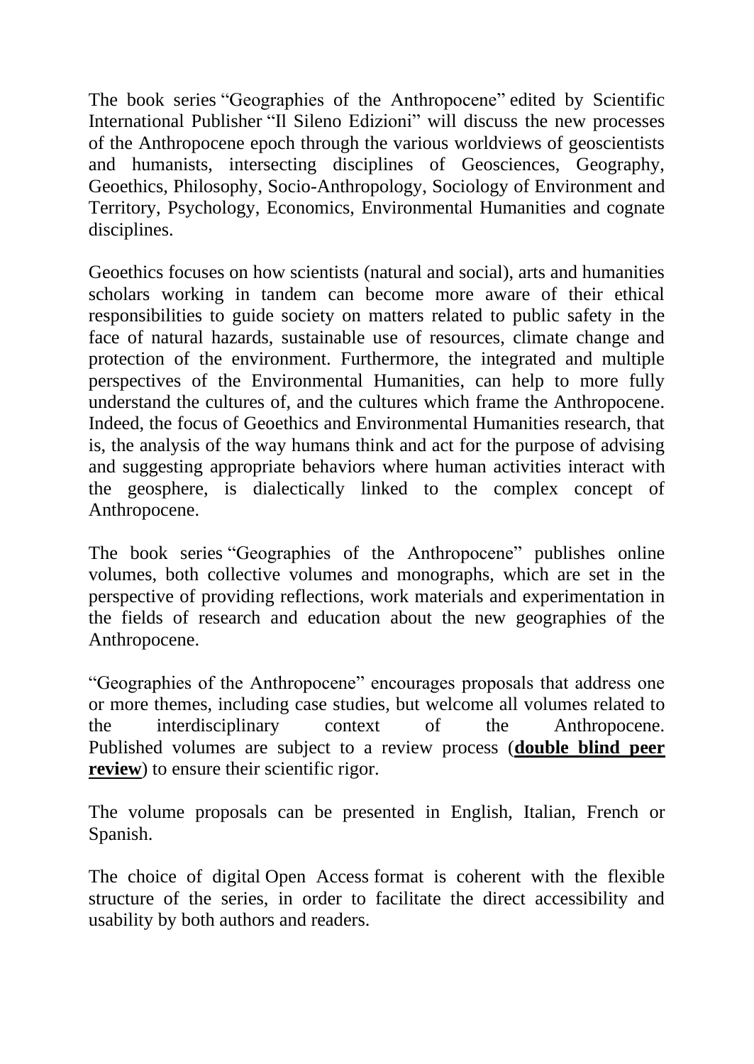The book series “Geographies of the Anthropocene” edited by Scientific International Publisher “Il Sileno Edizioni” will discuss the new processes of the Anthropocene epoch through the various worldviews of geoscientists and humanists, intersecting disciplines of Geosciences, Geography, Geoethics, Philosophy, Socio-Anthropology, Sociology of Environment and Territory, Psychology, Economics, Environmental Humanities and cognate disciplines.

Geoethics focuses on how scientists (natural and social), arts and humanities scholars working in tandem can become more aware of their ethical responsibilities to guide society on matters related to public safety in the face of natural hazards, sustainable use of resources, climate change and protection of the environment. Furthermore, the integrated and multiple perspectives of the Environmental Humanities, can help to more fully understand the cultures of, and the cultures which frame the Anthropocene. Indeed, the focus of Geoethics and Environmental Humanities research, that is, the analysis of the way humans think and act for the purpose of advising and suggesting appropriate behaviors where human activities interact with the geosphere, is dialectically linked to the complex concept of Anthropocene.

The book series “Geographies of the Anthropocene” publishes online volumes, both collective volumes and monographs, which are set in the perspective of providing reflections, work materials and experimentation in the fields of research and education about the new geographies of the Anthropocene.

“Geographies of the Anthropocene” encourages proposals that address one or more themes, including case studies, but welcome all volumes related to the interdisciplinary context of the Anthropocene. Published volumes are subject to a review process (**double blind peer review**) to ensure their scientific rigor.

The volume proposals can be presented in English, Italian, French or Spanish.

The choice of digital Open Access format is coherent with the flexible structure of the series, in order to facilitate the direct accessibility and usability by both authors and readers.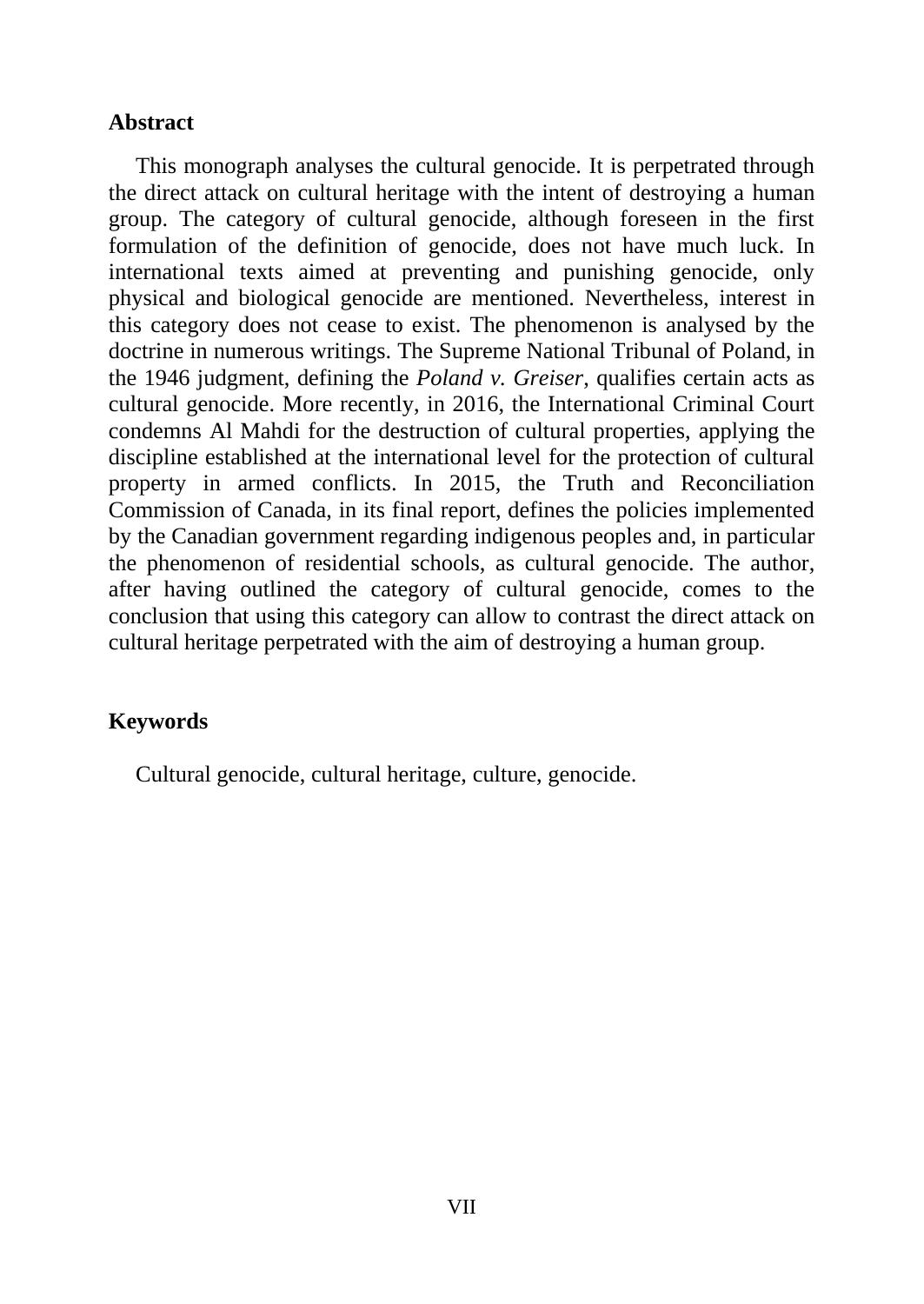## Abstract

This monograph analyses the cultural genocide. It is perpetrated through the direct attack on cultural heritage with the intent of destroying a human group. The category of cultural genocide, although foreseen in the first formulation of the definition of genocide, does not have much luck. In international texts aimed at preventing and punishing genocide, only physical and biological genocide are mentioned. Nevertheless, interest in this category does not cease to exist. The phenomenon is analysed by the doctrine in numerous writings. The Supreme National Tribunal of Poland, in the 1946 judgment, defining the *Poland v. Greiser*, qualifies certain acts as cultural genocide. More recently, in 2016, the International Criminal Court condemns Al Mahdi for the destruction of cultural properties, applying the discipline established at the international level for the protection of cultural property in armed conflicts. In 2015, the Truth and Reconciliation Commission of Canada, in its final report, defines the policies implemented by the Canadian government regarding indigenous peoples and, in particular the phenomenon of residential schools, as cultural genocide. The author, after having outlined the category of cultural genocide, comes to the conclusion that using this category can allow to contrast the direct attack on cultural heritage perpetrated with the aim of destroying a human group.

## Keywords

Cultural genocide, cultural heritage, culture, genocide.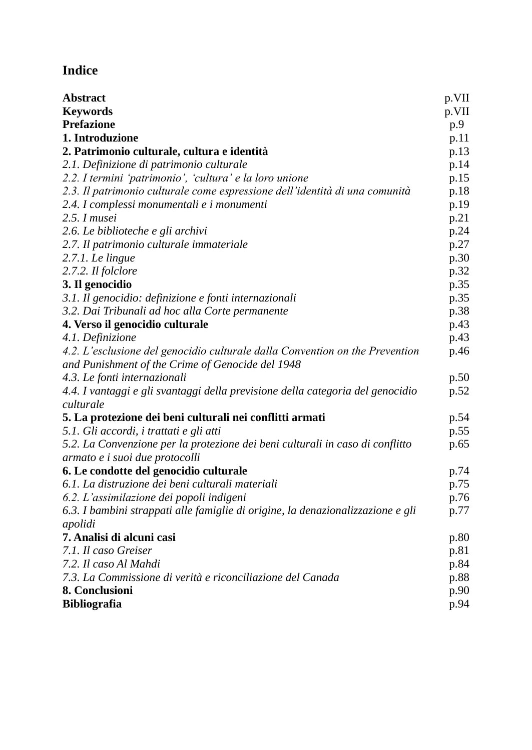# Indice

| | |
|---|---|
| **Abstract** | p.VII |
| **Keywords** | p.VII |
| **Prefazione** | p.9 |
| **1. Introduzione** | p.11 |
| **2. Patrimonio culturale, cultura e identità** | p.13 |
| *2.1. Definizione di patrimonio culturale* | p.14 |
| *2.2. I termini 'patrimonio', 'cultura' e la loro unione* | p.15 |
| *2.3. Il patrimonio culturale come espressione dell'identità di una comunità* | p.18 |
| *2.4. I complessi monumentali e i monumenti* | p.19 |
| *2.5. I musei* | p.21 |
| *2.6. Le biblioteche e gli archivi* | p.24 |
| *2.7. Il patrimonio culturale immateriale* | p.27 |
| *2.7.1. Le lingue* | p.30 |
| *2.7.2. Il folclore* | p.32 |
| **3. Il genocidio** | p.35 |
| *3.1. Il genocidio: definizione e fonti internazionali* | p.35 |
| *3.2. Dai Tribunali ad hoc alla Corte permanente* | p.38 |
| **4. Verso il genocidio culturale** | p.43 |
| *4.1. Definizione* | p.43 |
| *4.2. L'esclusione del genocidio culturale dalla Convention on the Prevention and Punishment of the Crime of Genocide del 1948* | p.46 |
| *4.3. Le fonti internazionali* | p.50 |
| *4.4. I vantaggi e gli svantaggi della previsione della categoria del genocidio culturale* | p.52 |
| **5. La protezione dei beni culturali nei conflitti armati** | p.54 |
| *5.1. Gli accordi, i trattati e gli atti* | p.55 |
| *5.2. La Convenzione per la protezione dei beni culturali in caso di conflitto armato e i suoi due protocolli* | p.65 |
| **6. Le condotte del genocidio culturale** | p.74 |
| *6.1. La distruzione dei beni culturali materiali* | p.75 |
| *6.2. L'assimilazione dei popoli indigeni* | p.76 |
| *6.3. I bambini strappati alle famiglie di origine, la denazionalizzazione e gli apolidi* | p.77 |
| **7. Analisi di alcuni casi** | p.80 |
| *7.1. Il caso Greiser* | p.81 |
| *7.2. Il caso Al Mahdi* | p.84 |
| *7.3. La Commissione di verità e riconciliazione del Canada* | p.88 |
| **8. Conclusioni** | p.90 |
| **Bibliografia** | p.94 |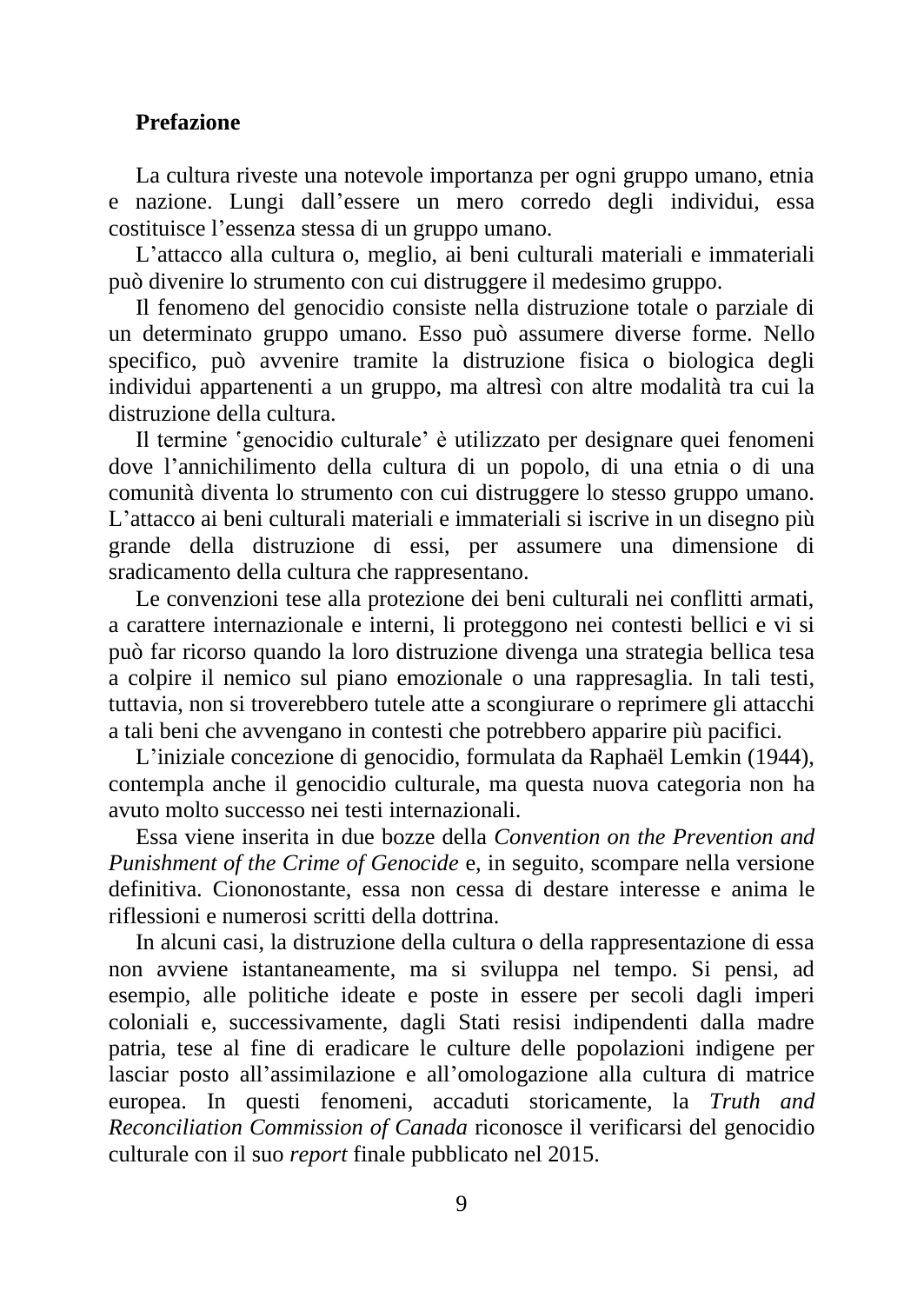**Prefazione**

La cultura riveste una notevole importanza per ogni gruppo umano, etnia e nazione. Lungi dall’essere un mero corredo degli individui, essa costituisce l’essenza stessa di un gruppo umano.

L’attacco alla cultura o, meglio, ai beni culturali materiali e immateriali può divenire lo strumento con cui distruggere il medesimo gruppo.

Il fenomeno del genocidio consiste nella distruzione totale o parziale di un determinato gruppo umano. Esso può assumere diverse forme. Nello specifico, può avvenire tramite la distruzione fisica o biologica degli individui appartenenti a un gruppo, ma altresì con altre modalità tra cui la distruzione della cultura.

Il termine ‛genocidio culturale’ è utilizzato per designare quei fenomeni dove l’annichilimento della cultura di un popolo, di una etnia o di una comunità diventa lo strumento con cui distruggere lo stesso gruppo umano. L’attacco ai beni culturali materiali e immateriali si iscrive in un disegno più grande della distruzione di essi, per assumere una dimensione di sradicamento della cultura che rappresentano.

Le convenzioni tese alla protezione dei beni culturali nei conflitti armati, a carattere internazionale e interni, li proteggono nei contesti bellici e vi si può far ricorso quando la loro distruzione divenga una strategia bellica tesa a colpire il nemico sul piano emozionale o una rappresaglia. In tali testi, tuttavia, non si troverebbero tutele atte a scongiurare o reprimere gli attacchi a tali beni che avvengano in contesti che potrebbero apparire più pacifici.

L’iniziale concezione di genocidio, formulata da Raphaël Lemkin (1944), contempla anche il genocidio culturale, ma questa nuova categoria non ha avuto molto successo nei testi internazionali.

Essa viene inserita in due bozze della *Convention on the Prevention and Punishment of the Crime of Genocide* e, in seguito, scompare nella versione definitiva. Ciononostante, essa non cessa di destare interesse e anima le riflessioni e numerosi scritti della dottrina.

In alcuni casi, la distruzione della cultura o della rappresentazione di essa non avviene istantaneamente, ma si sviluppa nel tempo. Si pensi, ad esempio, alle politiche ideate e poste in essere per secoli dagli imperi coloniali e, successivamente, dagli Stati resisi indipendenti dalla madre patria, tese al fine di eradicare le culture delle popolazioni indigene per lasciar posto all’assimilazione e all’omologazione alla cultura di matrice europea. In questi fenomeni, accaduti storicamente, la *Truth and Reconciliation Commission of Canada* riconosce il verificarsi del genocidio culturale con il suo *report* finale pubblicato nel 2015.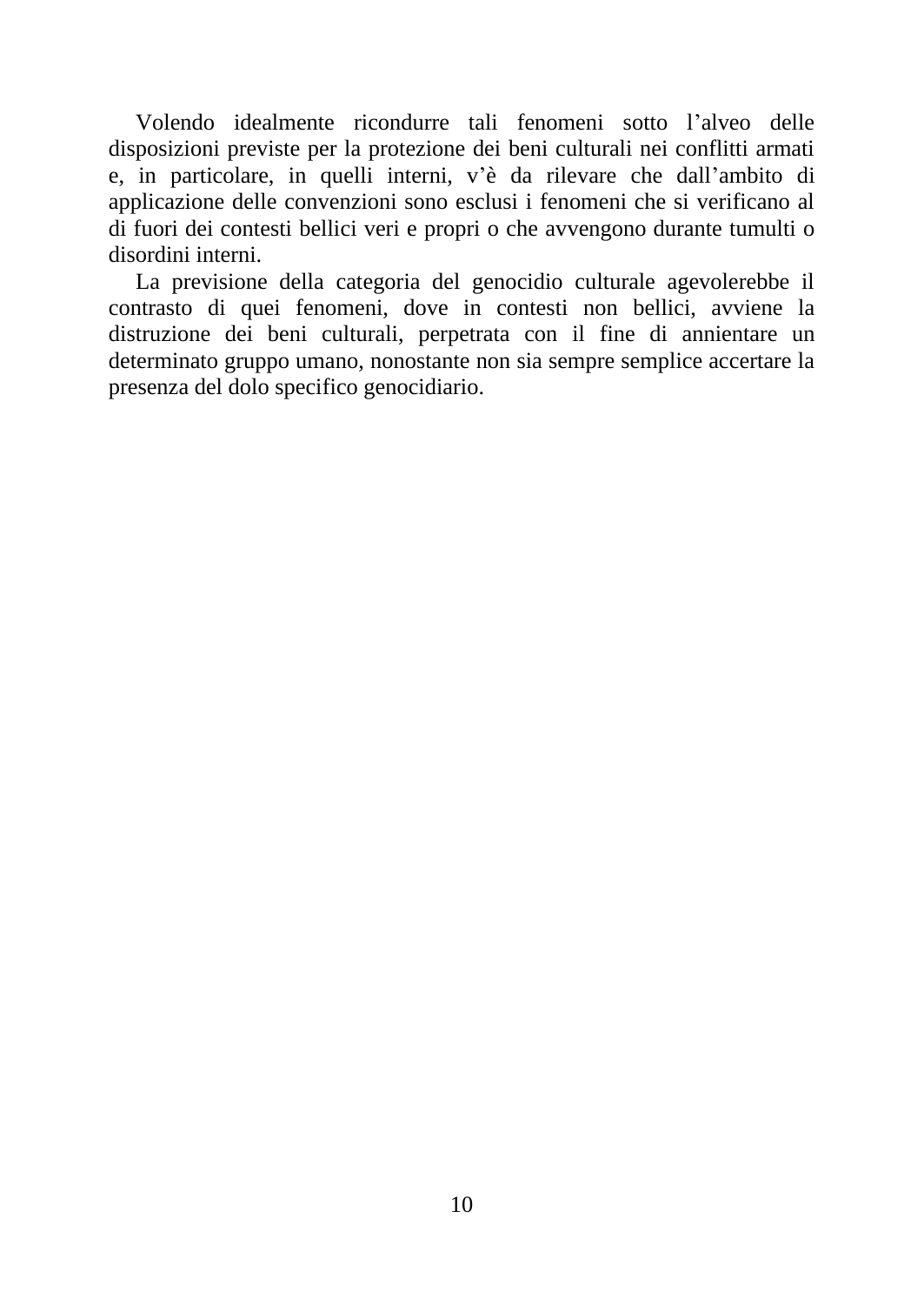Volendo idealmente ricondurre tali fenomeni sotto l’alveo delle disposizioni previste per la protezione dei beni culturali nei conflitti armati e, in particolare, in quelli interni, v’è da rilevare che dall’ambito di applicazione delle convenzioni sono esclusi i fenomeni che si verificano al di fuori dei contesti bellici veri e propri o che avvengono durante tumulti o disordini interni.

La previsione della categoria del genocidio culturale agevolerebbe il contrasto di quei fenomeni, dove in contesti non bellici, avviene la distruzione dei beni culturali, perpetrata con il fine di annientare un determinato gruppo umano, nonostante non sia sempre semplice accertare la presenza del dolo specifico genocidiario.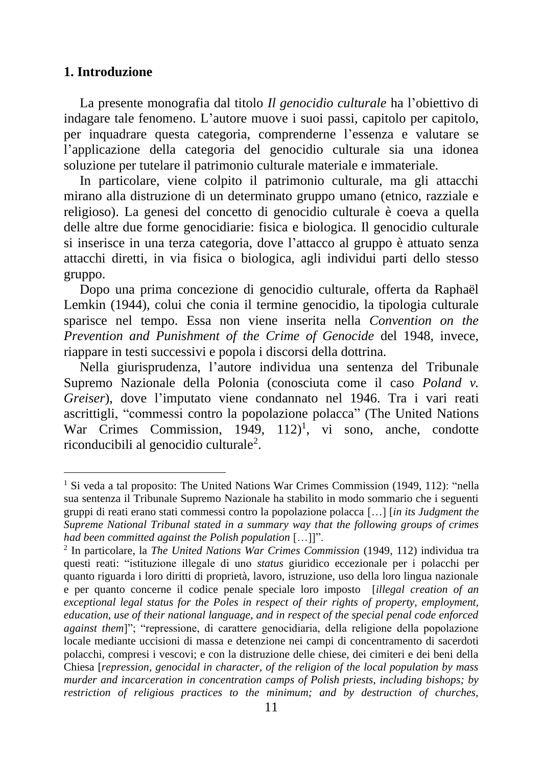## 1. Introduzione

La presente monografia dal titolo *Il genocidio culturale* ha l'obiettivo di indagare tale fenomeno. L'autore muove i suoi passi, capitolo per capitolo, per inquadrare questa categoria, comprenderne l'essenza e valutare se l'applicazione della categoria del genocidio culturale sia una idonea soluzione per tutelare il patrimonio culturale materiale e immateriale.

In particolare, viene colpito il patrimonio culturale, ma gli attacchi mirano alla distruzione di un determinato gruppo umano (etnico, razziale e religioso). La genesi del concetto di genocidio culturale è coeva a quella delle altre due forme genocidiarie: fisica e biologica. Il genocidio culturale si inserisce in una terza categoria, dove l'attacco al gruppo è attuato senza attacchi diretti, in via fisica o biologica, agli individui parti dello stesso gruppo.

Dopo una prima concezione di genocidio culturale, offerta da Raphaël Lemkin (1944), colui che conia il termine genocidio, la tipologia culturale sparisce nel tempo. Essa non viene inserita nella *Convention on the Prevention and Punishment of the Crime of Genocide* del 1948, invece, riappare in testi successivi e popola i discorsi della dottrina.

Nella giurisprudenza, l'autore individua una sentenza del Tribunale Supremo Nazionale della Polonia (conosciuta come il caso *Poland v. Greiser*), dove l'imputato viene condannato nel 1946. Tra i vari reati ascrittigli, "commessi contro la popolazione polacca" (The United Nations War Crimes Commission, 1949, 112)[1], vi sono, anche, condotte riconducibili al genocidio culturale[2].

---

[1] Si veda a tal proposito: The United Nations War Crimes Commission (1949, 112): "nella sua sentenza il Tribunale Supremo Nazionale ha stabilito in modo sommario che i seguenti gruppi di reati erano stati commessi contro la popolazione polacca […] [*in its Judgment the Supreme National Tribunal stated in a summary way that the following groups of crimes had been committed against the Polish population* […]]".

[2] In particolare, la *The United Nations War Crimes Commission* (1949, 112) individua tra questi reati: "istituzione illegale di uno *status* giuridico eccezionale per i polacchi per quanto riguarda i loro diritti di proprietà, lavoro, istruzione, uso della loro lingua nazionale e per quanto concerne il codice penale speciale loro imposto [*illegal creation of an exceptional legal status for the Poles in respect of their rights of property, employment, education, use of their national language, and in respect of the special penal code enforced against them*]"; "repressione, di carattere genocidiaria, della religione della popolazione locale mediante uccisioni di massa e detenzione nei campi di concentramento di sacerdoti polacchi, compresi i vescovi; e con la distruzione delle chiese, dei cimiteri e dei beni della Chiesa [*repression, genocidal in character, of the religion of the local population by mass murder and incarceration in concentration camps of Polish priests, including bishops; by restriction of religious practices to the minimum; and by destruction of churches,*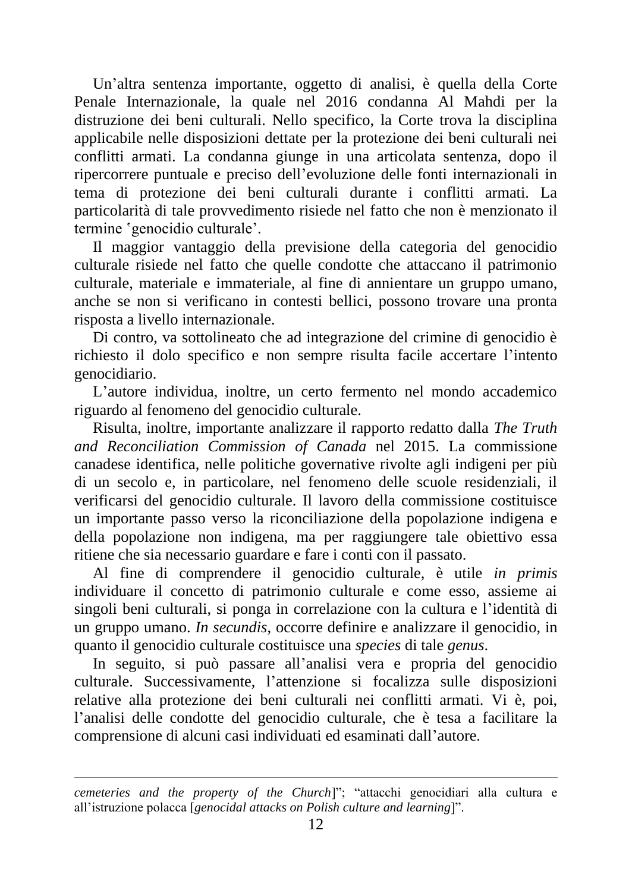Un'altra sentenza importante, oggetto di analisi, è quella della Corte Penale Internazionale, la quale nel 2016 condanna Al Mahdi per la distruzione dei beni culturali. Nello specifico, la Corte trova la disciplina applicabile nelle disposizioni dettate per la protezione dei beni culturali nei conflitti armati. La condanna giunge in una articolata sentenza, dopo il ripercorrere puntuale e preciso dell'evoluzione delle fonti internazionali in tema di protezione dei beni culturali durante i conflitti armati. La particolarità di tale provvedimento risiede nel fatto che non è menzionato il termine 'genocidio culturale'.

Il maggior vantaggio della previsione della categoria del genocidio culturale risiede nel fatto che quelle condotte che attaccano il patrimonio culturale, materiale e immateriale, al fine di annientare un gruppo umano, anche se non si verificano in contesti bellici, possono trovare una pronta risposta a livello internazionale.

Di contro, va sottolineato che ad integrazione del crimine di genocidio è richiesto il dolo specifico e non sempre risulta facile accertare l'intento genocidiario.

L'autore individua, inoltre, un certo fermento nel mondo accademico riguardo al fenomeno del genocidio culturale.

Risulta, inoltre, importante analizzare il rapporto redatto dalla *The Truth and Reconciliation Commission of Canada* nel 2015. La commissione canadese identifica, nelle politiche governative rivolte agli indigeni per più di un secolo e, in particolare, nel fenomeno delle scuole residenziali, il verificarsi del genocidio culturale. Il lavoro della commissione costituisce un importante passo verso la riconciliazione della popolazione indigena e della popolazione non indigena, ma per raggiungere tale obiettivo essa ritiene che sia necessario guardare e fare i conti con il passato.

Al fine di comprendere il genocidio culturale, è utile *in primis* individuare il concetto di patrimonio culturale e come esso, assieme ai singoli beni culturali, si ponga in correlazione con la cultura e l'identità di un gruppo umano. *In secundis*, occorre definire e analizzare il genocidio, in quanto il genocidio culturale costituisce una *species* di tale *genus*.

In seguito, si può passare all'analisi vera e propria del genocidio culturale. Successivamente, l'attenzione si focalizza sulle disposizioni relative alla protezione dei beni culturali nei conflitti armati. Vi è, poi, l'analisi delle condotte del genocidio culturale, che è tesa a facilitare la comprensione di alcuni casi individuati ed esaminati dall'autore.

---

*cemeteries and the property of the Church*]"; "attacchi genocidiari alla cultura e all'istruzione polacca [*genocidal attacks on Polish culture and learning*]".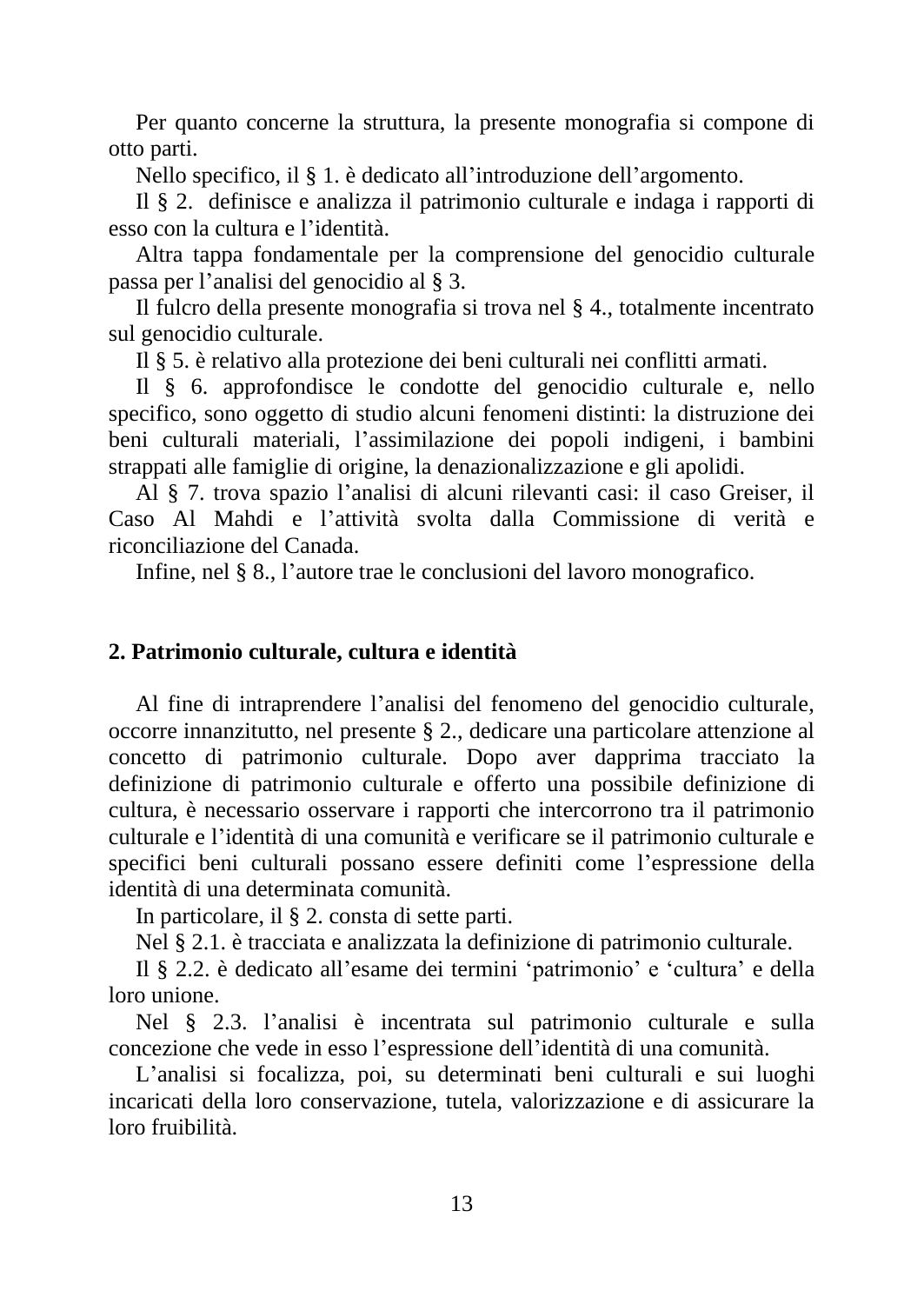Per quanto concerne la struttura, la presente monografia si compone di otto parti.

Nello specifico, il § 1. è dedicato all'introduzione dell'argomento.

Il § 2. definisce e analizza il patrimonio culturale e indaga i rapporti di esso con la cultura e l'identità.

Altra tappa fondamentale per la comprensione del genocidio culturale passa per l'analisi del genocidio al § 3.

Il fulcro della presente monografia si trova nel § 4., totalmente incentrato sul genocidio culturale.

Il § 5. è relativo alla protezione dei beni culturali nei conflitti armati.

Il § 6. approfondisce le condotte del genocidio culturale e, nello specifico, sono oggetto di studio alcuni fenomeni distinti: la distruzione dei beni culturali materiali, l'assimilazione dei popoli indigeni, i bambini strappati alle famiglie di origine, la denazionalizzazione e gli apolidi.

Al § 7. trova spazio l'analisi di alcuni rilevanti casi: il caso Greiser, il Caso Al Mahdi e l'attività svolta dalla Commissione di verità e riconciliazione del Canada.

Infine, nel § 8., l'autore trae le conclusioni del lavoro monografico.

## 2. Patrimonio culturale, cultura e identità

Al fine di intraprendere l'analisi del fenomeno del genocidio culturale, occorre innanzitutto, nel presente § 2., dedicare una particolare attenzione al concetto di patrimonio culturale. Dopo aver dapprima tracciato la definizione di patrimonio culturale e offerto una possibile definizione di cultura, è necessario osservare i rapporti che intercorrono tra il patrimonio culturale e l'identità di una comunità e verificare se il patrimonio culturale e specifici beni culturali possano essere definiti come l'espressione della identità di una determinata comunità.

In particolare, il § 2. consta di sette parti.

Nel § 2.1. è tracciata e analizzata la definizione di patrimonio culturale.

Il § 2.2. è dedicato all'esame dei termini 'patrimonio' e 'cultura' e della loro unione.

Nel § 2.3. l'analisi è incentrata sul patrimonio culturale e sulla concezione che vede in esso l'espressione dell'identità di una comunità.

L'analisi si focalizza, poi, su determinati beni culturali e sui luoghi incaricati della loro conservazione, tutela, valorizzazione e di assicurare la loro fruibilità.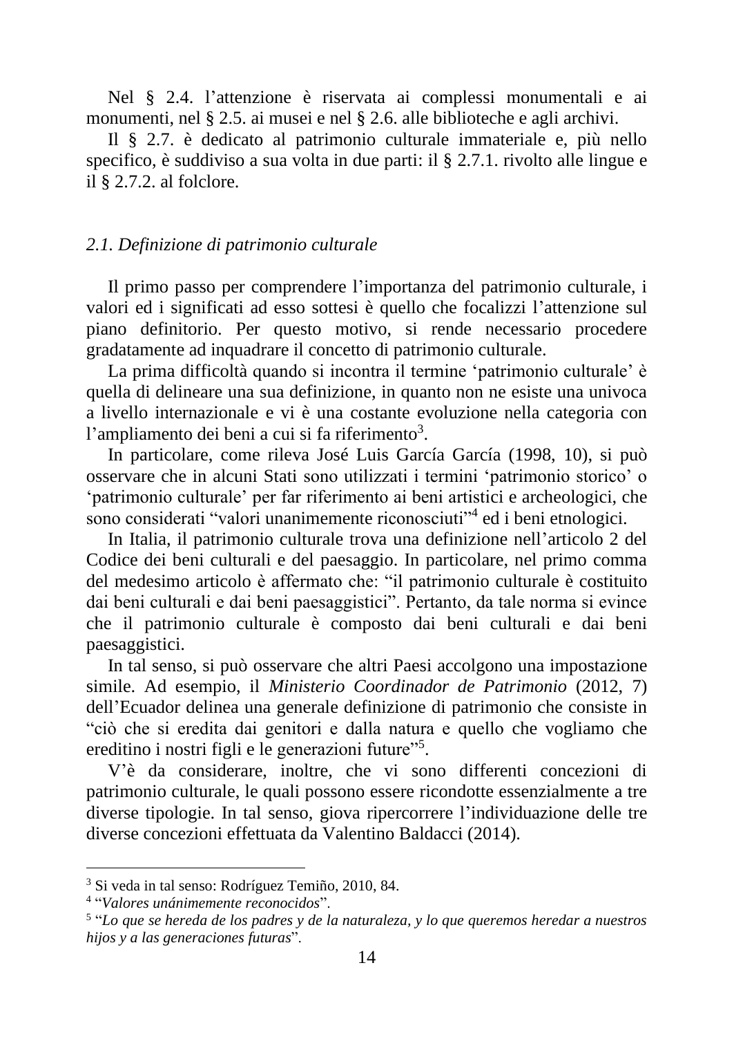Nel § 2.4. l’attenzione è riservata ai complessi monumentali e ai monumenti, nel § 2.5. ai musei e nel § 2.6. alle biblioteche e agli archivi.

Il § 2.7. è dedicato al patrimonio culturale immateriale e, più nello specifico, è suddiviso a sua volta in due parti: il § 2.7.1. rivolto alle lingue e il § 2.7.2. al folclore.

## *2.1. Definizione di patrimonio culturale*

Il primo passo per comprendere l’importanza del patrimonio culturale, i valori ed i significati ad esso sottesi è quello che focalizzi l’attenzione sul piano definitorio. Per questo motivo, si rende necessario procedere gradatamente ad inquadrare il concetto di patrimonio culturale.

La prima difficoltà quando si incontra il termine ‘patrimonio culturale’ è quella di delineare una sua definizione, in quanto non ne esiste una univoca a livello internazionale e vi è una costante evoluzione nella categoria con l’ampliamento dei beni a cui si fa riferimento[3].

In particolare, come rileva José Luis García García (1998, 10), si può osservare che in alcuni Stati sono utilizzati i termini ‘patrimonio storico’ o ‘patrimonio culturale’ per far riferimento ai beni artistici e archeologici, che sono considerati “valori unanimemente riconosciuti”[4] ed i beni etnologici.

In Italia, il patrimonio culturale trova una definizione nell’articolo 2 del Codice dei beni culturali e del paesaggio. In particolare, nel primo comma del medesimo articolo è affermato che: “il patrimonio culturale è costituito dai beni culturali e dai beni paesaggistici”. Pertanto, da tale norma si evince che il patrimonio culturale è composto dai beni culturali e dai beni paesaggistici.

In tal senso, si può osservare che altri Paesi accolgono una impostazione simile. Ad esempio, il *Ministerio Coordinador de Patrimonio* (2012, 7) dell’Ecuador delinea una generale definizione di patrimonio che consiste in “ciò che si eredita dai genitori e dalla natura e quello che vogliamo che ereditino i nostri figli e le generazioni future”[5].

V’è da considerare, inoltre, che vi sono differenti concezioni di patrimonio culturale, le quali possono essere ricondotte essenzialmente a tre diverse tipologie. In tal senso, giova ripercorrere l’individuazione delle tre diverse concezioni effettuata da Valentino Baldacci (2014).

---

[3] Si veda in tal senso: Rodríguez Temiño, 2010, 84.

[4] “*Valores unánimemente reconocidos*”.

[5] “*Lo que se hereda de los padres y de la naturaleza, y lo que queremos heredar a nuestros hijos y a las generaciones futuras*”.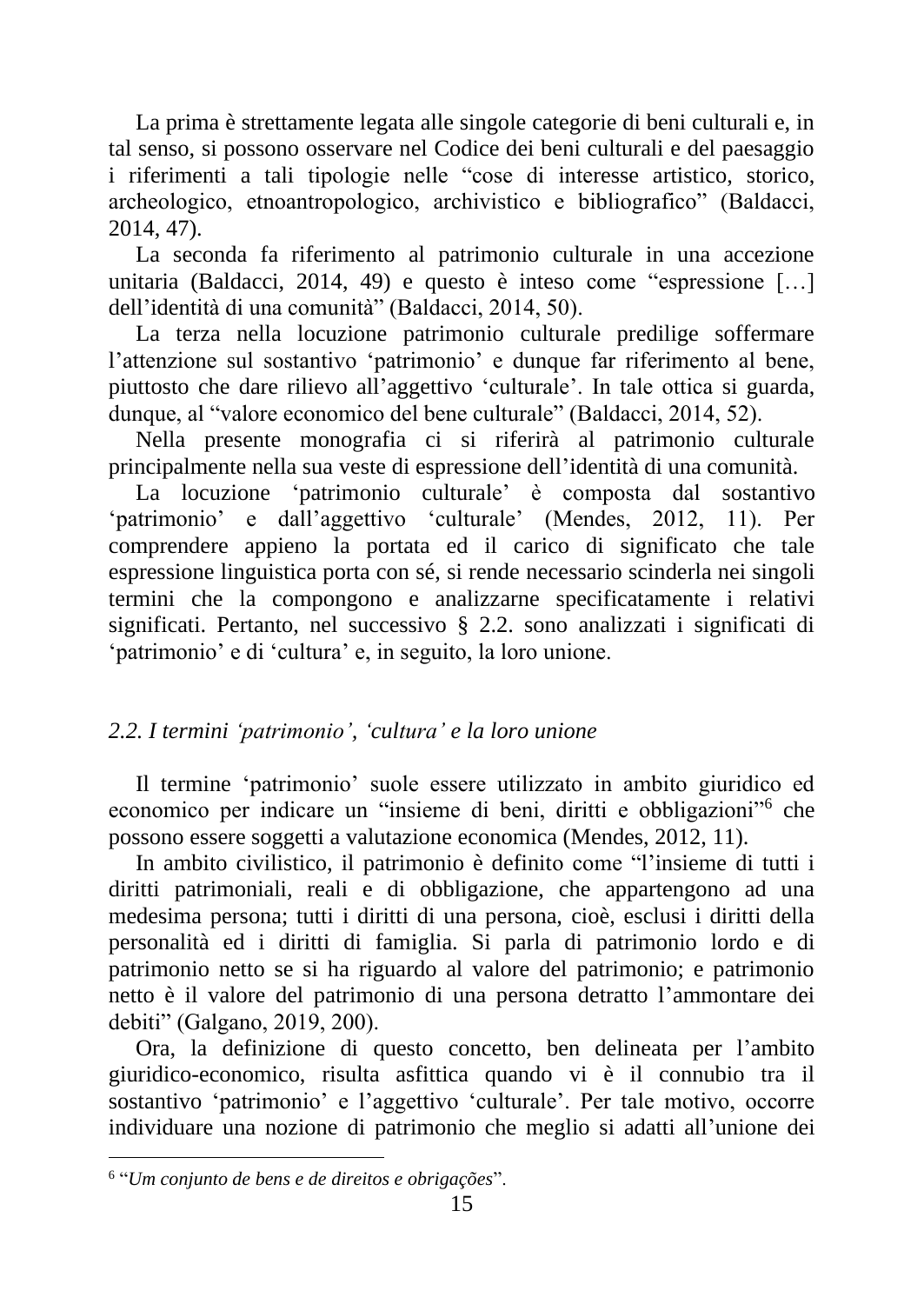La prima è strettamente legata alle singole categorie di beni culturali e, in tal senso, si possono osservare nel Codice dei beni culturali e del paesaggio i riferimenti a tali tipologie nelle “cose di interesse artistico, storico, archeologico, etnoantropologico, archivistico e bibliografico” (Baldacci, 2014, 47).

La seconda fa riferimento al patrimonio culturale in una accezione unitaria (Baldacci, 2014, 49) e questo è inteso come “espressione […] dell’identità di una comunità” (Baldacci, 2014, 50).

La terza nella locuzione patrimonio culturale predilige soffermare l’attenzione sul sostantivo ‘patrimonio’ e dunque far riferimento al bene, piuttosto che dare rilievo all’aggettivo ‘culturale’. In tale ottica si guarda, dunque, al “valore economico del bene culturale” (Baldacci, 2014, 52).

Nella presente monografia ci si riferirà al patrimonio culturale principalmente nella sua veste di espressione dell’identità di una comunità.

La locuzione ‘patrimonio culturale’ è composta dal sostantivo ‘patrimonio’ e dall’aggettivo ‘culturale’ (Mendes, 2012, 11). Per comprendere appieno la portata ed il carico di significato che tale espressione linguistica porta con sé, si rende necessario scinderla nei singoli termini che la compongono e analizzarne specificatamente i relativi significati. Pertanto, nel successivo § 2.2. sono analizzati i significati di ‘patrimonio’ e di ‘cultura’ e, in seguito, la loro unione.

## *2.2. I termini ‘patrimonio’, ‘cultura’ e la loro unione*

Il termine ‘patrimonio’ suole essere utilizzato in ambito giuridico ed economico per indicare un “insieme di beni, diritti e obbligazioni”[6] che possono essere soggetti a valutazione economica (Mendes, 2012, 11).

In ambito civilistico, il patrimonio è definito come “l’insieme di tutti i diritti patrimoniali, reali e di obbligazione, che appartengono ad una medesima persona; tutti i diritti di una persona, cioè, esclusi i diritti della personalità ed i diritti di famiglia. Si parla di patrimonio lordo e di patrimonio netto se si ha riguardo al valore del patrimonio; e patrimonio netto è il valore del patrimonio di una persona detratto l’ammontare dei debiti” (Galgano, 2019, 200).

Ora, la definizione di questo concetto, ben delineata per l’ambito giuridico-economico, risulta asfittica quando vi è il connubio tra il sostantivo ‘patrimonio’ e l’aggettivo ‘culturale’. Per tale motivo, occorre individuare una nozione di patrimonio che meglio si adatti all’unione dei

---

[6] “*Um conjunto de bens e de direitos e obrigações*”.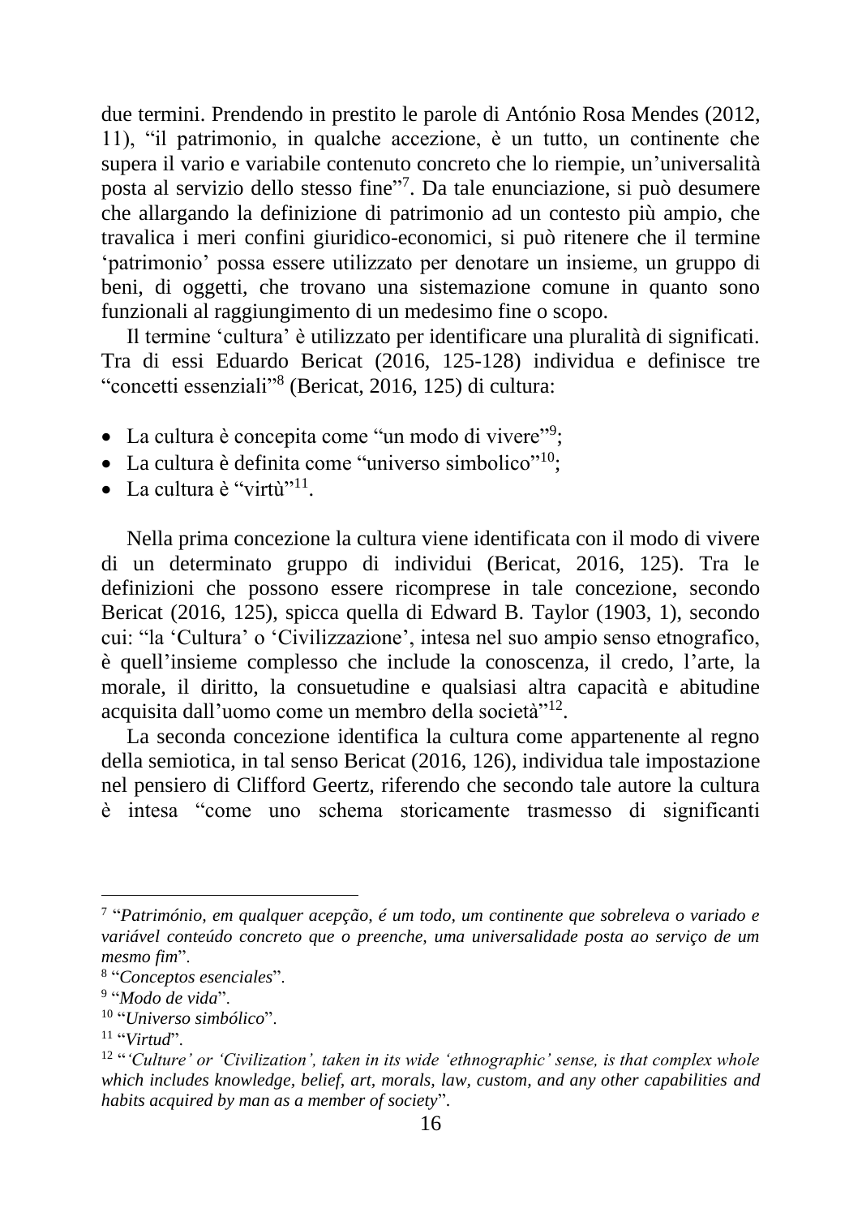due termini. Prendendo in prestito le parole di António Rosa Mendes (2012, 11), “il patrimonio, in qualche accezione, è un tutto, un continente che supera il vario e variabile contenuto concreto che lo riempie, un’universalità posta al servizio dello stesso fine”[7]. Da tale enunciazione, si può desumere che allargando la definizione di patrimonio ad un contesto più ampio, che travalica i meri confini giuridico-economici, si può ritenere che il termine ‘patrimonio’ possa essere utilizzato per denotare un insieme, un gruppo di beni, di oggetti, che trovano una sistemazione comune in quanto sono funzionali al raggiungimento di un medesimo fine o scopo.

Il termine ‘cultura’ è utilizzato per identificare una pluralità di significati. Tra di essi Eduardo Bericat (2016, 125-128) individua e definisce tre “concetti essenziali”[8] (Bericat, 2016, 125) di cultura:

- La cultura è concepita come “un modo di vivere”[9];
- La cultura è definita come “universo simbolico”[10];
- La cultura è “virtù”[11].

Nella prima concezione la cultura viene identificata con il modo di vivere di un determinato gruppo di individui (Bericat, 2016, 125). Tra le definizioni che possono essere ricomprese in tale concezione, secondo Bericat (2016, 125), spicca quella di Edward B. Taylor (1903, 1), secondo cui: “la ‘Cultura’ o ‘Civilizzazione’, intesa nel suo ampio senso etnografico, è quell’insieme complesso che include la conoscenza, il credo, l’arte, la morale, il diritto, la consuetudine e qualsiasi altra capacità e abitudine acquisita dall’uomo come un membro della società”[12].

La seconda concezione identifica la cultura come appartenente al regno della semiotica, in tal senso Bericat (2016, 126), individua tale impostazione nel pensiero di Clifford Geertz, riferendo che secondo tale autore la cultura è intesa “come uno schema storicamente trasmesso di significanti

---

[7] “*Património, em qualquer acepção, é um todo, um continente que sobreleva o variado e variável conteúdo concreto que o preenche, uma universalidade posta ao serviço de um mesmo fim*”.

[8] “*Conceptos esenciales*”.

[9] “*Modo de vida*”.

[10] “*Universo simbólico*”.

[11] “*Virtud*”.

[12] “*‘Culture’ or ‘Civilization’, taken in its wide ‘ethnographic’ sense, is that complex whole which includes knowledge, belief, art, morals, law, custom, and any other capabilities and habits acquired by man as a member of society*”.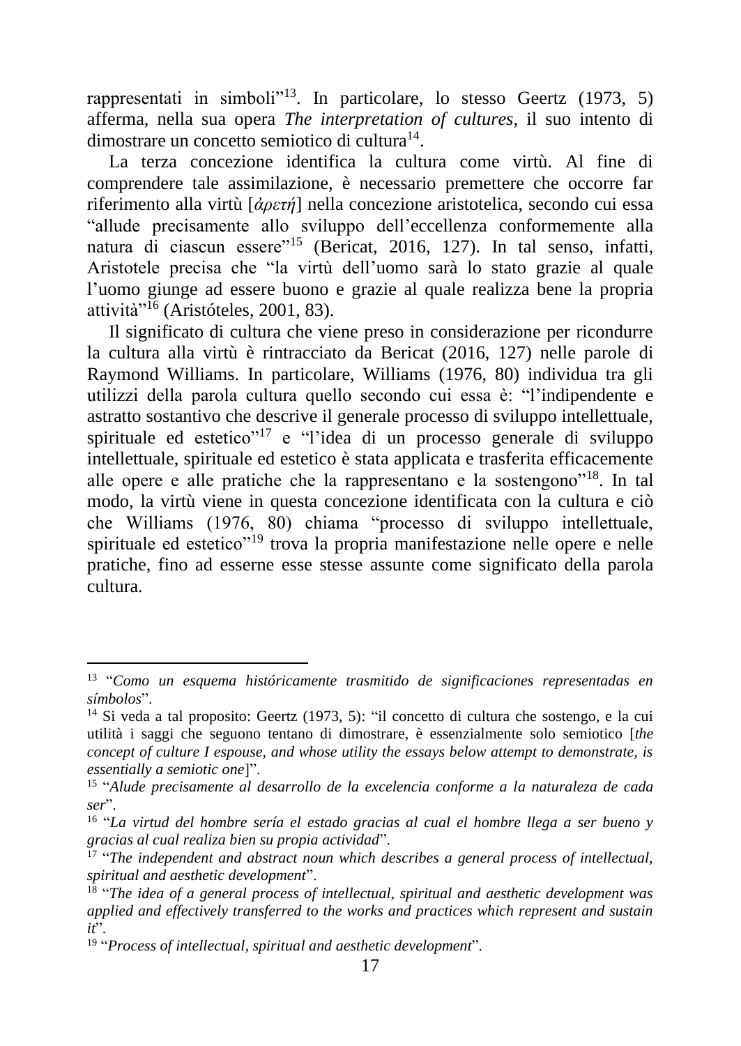rappresentati in simboli"[13]. In particolare, lo stesso Geertz (1973, 5) afferma, nella sua opera *The interpretation of cultures*, il suo intento di dimostrare un concetto semiotico di cultura[14].

La terza concezione identifica la cultura come virtù. Al fine di comprendere tale assimilazione, è necessario premettere che occorre far riferimento alla virtù [*ἀρετή*] nella concezione aristotelica, secondo cui essa "allude precisamente allo sviluppo dell'eccellenza conformemente alla natura di ciascun essere"[15] (Bericat, 2016, 127). In tal senso, infatti, Aristotele precisa che "la virtù dell'uomo sarà lo stato grazie al quale l'uomo giunge ad essere buono e grazie al quale realizza bene la propria attività"[16] (Aristóteles, 2001, 83).

Il significato di cultura che viene preso in considerazione per ricondurre la cultura alla virtù è rintracciato da Bericat (2016, 127) nelle parole di Raymond Williams. In particolare, Williams (1976, 80) individua tra gli utilizzi della parola cultura quello secondo cui essa è: "l'indipendente e astratto sostantivo che descrive il generale processo di sviluppo intellettuale, spirituale ed estetico"[17] e "l'idea di un processo generale di sviluppo intellettuale, spirituale ed estetico è stata applicata e trasferita efficacemente alle opere e alle pratiche che la rappresentano e la sostengono"[18]. In tal modo, la virtù viene in questa concezione identificata con la cultura e ciò che Williams (1976, 80) chiama "processo di sviluppo intellettuale, spirituale ed estetico"[19] trova la propria manifestazione nelle opere e nelle pratiche, fino ad esserne esse stesse assunte come significato della parola cultura.

---

[13] "*Como un esquema históricamente trasmitido de significaciones representadas en símbolos*".

[14] Si veda a tal proposito: Geertz (1973, 5): "il concetto di cultura che sostengo, e la cui utilità i saggi che seguono tentano di dimostrare, è essenzialmente solo semiotico [*the concept of culture I espouse, and whose utility the essays below attempt to demonstrate, is essentially a semiotic one*]".

[15] "*Alude precisamente al desarrollo de la excelencia conforme a la naturaleza de cada ser*".

[16] "*La virtud del hombre sería el estado gracias al cual el hombre llega a ser bueno y gracias al cual realiza bien su propia actividad*".

[17] "*The independent and abstract noun which describes a general process of intellectual, spiritual and aesthetic development*".

[18] "*The idea of a general process of intellectual, spiritual and aesthetic development was applied and effectively transferred to the works and practices which represent and sustain it*".

[19] "*Process of intellectual, spiritual and aesthetic development*".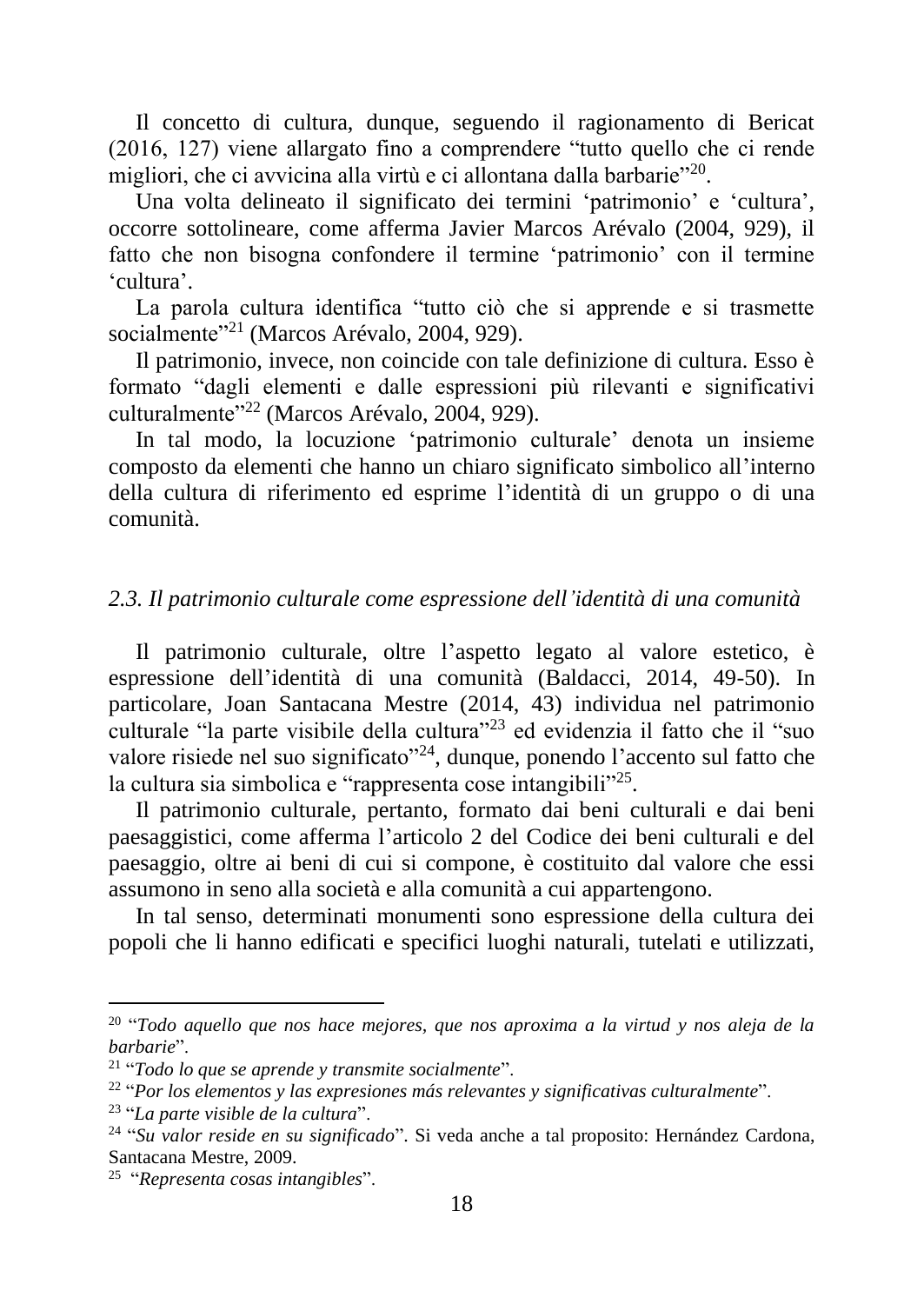Il concetto di cultura, dunque, seguendo il ragionamento di Bericat (2016, 127) viene allargato fino a comprendere "tutto quello che ci rende migliori, che ci avvicina alla virtù e ci allontana dalla barbarie"[20].

Una volta delineato il significato dei termini 'patrimonio' e 'cultura', occorre sottolineare, come afferma Javier Marcos Arévalo (2004, 929), il fatto che non bisogna confondere il termine 'patrimonio' con il termine 'cultura'.

La parola cultura identifica "tutto ciò che si apprende e si trasmette socialmente"[21] (Marcos Arévalo, 2004, 929).

Il patrimonio, invece, non coincide con tale definizione di cultura. Esso è formato "dagli elementi e dalle espressioni più rilevanti e significativi culturalmente"[22] (Marcos Arévalo, 2004, 929).

In tal modo, la locuzione 'patrimonio culturale' denota un insieme composto da elementi che hanno un chiaro significato simbolico all'interno della cultura di riferimento ed esprime l'identità di un gruppo o di una comunità.

### *2.3. Il patrimonio culturale come espressione dell'identità di una comunità*

Il patrimonio culturale, oltre l'aspetto legato al valore estetico, è espressione dell'identità di una comunità (Baldacci, 2014, 49-50). In particolare, Joan Santacana Mestre (2014, 43) individua nel patrimonio culturale "la parte visibile della cultura"[23] ed evidenzia il fatto che il "suo valore risiede nel suo significato"[24], dunque, ponendo l'accento sul fatto che la cultura sia simbolica e "rappresenta cose intangibili"[25].

Il patrimonio culturale, pertanto, formato dai beni culturali e dai beni paesaggistici, come afferma l'articolo 2 del Codice dei beni culturali e del paesaggio, oltre ai beni di cui si compone, è costituito dal valore che essi assumono in seno alla società e alla comunità a cui appartengono.

In tal senso, determinati monumenti sono espressione della cultura dei popoli che li hanno edificati e specifici luoghi naturali, tutelati e utilizzati,

---

[20] "*Todo aquello que nos hace mejores, que nos aproxima a la virtud y nos aleja de la barbarie*".

[21] "*Todo lo que se aprende y transmite socialmente*".

[22] "*Por los elementos y las expresiones más relevantes y significativas culturalmente*".

[23] "*La parte visible de la cultura*".

[24] "*Su valor reside en su significado*". Si veda anche a tal proposito: Hernández Cardona, Santacana Mestre, 2009.

[25] "*Representa cosas intangibles*".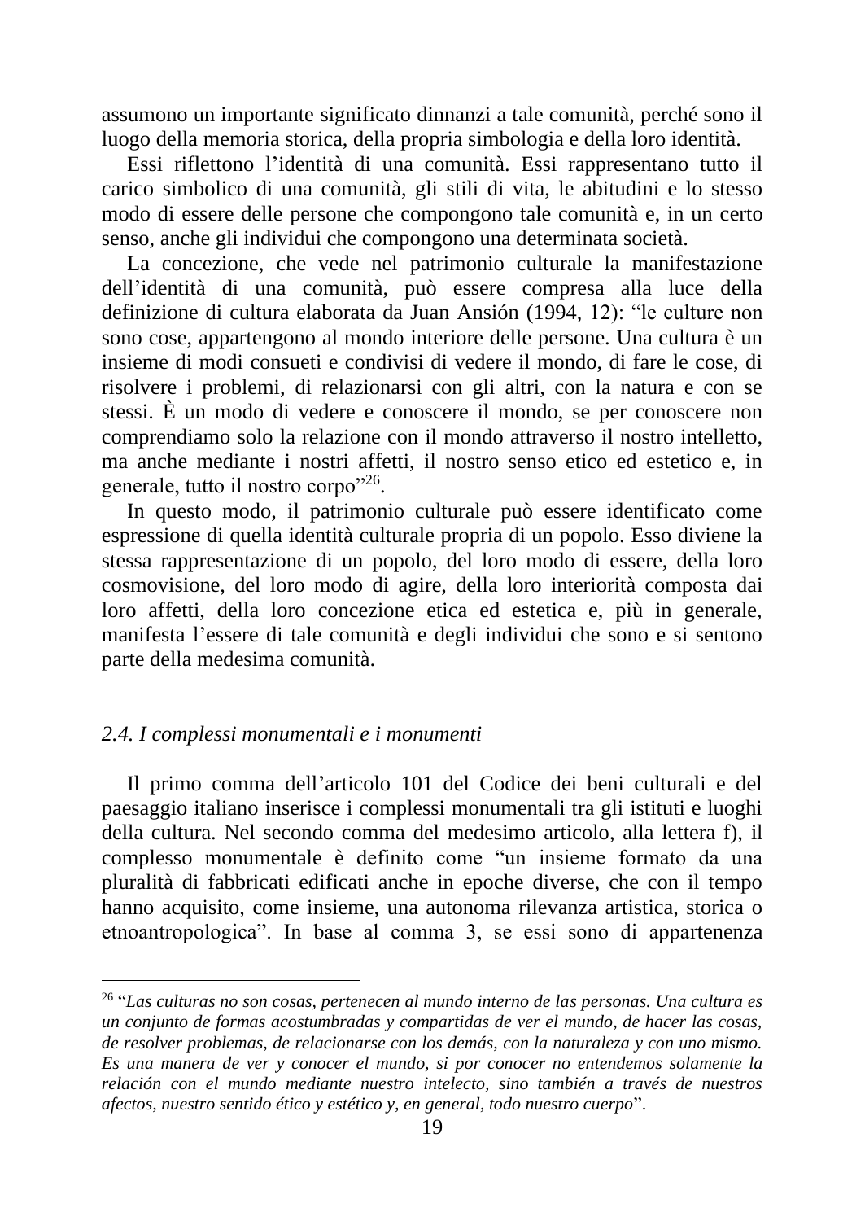assumono un importante significato dinnanzi a tale comunità, perché sono il luogo della memoria storica, della propria simbologia e della loro identità.

Essi riflettono l'identità di una comunità. Essi rappresentano tutto il carico simbolico di una comunità, gli stili di vita, le abitudini e lo stesso modo di essere delle persone che compongono tale comunità e, in un certo senso, anche gli individui che compongono una determinata società.

La concezione, che vede nel patrimonio culturale la manifestazione dell'identità di una comunità, può essere compresa alla luce della definizione di cultura elaborata da Juan Ansión (1994, 12): "le culture non sono cose, appartengono al mondo interiore delle persone. Una cultura è un insieme di modi consueti e condivisi di vedere il mondo, di fare le cose, di risolvere i problemi, di relazionarsi con gli altri, con la natura e con se stessi. È un modo di vedere e conoscere il mondo, se per conoscere non comprendiamo solo la relazione con il mondo attraverso il nostro intelletto, ma anche mediante i nostri affetti, il nostro senso etico ed estetico e, in generale, tutto il nostro corpo"[26].

In questo modo, il patrimonio culturale può essere identificato come espressione di quella identità culturale propria di un popolo. Esso diviene la stessa rappresentazione di un popolo, del loro modo di essere, della loro cosmovisione, del loro modo di agire, della loro interiorità composta dai loro affetti, della loro concezione etica ed estetica e, più in generale, manifesta l'essere di tale comunità e degli individui che sono e si sentono parte della medesima comunità.

### *2.4. I complessi monumentali e i monumenti*

Il primo comma dell'articolo 101 del Codice dei beni culturali e del paesaggio italiano inserisce i complessi monumentali tra gli istituti e luoghi della cultura. Nel secondo comma del medesimo articolo, alla lettera f), il complesso monumentale è definito come "un insieme formato da una pluralità di fabbricati edificati anche in epoche diverse, che con il tempo hanno acquisito, come insieme, una autonoma rilevanza artistica, storica o etnoantropologica". In base al comma 3, se essi sono di appartenenza

---

[26] "*Las culturas no son cosas, pertenecen al mundo interno de las personas. Una cultura es un conjunto de formas acostumbradas y compartidas de ver el mundo, de hacer las cosas, de resolver problemas, de relacionarse con los demás, con la naturaleza y con uno mismo. Es una manera de ver y conocer el mundo, si por conocer no entendemos solamente la relación con el mundo mediante nuestro intelecto, sino también a través de nuestros afectos, nuestro sentido ético y estético y, en general, todo nuestro cuerpo*".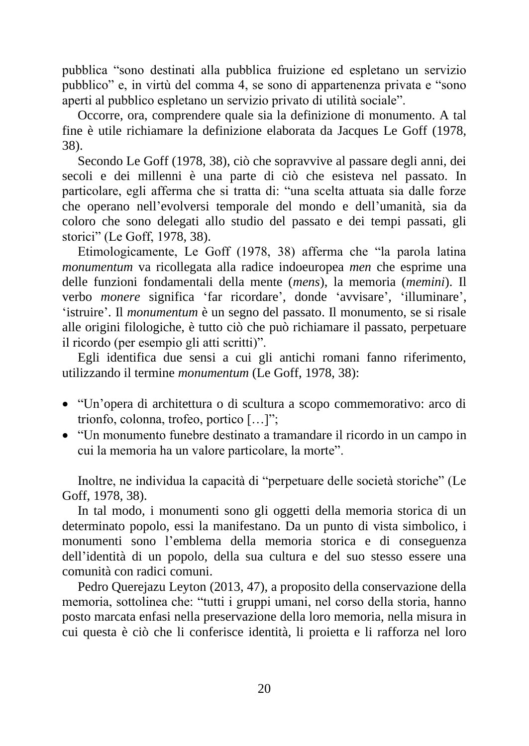pubblica "sono destinati alla pubblica fruizione ed espletano un servizio pubblico" e, in virtù del comma 4, se sono di appartenenza privata e "sono aperti al pubblico espletano un servizio privato di utilità sociale".

Occorre, ora, comprendere quale sia la definizione di monumento. A tal fine è utile richiamare la definizione elaborata da Jacques Le Goff (1978, 38).

Secondo Le Goff (1978, 38), ciò che sopravvive al passare degli anni, dei secoli e dei millenni è una parte di ciò che esisteva nel passato. In particolare, egli afferma che si tratta di: "una scelta attuata sia dalle forze che operano nell'evolversi temporale del mondo e dell'umanità, sia da coloro che sono delegati allo studio del passato e dei tempi passati, gli storici" (Le Goff, 1978, 38).

Etimologicamente, Le Goff (1978, 38) afferma che "la parola latina *monumentum* va ricollegata alla radice indoeuropea *men* che esprime una delle funzioni fondamentali della mente (*mens*), la memoria (*memini*). Il verbo *monere* significa 'far ricordare', donde 'avvisare', 'illuminare', 'istruire'. Il *monumentum* è un segno del passato. Il monumento, se si risale alle origini filologiche, è tutto ciò che può richiamare il passato, perpetuare il ricordo (per esempio gli atti scritti)".

Egli identifica due sensi a cui gli antichi romani fanno riferimento, utilizzando il termine *monumentum* (Le Goff, 1978, 38):

- "Un'opera di architettura o di scultura a scopo commemorativo: arco di trionfo, colonna, trofeo, portico […]";
- "Un monumento funebre destinato a tramandare il ricordo in un campo in cui la memoria ha un valore particolare, la morte".

Inoltre, ne individua la capacità di "perpetuare delle società storiche" (Le Goff, 1978, 38).

In tal modo, i monumenti sono gli oggetti della memoria storica di un determinato popolo, essi la manifestano. Da un punto di vista simbolico, i monumenti sono l'emblema della memoria storica e di conseguenza dell'identità di un popolo, della sua cultura e del suo stesso essere una comunità con radici comuni.

Pedro Querejazu Leyton (2013, 47), a proposito della conservazione della memoria, sottolinea che: "tutti i gruppi umani, nel corso della storia, hanno posto marcata enfasi nella preservazione della loro memoria, nella misura in cui questa è ciò che li conferisce identità, li proietta e li rafforza nel loro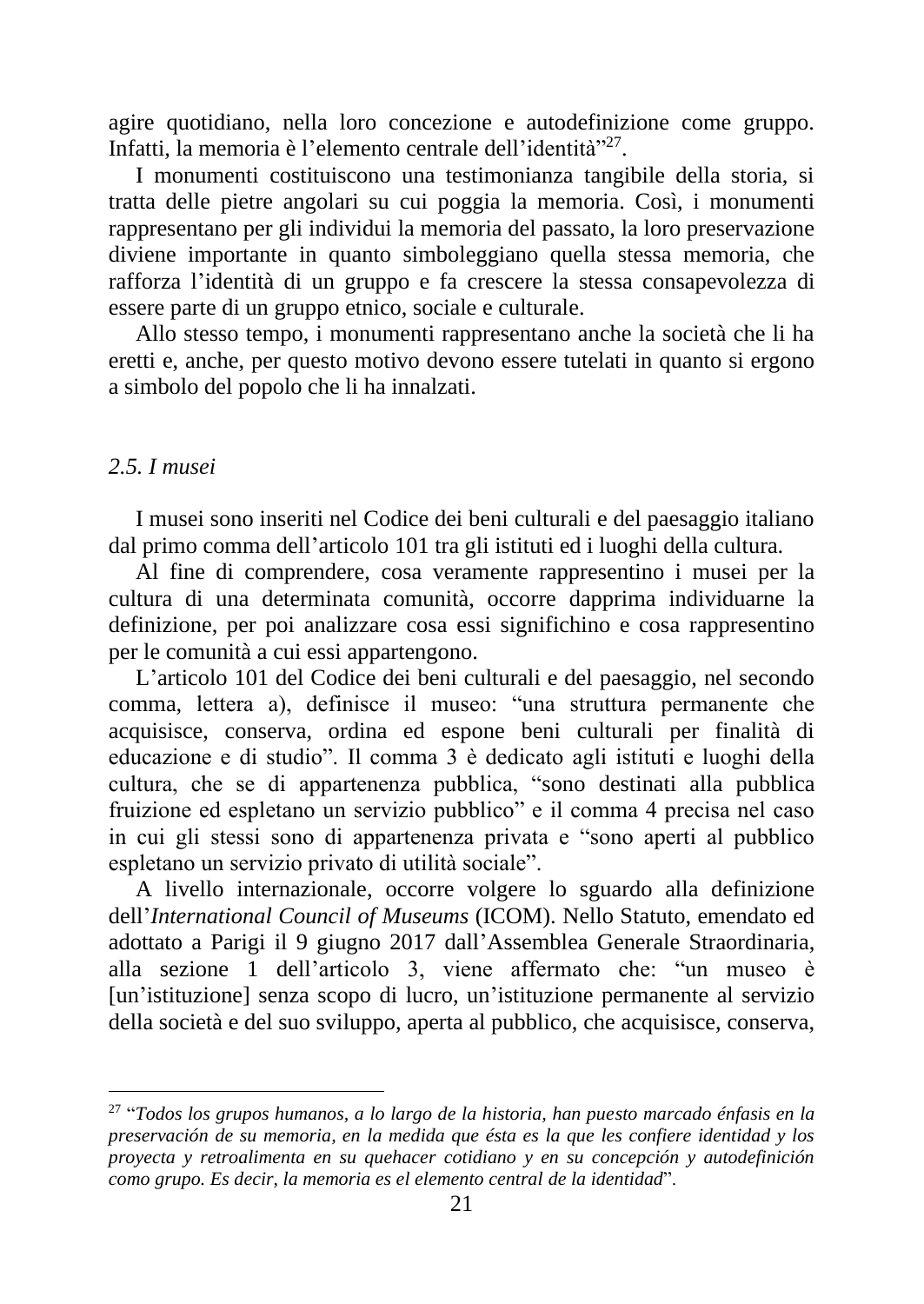agire quotidiano, nella loro concezione e autodefinizione come gruppo. Infatti, la memoria è l'elemento centrale dell'identità"[27].

I monumenti costituiscono una testimonianza tangibile della storia, si tratta delle pietre angolari su cui poggia la memoria. Così, i monumenti rappresentano per gli individui la memoria del passato, la loro preservazione diviene importante in quanto simboleggiano quella stessa memoria, che rafforza l'identità di un gruppo e fa crescere la stessa consapevolezza di essere parte di un gruppo etnico, sociale e culturale.

Allo stesso tempo, i monumenti rappresentano anche la società che li ha eretti e, anche, per questo motivo devono essere tutelati in quanto si ergono a simbolo del popolo che li ha innalzati.

### *2.5. I musei*

I musei sono inseriti nel Codice dei beni culturali e del paesaggio italiano dal primo comma dell'articolo 101 tra gli istituti ed i luoghi della cultura.

Al fine di comprendere, cosa veramente rappresentino i musei per la cultura di una determinata comunità, occorre dapprima individuarne la definizione, per poi analizzare cosa essi significhino e cosa rappresentino per le comunità a cui essi appartengono.

L'articolo 101 del Codice dei beni culturali e del paesaggio, nel secondo comma, lettera a), definisce il museo: "una struttura permanente che acquisisce, conserva, ordina ed espone beni culturali per finalità di educazione e di studio". Il comma 3 è dedicato agli istituti e luoghi della cultura, che se di appartenenza pubblica, "sono destinati alla pubblica fruizione ed espletano un servizio pubblico" e il comma 4 precisa nel caso in cui gli stessi sono di appartenenza privata e "sono aperti al pubblico espletano un servizio privato di utilità sociale".

A livello internazionale, occorre volgere lo sguardo alla definizione dell'*International Council of Museums* (ICOM). Nello Statuto, emendato ed adottato a Parigi il 9 giugno 2017 dall'Assemblea Generale Straordinaria, alla sezione 1 dell'articolo 3, viene affermato che: "un museo è [un'istituzione] senza scopo di lucro, un'istituzione permanente al servizio della società e del suo sviluppo, aperta al pubblico, che acquisisce, conserva,

---

[27] "*Todos los grupos humanos, a lo largo de la historia, han puesto marcado énfasis en la preservación de su memoria, en la medida que ésta es la que les confiere identidad y los proyecta y retroalimenta en su quehacer cotidiano y en su concepción y autodefinición como grupo. Es decir, la memoria es el elemento central de la identidad*".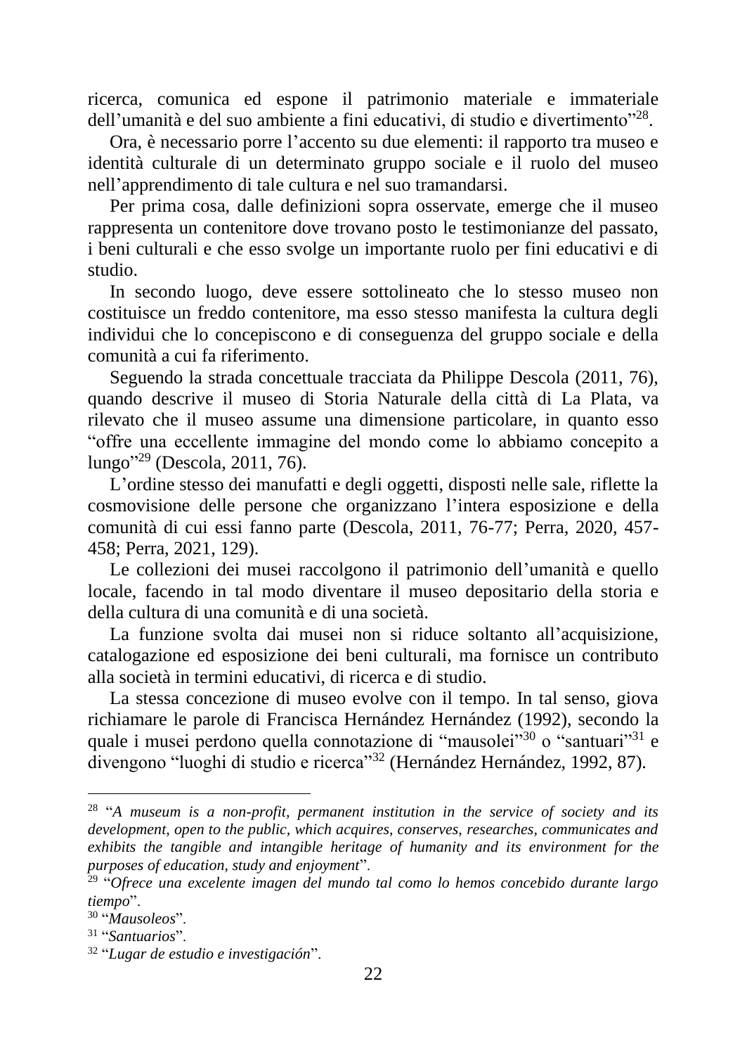ricerca, comunica ed espone il patrimonio materiale e immateriale dell'umanità e del suo ambiente a fini educativi, di studio e divertimento"[28].

Ora, è necessario porre l'accento su due elementi: il rapporto tra museo e identità culturale di un determinato gruppo sociale e il ruolo del museo nell'apprendimento di tale cultura e nel suo tramandarsi.

Per prima cosa, dalle definizioni sopra osservate, emerge che il museo rappresenta un contenitore dove trovano posto le testimonianze del passato, i beni culturali e che esso svolge un importante ruolo per fini educativi e di studio.

In secondo luogo, deve essere sottolineato che lo stesso museo non costituisce un freddo contenitore, ma esso stesso manifesta la cultura degli individui che lo concepiscono e di conseguenza del gruppo sociale e della comunità a cui fa riferimento.

Seguendo la strada concettuale tracciata da Philippe Descola (2011, 76), quando descrive il museo di Storia Naturale della città di La Plata, va rilevato che il museo assume una dimensione particolare, in quanto esso "offre una eccellente immagine del mondo come lo abbiamo concepito a lungo"[29] (Descola, 2011, 76).

L'ordine stesso dei manufatti e degli oggetti, disposti nelle sale, riflette la cosmovisione delle persone che organizzano l'intera esposizione e della comunità di cui essi fanno parte (Descola, 2011, 76-77; Perra, 2020, 457-458; Perra, 2021, 129).

Le collezioni dei musei raccolgono il patrimonio dell'umanità e quello locale, facendo in tal modo diventare il museo depositario della storia e della cultura di una comunità e di una società.

La funzione svolta dai musei non si riduce soltanto all'acquisizione, catalogazione ed esposizione dei beni culturali, ma fornisce un contributo alla società in termini educativi, di ricerca e di studio.

La stessa concezione di museo evolve con il tempo. In tal senso, giova richiamare le parole di Francisca Hernández Hernández (1992), secondo la quale i musei perdono quella connotazione di "mausolei"[30] o "santuari"[31] e divengono "luoghi di studio e ricerca"[32] (Hernández Hernández, 1992, 87).

---

[28] "*A museum is a non-profit, permanent institution in the service of society and its development, open to the public, which acquires, conserves, researches, communicates and exhibits the tangible and intangible heritage of humanity and its environment for the purposes of education, study and enjoyment*".

[29] "*Ofrece una excelente imagen del mundo tal como lo hemos concebido durante largo tiempo*".

[30] "*Mausoleos*".

[31] "*Santuarios*".

[32] "*Lugar de estudio e investigación*".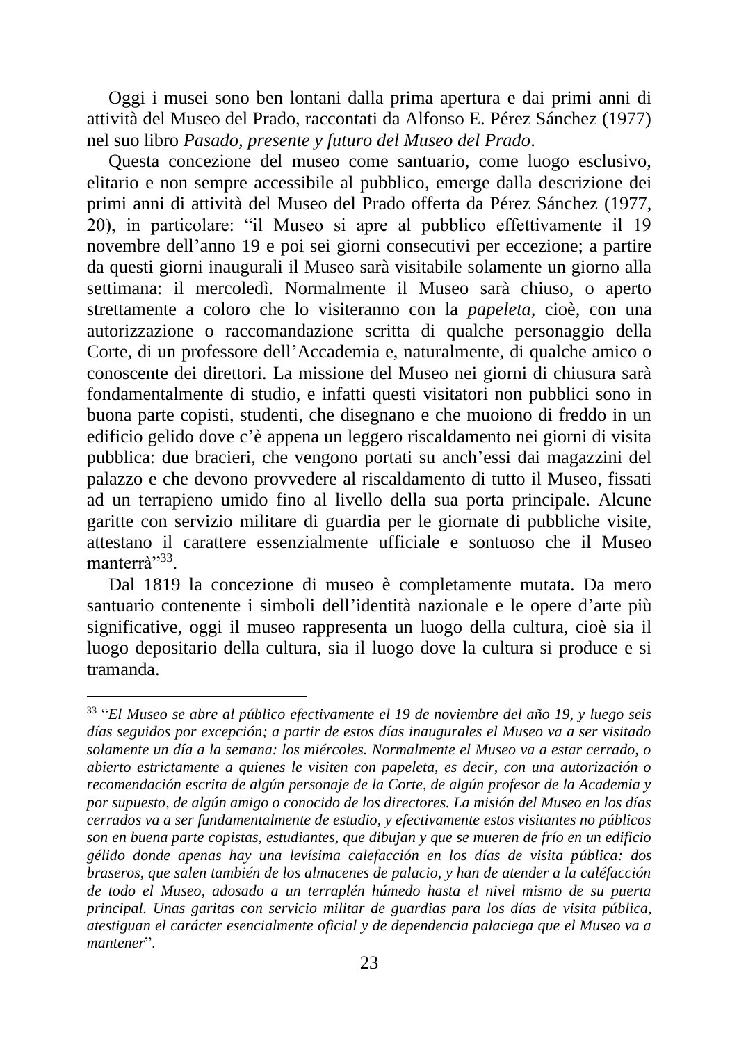Oggi i musei sono ben lontani dalla prima apertura e dai primi anni di attività del Museo del Prado, raccontati da Alfonso E. Pérez Sánchez (1977) nel suo libro *Pasado, presente y futuro del Museo del Prado*.

Questa concezione del museo come santuario, come luogo esclusivo, elitario e non sempre accessibile al pubblico, emerge dalla descrizione dei primi anni di attività del Museo del Prado offerta da Pérez Sánchez (1977, 20), in particolare: "il Museo si apre al pubblico effettivamente il 19 novembre dell'anno 19 e poi sei giorni consecutivi per eccezione; a partire da questi giorni inaugurali il Museo sarà visitabile solamente un giorno alla settimana: il mercoledì. Normalmente il Museo sarà chiuso, o aperto strettamente a coloro che lo visiteranno con la *papeleta*, cioè, con una autorizzazione o raccomandazione scritta di qualche personaggio della Corte, di un professore dell'Accademia e, naturalmente, di qualche amico o conoscente dei direttori. La missione del Museo nei giorni di chiusura sarà fondamentalmente di studio, e infatti questi visitatori non pubblici sono in buona parte copisti, studenti, che disegnano e che muoiono di freddo in un edificio gelido dove c'è appena un leggero riscaldamento nei giorni di visita pubblica: due bracieri, che vengono portati su anch'essi dai magazzini del palazzo e che devono provvedere al riscaldamento di tutto il Museo, fissati ad un terrapieno umido fino al livello della sua porta principale. Alcune garitte con servizio militare di guardia per le giornate di pubbliche visite, attestano il carattere essenzialmente ufficiale e sontuoso che il Museo manterrà"[33].

Dal 1819 la concezione di museo è completamente mutata. Da mero santuario contenente i simboli dell'identità nazionale e le opere d'arte più significative, oggi il museo rappresenta un luogo della cultura, cioè sia il luogo depositario della cultura, sia il luogo dove la cultura si produce e si tramanda.

---

[33] "*El Museo se abre al público efectivamente el 19 de noviembre del año 19, y luego seis días seguidos por excepción; a partir de estos días inaugurales el Museo va a ser visitado solamente un día a la semana: los miércoles. Normalmente el Museo va a estar cerrado, o abierto estrictamente a quienes le visiten con papeleta, es decir, con una autorización o recomendación escrita de algún personaje de la Corte, de algún profesor de la Academia y por supuesto, de algún amigo o conocido de los directores. La misión del Museo en los días cerrados va a ser fundamentalmente de estudio, y efectivamente estos visitantes no públicos son en buena parte copistas, estudiantes, que dibujan y que se mueren de frío en un edificio gélido donde apenas hay una levísima calefacción en los días de visita pública: dos braseros, que salen también de los almacenes de palacio, y han de atender a la caléfacción de todo el Museo, adosado a un terraplén húmedo hasta el nivel mismo de su puerta principal. Unas garitas con servicio militar de guardias para los días de visita pública, atestiguan el carácter esencialmente oficial y de dependencia palaciega que el Museo va a mantener*".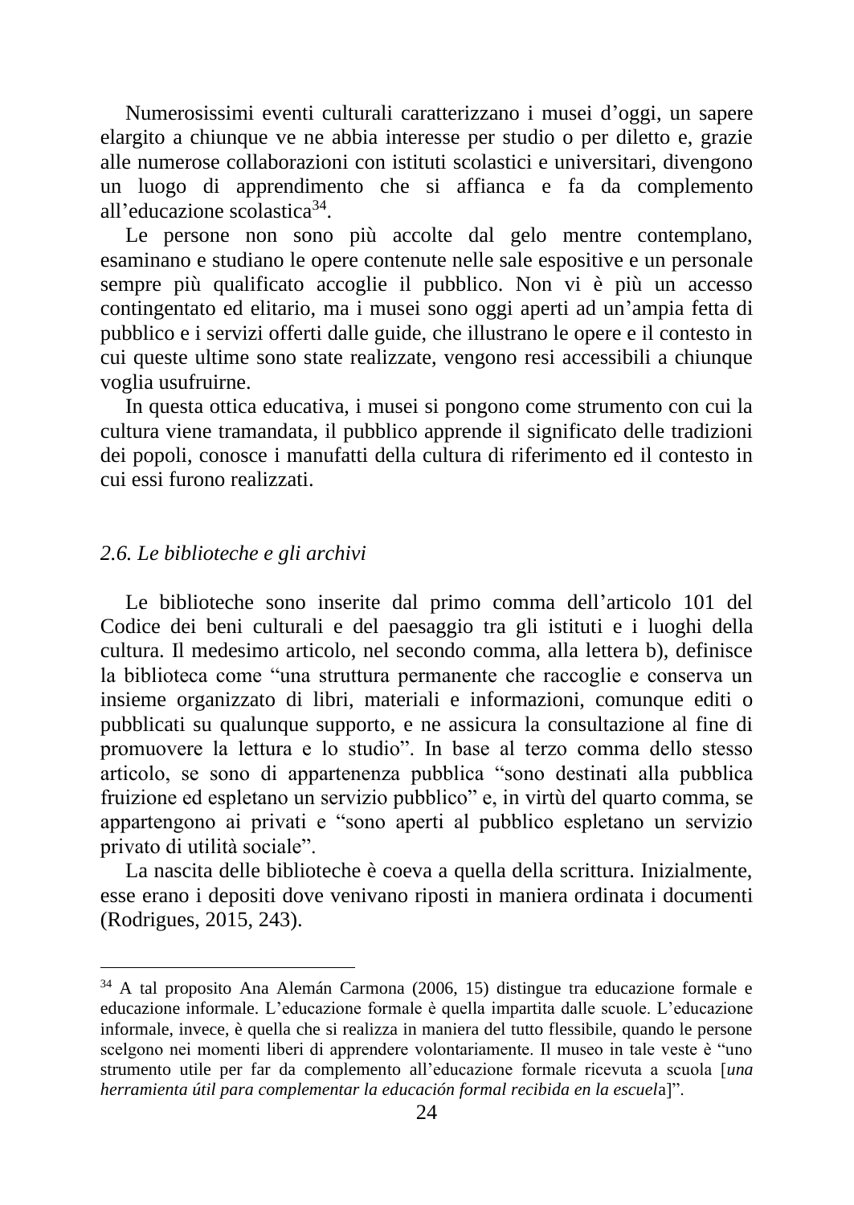Numerosissimi eventi culturali caratterizzano i musei d'oggi, un sapere elargito a chiunque ve ne abbia interesse per studio o per diletto e, grazie alle numerose collaborazioni con istituti scolastici e universitari, divengono un luogo di apprendimento che si affianca e fa da complemento all'educazione scolastica[34].

Le persone non sono più accolte dal gelo mentre contemplano, esaminano e studiano le opere contenute nelle sale espositive e un personale sempre più qualificato accoglie il pubblico. Non vi è più un accesso contingentato ed elitario, ma i musei sono oggi aperti ad un'ampia fetta di pubblico e i servizi offerti dalle guide, che illustrano le opere e il contesto in cui queste ultime sono state realizzate, vengono resi accessibili a chiunque voglia usufruirne.

In questa ottica educativa, i musei si pongono come strumento con cui la cultura viene tramandata, il pubblico apprende il significato delle tradizioni dei popoli, conosce i manufatti della cultura di riferimento ed il contesto in cui essi furono realizzati.

### *2.6. Le biblioteche e gli archivi*

Le biblioteche sono inserite dal primo comma dell'articolo 101 del Codice dei beni culturali e del paesaggio tra gli istituti e i luoghi della cultura. Il medesimo articolo, nel secondo comma, alla lettera b), definisce la biblioteca come "una struttura permanente che raccoglie e conserva un insieme organizzato di libri, materiali e informazioni, comunque editi o pubblicati su qualunque supporto, e ne assicura la consultazione al fine di promuovere la lettura e lo studio". In base al terzo comma dello stesso articolo, se sono di appartenenza pubblica "sono destinati alla pubblica fruizione ed espletano un servizio pubblico" e, in virtù del quarto comma, se appartengono ai privati e "sono aperti al pubblico espletano un servizio privato di utilità sociale".

La nascita delle biblioteche è coeva a quella della scrittura. Inizialmente, esse erano i depositi dove venivano riposti in maniera ordinata i documenti (Rodrigues, 2015, 243).

---

[34] A tal proposito Ana Alemán Carmona (2006, 15) distingue tra educazione formale e educazione informale. L'educazione formale è quella impartita dalle scuole. L'educazione informale, invece, è quella che si realizza in maniera del tutto flessibile, quando le persone scelgono nei momenti liberi di apprendere volontariamente. Il museo in tale veste è "uno strumento utile per far da complemento all'educazione formale ricevuta a scuola [*una herramienta útil para complementar la educación formal recibida en la escuel*a]".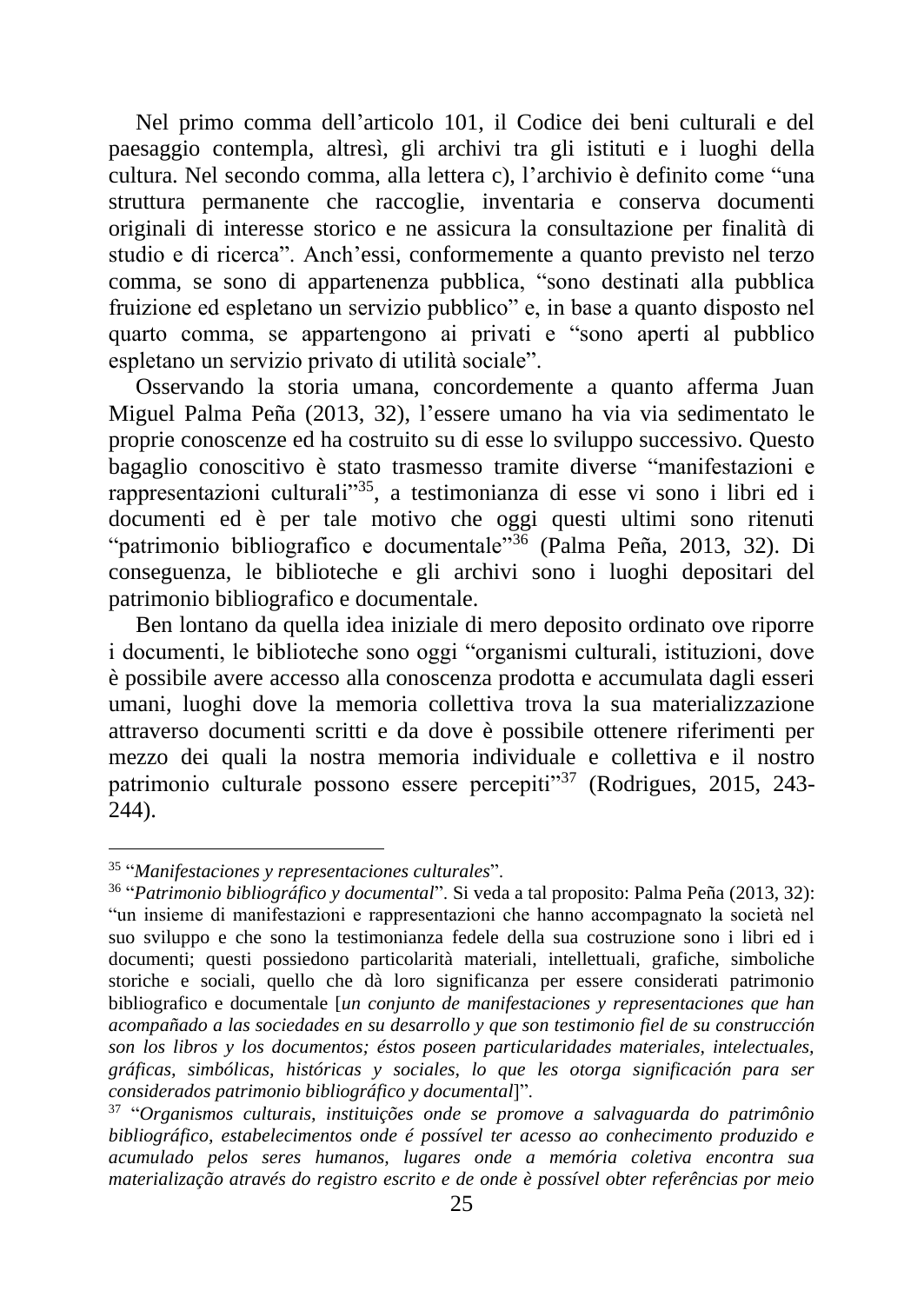Nel primo comma dell'articolo 101, il Codice dei beni culturali e del paesaggio contempla, altresì, gli archivi tra gli istituti e i luoghi della cultura. Nel secondo comma, alla lettera c), l'archivio è definito come "una struttura permanente che raccoglie, inventaria e conserva documenti originali di interesse storico e ne assicura la consultazione per finalità di studio e di ricerca". Anch'essi, conformemente a quanto previsto nel terzo comma, se sono di appartenenza pubblica, "sono destinati alla pubblica fruizione ed espletano un servizio pubblico" e, in base a quanto disposto nel quarto comma, se appartengono ai privati e "sono aperti al pubblico espletano un servizio privato di utilità sociale".

Osservando la storia umana, concordemente a quanto afferma Juan Miguel Palma Peña (2013, 32), l'essere umano ha via via sedimentato le proprie conoscenze ed ha costruito su di esse lo sviluppo successivo. Questo bagaglio conoscitivo è stato trasmesso tramite diverse "manifestazioni e rappresentazioni culturali"[35], a testimonianza di esse vi sono i libri ed i documenti ed è per tale motivo che oggi questi ultimi sono ritenuti "patrimonio bibliografico e documentale"[36] (Palma Peña, 2013, 32). Di conseguenza, le biblioteche e gli archivi sono i luoghi depositari del patrimonio bibliografico e documentale.

Ben lontano da quella idea iniziale di mero deposito ordinato ove riporre i documenti, le biblioteche sono oggi "organismi culturali, istituzioni, dove è possibile avere accesso alla conoscenza prodotta e accumulata dagli esseri umani, luoghi dove la memoria collettiva trova la sua materializzazione attraverso documenti scritti e da dove è possibile ottenere riferimenti per mezzo dei quali la nostra memoria individuale e collettiva e il nostro patrimonio culturale possono essere percepiti"[37] (Rodrigues, 2015, 243-244).

---

[35] "*Manifestaciones y representaciones culturales*".

[36] "*Patrimonio bibliográfico y documental*". Si veda a tal proposito: Palma Peña (2013, 32): "un insieme di manifestazioni e rappresentazioni che hanno accompagnato la società nel suo sviluppo e che sono la testimonianza fedele della sua costruzione sono i libri ed i documenti; questi possiedono particolarità materiali, intellettuali, grafiche, simboliche storiche e sociali, quello che dà loro significanza per essere considerati patrimonio bibliografico e documentale [*un conjunto de manifestaciones y representaciones que han acompañado a las sociedades en su desarrollo y que son testimonio fiel de su construcción son los libros y los documentos; éstos poseen particularidades materiales, intelectuales, gráficas, simbólicas, históricas y sociales, lo que les otorga significación para ser considerados patrimonio bibliográfico y documental*]".

[37] "*Organismos culturais, instituições onde se promove a salvaguarda do patrimônio bibliográfico, estabelecimentos onde é possível ter acesso ao conhecimento produzido e acumulado pelos seres humanos, lugares onde a memória coletiva encontra sua materialização através do registro escrito e de onde è possível obter referências por meio*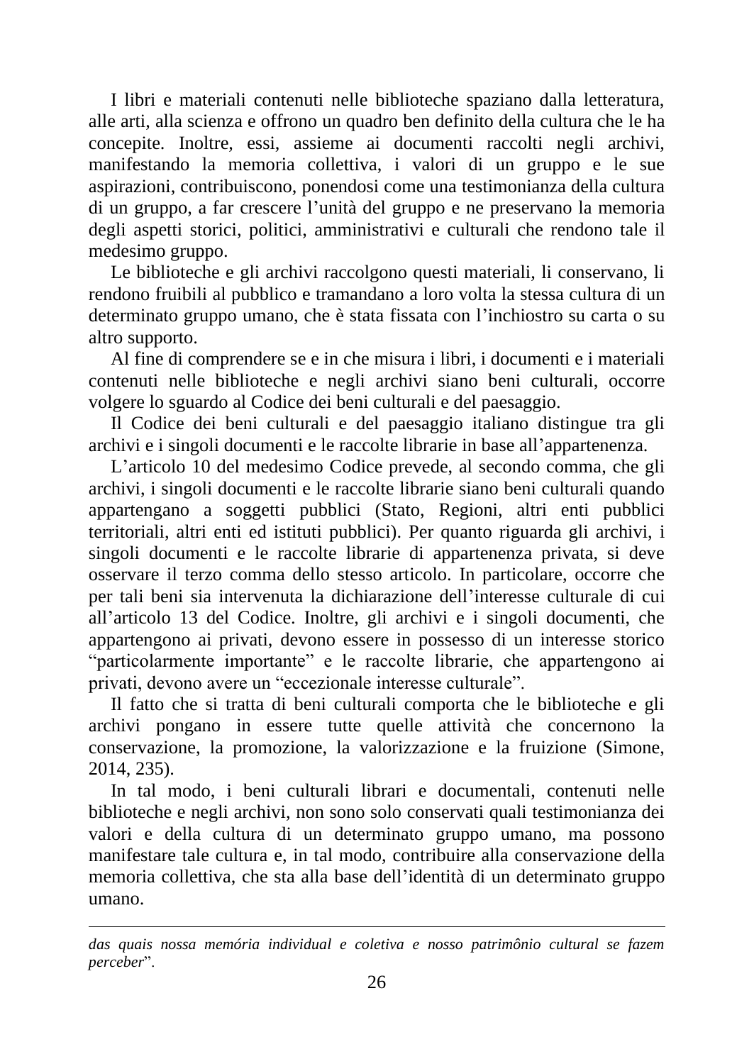I libri e materiali contenuti nelle biblioteche spaziano dalla letteratura, alle arti, alla scienza e offrono un quadro ben definito della cultura che le ha concepite. Inoltre, essi, assieme ai documenti raccolti negli archivi, manifestando la memoria collettiva, i valori di un gruppo e le sue aspirazioni, contribuiscono, ponendosi come una testimonianza della cultura di un gruppo, a far crescere l'unità del gruppo e ne preservano la memoria degli aspetti storici, politici, amministrativi e culturali che rendono tale il medesimo gruppo.

Le biblioteche e gli archivi raccolgono questi materiali, li conservano, li rendono fruibili al pubblico e tramandano a loro volta la stessa cultura di un determinato gruppo umano, che è stata fissata con l'inchiostro su carta o su altro supporto.

Al fine di comprendere se e in che misura i libri, i documenti e i materiali contenuti nelle biblioteche e negli archivi siano beni culturali, occorre volgere lo sguardo al Codice dei beni culturali e del paesaggio.

Il Codice dei beni culturali e del paesaggio italiano distingue tra gli archivi e i singoli documenti e le raccolte librarie in base all'appartenenza.

L'articolo 10 del medesimo Codice prevede, al secondo comma, che gli archivi, i singoli documenti e le raccolte librarie siano beni culturali quando appartengano a soggetti pubblici (Stato, Regioni, altri enti pubblici territoriali, altri enti ed istituti pubblici). Per quanto riguarda gli archivi, i singoli documenti e le raccolte librarie di appartenenza privata, si deve osservare il terzo comma dello stesso articolo. In particolare, occorre che per tali beni sia intervenuta la dichiarazione dell'interesse culturale di cui all'articolo 13 del Codice. Inoltre, gli archivi e i singoli documenti, che appartengono ai privati, devono essere in possesso di un interesse storico "particolarmente importante" e le raccolte librarie, che appartengono ai privati, devono avere un "eccezionale interesse culturale".

Il fatto che si tratta di beni culturali comporta che le biblioteche e gli archivi pongano in essere tutte quelle attività che concernono la conservazione, la promozione, la valorizzazione e la fruizione (Simone, 2014, 235).

In tal modo, i beni culturali librari e documentali, contenuti nelle biblioteche e negli archivi, non sono solo conservati quali testimonianza dei valori e della cultura di un determinato gruppo umano, ma possono manifestare tale cultura e, in tal modo, contribuire alla conservazione della memoria collettiva, che sta alla base dell'identità di un determinato gruppo umano.

---

*das quais nossa memória individual e coletiva e nosso patrimônio cultural se fazem perceber*".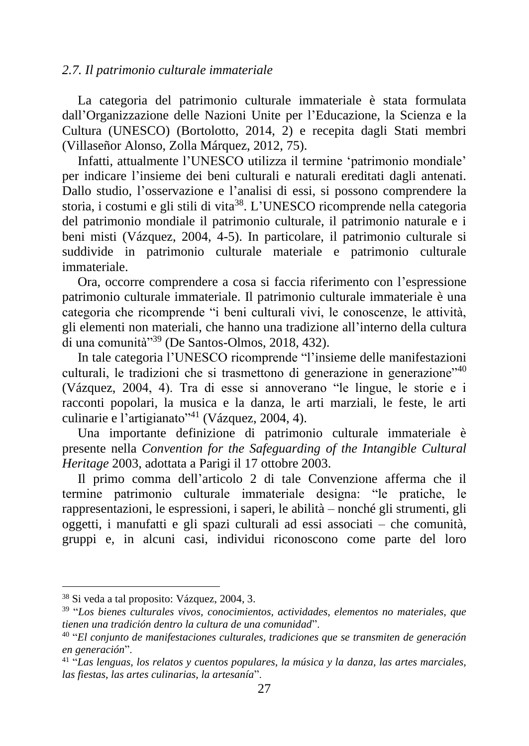### *2.7. Il patrimonio culturale immateriale*

La categoria del patrimonio culturale immateriale è stata formulata dall'Organizzazione delle Nazioni Unite per l'Educazione, la Scienza e la Cultura (UNESCO) (Bortolotto, 2014, 2) e recepita dagli Stati membri (Villaseñor Alonso, Zolla Márquez, 2012, 75).

Infatti, attualmente l'UNESCO utilizza il termine 'patrimonio mondiale' per indicare l'insieme dei beni culturali e naturali ereditati dagli antenati. Dallo studio, l'osservazione e l'analisi di essi, si possono comprendere la storia, i costumi e gli stili di vita[38]. L'UNESCO ricomprende nella categoria del patrimonio mondiale il patrimonio culturale, il patrimonio naturale e i beni misti (Vázquez, 2004, 4-5). In particolare, il patrimonio culturale si suddivide in patrimonio culturale materiale e patrimonio culturale immateriale.

Ora, occorre comprendere a cosa si faccia riferimento con l'espressione patrimonio culturale immateriale. Il patrimonio culturale immateriale è una categoria che ricomprende "i beni culturali vivi, le conoscenze, le attività, gli elementi non materiali, che hanno una tradizione all'interno della cultura di una comunità"[39] (De Santos-Olmos, 2018, 432).

In tale categoria l'UNESCO ricomprende "l'insieme delle manifestazioni culturali, le tradizioni che si trasmettono di generazione in generazione"[40] (Vázquez, 2004, 4). Tra di esse si annoverano "le lingue, le storie e i racconti popolari, la musica e la danza, le arti marziali, le feste, le arti culinarie e l'artigianato"[41] (Vázquez, 2004, 4).

Una importante definizione di patrimonio culturale immateriale è presente nella *Convention for the Safeguarding of the Intangible Cultural Heritage* 2003, adottata a Parigi il 17 ottobre 2003.

Il primo comma dell'articolo 2 di tale Convenzione afferma che il termine patrimonio culturale immateriale designa: "le pratiche, le rappresentazioni, le espressioni, i saperi, le abilità – nonché gli strumenti, gli oggetti, i manufatti e gli spazi culturali ad essi associati – che comunità, gruppi e, in alcuni casi, individui riconoscono come parte del loro

---

[38] Si veda a tal proposito: Vázquez, 2004, 3.

[39] "*Los bienes culturales vivos, conocimientos, actividades, elementos no materiales, que tienen una tradición dentro la cultura de una comunidad*".

[40] "*El conjunto de manifestaciones culturales, tradiciones que se transmiten de generación en generación*".

[41] "*Las lenguas, los relatos y cuentos populares, la música y la danza, las artes marciales, las fiestas, las artes culinarias, la artesanía*".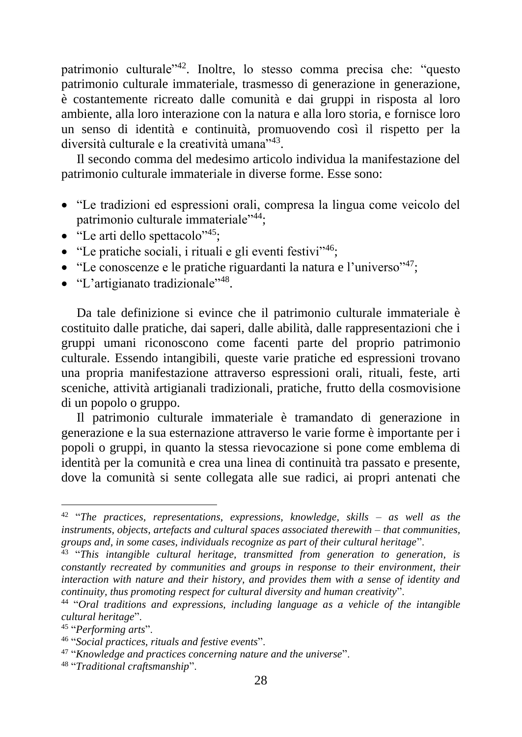patrimonio culturale"[42]. Inoltre, lo stesso comma precisa che: "questo patrimonio culturale immateriale, trasmesso di generazione in generazione, è costantemente ricreato dalle comunità e dai gruppi in risposta al loro ambiente, alla loro interazione con la natura e alla loro storia, e fornisce loro un senso di identità e continuità, promuovendo così il rispetto per la diversità culturale e la creatività umana"[43].

Il secondo comma del medesimo articolo individua la manifestazione del patrimonio culturale immateriale in diverse forme. Esse sono:

- "Le tradizioni ed espressioni orali, compresa la lingua come veicolo del patrimonio culturale immateriale"[44];
- "Le arti dello spettacolo"[45];
- "Le pratiche sociali, i rituali e gli eventi festivi"[46];
- "Le conoscenze e le pratiche riguardanti la natura e l'universo"[47];
- "L'artigianato tradizionale"[48].

Da tale definizione si evince che il patrimonio culturale immateriale è costituito dalle pratiche, dai saperi, dalle abilità, dalle rappresentazioni che i gruppi umani riconoscono come facenti parte del proprio patrimonio culturale. Essendo intangibili, queste varie pratiche ed espressioni trovano una propria manifestazione attraverso espressioni orali, rituali, feste, arti sceniche, attività artigianali tradizionali, pratiche, frutto della cosmovisione di un popolo o gruppo.

Il patrimonio culturale immateriale è tramandato di generazione in generazione e la sua esternazione attraverso le varie forme è importante per i popoli o gruppi, in quanto la stessa rievocazione si pone come emblema di identità per la comunità e crea una linea di continuità tra passato e presente, dove la comunità si sente collegata alle sue radici, ai propri antenati che

---

[42] "*The practices, representations, expressions, knowledge, skills – as well as the instruments, objects, artefacts and cultural spaces associated therewith – that communities, groups and, in some cases, individuals recognize as part of their cultural heritage*".

[43] "*This intangible cultural heritage, transmitted from generation to generation, is constantly recreated by communities and groups in response to their environment, their interaction with nature and their history, and provides them with a sense of identity and continuity, thus promoting respect for cultural diversity and human creativity*".

[44] "*Oral traditions and expressions, including language as a vehicle of the intangible cultural heritage*".

[45] "*Performing arts*".

[46] "*Social practices, rituals and festive events*".

[47] "*Knowledge and practices concerning nature and the universe*".

[48] "*Traditional craftsmanship*".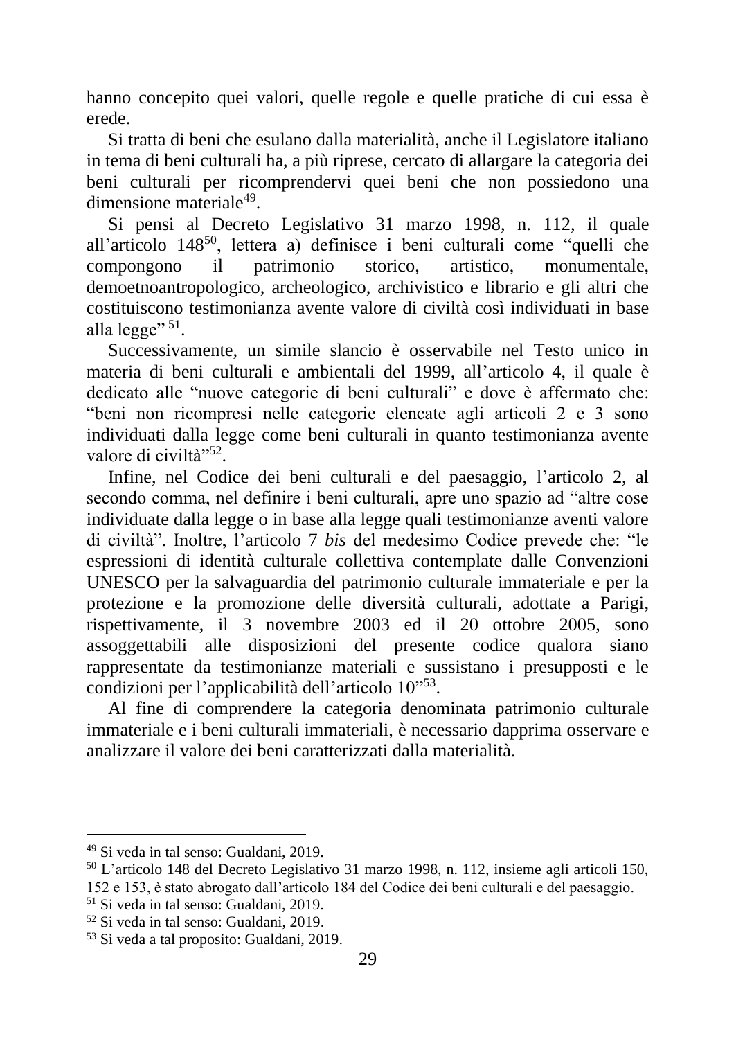hanno concepito quei valori, quelle regole e quelle pratiche di cui essa è erede.

Si tratta di beni che esulano dalla materialità, anche il Legislatore italiano in tema di beni culturali ha, a più riprese, cercato di allargare la categoria dei beni culturali per ricomprendervi quei beni che non possiedono una dimensione materiale[49].

Si pensi al Decreto Legislativo 31 marzo 1998, n. 112, il quale all'articolo 148[50], lettera a) definisce i beni culturali come "quelli che compongono il patrimonio storico, artistico, monumentale, demoetnoantropologico, archeologico, archivistico e librario e gli altri che costituiscono testimonianza avente valore di civiltà così individuati in base alla legge" [51].

Successivamente, un simile slancio è osservabile nel Testo unico in materia di beni culturali e ambientali del 1999, all'articolo 4, il quale è dedicato alle "nuove categorie di beni culturali" e dove è affermato che: "beni non ricompresi nelle categorie elencate agli articoli 2 e 3 sono individuati dalla legge come beni culturali in quanto testimonianza avente valore di civiltà"[52].

Infine, nel Codice dei beni culturali e del paesaggio, l'articolo 2, al secondo comma, nel definire i beni culturali, apre uno spazio ad "altre cose individuate dalla legge o in base alla legge quali testimonianze aventi valore di civiltà". Inoltre, l'articolo 7 *bis* del medesimo Codice prevede che: "le espressioni di identità culturale collettiva contemplate dalle Convenzioni UNESCO per la salvaguardia del patrimonio culturale immateriale e per la protezione e la promozione delle diversità culturali, adottate a Parigi, rispettivamente, il 3 novembre 2003 ed il 20 ottobre 2005, sono assoggettabili alle disposizioni del presente codice qualora siano rappresentate da testimonianze materiali e sussistano i presupposti e le condizioni per l'applicabilità dell'articolo 10"[53].

Al fine di comprendere la categoria denominata patrimonio culturale immateriale e i beni culturali immateriali, è necessario dapprima osservare e analizzare il valore dei beni caratterizzati dalla materialità.

---

[49] Si veda in tal senso: Gualdani, 2019.
[50] L'articolo 148 del Decreto Legislativo 31 marzo 1998, n. 112, insieme agli articoli 150, 152 e 153, è stato abrogato dall'articolo 184 del Codice dei beni culturali e del paesaggio.
[51] Si veda in tal senso: Gualdani, 2019.
[52] Si veda in tal senso: Gualdani, 2019.
[53] Si veda a tal proposito: Gualdani, 2019.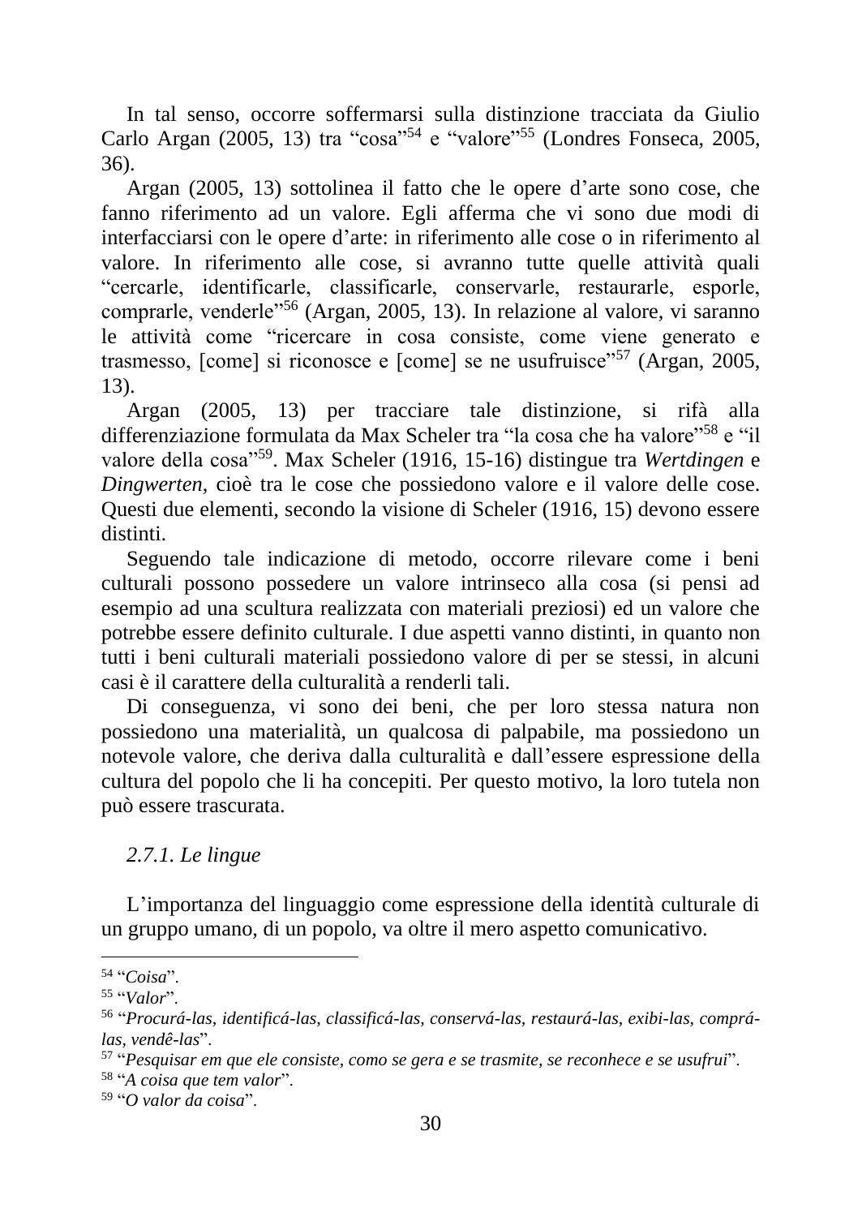In tal senso, occorre soffermarsi sulla distinzione tracciata da Giulio Carlo Argan (2005, 13) tra "cosa"[54] e "valore"[55] (Londres Fonseca, 2005, 36).

Argan (2005, 13) sottolinea il fatto che le opere d'arte sono cose, che fanno riferimento ad un valore. Egli afferma che vi sono due modi di interfacciarsi con le opere d'arte: in riferimento alle cose o in riferimento al valore. In riferimento alle cose, si avranno tutte quelle attività quali "cercarle, identificarle, classificarle, conservarle, restaurarle, esporle, comprarle, venderle"[56] (Argan, 2005, 13). In relazione al valore, vi saranno le attività come "ricercare in cosa consiste, come viene generato e trasmesso, [come] si riconosce e [come] se ne usufruisce"[57] (Argan, 2005, 13).

Argan (2005, 13) per tracciare tale distinzione, si rifà alla differenziazione formulata da Max Scheler tra "la cosa che ha valore"[58] e "il valore della cosa"[59]. Max Scheler (1916, 15-16) distingue tra *Wertdingen* e *Dingwerten*, cioè tra le cose che possiedono valore e il valore delle cose. Questi due elementi, secondo la visione di Scheler (1916, 15) devono essere distinti.

Seguendo tale indicazione di metodo, occorre rilevare come i beni culturali possono possedere un valore intrinseco alla cosa (si pensi ad esempio ad una scultura realizzata con materiali preziosi) ed un valore che potrebbe essere definito culturale. I due aspetti vanno distinti, in quanto non tutti i beni culturali materiali possiedono valore di per se stessi, in alcuni casi è il carattere della culturalità a renderli tali.

Di conseguenza, vi sono dei beni, che per loro stessa natura non possiedono una materialità, un qualcosa di palpabile, ma possiedono un notevole valore, che deriva dalla culturalità e dall'essere espressione della cultura del popolo che li ha concepiti. Per questo motivo, la loro tutela non può essere trascurata.

### *2.7.1. Le lingue*

L'importanza del linguaggio come espressione della identità culturale di un gruppo umano, di un popolo, va oltre il mero aspetto comunicativo.

---

[54] "*Coisa*".

[55] "*Valor*".

[56] "*Procurá-las, identificá-las, classificá-las, conservá-las, restaurá-las, exibi-las, comprá-las, vendê-las*".

[57] "*Pesquisar em que ele consiste, como se gera e se trasmite, se reconhece e se usufrui*".

[58] "*A coisa que tem valor*".

[59] "*O valor da coisa*".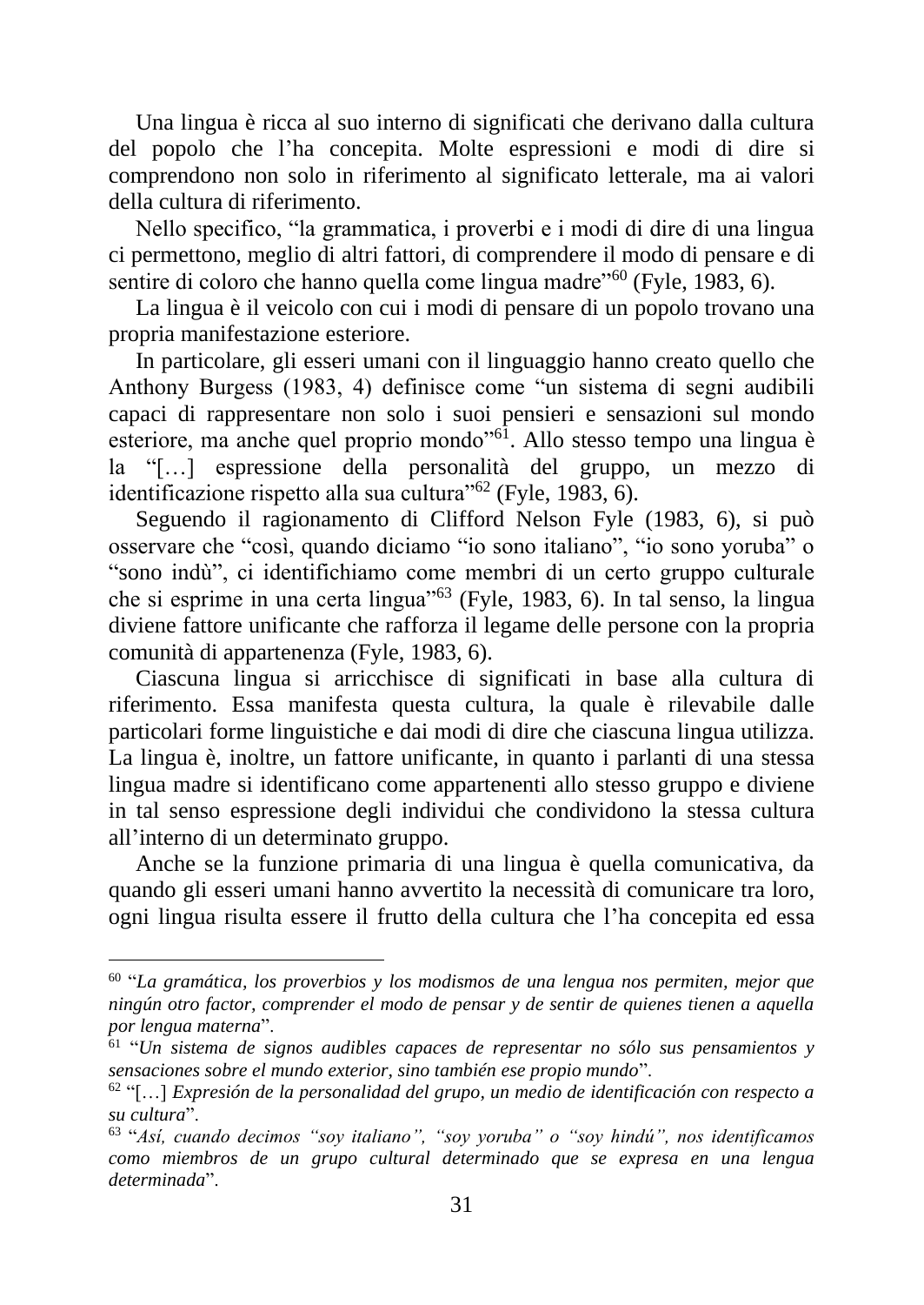Una lingua è ricca al suo interno di significati che derivano dalla cultura del popolo che l'ha concepita. Molte espressioni e modi di dire si comprendono non solo in riferimento al significato letterale, ma ai valori della cultura di riferimento.

Nello specifico, "la grammatica, i proverbi e i modi di dire di una lingua ci permettono, meglio di altri fattori, di comprendere il modo di pensare e di sentire di coloro che hanno quella come lingua madre"[60] (Fyle, 1983, 6).

La lingua è il veicolo con cui i modi di pensare di un popolo trovano una propria manifestazione esteriore.

In particolare, gli esseri umani con il linguaggio hanno creato quello che Anthony Burgess (1983, 4) definisce come "un sistema di segni audibili capaci di rappresentare non solo i suoi pensieri e sensazioni sul mondo esteriore, ma anche quel proprio mondo"[61]. Allo stesso tempo una lingua è la "[…] espressione della personalità del gruppo, un mezzo di identificazione rispetto alla sua cultura"[62] (Fyle, 1983, 6).

Seguendo il ragionamento di Clifford Nelson Fyle (1983, 6), si può osservare che "così, quando diciamo "io sono italiano", "io sono yoruba" o "sono indù", ci identifichiamo come membri di un certo gruppo culturale che si esprime in una certa lingua"[63] (Fyle, 1983, 6). In tal senso, la lingua diviene fattore unificante che rafforza il legame delle persone con la propria comunità di appartenenza (Fyle, 1983, 6).

Ciascuna lingua si arricchisce di significati in base alla cultura di riferimento. Essa manifesta questa cultura, la quale è rilevabile dalle particolari forme linguistiche e dai modi di dire che ciascuna lingua utilizza. La lingua è, inoltre, un fattore unificante, in quanto i parlanti di una stessa lingua madre si identificano come appartenenti allo stesso gruppo e diviene in tal senso espressione degli individui che condividono la stessa cultura all'interno di un determinato gruppo.

Anche se la funzione primaria di una lingua è quella comunicativa, da quando gli esseri umani hanno avvertito la necessità di comunicare tra loro, ogni lingua risulta essere il frutto della cultura che l'ha concepita ed essa

---

[60] "*La gramática, los proverbios y los modismos de una lengua nos permiten, mejor que ningún otro factor, comprender el modo de pensar y de sentir de quienes tienen a aquella por lengua materna*".

[61] "*Un sistema de signos audibles capaces de representar no sólo sus pensamientos y sensaciones sobre el mundo exterior, sino también ese propio mundo*".

[62] "[…] *Expresión de la personalidad del grupo, un medio de identificación con respecto a su cultura*".

[63] "*Así, cuando decimos "soy italiano", "soy yoruba" o "soy hindú", nos identificamos como miembros de un grupo cultural determinado que se expresa en una lengua determinada*".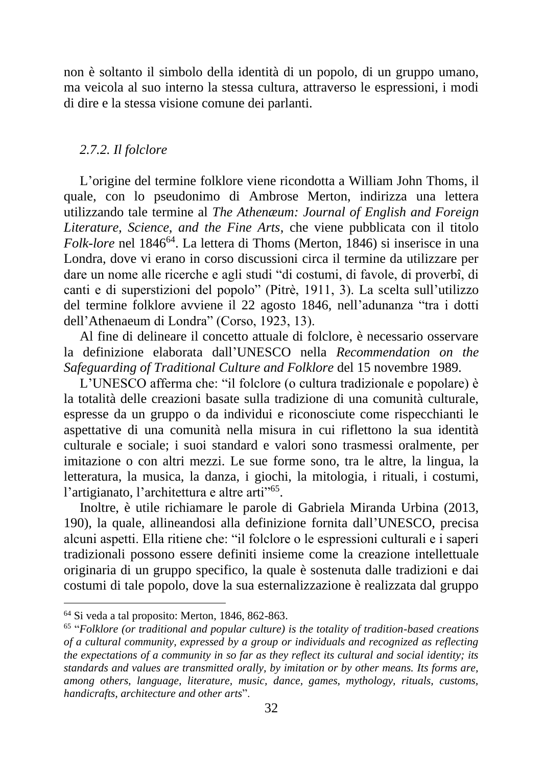non è soltanto il simbolo della identità di un popolo, di un gruppo umano, ma veicola al suo interno la stessa cultura, attraverso le espressioni, i modi di dire e la stessa visione comune dei parlanti.

### *2.7.2. Il folclore*

L'origine del termine folklore viene ricondotta a William John Thoms, il quale, con lo pseudonimo di Ambrose Merton, indirizza una lettera utilizzando tale termine al *The Athenæum: Journal of English and Foreign Literature, Science, and the Fine Arts*, che viene pubblicata con il titolo *Folk-lore* nel 1846[64]. La lettera di Thoms (Merton, 1846) si inserisce in una Londra, dove vi erano in corso discussioni circa il termine da utilizzare per dare un nome alle ricerche e agli studi "di costumi, di favole, di proverbî, di canti e di superstizioni del popolo" (Pitrè, 1911, 3). La scelta sull'utilizzo del termine folklore avviene il 22 agosto 1846, nell'adunanza "tra i dotti dell'Athenaeum di Londra" (Corso, 1923, 13).

Al fine di delineare il concetto attuale di folclore, è necessario osservare la definizione elaborata dall'UNESCO nella *Recommendation on the Safeguarding of Traditional Culture and Folklore* del 15 novembre 1989.

L'UNESCO afferma che: "il folclore (o cultura tradizionale e popolare) è la totalità delle creazioni basate sulla tradizione di una comunità culturale, espresse da un gruppo o da individui e riconosciute come rispecchianti le aspettative di una comunità nella misura in cui riflettono la sua identità culturale e sociale; i suoi standard e valori sono trasmessi oralmente, per imitazione o con altri mezzi. Le sue forme sono, tra le altre, la lingua, la letteratura, la musica, la danza, i giochi, la mitologia, i rituali, i costumi, l'artigianato, l'architettura e altre arti"[65].

Inoltre, è utile richiamare le parole di Gabriela Miranda Urbina (2013, 190), la quale, allineandosi alla definizione fornita dall'UNESCO, precisa alcuni aspetti. Ella ritiene che: "il folclore o le espressioni culturali e i saperi tradizionali possono essere definiti insieme come la creazione intellettuale originaria di un gruppo specifico, la quale è sostenuta dalle tradizioni e dai costumi di tale popolo, dove la sua esternalizzazione è realizzata dal gruppo

---

[64] Si veda a tal proposito: Merton, 1846, 862-863.

[65] "*Folklore (or traditional and popular culture) is the totality of tradition-based creations of a cultural community, expressed by a group or individuals and recognized as reflecting the expectations of a community in so far as they reflect its cultural and social identity; its standards and values are transmitted orally, by imitation or by other means. Its forms are, among others, language, literature, music, dance, games, mythology, rituals, customs, handicrafts, architecture and other arts*".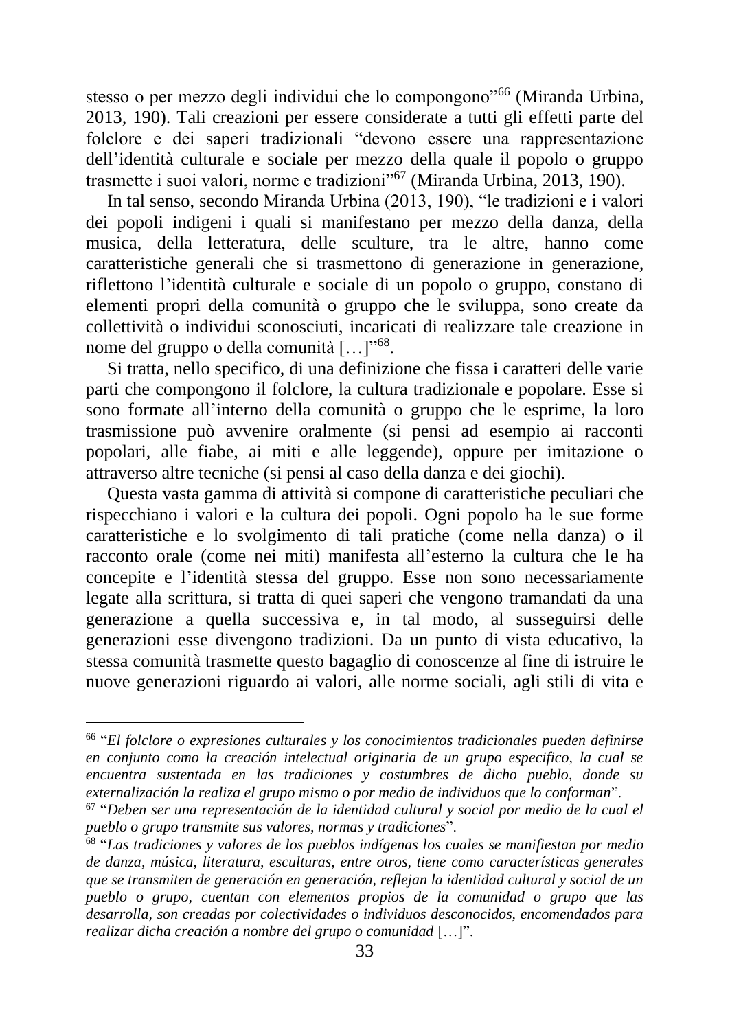stesso o per mezzo degli individui che lo compongono”[66] (Miranda Urbina, 2013, 190). Tali creazioni per essere considerate a tutti gli effetti parte del folclore e dei saperi tradizionali “devono essere una rappresentazione dell’identità culturale e sociale per mezzo della quale il popolo o gruppo trasmette i suoi valori, norme e tradizioni”[67] (Miranda Urbina, 2013, 190).

In tal senso, secondo Miranda Urbina (2013, 190), “le tradizioni e i valori dei popoli indigeni i quali si manifestano per mezzo della danza, della musica, della letteratura, delle sculture, tra le altre, hanno come caratteristiche generali che si trasmettono di generazione in generazione, riflettono l’identità culturale e sociale di un popolo o gruppo, constano di elementi propri della comunità o gruppo che le sviluppa, sono create da collettività o individui sconosciuti, incaricati di realizzare tale creazione in nome del gruppo o della comunità […]”[68].

Si tratta, nello specifico, di una definizione che fissa i caratteri delle varie parti che compongono il folclore, la cultura tradizionale e popolare. Esse si sono formate all’interno della comunità o gruppo che le esprime, la loro trasmissione può avvenire oralmente (si pensi ad esempio ai racconti popolari, alle fiabe, ai miti e alle leggende), oppure per imitazione o attraverso altre tecniche (si pensi al caso della danza e dei giochi).

Questa vasta gamma di attività si compone di caratteristiche peculiari che rispecchiano i valori e la cultura dei popoli. Ogni popolo ha le sue forme caratteristiche e lo svolgimento di tali pratiche (come nella danza) o il racconto orale (come nei miti) manifesta all’esterno la cultura che le ha concepite e l’identità stessa del gruppo. Esse non sono necessariamente legate alla scrittura, si tratta di quei saperi che vengono tramandati da una generazione a quella successiva e, in tal modo, al susseguirsi delle generazioni esse divengono tradizioni. Da un punto di vista educativo, la stessa comunità trasmette questo bagaglio di conoscenze al fine di istruire le nuove generazioni riguardo ai valori, alle norme sociali, agli stili di vita e

---

[66] “*El folclore o expresiones culturales y los conocimientos tradicionales pueden definirse en conjunto como la creación intelectual originaria de un grupo especifico, la cual se encuentra sustentada en las tradiciones y costumbres de dicho pueblo, donde su externalización la realiza el grupo mismo o por medio de individuos que lo conforman*”.

[67] “*Deben ser una representación de la identidad cultural y social por medio de la cual el pueblo o grupo transmite sus valores, normas y tradiciones*”.

[68] “*Las tradiciones y valores de los pueblos indígenas los cuales se manifiestan por medio de danza, música, literatura, esculturas, entre otros, tiene como características generales que se transmiten de generación en generación, reflejan la identidad cultural y social de un pueblo o grupo, cuentan con elementos propios de la comunidad o grupo que las desarrolla, son creadas por colectividades o individuos desconocidos, encomendados para realizar dicha creación a nombre del grupo o comunidad* […]”.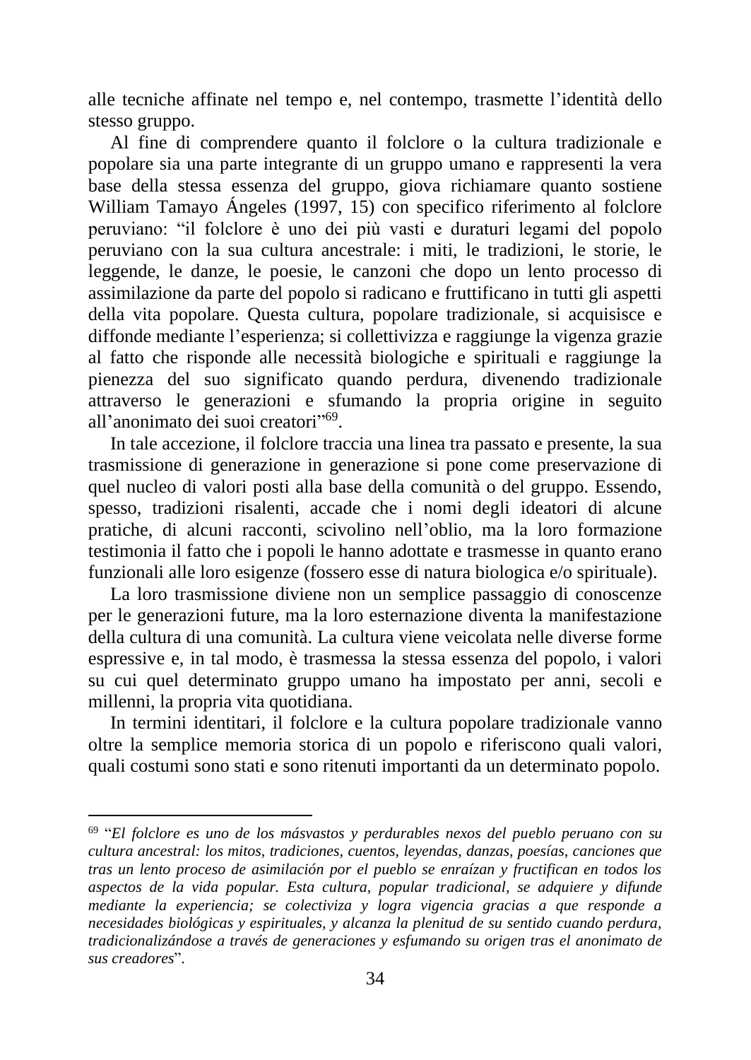alle tecniche affinate nel tempo e, nel contempo, trasmette l'identità dello stesso gruppo.

Al fine di comprendere quanto il folclore o la cultura tradizionale e popolare sia una parte integrante di un gruppo umano e rappresenti la vera base della stessa essenza del gruppo, giova richiamare quanto sostiene William Tamayo Ángeles (1997, 15) con specifico riferimento al folclore peruviano: "il folclore è uno dei più vasti e duraturi legami del popolo peruviano con la sua cultura ancestrale: i miti, le tradizioni, le storie, le leggende, le danze, le poesie, le canzoni che dopo un lento processo di assimilazione da parte del popolo si radicano e fruttificano in tutti gli aspetti della vita popolare. Questa cultura, popolare tradizionale, si acquisisce e diffonde mediante l'esperienza; si collettivizza e raggiunge la vigenza grazie al fatto che risponde alle necessità biologiche e spirituali e raggiunge la pienezza del suo significato quando perdura, divenendo tradizionale attraverso le generazioni e sfumando la propria origine in seguito all'anonimato dei suoi creatori"[69].

In tale accezione, il folclore traccia una linea tra passato e presente, la sua trasmissione di generazione in generazione si pone come preservazione di quel nucleo di valori posti alla base della comunità o del gruppo. Essendo, spesso, tradizioni risalenti, accade che i nomi degli ideatori di alcune pratiche, di alcuni racconti, scivolino nell'oblio, ma la loro formazione testimonia il fatto che i popoli le hanno adottate e trasmesse in quanto erano funzionali alle loro esigenze (fossero esse di natura biologica e/o spirituale).

La loro trasmissione diviene non un semplice passaggio di conoscenze per le generazioni future, ma la loro esternazione diventa la manifestazione della cultura di una comunità. La cultura viene veicolata nelle diverse forme espressive e, in tal modo, è trasmessa la stessa essenza del popolo, i valori su cui quel determinato gruppo umano ha impostato per anni, secoli e millenni, la propria vita quotidiana.

In termini identitari, il folclore e la cultura popolare tradizionale vanno oltre la semplice memoria storica di un popolo e riferiscono quali valori, quali costumi sono stati e sono ritenuti importanti da un determinato popolo.

---

[69] "*El folclore es uno de los másvastos y perdurables nexos del pueblo peruano con su cultura ancestral: los mitos, tradiciones, cuentos, leyendas, danzas, poesías, canciones que tras un lento proceso de asimilación por el pueblo se enraízan y fructifican en todos los aspectos de la vida popular. Esta cultura, popular tradicional, se adquiere y difunde mediante la experiencia; se colectiviza y logra vigencia gracias a que responde a necesidades biológicas y espirituales, y alcanza la plenitud de su sentido cuando perdura, tradicionalizándose a través de generaciones y esfumando su origen tras el anonimato de sus creadores*".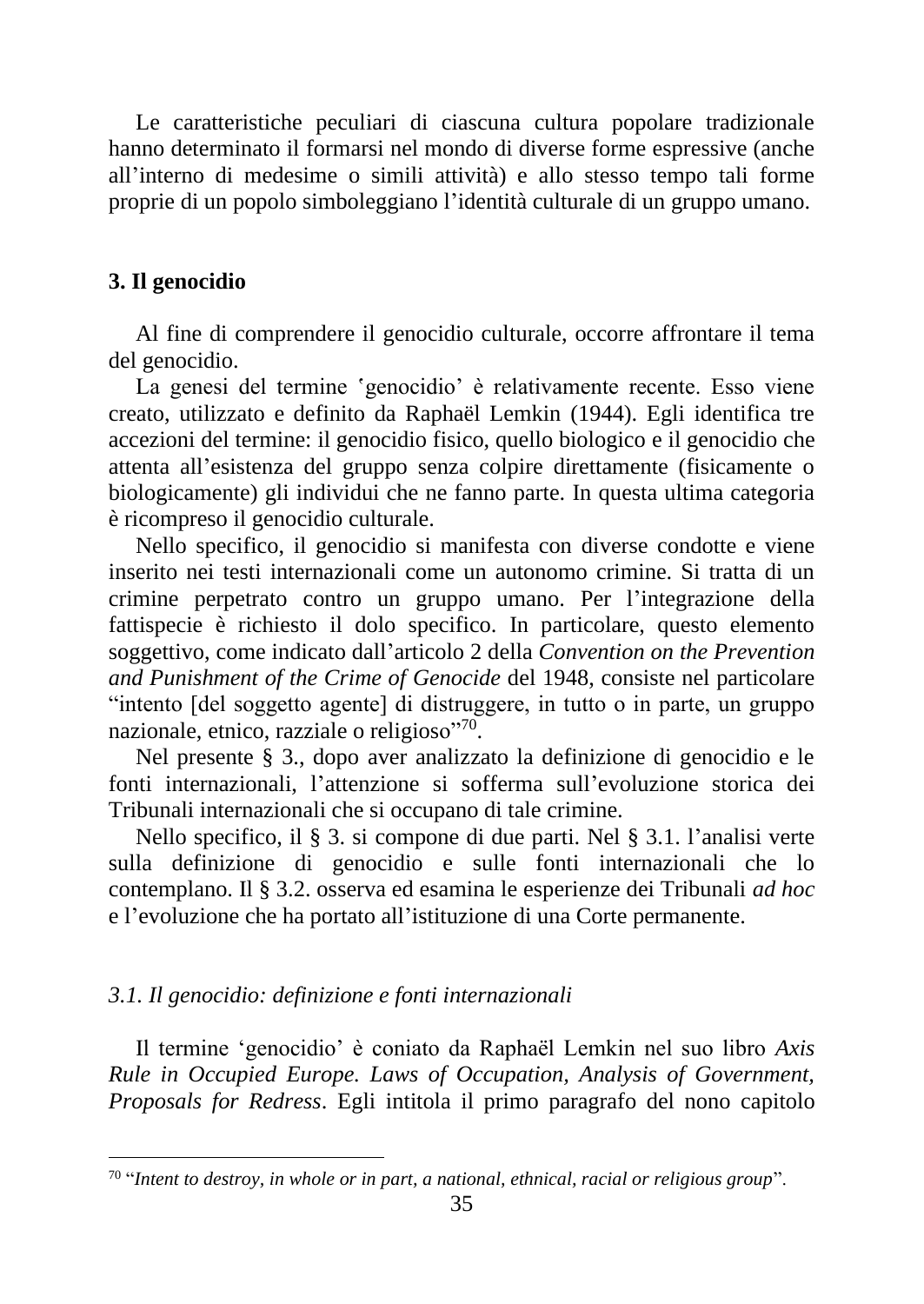Le caratteristiche peculiari di ciascuna cultura popolare tradizionale hanno determinato il formarsi nel mondo di diverse forme espressive (anche all'interno di medesime o simili attività) e allo stesso tempo tali forme proprie di un popolo simboleggiano l'identità culturale di un gruppo umano.

## 3. Il genocidio

Al fine di comprendere il genocidio culturale, occorre affrontare il tema del genocidio.

La genesi del termine 'genocidio' è relativamente recente. Esso viene creato, utilizzato e definito da Raphaël Lemkin (1944). Egli identifica tre accezioni del termine: il genocidio fisico, quello biologico e il genocidio che attenta all'esistenza del gruppo senza colpire direttamente (fisicamente o biologicamente) gli individui che ne fanno parte. In questa ultima categoria è ricompreso il genocidio culturale.

Nello specifico, il genocidio si manifesta con diverse condotte e viene inserito nei testi internazionali come un autonomo crimine. Si tratta di un crimine perpetrato contro un gruppo umano. Per l'integrazione della fattispecie è richiesto il dolo specifico. In particolare, questo elemento soggettivo, come indicato dall'articolo 2 della *Convention on the Prevention and Punishment of the Crime of Genocide* del 1948, consiste nel particolare "intento [del soggetto agente] di distruggere, in tutto o in parte, un gruppo nazionale, etnico, razziale o religioso"[70].

Nel presente § 3., dopo aver analizzato la definizione di genocidio e le fonti internazionali, l'attenzione si sofferma sull'evoluzione storica dei Tribunali internazionali che si occupano di tale crimine.

Nello specifico, il § 3. si compone di due parti. Nel § 3.1. l'analisi verte sulla definizione di genocidio e sulle fonti internazionali che lo contemplano. Il § 3.2. osserva ed esamina le esperienze dei Tribunali *ad hoc* e l'evoluzione che ha portato all'istituzione di una Corte permanente.

### *3.1. Il genocidio: definizione e fonti internazionali*

Il termine 'genocidio' è coniato da Raphaël Lemkin nel suo libro *Axis Rule in Occupied Europe. Laws of Occupation, Analysis of Government, Proposals for Redress*. Egli intitola il primo paragrafo del nono capitolo

---

[70] "*Intent to destroy, in whole or in part, a national, ethnical, racial or religious group*".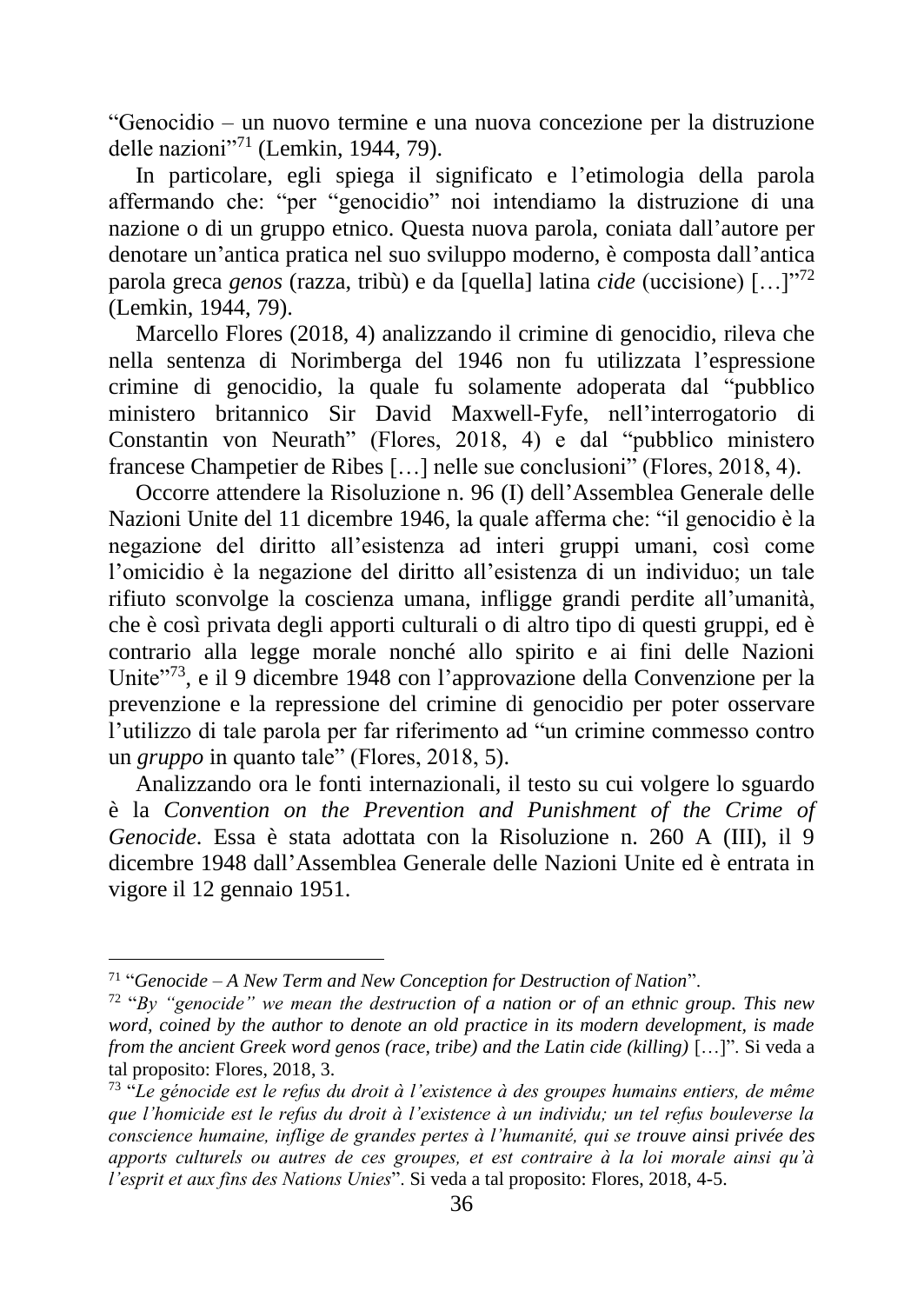"Genocidio – un nuovo termine e una nuova concezione per la distruzione delle nazioni"[71] (Lemkin, 1944, 79).

In particolare, egli spiega il significato e l'etimologia della parola affermando che: "per "genocidio" noi intendiamo la distruzione di una nazione o di un gruppo etnico. Questa nuova parola, coniata dall'autore per denotare un'antica pratica nel suo sviluppo moderno, è composta dall'antica parola greca *genos* (razza, tribù) e da [quella] latina *cide* (uccisione) […]"[72] (Lemkin, 1944, 79).

Marcello Flores (2018, 4) analizzando il crimine di genocidio, rileva che nella sentenza di Norimberga del 1946 non fu utilizzata l'espressione crimine di genocidio, la quale fu solamente adoperata dal "pubblico ministero britannico Sir David Maxwell-Fyfe, nell'interrogatorio di Constantin von Neurath" (Flores, 2018, 4) e dal "pubblico ministero francese Champetier de Ribes […] nelle sue conclusioni" (Flores, 2018, 4).

Occorre attendere la Risoluzione n. 96 (I) dell'Assemblea Generale delle Nazioni Unite del 11 dicembre 1946, la quale afferma che: "il genocidio è la negazione del diritto all'esistenza ad interi gruppi umani, così come l'omicidio è la negazione del diritto all'esistenza di un individuo; un tale rifiuto sconvolge la coscienza umana, infligge grandi perdite all'umanità, che è così privata degli apporti culturali o di altro tipo di questi gruppi, ed è contrario alla legge morale nonché allo spirito e ai fini delle Nazioni Unite"[73], e il 9 dicembre 1948 con l'approvazione della Convenzione per la prevenzione e la repressione del crimine di genocidio per poter osservare l'utilizzo di tale parola per far riferimento ad "un crimine commesso contro un *gruppo* in quanto tale" (Flores, 2018, 5).

Analizzando ora le fonti internazionali, il testo su cui volgere lo sguardo è la *Convention on the Prevention and Punishment of the Crime of Genocide*. Essa è stata adottata con la Risoluzione n. 260 A (III), il 9 dicembre 1948 dall'Assemblea Generale delle Nazioni Unite ed è entrata in vigore il 12 gennaio 1951.

---

[71] "*Genocide – A New Term and New Conception for Destruction of Nation*".

[72] "*By "genocide" we mean the destruction of a nation or of an ethnic group. This new word, coined by the author to denote an old practice in its modern development, is made from the ancient Greek word genos (race, tribe) and the Latin cide (killing)* […]". Si veda a tal proposito: Flores, 2018, 3.

[73] "*Le génocide est le refus du droit à l'existence à des groupes humains entiers, de même que l'homicide est le refus du droit à l'existence à un individu; un tel refus bouleverse la conscience humaine, inflige de grandes pertes à l'humanité, qui se trouve ainsi privée des apports culturels ou autres de ces groupes, et est contraire à la loi morale ainsi qu'à l'esprit et aux fins des Nations Unies*". Si veda a tal proposito: Flores, 2018, 4-5.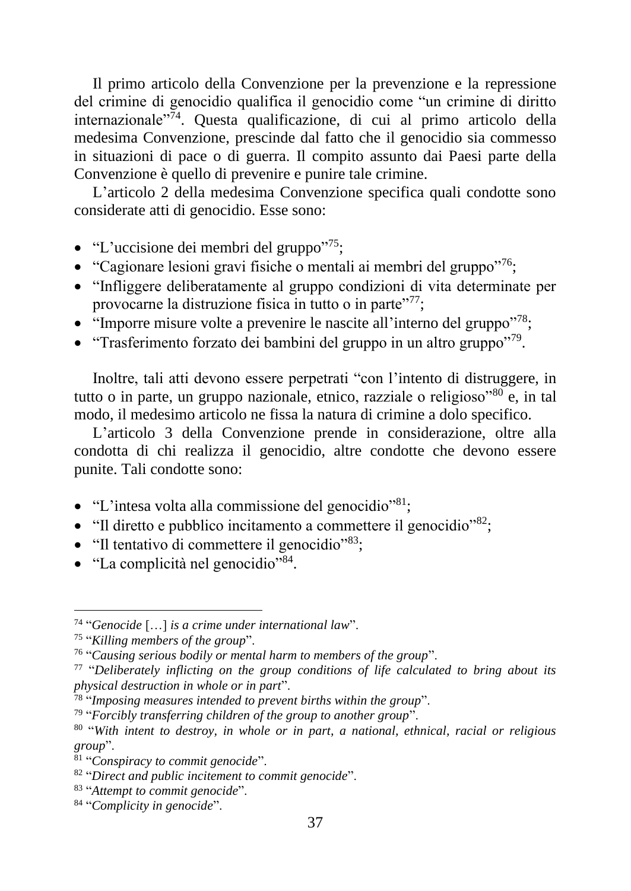Il primo articolo della Convenzione per la prevenzione e la repressione del crimine di genocidio qualifica il genocidio come “un crimine di diritto internazionale”[74]. Questa qualificazione, di cui al primo articolo della medesima Convenzione, prescinde dal fatto che il genocidio sia commesso in situazioni di pace o di guerra. Il compito assunto dai Paesi parte della Convenzione è quello di prevenire e punire tale crimine.

L’articolo 2 della medesima Convenzione specifica quali condotte sono considerate atti di genocidio. Esse sono:

- “L’uccisione dei membri del gruppo”[75];
- “Cagionare lesioni gravi fisiche o mentali ai membri del gruppo”[76];
- “Infliggere deliberatamente al gruppo condizioni di vita determinate per provocarne la distruzione fisica in tutto o in parte”[77];
- “Imporre misure volte a prevenire le nascite all’interno del gruppo”[78];
- “Trasferimento forzato dei bambini del gruppo in un altro gruppo”[79].

Inoltre, tali atti devono essere perpetrati “con l’intento di distruggere, in tutto o in parte, un gruppo nazionale, etnico, razziale o religioso”[80] e, in tal modo, il medesimo articolo ne fissa la natura di crimine a dolo specifico.

L’articolo 3 della Convenzione prende in considerazione, oltre alla condotta di chi realizza il genocidio, altre condotte che devono essere punite. Tali condotte sono:

- “L’intesa volta alla commissione del genocidio”[81];
- “Il diretto e pubblico incitamento a commettere il genocidio”[82];
- “Il tentativo di commettere il genocidio”[83];
- “La complicità nel genocidio”[84].

---

[74] “*Genocide* […] *is a crime under international law*”.

[75] “*Killing members of the group*”.

[76] “*Causing serious bodily or mental harm to members of the group*”.

[77] “*Deliberately inflicting on the group conditions of life calculated to bring about its physical destruction in whole or in part*”.

[78] “*Imposing measures intended to prevent births within the group*”.

[79] “*Forcibly transferring children of the group to another group*”.

[80] “*With intent to destroy, in whole or in part, a national, ethnical, racial or religious group*”.

[81] “*Conspiracy to commit genocide*”.

[82] “*Direct and public incitement to commit genocide*”.

[83] “*Attempt to commit genocide*”.

[84] “*Complicity in genocide*”.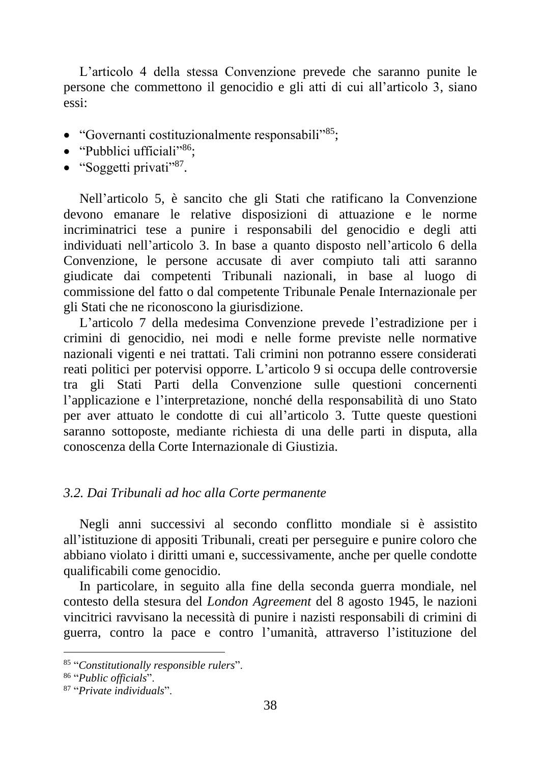L'articolo 4 della stessa Convenzione prevede che saranno punite le persone che commettono il genocidio e gli atti di cui all'articolo 3, siano essi:

- "Governanti costituzionalmente responsabili"[85];
- "Pubblici ufficiali"[86];
- "Soggetti privati"[87].

Nell'articolo 5, è sancito che gli Stati che ratificano la Convenzione devono emanare le relative disposizioni di attuazione e le norme incriminatrici tese a punire i responsabili del genocidio e degli atti individuati nell'articolo 3. In base a quanto disposto nell'articolo 6 della Convenzione, le persone accusate di aver compiuto tali atti saranno giudicate dai competenti Tribunali nazionali, in base al luogo di commissione del fatto o dal competente Tribunale Penale Internazionale per gli Stati che ne riconoscono la giurisdizione.

L'articolo 7 della medesima Convenzione prevede l'estradizione per i crimini di genocidio, nei modi e nelle forme previste nelle normative nazionali vigenti e nei trattati. Tali crimini non potranno essere considerati reati politici per potervisi opporre. L'articolo 9 si occupa delle controversie tra gli Stati Parti della Convenzione sulle questioni concernenti l'applicazione e l'interpretazione, nonché della responsabilità di uno Stato per aver attuato le condotte di cui all'articolo 3. Tutte queste questioni saranno sottoposte, mediante richiesta di una delle parti in disputa, alla conoscenza della Corte Internazionale di Giustizia.

### *3.2. Dai Tribunali ad hoc alla Corte permanente*

Negli anni successivi al secondo conflitto mondiale si è assistito all'istituzione di appositi Tribunali, creati per perseguire e punire coloro che abbiano violato i diritti umani e, successivamente, anche per quelle condotte qualificabili come genocidio.

In particolare, in seguito alla fine della seconda guerra mondiale, nel contesto della stesura del *London Agreement* del 8 agosto 1945, le nazioni vincitrici ravvisano la necessità di punire i nazisti responsabili di crimini di guerra, contro la pace e contro l'umanità, attraverso l'istituzione del

---

[85] "*Constitutionally responsible rulers*".

[86] "*Public officials*".

[87] "*Private individuals*".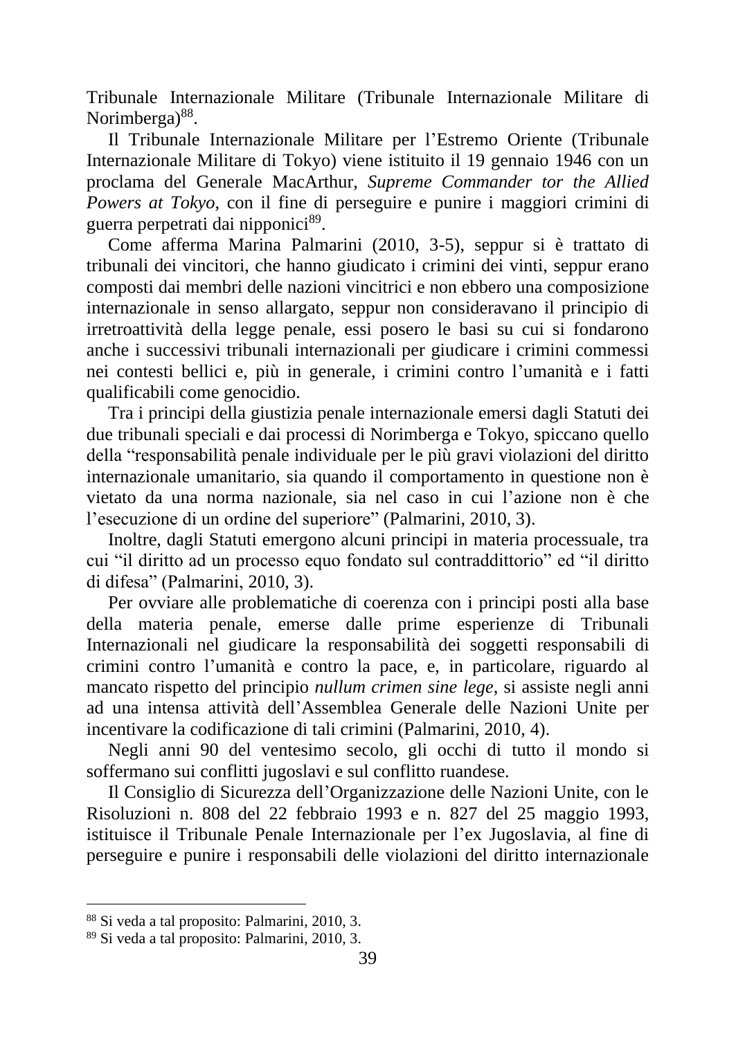Tribunale Internazionale Militare (Tribunale Internazionale Militare di Norimberga)[88].

Il Tribunale Internazionale Militare per l'Estremo Oriente (Tribunale Internazionale Militare di Tokyo) viene istituito il 19 gennaio 1946 con un proclama del Generale MacArthur, *Supreme Commander tor the Allied Powers at Tokyo*, con il fine di perseguire e punire i maggiori crimini di guerra perpetrati dai nipponici[89].

Come afferma Marina Palmarini (2010, 3-5), seppur si è trattato di tribunali dei vincitori, che hanno giudicato i crimini dei vinti, seppur erano composti dai membri delle nazioni vincitrici e non ebbero una composizione internazionale in senso allargato, seppur non consideravano il principio di irretroattività della legge penale, essi posero le basi su cui si fondarono anche i successivi tribunali internazionali per giudicare i crimini commessi nei contesti bellici e, più in generale, i crimini contro l'umanità e i fatti qualificabili come genocidio.

Tra i principi della giustizia penale internazionale emersi dagli Statuti dei due tribunali speciali e dai processi di Norimberga e Tokyo, spiccano quello della "responsabilità penale individuale per le più gravi violazioni del diritto internazionale umanitario, sia quando il comportamento in questione non è vietato da una norma nazionale, sia nel caso in cui l'azione non è che l'esecuzione di un ordine del superiore" (Palmarini, 2010, 3).

Inoltre, dagli Statuti emergono alcuni principi in materia processuale, tra cui "il diritto ad un processo equo fondato sul contraddittorio" ed "il diritto di difesa" (Palmarini, 2010, 3).

Per ovviare alle problematiche di coerenza con i principi posti alla base della materia penale, emerse dalle prime esperienze di Tribunali Internazionali nel giudicare la responsabilità dei soggetti responsabili di crimini contro l'umanità e contro la pace, e, in particolare, riguardo al mancato rispetto del principio *nullum crimen sine lege*, si assiste negli anni ad una intensa attività dell'Assemblea Generale delle Nazioni Unite per incentivare la codificazione di tali crimini (Palmarini, 2010, 4).

Negli anni 90 del ventesimo secolo, gli occhi di tutto il mondo si soffermano sui conflitti jugoslavi e sul conflitto ruandese.

Il Consiglio di Sicurezza dell'Organizzazione delle Nazioni Unite, con le Risoluzioni n. 808 del 22 febbraio 1993 e n. 827 del 25 maggio 1993, istituisce il Tribunale Penale Internazionale per l'ex Jugoslavia, al fine di perseguire e punire i responsabili delle violazioni del diritto internazionale

---

[88] Si veda a tal proposito: Palmarini, 2010, 3.

[89] Si veda a tal proposito: Palmarini, 2010, 3.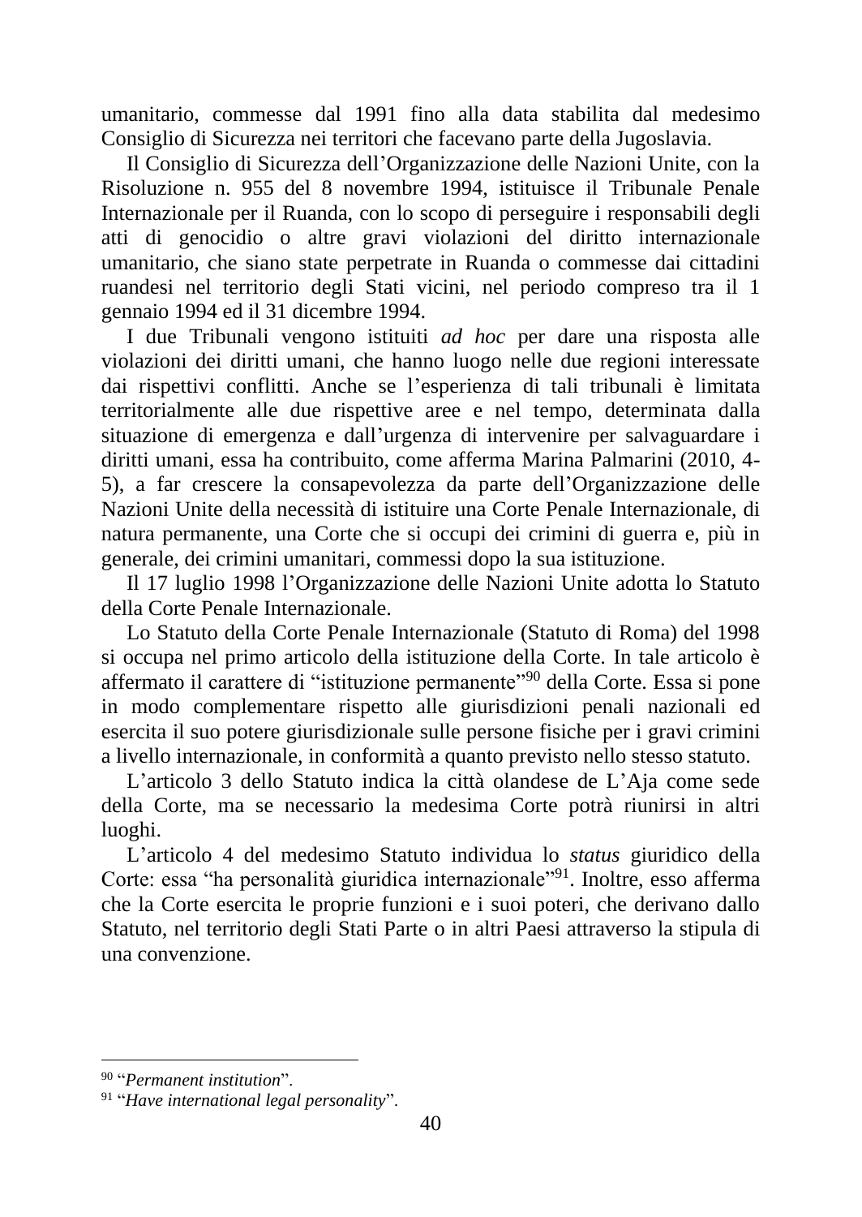umanitario, commesse dal 1991 fino alla data stabilita dal medesimo Consiglio di Sicurezza nei territori che facevano parte della Jugoslavia.

Il Consiglio di Sicurezza dell'Organizzazione delle Nazioni Unite, con la Risoluzione n. 955 del 8 novembre 1994, istituisce il Tribunale Penale Internazionale per il Ruanda, con lo scopo di perseguire i responsabili degli atti di genocidio o altre gravi violazioni del diritto internazionale umanitario, che siano state perpetrate in Ruanda o commesse dai cittadini ruandesi nel territorio degli Stati vicini, nel periodo compreso tra il 1 gennaio 1994 ed il 31 dicembre 1994.

I due Tribunali vengono istituiti *ad hoc* per dare una risposta alle violazioni dei diritti umani, che hanno luogo nelle due regioni interessate dai rispettivi conflitti. Anche se l'esperienza di tali tribunali è limitata territorialmente alle due rispettive aree e nel tempo, determinata dalla situazione di emergenza e dall'urgenza di intervenire per salvaguardare i diritti umani, essa ha contribuito, come afferma Marina Palmarini (2010, 4-5), a far crescere la consapevolezza da parte dell'Organizzazione delle Nazioni Unite della necessità di istituire una Corte Penale Internazionale, di natura permanente, una Corte che si occupi dei crimini di guerra e, più in generale, dei crimini umanitari, commessi dopo la sua istituzione.

Il 17 luglio 1998 l'Organizzazione delle Nazioni Unite adotta lo Statuto della Corte Penale Internazionale.

Lo Statuto della Corte Penale Internazionale (Statuto di Roma) del 1998 si occupa nel primo articolo della istituzione della Corte. In tale articolo è affermato il carattere di "istituzione permanente"[90] della Corte. Essa si pone in modo complementare rispetto alle giurisdizioni penali nazionali ed esercita il suo potere giurisdizionale sulle persone fisiche per i gravi crimini a livello internazionale, in conformità a quanto previsto nello stesso statuto.

L'articolo 3 dello Statuto indica la città olandese de L'Aja come sede della Corte, ma se necessario la medesima Corte potrà riunirsi in altri luoghi.

L'articolo 4 del medesimo Statuto individua lo *status* giuridico della Corte: essa "ha personalità giuridica internazionale"[91]. Inoltre, esso afferma che la Corte esercita le proprie funzioni e i suoi poteri, che derivano dallo Statuto, nel territorio degli Stati Parte o in altri Paesi attraverso la stipula di una convenzione.

---

[90] "*Permanent institution*".

[91] "*Have international legal personality*".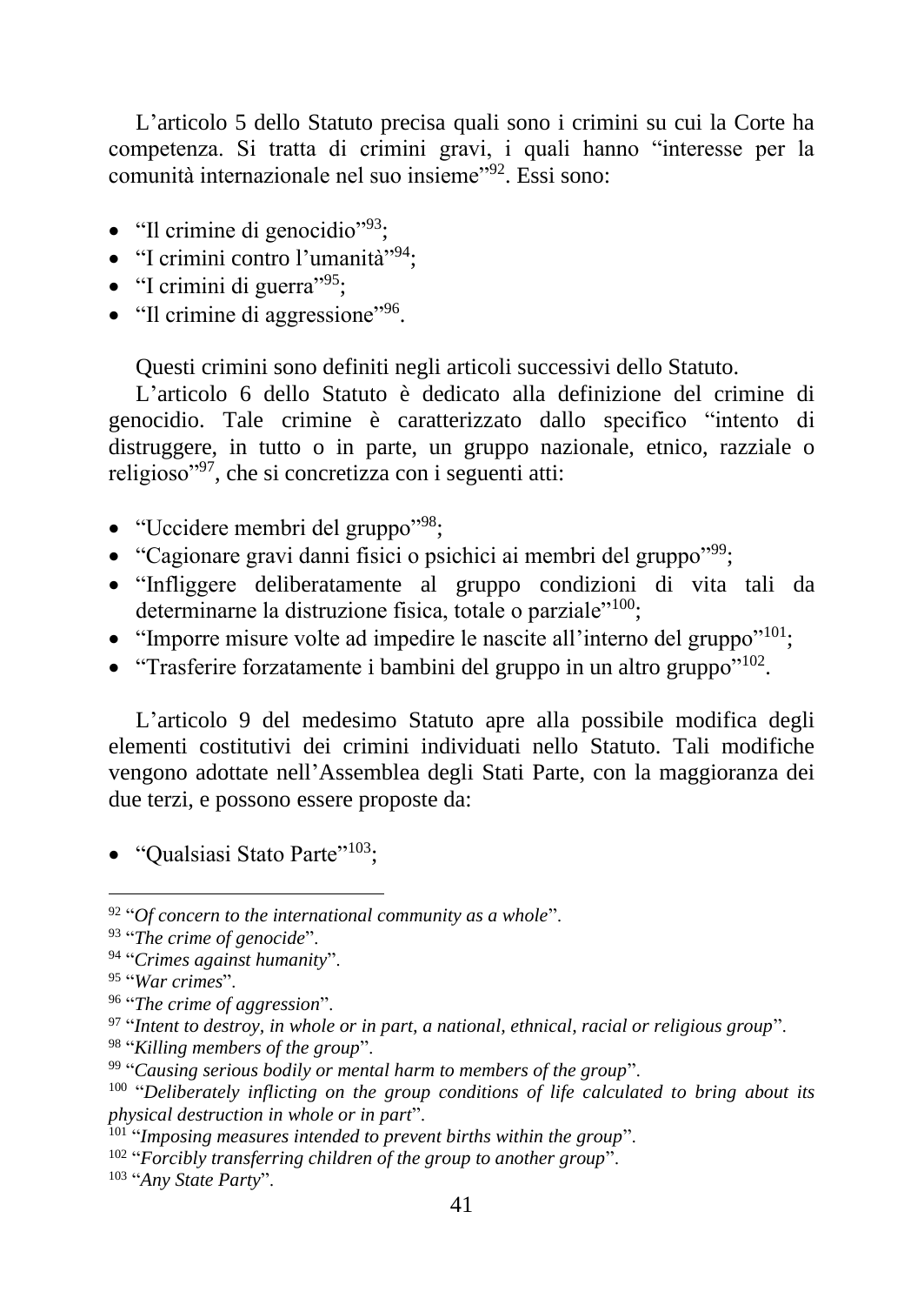L'articolo 5 dello Statuto precisa quali sono i crimini su cui la Corte ha competenza. Si tratta di crimini gravi, i quali hanno "interesse per la comunità internazionale nel suo insieme"[92]. Essi sono:

- "Il crimine di genocidio"[93];
- "I crimini contro l'umanità"[94];
- "I crimini di guerra"[95];
- "Il crimine di aggressione"[96].

Questi crimini sono definiti negli articoli successivi dello Statuto.

L'articolo 6 dello Statuto è dedicato alla definizione del crimine di genocidio. Tale crimine è caratterizzato dallo specifico "intento di distruggere, in tutto o in parte, un gruppo nazionale, etnico, razziale o religioso"[97], che si concretizza con i seguenti atti:

- "Uccidere membri del gruppo"[98];
- "Cagionare gravi danni fisici o psichici ai membri del gruppo"[99];
- "Infliggere deliberatamente al gruppo condizioni di vita tali da determinarne la distruzione fisica, totale o parziale"[100];
- "Imporre misure volte ad impedire le nascite all'interno del gruppo"[101];
- "Trasferire forzatamente i bambini del gruppo in un altro gruppo"[102].

L'articolo 9 del medesimo Statuto apre alla possibile modifica degli elementi costitutivi dei crimini individuati nello Statuto. Tali modifiche vengono adottate nell'Assemblea degli Stati Parte, con la maggioranza dei due terzi, e possono essere proposte da:

- "Qualsiasi Stato Parte"[103];

---

[92] "*Of concern to the international community as a whole*".

[93] "*The crime of genocide*".

[94] "*Crimes against humanity*".

[95] "*War crimes*".

[96] "*The crime of aggression*".

[97] "*Intent to destroy, in whole or in part, a national, ethnical, racial or religious group*".

[98] "*Killing members of the group*".

[99] "*Causing serious bodily or mental harm to members of the group*".

[100] "*Deliberately inflicting on the group conditions of life calculated to bring about its physical destruction in whole or in part*".

[101] "*Imposing measures intended to prevent births within the group*".

[102] "*Forcibly transferring children of the group to another group*".

[103] "*Any State Party*".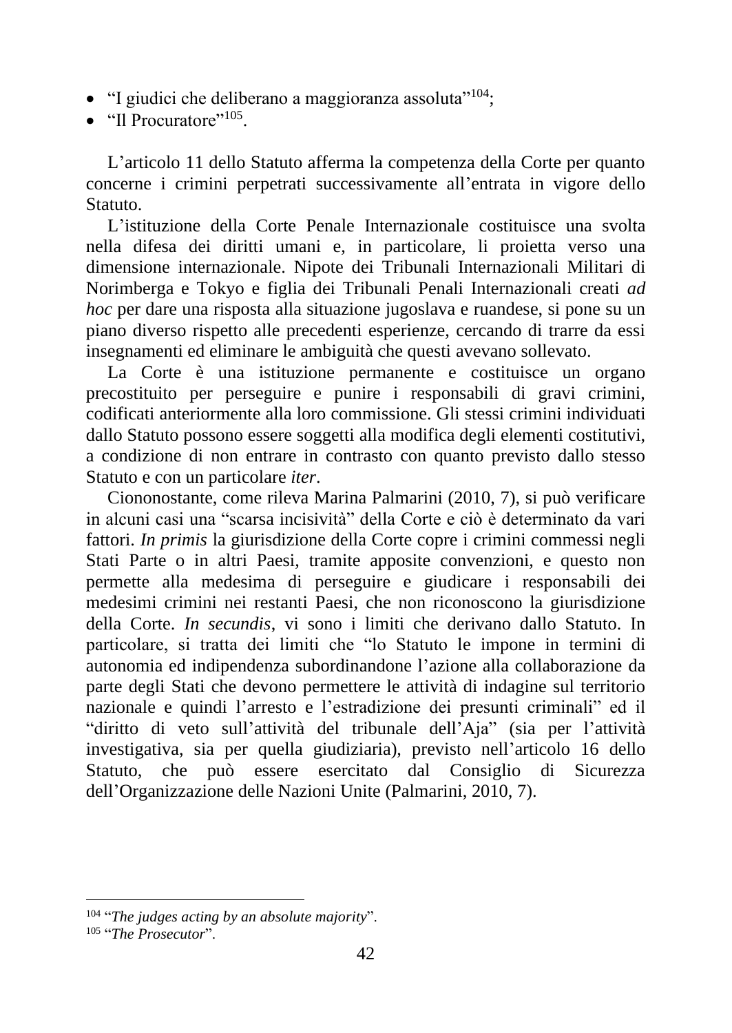- "I giudici che deliberano a maggioranza assoluta"[104];
- "Il Procuratore"[105].

L'articolo 11 dello Statuto afferma la competenza della Corte per quanto concerne i crimini perpetrati successivamente all'entrata in vigore dello Statuto.

L'istituzione della Corte Penale Internazionale costituisce una svolta nella difesa dei diritti umani e, in particolare, li proietta verso una dimensione internazionale. Nipote dei Tribunali Internazionali Militari di Norimberga e Tokyo e figlia dei Tribunali Penali Internazionali creati *ad hoc* per dare una risposta alla situazione jugoslava e ruandese, si pone su un piano diverso rispetto alle precedenti esperienze, cercando di trarre da essi insegnamenti ed eliminare le ambiguità che questi avevano sollevato.

La Corte è una istituzione permanente e costituisce un organo precostituito per perseguire e punire i responsabili di gravi crimini, codificati anteriormente alla loro commissione. Gli stessi crimini individuati dallo Statuto possono essere soggetti alla modifica degli elementi costitutivi, a condizione di non entrare in contrasto con quanto previsto dallo stesso Statuto e con un particolare *iter*.

Ciononostante, come rileva Marina Palmarini (2010, 7), si può verificare in alcuni casi una "scarsa incisività" della Corte e ciò è determinato da vari fattori. *In primis* la giurisdizione della Corte copre i crimini commessi negli Stati Parte o in altri Paesi, tramite apposite convenzioni, e questo non permette alla medesima di perseguire e giudicare i responsabili dei medesimi crimini nei restanti Paesi, che non riconoscono la giurisdizione della Corte. *In secundis*, vi sono i limiti che derivano dallo Statuto. In particolare, si tratta dei limiti che "lo Statuto le impone in termini di autonomia ed indipendenza subordinandone l'azione alla collaborazione da parte degli Stati che devono permettere le attività di indagine sul territorio nazionale e quindi l'arresto e l'estradizione dei presunti criminali" ed il "diritto di veto sull'attività del tribunale dell'Aja" (sia per l'attività investigativa, sia per quella giudiziaria), previsto nell'articolo 16 dello Statuto, che può essere esercitato dal Consiglio di Sicurezza dell'Organizzazione delle Nazioni Unite (Palmarini, 2010, 7).

---

[104] "*The judges acting by an absolute majority*".

[105] "*The Prosecutor*".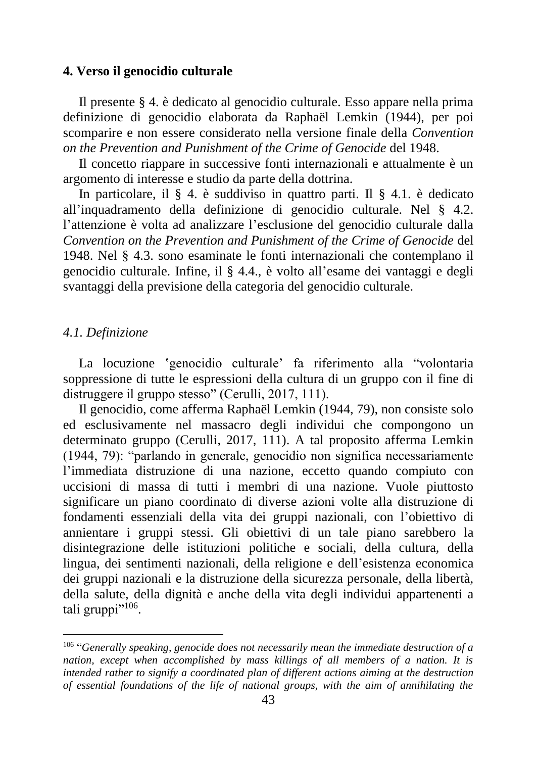## 4. Verso il genocidio culturale

Il presente § 4. è dedicato al genocidio culturale. Esso appare nella prima definizione di genocidio elaborata da Raphaël Lemkin (1944), per poi scomparire e non essere considerato nella versione finale della *Convention on the Prevention and Punishment of the Crime of Genocide* del 1948.

Il concetto riappare in successive fonti internazionali e attualmente è un argomento di interesse e studio da parte della dottrina.

In particolare, il § 4. è suddiviso in quattro parti. Il § 4.1. è dedicato all'inquadramento della definizione di genocidio culturale. Nel § 4.2. l'attenzione è volta ad analizzare l'esclusione del genocidio culturale dalla *Convention on the Prevention and Punishment of the Crime of Genocide* del 1948. Nel § 4.3. sono esaminate le fonti internazionali che contemplano il genocidio culturale. Infine, il § 4.4., è volto all'esame dei vantaggi e degli svantaggi della previsione della categoria del genocidio culturale.

### *4.1. Definizione*

La locuzione ʻgenocidio culturale' fa riferimento alla "volontaria soppressione di tutte le espressioni della cultura di un gruppo con il fine di distruggere il gruppo stesso" (Cerulli, 2017, 111).

Il genocidio, come afferma Raphaël Lemkin (1944, 79), non consiste solo ed esclusivamente nel massacro degli individui che compongono un determinato gruppo (Cerulli, 2017, 111). A tal proposito afferma Lemkin (1944, 79): "parlando in generale, genocidio non significa necessariamente l'immediata distruzione di una nazione, eccetto quando compiuto con uccisioni di massa di tutti i membri di una nazione. Vuole piuttosto significare un piano coordinato di diverse azioni volte alla distruzione di fondamenti essenziali della vita dei gruppi nazionali, con l'obiettivo di annientare i gruppi stessi. Gli obiettivi di un tale piano sarebbero la disintegrazione delle istituzioni politiche e sociali, della cultura, della lingua, dei sentimenti nazionali, della religione e dell'esistenza economica dei gruppi nazionali e la distruzione della sicurezza personale, della libertà, della salute, della dignità e anche della vita degli individui appartenenti a tali gruppi"[106].

---

[106] "*Generally speaking, genocide does not necessarily mean the immediate destruction of a nation, except when accomplished by mass killings of all members of a nation. It is intended rather to signify a coordinated plan of different actions aiming at the destruction of essential foundations of the life of national groups, with the aim of annihilating the*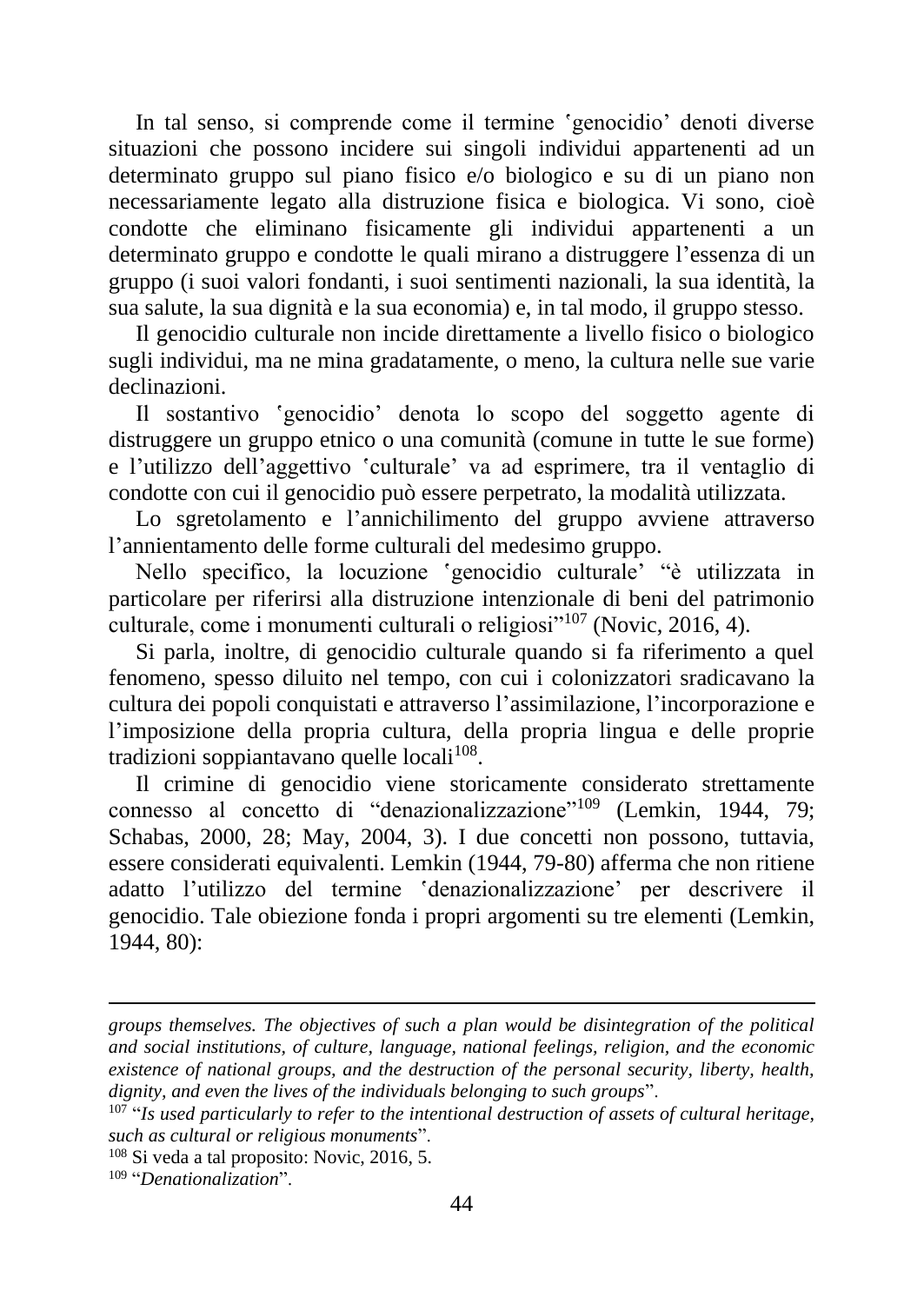In tal senso, si comprende come il termine ʽgenocidioʼ denoti diverse situazioni che possono incidere sui singoli individui appartenenti ad un determinato gruppo sul piano fisico e/o biologico e su di un piano non necessariamente legato alla distruzione fisica e biologica. Vi sono, cioè condotte che eliminano fisicamente gli individui appartenenti a un determinato gruppo e condotte le quali mirano a distruggere l'essenza di un gruppo (i suoi valori fondanti, i suoi sentimenti nazionali, la sua identità, la sua salute, la sua dignità e la sua economia) e, in tal modo, il gruppo stesso.

Il genocidio culturale non incide direttamente a livello fisico o biologico sugli individui, ma ne mina gradatamente, o meno, la cultura nelle sue varie declinazioni.

Il sostantivo ʽgenocidioʼ denota lo scopo del soggetto agente di distruggere un gruppo etnico o una comunità (comune in tutte le sue forme) e l'utilizzo dell'aggettivo ʽculturaleʼ va ad esprimere, tra il ventaglio di condotte con cui il genocidio può essere perpetrato, la modalità utilizzata.

Lo sgretolamento e l'annichilimento del gruppo avviene attraverso l'annientamento delle forme culturali del medesimo gruppo.

Nello specifico, la locuzione ʽgenocidio culturaleʼ "è utilizzata in particolare per riferirsi alla distruzione intenzionale di beni del patrimonio culturale, come i monumenti culturali o religiosi"[107] (Novic, 2016, 4).

Si parla, inoltre, di genocidio culturale quando si fa riferimento a quel fenomeno, spesso diluito nel tempo, con cui i colonizzatori sradicavano la cultura dei popoli conquistati e attraverso l'assimilazione, l'incorporazione e l'imposizione della propria cultura, della propria lingua e delle proprie tradizioni soppiantavano quelle locali[108].

Il crimine di genocidio viene storicamente considerato strettamente connesso al concetto di "denazionalizzazione"[109] (Lemkin, 1944, 79; Schabas, 2000, 28; May, 2004, 3). I due concetti non possono, tuttavia, essere considerati equivalenti. Lemkin (1944, 79-80) afferma che non ritiene adatto l'utilizzo del termine ʽdenazionalizzazioneʼ per descrivere il genocidio. Tale obiezione fonda i propri argomenti su tre elementi (Lemkin, 1944, 80):

---

*groups themselves. The objectives of such a plan would be disintegration of the political and social institutions, of culture, language, national feelings, religion, and the economic existence of national groups, and the destruction of the personal security, liberty, health, dignity, and even the lives of the individuals belonging to such groups*".

[107] "*Is used particularly to refer to the intentional destruction of assets of cultural heritage, such as cultural or religious monuments*".

[108] Si veda a tal proposito: Novic, 2016, 5.

[109] "*Denationalization*".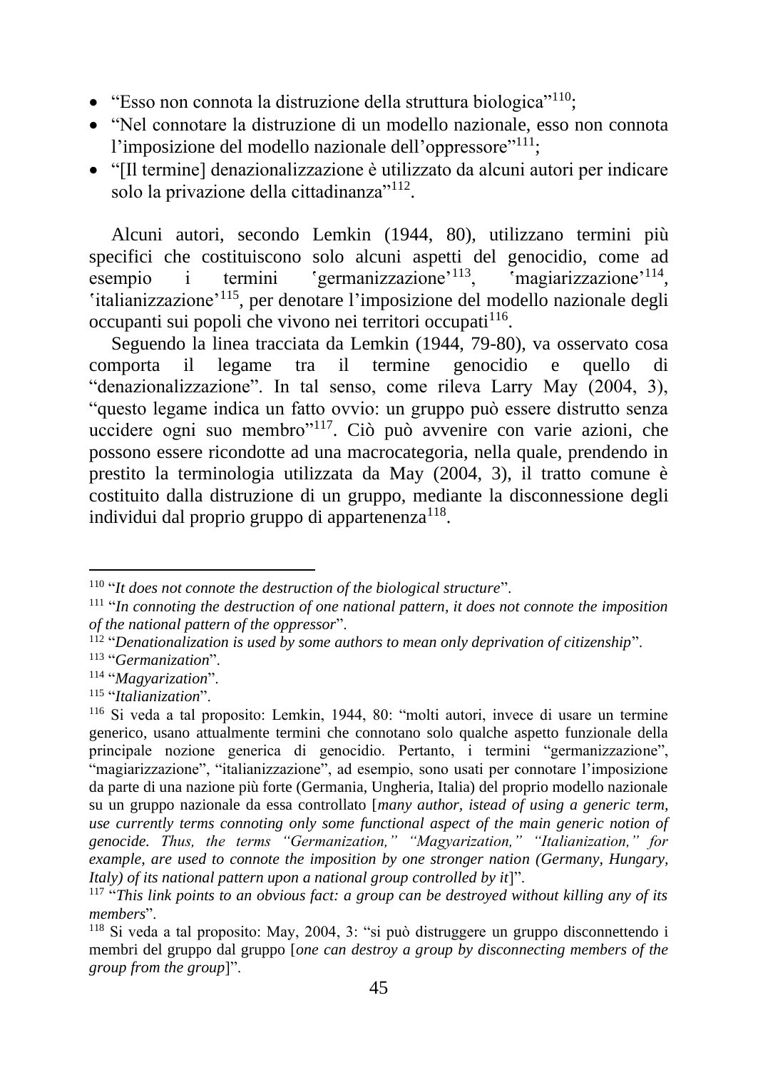- “Esso non connota la distruzione della struttura biologica”[110];
- “Nel connotare la distruzione di un modello nazionale, esso non connota l’imposizione del modello nazionale dell’oppressore”[111];
- “[Il termine] denazionalizzazione è utilizzato da alcuni autori per indicare solo la privazione della cittadinanza”[112].

Alcuni autori, secondo Lemkin (1944, 80), utilizzano termini più specifici che costituiscono solo alcuni aspetti del genocidio, come ad esempio i termini ‘germanizzazione’[113], ‘magiarizzazione’[114], ‘italianizzazione’[115], per denotare l’imposizione del modello nazionale degli occupanti sui popoli che vivono nei territori occupati[116].

Seguendo la linea tracciata da Lemkin (1944, 79-80), va osservato cosa comporta il legame tra il termine genocidio e quello di “denazionalizzazione”. In tal senso, come rileva Larry May (2004, 3), “questo legame indica un fatto ovvio: un gruppo può essere distrutto senza uccidere ogni suo membro”[117]. Ciò può avvenire con varie azioni, che possono essere ricondotte ad una macrocategoria, nella quale, prendendo in prestito la terminologia utilizzata da May (2004, 3), il tratto comune è costituito dalla distruzione di un gruppo, mediante la disconnessione degli individui dal proprio gruppo di appartenenza[118].

---

[110] “*It does not connote the destruction of the biological structure*”.

[111] “*In connoting the destruction of one national pattern, it does not connote the imposition of the national pattern of the oppressor*”.

[112] “*Denationalization is used by some authors to mean only deprivation of citizenship*”.

[113] “*Germanization*”.

[114] “*Magyarization*”.

[115] “*Italianization*”.

[116] Si veda a tal proposito: Lemkin, 1944, 80: “molti autori, invece di usare un termine generico, usano attualmente termini che connotano solo qualche aspetto funzionale della principale nozione generica di genocidio. Pertanto, i termini “germanizzazione”, “magiarizzazione”, “italianizzazione”, ad esempio, sono usati per connotare l’imposizione da parte di una nazione più forte (Germania, Ungheria, Italia) del proprio modello nazionale su un gruppo nazionale da essa controllato [*many author, istead of using a generic term, use currently terms connoting only some functional aspect of the main generic notion of genocide. Thus, the terms “Germanization,” “Magyarization,” “Italianization,” for example, are used to connote the imposition by one stronger nation (Germany, Hungary, Italy) of its national pattern upon a national group controlled by it*]”.

[117] “*This link points to an obvious fact: a group can be destroyed without killing any of its members*”.

[118] Si veda a tal proposito: May, 2004, 3: “si può distruggere un gruppo disconnettendo i membri del gruppo dal gruppo [*one can destroy a group by disconnecting members of the group from the group*]”.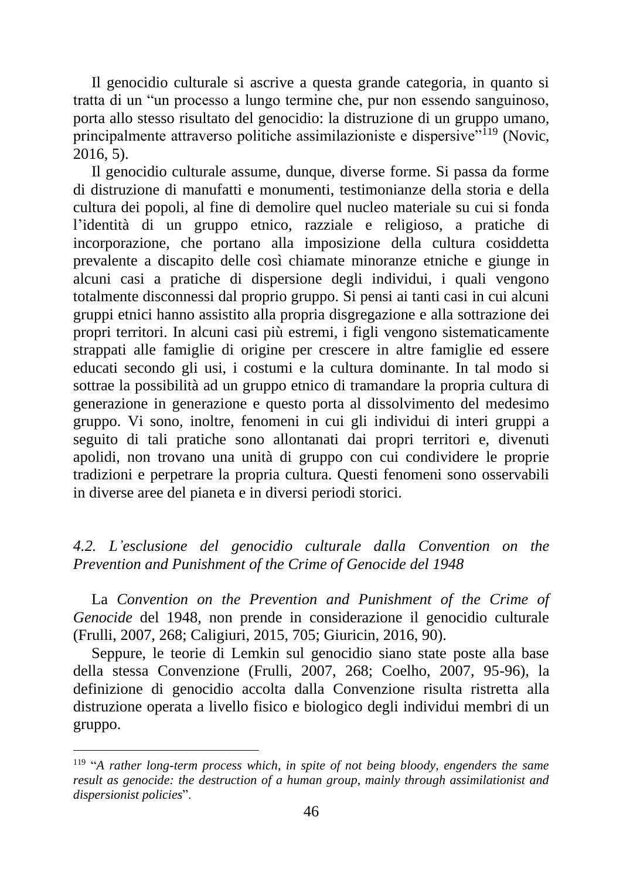Il genocidio culturale si ascrive a questa grande categoria, in quanto si tratta di un "un processo a lungo termine che, pur non essendo sanguinoso, porta allo stesso risultato del genocidio: la distruzione di un gruppo umano, principalmente attraverso politiche assimilazioniste e dispersive"[119] (Novic, 2016, 5).

Il genocidio culturale assume, dunque, diverse forme. Si passa da forme di distruzione di manufatti e monumenti, testimonianze della storia e della cultura dei popoli, al fine di demolire quel nucleo materiale su cui si fonda l'identità di un gruppo etnico, razziale e religioso, a pratiche di incorporazione, che portano alla imposizione della cultura cosiddetta prevalente a discapito delle così chiamate minoranze etniche e giunge in alcuni casi a pratiche di dispersione degli individui, i quali vengono totalmente disconnessi dal proprio gruppo. Si pensi ai tanti casi in cui alcuni gruppi etnici hanno assistito alla propria disgregazione e alla sottrazione dei propri territori. In alcuni casi più estremi, i figli vengono sistematicamente strappati alle famiglie di origine per crescere in altre famiglie ed essere educati secondo gli usi, i costumi e la cultura dominante. In tal modo si sottrae la possibilità ad un gruppo etnico di tramandare la propria cultura di generazione in generazione e questo porta al dissolvimento del medesimo gruppo. Vi sono, inoltre, fenomeni in cui gli individui di interi gruppi a seguito di tali pratiche sono allontanati dai propri territori e, divenuti apolidi, non trovano una unità di gruppo con cui condividere le proprie tradizioni e perpetrare la propria cultura. Questi fenomeni sono osservabili in diverse aree del pianeta e in diversi periodi storici.

### *4.2. L'esclusione del genocidio culturale dalla Convention on the Prevention and Punishment of the Crime of Genocide del 1948*

La *Convention on the Prevention and Punishment of the Crime of Genocide* del 1948, non prende in considerazione il genocidio culturale (Frulli, 2007, 268; Caligiuri, 2015, 705; Giuricin, 2016, 90).

Seppure, le teorie di Lemkin sul genocidio siano state poste alla base della stessa Convenzione (Frulli, 2007, 268; Coelho, 2007, 95-96), la definizione di genocidio accolta dalla Convenzione risulta ristretta alla distruzione operata a livello fisico e biologico degli individui membri di un gruppo.

---

[119] "*A rather long-term process which, in spite of not being bloody, engenders the same result as genocide: the destruction of a human group, mainly through assimilationist and dispersionist policies*".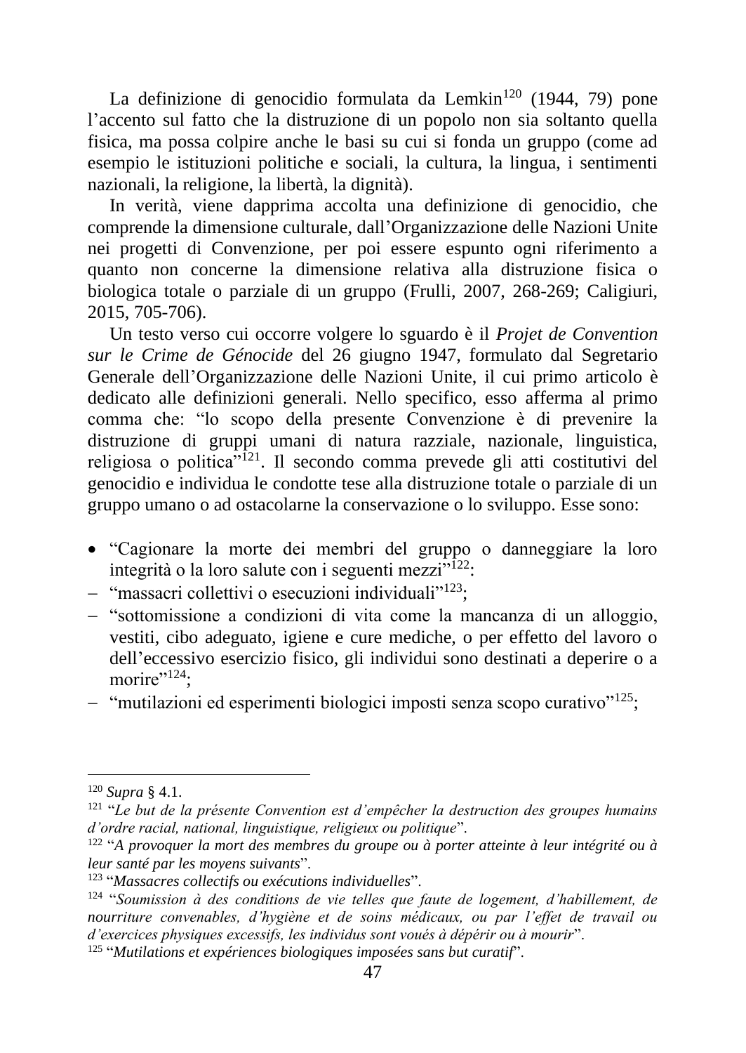La definizione di genocidio formulata da Lemkin[120] (1944, 79) pone l'accento sul fatto che la distruzione di un popolo non sia soltanto quella fisica, ma possa colpire anche le basi su cui si fonda un gruppo (come ad esempio le istituzioni politiche e sociali, la cultura, la lingua, i sentimenti nazionali, la religione, la libertà, la dignità).

In verità, viene dapprima accolta una definizione di genocidio, che comprende la dimensione culturale, dall'Organizzazione delle Nazioni Unite nei progetti di Convenzione, per poi essere espunto ogni riferimento a quanto non concerne la dimensione relativa alla distruzione fisica o biologica totale o parziale di un gruppo (Frulli, 2007, 268-269; Caligiuri, 2015, 705-706).

Un testo verso cui occorre volgere lo sguardo è il *Projet de Convention sur le Crime de Génocide* del 26 giugno 1947, formulato dal Segretario Generale dell'Organizzazione delle Nazioni Unite, il cui primo articolo è dedicato alle definizioni generali. Nello specifico, esso afferma al primo comma che: "lo scopo della presente Convenzione è di prevenire la distruzione di gruppi umani di natura razziale, nazionale, linguistica, religiosa o politica"[121]. Il secondo comma prevede gli atti costitutivi del genocidio e individua le condotte tese alla distruzione totale o parziale di un gruppo umano o ad ostacolarne la conservazione o lo sviluppo. Esse sono:

- "Cagionare la morte dei membri del gruppo o danneggiare la loro integrità o la loro salute con i seguenti mezzi"[122]:
  - "massacri collettivi o esecuzioni individuali"[123];
  - "sottomissione a condizioni di vita come la mancanza di un alloggio, vestiti, cibo adeguato, igiene e cure mediche, o per effetto del lavoro o dell'eccessivo esercizio fisico, gli individui sono destinati a deperire o a morire"[124];
  - "mutilazioni ed esperimenti biologici imposti senza scopo curativo"[125];

---

[120] *Supra* § 4.1.

[121] "*Le but de la présente Convention est d'empêcher la destruction des groupes humains d'ordre racial, national, linguistique, religieux ou politique*".

[122] "*A provoquer la mort des membres du groupe ou à porter atteinte à leur intégrité ou à leur santé par les moyens suivants*".

[123] "*Massacres collectifs ou exécutions individuelles*".

[124] "*Soumission à des conditions de vie telles que faute de logement, d'habillement, de nourriture convenables, d'hygiène et de soins médicaux, ou par l'effet de travail ou d'exercices physiques excessifs, les individus sont voués à dépérir ou à mourir*".

[125] "*Mutilations et expériences biologiques imposées sans but curatif*".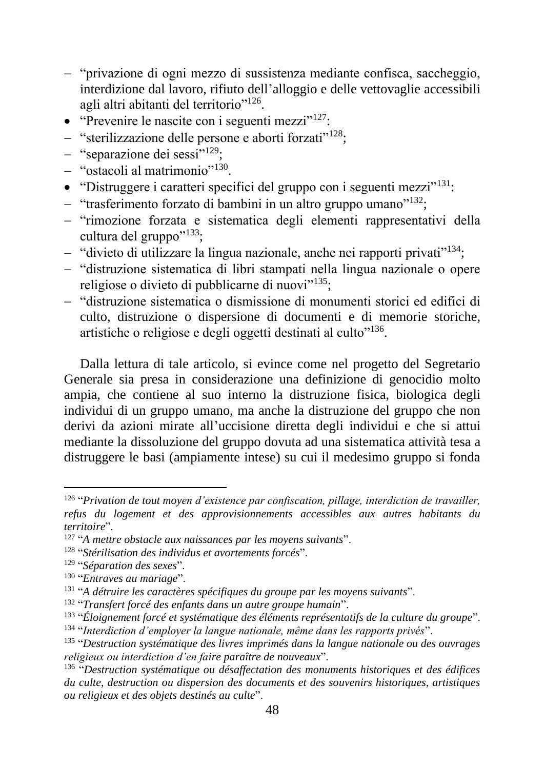- "privazione di ogni mezzo di sussistenza mediante confisca, saccheggio, interdizione dal lavoro, rifiuto dell'alloggio e delle vettovaglie accessibili agli altri abitanti del territorio"[126].

- "Prevenire le nascite con i seguenti mezzi"[127]:
  - "sterilizzazione delle persone e aborti forzati"[128];
  - "separazione dei sessi"[129];
  - "ostacoli al matrimonio"[130].
- "Distruggere i caratteri specifici del gruppo con i seguenti mezzi"[131]:
  - "trasferimento forzato di bambini in un altro gruppo umano"[132];
  - "rimozione forzata e sistematica degli elementi rappresentativi della cultura del gruppo"[133];
  - "divieto di utilizzare la lingua nazionale, anche nei rapporti privati"[134];
  - "distruzione sistematica di libri stampati nella lingua nazionale o opere religiose o divieto di pubblicarne di nuovi"[135];
  - "distruzione sistematica o dismissione di monumenti storici ed edifici di culto, distruzione o dispersione di documenti e di memorie storiche, artistiche o religiose e degli oggetti destinati al culto"[136].

Dalla lettura di tale articolo, si evince come nel progetto del Segretario Generale sia presa in considerazione una definizione di genocidio molto ampia, che contiene al suo interno la distruzione fisica, biologica degli individui di un gruppo umano, ma anche la distruzione del gruppo che non derivi da azioni mirate all'uccisione diretta degli individui e che si attui mediante la dissoluzione del gruppo dovuta ad una sistematica attività tesa a distruggere le basi (ampiamente intese) su cui il medesimo gruppo si fonda

---

[126] "*Privation de tout moyen d'existence par confiscation, pillage, interdiction de travailler, refus du logement et des approvisionnements accessibles aux autres habitants du territoire*".

[127] "*A mettre obstacle aux naissances par les moyens suivants*".

[128] "*Stérilisation des individus et avortements forcés*".

[129] "*Séparation des sexes*".

[130] "*Entraves au mariage*".

[131] "*A détruire les caractères spécifiques du groupe par les moyens suivants*".

[132] "*Transfert forcé des enfants dans un autre groupe humain*".

[133] "*Éloignement forcé et systématique des éléments représentatifs de la culture du groupe*".

[134] "*Interdiction d'employer la langue nationale, même dans les rapports privés*".

[135] "*Destruction systématique des livres imprimés dans la langue nationale ou des ouvrages religieux ou interdiction d'en faire paraître de nouveaux*".

[136] "*Destruction systématique ou désaffectation des monuments historiques et des édifices du culte, destruction ou dispersion des documents et des souvenirs historiques, artistiques ou religieux et des objets destinés au culte*".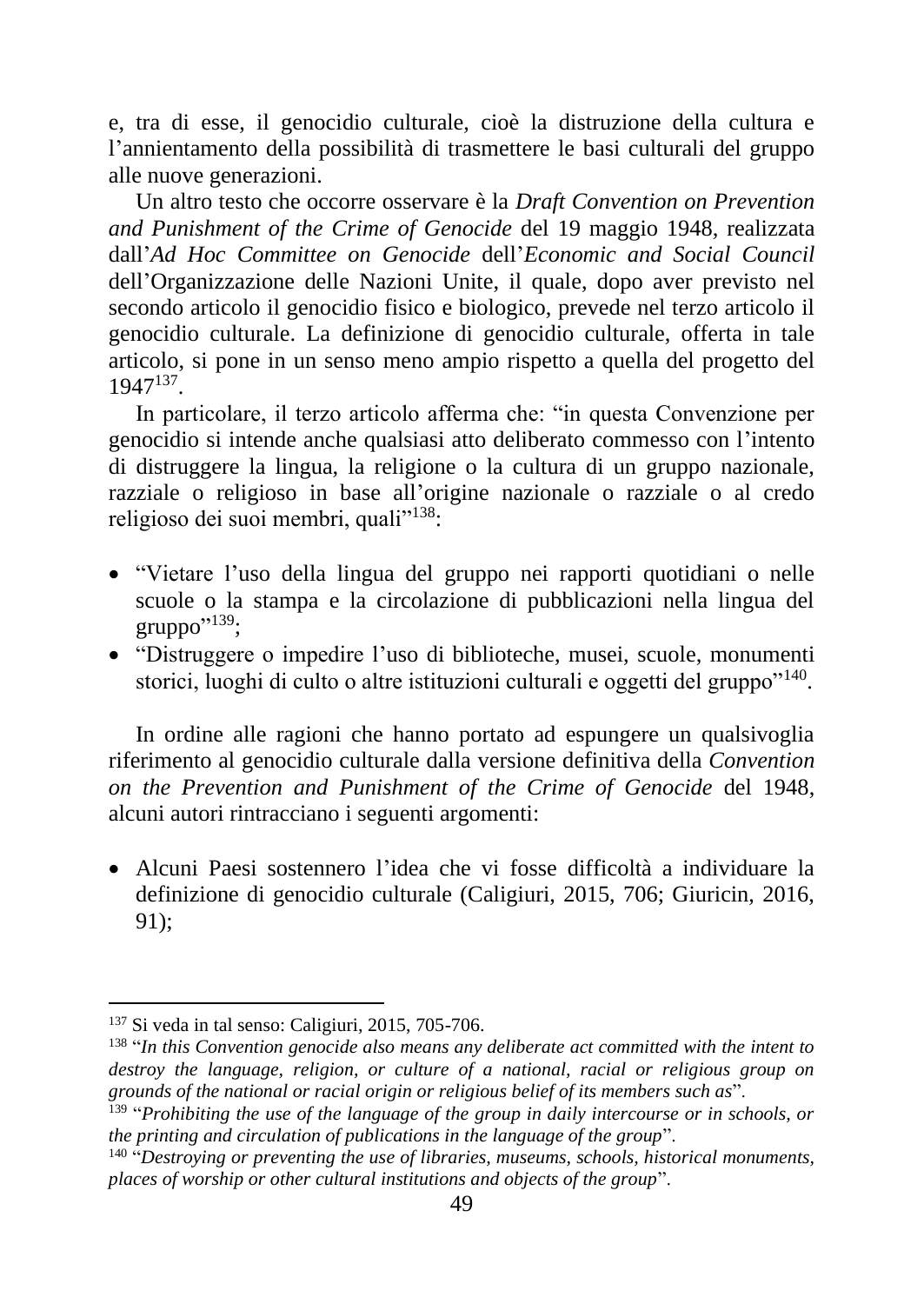e, tra di esse, il genocidio culturale, cioè la distruzione della cultura e l'annientamento della possibilità di trasmettere le basi culturali del gruppo alle nuove generazioni.

Un altro testo che occorre osservare è la *Draft Convention on Prevention and Punishment of the Crime of Genocide* del 19 maggio 1948, realizzata dall'*Ad Hoc Committee on Genocide* dell'*Economic and Social Council* dell'Organizzazione delle Nazioni Unite, il quale, dopo aver previsto nel secondo articolo il genocidio fisico e biologico, prevede nel terzo articolo il genocidio culturale. La definizione di genocidio culturale, offerta in tale articolo, si pone in un senso meno ampio rispetto a quella del progetto del 1947[137].

In particolare, il terzo articolo afferma che: "in questa Convenzione per genocidio si intende anche qualsiasi atto deliberato commesso con l'intento di distruggere la lingua, la religione o la cultura di un gruppo nazionale, razziale o religioso in base all'origine nazionale o razziale o al credo religioso dei suoi membri, quali"[138]:

- "Vietare l'uso della lingua del gruppo nei rapporti quotidiani o nelle scuole o la stampa e la circolazione di pubblicazioni nella lingua del gruppo"[139];
- "Distruggere o impedire l'uso di biblioteche, musei, scuole, monumenti storici, luoghi di culto o altre istituzioni culturali e oggetti del gruppo"[140].

In ordine alle ragioni che hanno portato ad espungere un qualsivoglia riferimento al genocidio culturale dalla versione definitiva della *Convention on the Prevention and Punishment of the Crime of Genocide* del 1948, alcuni autori rintracciano i seguenti argomenti:

- Alcuni Paesi sostennero l'idea che vi fosse difficoltà a individuare la definizione di genocidio culturale (Caligiuri, 2015, 706; Giuricin, 2016, 91);

---

[137] Si veda in tal senso: Caligiuri, 2015, 705-706.

[138] "*In this Convention genocide also means any deliberate act committed with the intent to destroy the language, religion, or culture of a national, racial or religious group on grounds of the national or racial origin or religious belief of its members such as*".

[139] "*Prohibiting the use of the language of the group in daily intercourse or in schools, or the printing and circulation of publications in the language of the group*".

[140] "*Destroying or preventing the use of libraries, museums, schools, historical monuments, places of worship or other cultural institutions and objects of the group*".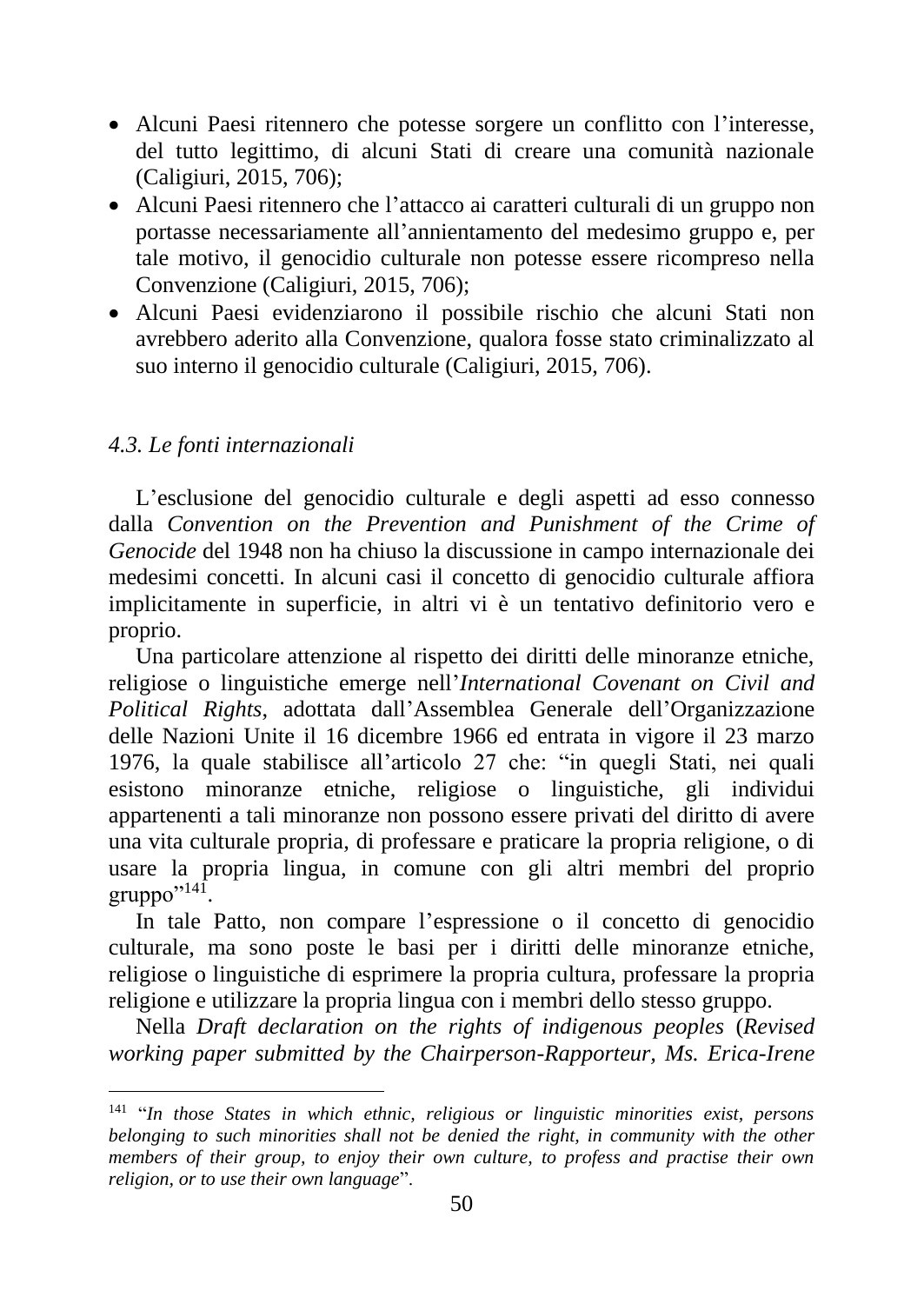- Alcuni Paesi ritennero che potesse sorgere un conflitto con l'interesse, del tutto legittimo, di alcuni Stati di creare una comunità nazionale (Caligiuri, 2015, 706);
- Alcuni Paesi ritennero che l'attacco ai caratteri culturali di un gruppo non portasse necessariamente all'annientamento del medesimo gruppo e, per tale motivo, il genocidio culturale non potesse essere ricompreso nella Convenzione (Caligiuri, 2015, 706);
- Alcuni Paesi evidenziarono il possibile rischio che alcuni Stati non avrebbero aderito alla Convenzione, qualora fosse stato criminalizzato al suo interno il genocidio culturale (Caligiuri, 2015, 706).

### *4.3. Le fonti internazionali*

L'esclusione del genocidio culturale e degli aspetti ad esso connesso dalla *Convention on the Prevention and Punishment of the Crime of Genocide* del 1948 non ha chiuso la discussione in campo internazionale dei medesimi concetti. In alcuni casi il concetto di genocidio culturale affiora implicitamente in superficie, in altri vi è un tentativo definitorio vero e proprio.

Una particolare attenzione al rispetto dei diritti delle minoranze etniche, religiose o linguistiche emerge nell'*International Covenant on Civil and Political Rights,* adottata dall'Assemblea Generale dell'Organizzazione delle Nazioni Unite il 16 dicembre 1966 ed entrata in vigore il 23 marzo 1976, la quale stabilisce all'articolo 27 che: "in quegli Stati, nei quali esistono minoranze etniche, religiose o linguistiche, gli individui appartenenti a tali minoranze non possono essere privati del diritto di avere una vita culturale propria, di professare e praticare la propria religione, o di usare la propria lingua, in comune con gli altri membri del proprio gruppo"[141].

In tale Patto, non compare l'espressione o il concetto di genocidio culturale, ma sono poste le basi per i diritti delle minoranze etniche, religiose o linguistiche di esprimere la propria cultura, professare la propria religione e utilizzare la propria lingua con i membri dello stesso gruppo.

Nella *Draft declaration on the rights of indigenous peoples* (*Revised working paper submitted by the Chairperson-Rapporteur, Ms. Erica-Irene*

---

[141] "*In those States in which ethnic, religious or linguistic minorities exist, persons belonging to such minorities shall not be denied the right, in community with the other members of their group, to enjoy their own culture, to profess and practise their own religion, or to use their own language*".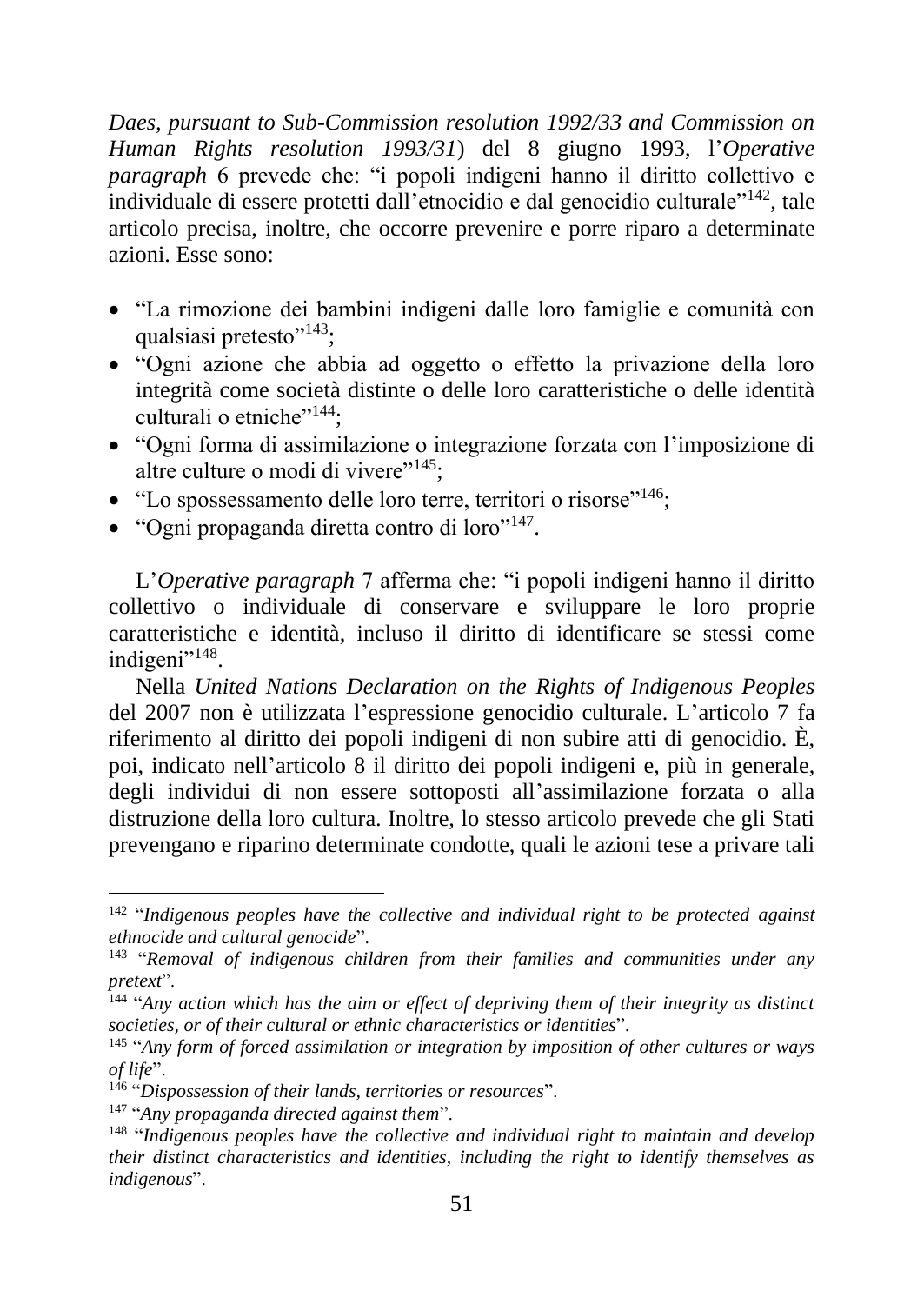*Daes, pursuant to Sub-Commission resolution 1992/33 and Commission on Human Rights resolution 1993/31*) del 8 giugno 1993, l'*Operative paragraph* 6 prevede che: "i popoli indigeni hanno il diritto collettivo e individuale di essere protetti dall'etnocidio e dal genocidio culturale"[142], tale articolo precisa, inoltre, che occorre prevenire e porre riparo a determinate azioni. Esse sono:

- "La rimozione dei bambini indigeni dalle loro famiglie e comunità con qualsiasi pretesto"[143];
- "Ogni azione che abbia ad oggetto o effetto la privazione della loro integrità come società distinte o delle loro caratteristiche o delle identità culturali o etniche"[144];
- "Ogni forma di assimilazione o integrazione forzata con l'imposizione di altre culture o modi di vivere"[145];
- "Lo spossessamento delle loro terre, territori o risorse"[146];
- "Ogni propaganda diretta contro di loro"[147].

L'*Operative paragraph* 7 afferma che: "i popoli indigeni hanno il diritto collettivo o individuale di conservare e sviluppare le loro proprie caratteristiche e identità, incluso il diritto di identificare se stessi come indigeni"[148].

Nella *United Nations Declaration on the Rights of Indigenous Peoples* del 2007 non è utilizzata l'espressione genocidio culturale. L'articolo 7 fa riferimento al diritto dei popoli indigeni di non subire atti di genocidio. È, poi, indicato nell'articolo 8 il diritto dei popoli indigeni e, più in generale, degli individui di non essere sottoposti all'assimilazione forzata o alla distruzione della loro cultura. Inoltre, lo stesso articolo prevede che gli Stati prevengano e riparino determinate condotte, quali le azioni tese a privare tali

---

[142] "*Indigenous peoples have the collective and individual right to be protected against ethnocide and cultural genocide*".

[143] "*Removal of indigenous children from their families and communities under any pretext*".

[144] "*Any action which has the aim or effect of depriving them of their integrity as distinct societies, or of their cultural or ethnic characteristics or identities*".

[145] "*Any form of forced assimilation or integration by imposition of other cultures or ways of life*".

[146] "*Dispossession of their lands, territories or resources*".

[147] "*Any propaganda directed against them*".

[148] "*Indigenous peoples have the collective and individual right to maintain and develop their distinct characteristics and identities, including the right to identify themselves as indigenous*".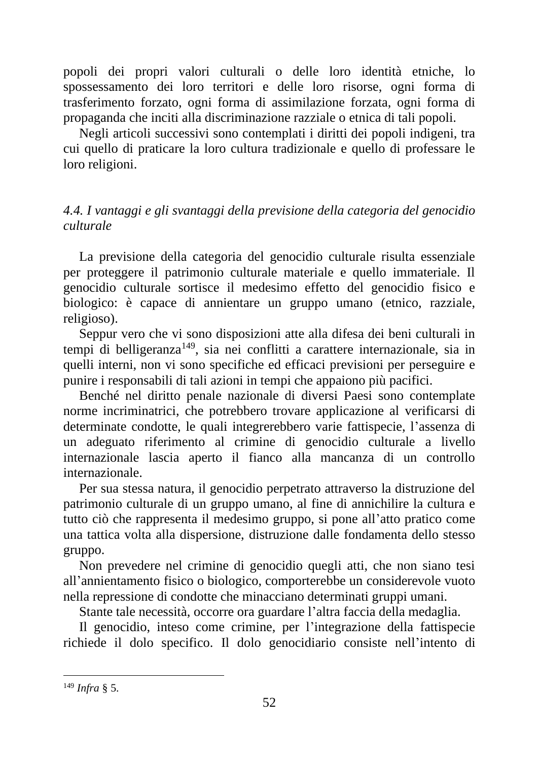popoli dei propri valori culturali o delle loro identità etniche, lo spossessamento dei loro territori e delle loro risorse, ogni forma di trasferimento forzato, ogni forma di assimilazione forzata, ogni forma di propaganda che inciti alla discriminazione razziale o etnica di tali popoli.

Negli articoli successivi sono contemplati i diritti dei popoli indigeni, tra cui quello di praticare la loro cultura tradizionale e quello di professare le loro religioni.

### *4.4. I vantaggi e gli svantaggi della previsione della categoria del genocidio culturale*

La previsione della categoria del genocidio culturale risulta essenziale per proteggere il patrimonio culturale materiale e quello immateriale. Il genocidio culturale sortisce il medesimo effetto del genocidio fisico e biologico: è capace di annientare un gruppo umano (etnico, razziale, religioso).

Seppur vero che vi sono disposizioni atte alla difesa dei beni culturali in tempi di belligeranza[149], sia nei conflitti a carattere internazionale, sia in quelli interni, non vi sono specifiche ed efficaci previsioni per perseguire e punire i responsabili di tali azioni in tempi che appaiono più pacifici.

Benché nel diritto penale nazionale di diversi Paesi sono contemplate norme incriminatrici, che potrebbero trovare applicazione al verificarsi di determinate condotte, le quali integrerebbero varie fattispecie, l'assenza di un adeguato riferimento al crimine di genocidio culturale a livello internazionale lascia aperto il fianco alla mancanza di un controllo internazionale.

Per sua stessa natura, il genocidio perpetrato attraverso la distruzione del patrimonio culturale di un gruppo umano, al fine di annichilire la cultura e tutto ciò che rappresenta il medesimo gruppo, si pone all'atto pratico come una tattica volta alla dispersione, distruzione dalle fondamenta dello stesso gruppo.

Non prevedere nel crimine di genocidio quegli atti, che non siano tesi all'annientamento fisico o biologico, comporterebbe un considerevole vuoto nella repressione di condotte che minacciano determinati gruppi umani.

Stante tale necessità, occorre ora guardare l'altra faccia della medaglia.

Il genocidio, inteso come crimine, per l'integrazione della fattispecie richiede il dolo specifico. Il dolo genocidiario consiste nell'intento di

---

[149] *Infra* § 5.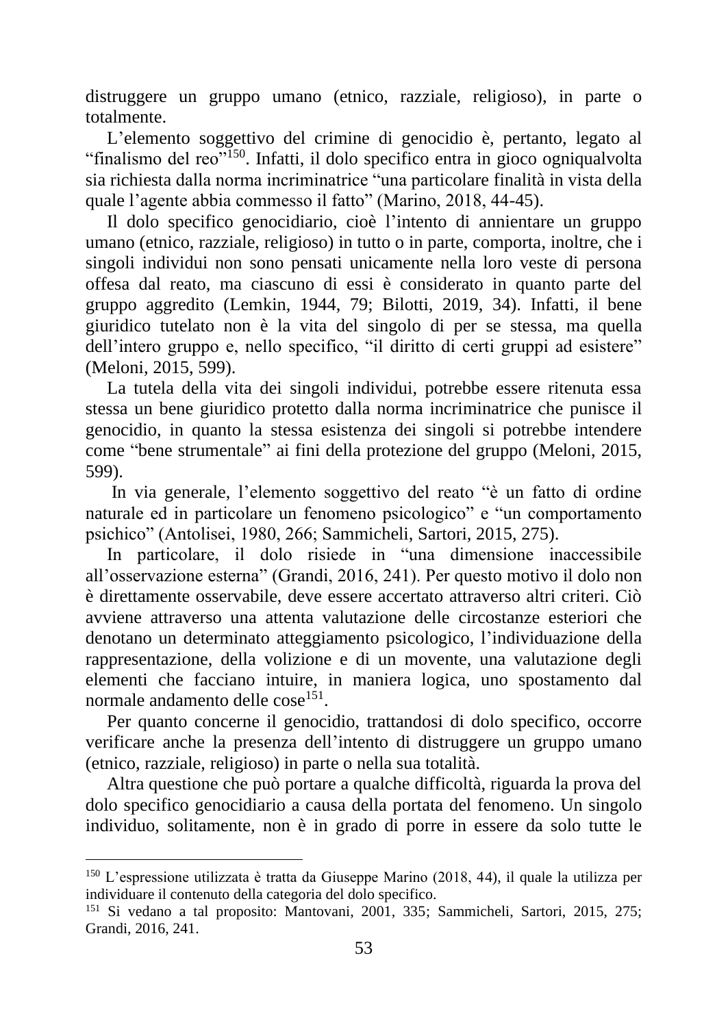distruggere un gruppo umano (etnico, razziale, religioso), in parte o totalmente.

L'elemento soggettivo del crimine di genocidio è, pertanto, legato al "finalismo del reo"[150]. Infatti, il dolo specifico entra in gioco ogniqualvolta sia richiesta dalla norma incriminatrice "una particolare finalità in vista della quale l'agente abbia commesso il fatto" (Marino, 2018, 44-45).

Il dolo specifico genocidiario, cioè l'intento di annientare un gruppo umano (etnico, razziale, religioso) in tutto o in parte, comporta, inoltre, che i singoli individui non sono pensati unicamente nella loro veste di persona offesa dal reato, ma ciascuno di essi è considerato in quanto parte del gruppo aggredito (Lemkin, 1944, 79; Bilotti, 2019, 34). Infatti, il bene giuridico tutelato non è la vita del singolo di per se stessa, ma quella dell'intero gruppo e, nello specifico, "il diritto di certi gruppi ad esistere" (Meloni, 2015, 599).

La tutela della vita dei singoli individui, potrebbe essere ritenuta essa stessa un bene giuridico protetto dalla norma incriminatrice che punisce il genocidio, in quanto la stessa esistenza dei singoli si potrebbe intendere come "bene strumentale" ai fini della protezione del gruppo (Meloni, 2015, 599).

In via generale, l'elemento soggettivo del reato "è un fatto di ordine naturale ed in particolare un fenomeno psicologico" e "un comportamento psichico" (Antolisei, 1980, 266; Sammicheli, Sartori, 2015, 275).

In particolare, il dolo risiede in "una dimensione inaccessibile all'osservazione esterna" (Grandi, 2016, 241). Per questo motivo il dolo non è direttamente osservabile, deve essere accertato attraverso altri criteri. Ciò avviene attraverso una attenta valutazione delle circostanze esteriori che denotano un determinato atteggiamento psicologico, l'individuazione della rappresentazione, della volizione e di un movente, una valutazione degli elementi che facciano intuire, in maniera logica, uno spostamento dal normale andamento delle cose[151].

Per quanto concerne il genocidio, trattandosi di dolo specifico, occorre verificare anche la presenza dell'intento di distruggere un gruppo umano (etnico, razziale, religioso) in parte o nella sua totalità.

Altra questione che può portare a qualche difficoltà, riguarda la prova del dolo specifico genocidiario a causa della portata del fenomeno. Un singolo individuo, solitamente, non è in grado di porre in essere da solo tutte le

---

[150] L'espressione utilizzata è tratta da Giuseppe Marino (2018, 44), il quale la utilizza per individuare il contenuto della categoria del dolo specifico.

[151] Si vedano a tal proposito: Mantovani, 2001, 335; Sammicheli, Sartori, 2015, 275; Grandi, 2016, 241.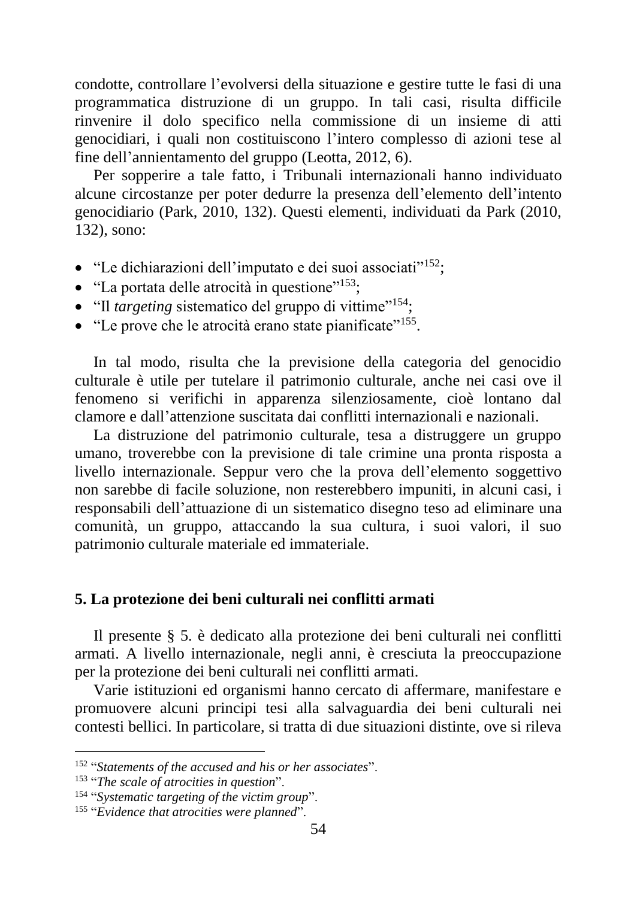condotte, controllare l’evolversi della situazione e gestire tutte le fasi di una programmatica distruzione di un gruppo. In tali casi, risulta difficile rinvenire il dolo specifico nella commissione di un insieme di atti genocidiari, i quali non costituiscono l’intero complesso di azioni tese al fine dell’annientamento del gruppo (Leotta, 2012, 6).

Per sopperire a tale fatto, i Tribunali internazionali hanno individuato alcune circostanze per poter dedurre la presenza dell’elemento dell’intento genocidiario (Park, 2010, 132). Questi elementi, individuati da Park (2010, 132), sono:

- “Le dichiarazioni dell’imputato e dei suoi associati”[152];
- “La portata delle atrocità in questione”[153];
- “Il *targeting* sistematico del gruppo di vittime”[154];
- “Le prove che le atrocità erano state pianificate”[155].

In tal modo, risulta che la previsione della categoria del genocidio culturale è utile per tutelare il patrimonio culturale, anche nei casi ove il fenomeno si verifichi in apparenza silenziosamente, cioè lontano dal clamore e dall’attenzione suscitata dai conflitti internazionali e nazionali.

La distruzione del patrimonio culturale, tesa a distruggere un gruppo umano, troverebbe con la previsione di tale crimine una pronta risposta a livello internazionale. Seppur vero che la prova dell’elemento soggettivo non sarebbe di facile soluzione, non resterebbero impuniti, in alcuni casi, i responsabili dell’attuazione di un sistematico disegno teso ad eliminare una comunità, un gruppo, attaccando la sua cultura, i suoi valori, il suo patrimonio culturale materiale ed immateriale.

## 5. La protezione dei beni culturali nei conflitti armati

Il presente § 5. è dedicato alla protezione dei beni culturali nei conflitti armati. A livello internazionale, negli anni, è cresciuta la preoccupazione per la protezione dei beni culturali nei conflitti armati.

Varie istituzioni ed organismi hanno cercato di affermare, manifestare e promuovere alcuni principi tesi alla salvaguardia dei beni culturali nei contesti bellici. In particolare, si tratta di due situazioni distinte, ove si rileva

---

[152] “*Statements of the accused and his or her associates*”.
[153] “*The scale of atrocities in question*”.
[154] “*Systematic targeting of the victim group*”.
[155] “*Evidence that atrocities were planned*”.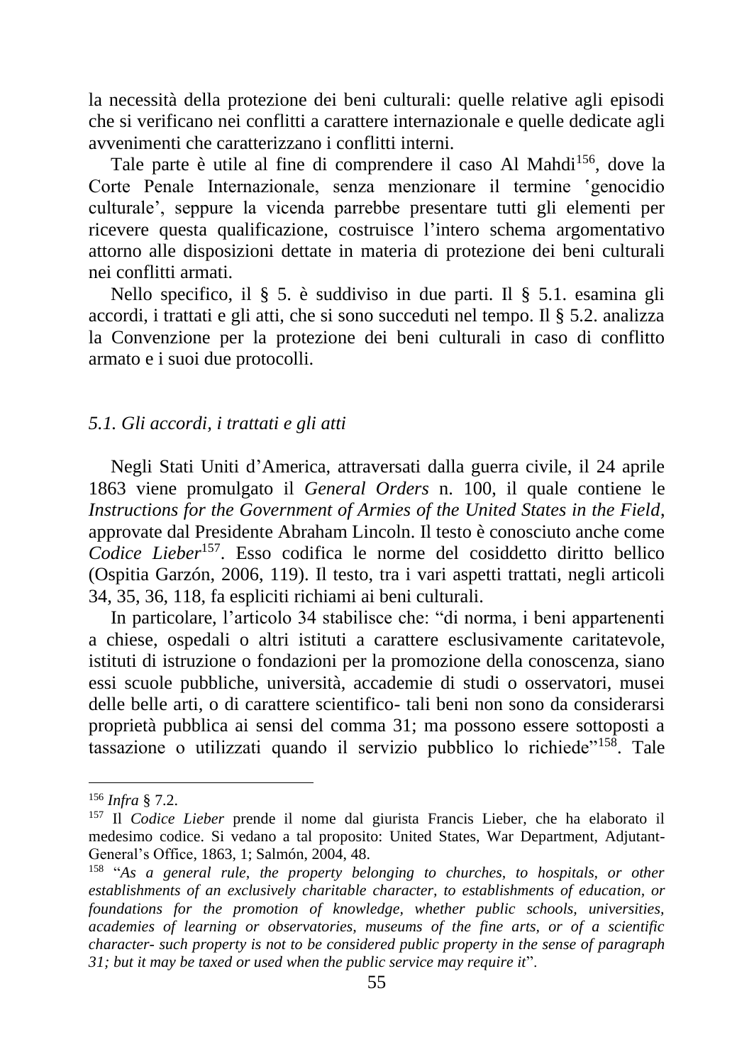la necessità della protezione dei beni culturali: quelle relative agli episodi che si verificano nei conflitti a carattere internazionale e quelle dedicate agli avvenimenti che caratterizzano i conflitti interni.

Tale parte è utile al fine di comprendere il caso Al Mahdi[156], dove la Corte Penale Internazionale, senza menzionare il termine ʻgenocidio culturale’, seppure la vicenda parrebbe presentare tutti gli elementi per ricevere questa qualificazione, costruisce l’intero schema argomentativo attorno alle disposizioni dettate in materia di protezione dei beni culturali nei conflitti armati.

Nello specifico, il § 5. è suddiviso in due parti. Il § 5.1. esamina gli accordi, i trattati e gli atti, che si sono succeduti nel tempo. Il § 5.2. analizza la Convenzione per la protezione dei beni culturali in caso di conflitto armato e i suoi due protocolli.

### *5.1. Gli accordi, i trattati e gli atti*

Negli Stati Uniti d’America, attraversati dalla guerra civile, il 24 aprile 1863 viene promulgato il *General Orders* n. 100, il quale contiene le *Instructions for the Government of Armies of the United States in the Field*, approvate dal Presidente Abraham Lincoln. Il testo è conosciuto anche come *Codice Lieber*[157]. Esso codifica le norme del cosiddetto diritto bellico (Ospitia Garzón, 2006, 119). Il testo, tra i vari aspetti trattati, negli articoli 34, 35, 36, 118, fa espliciti richiami ai beni culturali.

In particolare, l’articolo 34 stabilisce che: “di norma, i beni appartenenti a chiese, ospedali o altri istituti a carattere esclusivamente caritatevole, istituti di istruzione o fondazioni per la promozione della conoscenza, siano essi scuole pubbliche, università, accademie di studi o osservatori, musei delle belle arti, o di carattere scientifico- tali beni non sono da considerarsi proprietà pubblica ai sensi del comma 31; ma possono essere sottoposti a tassazione o utilizzati quando il servizio pubblico lo richiede”[158]. Tale

---

[156] *Infra* § 7.2.

[157] Il *Codice Lieber* prende il nome dal giurista Francis Lieber, che ha elaborato il medesimo codice. Si vedano a tal proposito: United States, War Department, Adjutant-General’s Office, 1863, 1; Salmón, 2004, 48.

[158] “*As a general rule, the property belonging to churches, to hospitals, or other establishments of an exclusively charitable character, to establishments of education, or foundations for the promotion of knowledge, whether public schools, universities, academies of learning or observatories, museums of the fine arts, or of a scientific character- such property is not to be considered public property in the sense of paragraph 31; but it may be taxed or used when the public service may require it*”.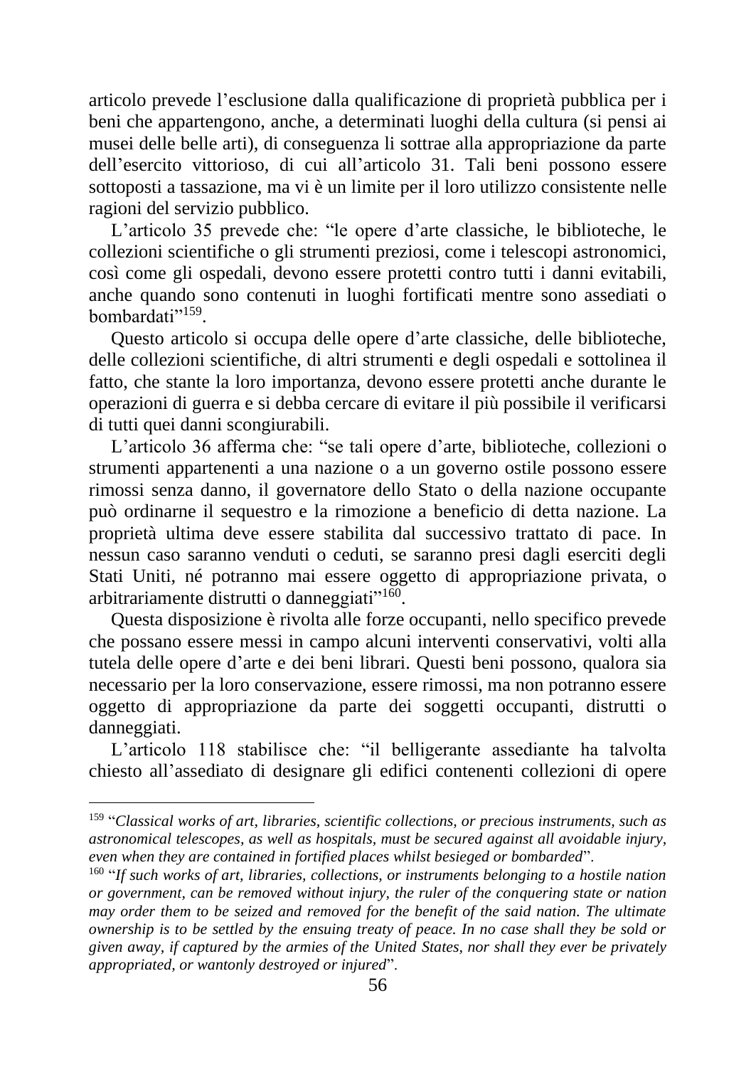articolo prevede l'esclusione dalla qualificazione di proprietà pubblica per i beni che appartengono, anche, a determinati luoghi della cultura (si pensi ai musei delle belle arti), di conseguenza li sottrae alla appropriazione da parte dell'esercito vittorioso, di cui all'articolo 31. Tali beni possono essere sottoposti a tassazione, ma vi è un limite per il loro utilizzo consistente nelle ragioni del servizio pubblico.

L'articolo 35 prevede che: "le opere d'arte classiche, le biblioteche, le collezioni scientifiche o gli strumenti preziosi, come i telescopi astronomici, così come gli ospedali, devono essere protetti contro tutti i danni evitabili, anche quando sono contenuti in luoghi fortificati mentre sono assediati o bombardati"[159].

Questo articolo si occupa delle opere d'arte classiche, delle biblioteche, delle collezioni scientifiche, di altri strumenti e degli ospedali e sottolinea il fatto, che stante la loro importanza, devono essere protetti anche durante le operazioni di guerra e si debba cercare di evitare il più possibile il verificarsi di tutti quei danni scongiurabili.

L'articolo 36 afferma che: "se tali opere d'arte, biblioteche, collezioni o strumenti appartenenti a una nazione o a un governo ostile possono essere rimossi senza danno, il governatore dello Stato o della nazione occupante può ordinarne il sequestro e la rimozione a beneficio di detta nazione. La proprietà ultima deve essere stabilita dal successivo trattato di pace. In nessun caso saranno venduti o ceduti, se saranno presi dagli eserciti degli Stati Uniti, né potranno mai essere oggetto di appropriazione privata, o arbitrariamente distrutti o danneggiati"[160].

Questa disposizione è rivolta alle forze occupanti, nello specifico prevede che possano essere messi in campo alcuni interventi conservativi, volti alla tutela delle opere d'arte e dei beni librari. Questi beni possono, qualora sia necessario per la loro conservazione, essere rimossi, ma non potranno essere oggetto di appropriazione da parte dei soggetti occupanti, distrutti o danneggiati.

L'articolo 118 stabilisce che: "il belligerante assediante ha talvolta chiesto all'assediato di designare gli edifici contenenti collezioni di opere

---

[159] "*Classical works of art, libraries, scientific collections, or precious instruments, such as astronomical telescopes, as well as hospitals, must be secured against all avoidable injury, even when they are contained in fortified places whilst besieged or bombarded*".

[160] "*If such works of art, libraries, collections, or instruments belonging to a hostile nation or government, can be removed without injury, the ruler of the conquering state or nation may order them to be seized and removed for the benefit of the said nation. The ultimate ownership is to be settled by the ensuing treaty of peace. In no case shall they be sold or given away, if captured by the armies of the United States, nor shall they ever be privately appropriated, or wantonly destroyed or injured*".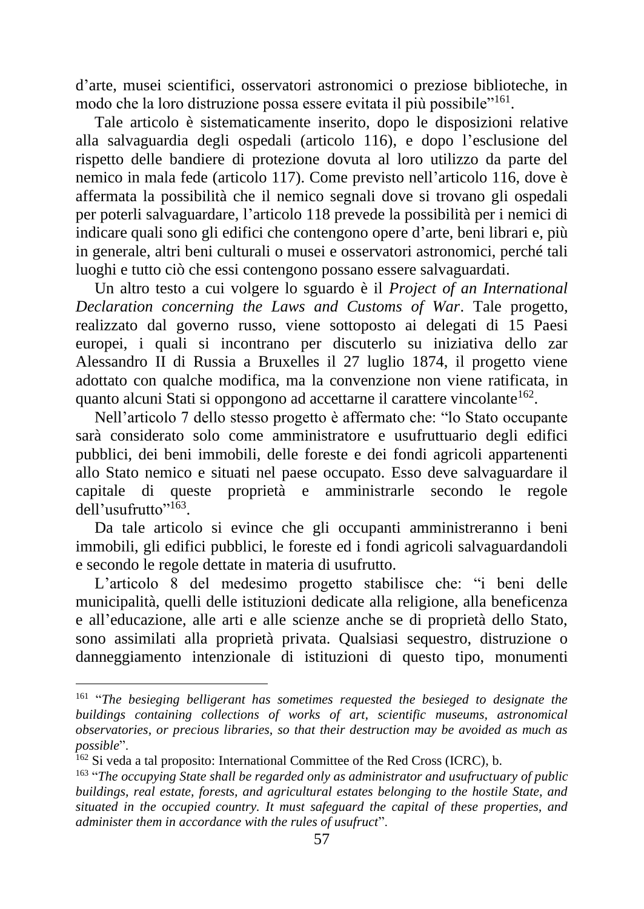d'arte, musei scientifici, osservatori astronomici o preziose biblioteche, in modo che la loro distruzione possa essere evitata il più possibile"[161].

Tale articolo è sistematicamente inserito, dopo le disposizioni relative alla salvaguardia degli ospedali (articolo 116), e dopo l'esclusione del rispetto delle bandiere di protezione dovuta al loro utilizzo da parte del nemico in mala fede (articolo 117). Come previsto nell'articolo 116, dove è affermata la possibilità che il nemico segnali dove si trovano gli ospedali per poterli salvaguardare, l'articolo 118 prevede la possibilità per i nemici di indicare quali sono gli edifici che contengono opere d'arte, beni librari e, più in generale, altri beni culturali o musei e osservatori astronomici, perché tali luoghi e tutto ciò che essi contengono possano essere salvaguardati.

Un altro testo a cui volgere lo sguardo è il *Project of an International Declaration concerning the Laws and Customs of War*. Tale progetto, realizzato dal governo russo, viene sottoposto ai delegati di 15 Paesi europei, i quali si incontrano per discuterlo su iniziativa dello zar Alessandro II di Russia a Bruxelles il 27 luglio 1874, il progetto viene adottato con qualche modifica, ma la convenzione non viene ratificata, in quanto alcuni Stati si oppongono ad accettarne il carattere vincolante[162].

Nell'articolo 7 dello stesso progetto è affermato che: "lo Stato occupante sarà considerato solo come amministratore e usufruttuario degli edifici pubblici, dei beni immobili, delle foreste e dei fondi agricoli appartenenti allo Stato nemico e situati nel paese occupato. Esso deve salvaguardare il capitale di queste proprietà e amministrarle secondo le regole dell'usufrutto"[163].

Da tale articolo si evince che gli occupanti amministreranno i beni immobili, gli edifici pubblici, le foreste ed i fondi agricoli salvaguardandoli e secondo le regole dettate in materia di usufrutto.

L'articolo 8 del medesimo progetto stabilisce che: "i beni delle municipalità, quelli delle istituzioni dedicate alla religione, alla beneficenza e all'educazione, alle arti e alle scienze anche se di proprietà dello Stato, sono assimilati alla proprietà privata. Qualsiasi sequestro, distruzione o danneggiamento intenzionale di istituzioni di questo tipo, monumenti

---

[161] "*The besieging belligerant has sometimes requested the besieged to designate the buildings containing collections of works of art, scientific museums, astronomical observatories, or precious libraries, so that their destruction may be avoided as much as possible*".

[162] Si veda a tal proposito: International Committee of the Red Cross (ICRC), b.

[163] "*The occupying State shall be regarded only as administrator and usufructuary of public buildings, real estate, forests, and agricultural estates belonging to the hostile State, and situated in the occupied country. It must safeguard the capital of these properties, and administer them in accordance with the rules of usufruct*".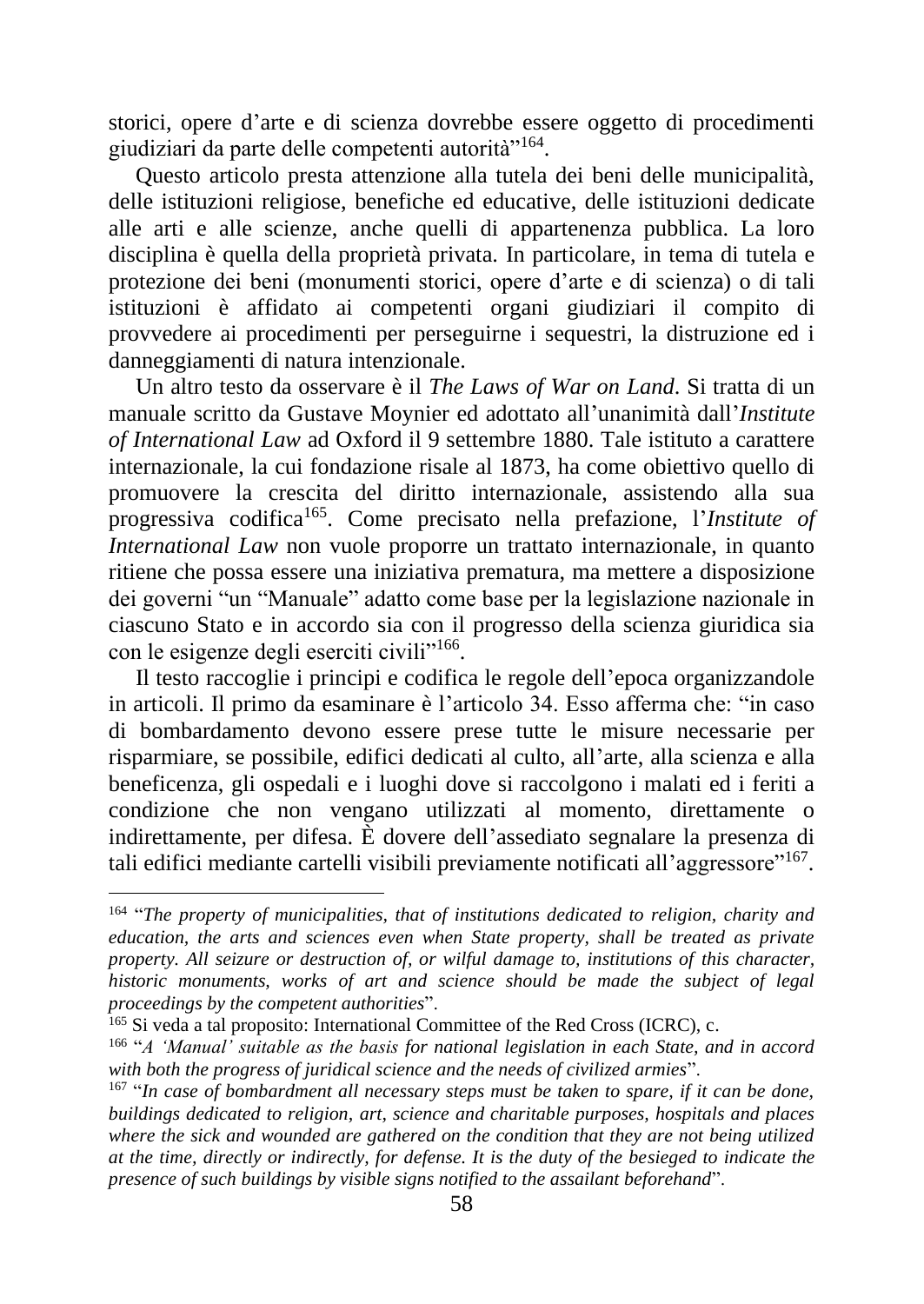storici, opere d'arte e di scienza dovrebbe essere oggetto di procedimenti giudiziari da parte delle competenti autorità"[164].

Questo articolo presta attenzione alla tutela dei beni delle municipalità, delle istituzioni religiose, benefiche ed educative, delle istituzioni dedicate alle arti e alle scienze, anche quelli di appartenenza pubblica. La loro disciplina è quella della proprietà privata. In particolare, in tema di tutela e protezione dei beni (monumenti storici, opere d'arte e di scienza) o di tali istituzioni è affidato ai competenti organi giudiziari il compito di provvedere ai procedimenti per perseguirne i sequestri, la distruzione ed i danneggiamenti di natura intenzionale.

Un altro testo da osservare è il *The Laws of War on Land*. Si tratta di un manuale scritto da Gustave Moynier ed adottato all'unanimità dall'*Institute of International Law* ad Oxford il 9 settembre 1880. Tale istituto a carattere internazionale, la cui fondazione risale al 1873, ha come obiettivo quello di promuovere la crescita del diritto internazionale, assistendo alla sua progressiva codifica[165]. Come precisato nella prefazione, l'*Institute of International Law* non vuole proporre un trattato internazionale, in quanto ritiene che possa essere una iniziativa prematura, ma mettere a disposizione dei governi "un "Manuale" adatto come base per la legislazione nazionale in ciascuno Stato e in accordo sia con il progresso della scienza giuridica sia con le esigenze degli eserciti civili"[166].

Il testo raccoglie i principi e codifica le regole dell'epoca organizzandole in articoli. Il primo da esaminare è l'articolo 34. Esso afferma che: "in caso di bombardamento devono essere prese tutte le misure necessarie per risparmiare, se possibile, edifici dedicati al culto, all'arte, alla scienza e alla beneficenza, gli ospedali e i luoghi dove si raccolgono i malati ed i feriti a condizione che non vengano utilizzati al momento, direttamente o indirettamente, per difesa. È dovere dell'assediato segnalare la presenza di tali edifici mediante cartelli visibili previamente notificati all'aggressore"[167].

---

[164] "*The property of municipalities, that of institutions dedicated to religion, charity and education, the arts and sciences even when State property, shall be treated as private property. All seizure or destruction of, or wilful damage to, institutions of this character, historic monuments, works of art and science should be made the subject of legal proceedings by the competent authorities*".

[165] Si veda a tal proposito: International Committee of the Red Cross (ICRC), c.

[166] "*A 'Manual' suitable as the basis for national legislation in each State, and in accord with both the progress of juridical science and the needs of civilized armies*".

[167] "*In case of bombardment all necessary steps must be taken to spare, if it can be done, buildings dedicated to religion, art, science and charitable purposes, hospitals and places where the sick and wounded are gathered on the condition that they are not being utilized at the time, directly or indirectly, for defense. It is the duty of the besieged to indicate the presence of such buildings by visible signs notified to the assailant beforehand*".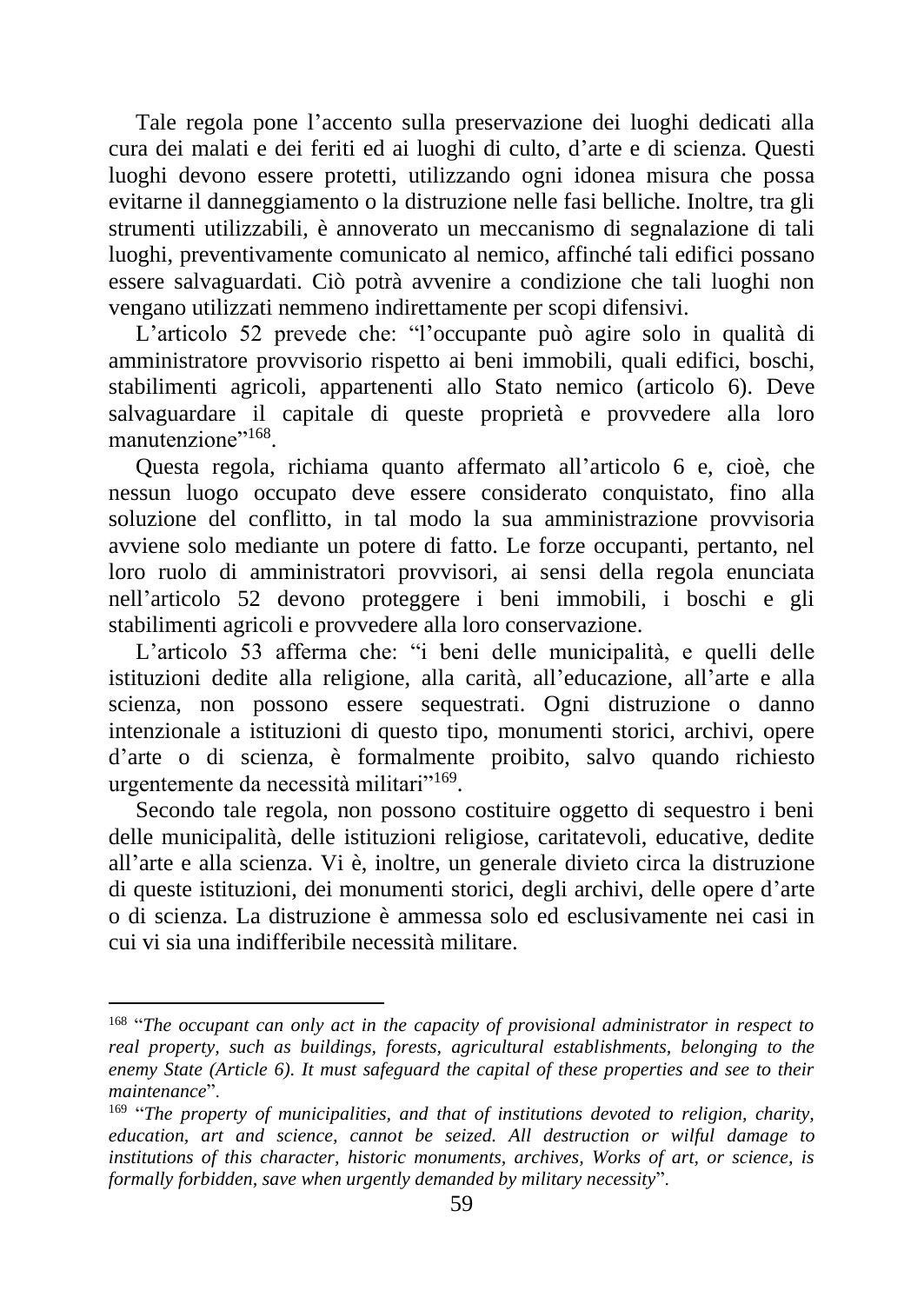Tale regola pone l'accento sulla preservazione dei luoghi dedicati alla cura dei malati e dei feriti ed ai luoghi di culto, d'arte e di scienza. Questi luoghi devono essere protetti, utilizzando ogni idonea misura che possa evitarne il danneggiamento o la distruzione nelle fasi belliche. Inoltre, tra gli strumenti utilizzabili, è annoverato un meccanismo di segnalazione di tali luoghi, preventivamente comunicato al nemico, affinché tali edifici possano essere salvaguardati. Ciò potrà avvenire a condizione che tali luoghi non vengano utilizzati nemmeno indirettamente per scopi difensivi.

L'articolo 52 prevede che: "l'occupante può agire solo in qualità di amministratore provvisorio rispetto ai beni immobili, quali edifici, boschi, stabilimenti agricoli, appartenenti allo Stato nemico (articolo 6). Deve salvaguardare il capitale di queste proprietà e provvedere alla loro manutenzione"[168].

Questa regola, richiama quanto affermato all'articolo 6 e, cioè, che nessun luogo occupato deve essere considerato conquistato, fino alla soluzione del conflitto, in tal modo la sua amministrazione provvisoria avviene solo mediante un potere di fatto. Le forze occupanti, pertanto, nel loro ruolo di amministratori provvisori, ai sensi della regola enunciata nell'articolo 52 devono proteggere i beni immobili, i boschi e gli stabilimenti agricoli e provvedere alla loro conservazione.

L'articolo 53 afferma che: "i beni delle municipalità, e quelli delle istituzioni dedite alla religione, alla carità, all'educazione, all'arte e alla scienza, non possono essere sequestrati. Ogni distruzione o danno intenzionale a istituzioni di questo tipo, monumenti storici, archivi, opere d'arte o di scienza, è formalmente proibito, salvo quando richiesto urgentemente da necessità militari"[169].

Secondo tale regola, non possono costituire oggetto di sequestro i beni delle municipalità, delle istituzioni religiose, caritatevoli, educative, dedite all'arte e alla scienza. Vi è, inoltre, un generale divieto circa la distruzione di queste istituzioni, dei monumenti storici, degli archivi, delle opere d'arte o di scienza. La distruzione è ammessa solo ed esclusivamente nei casi in cui vi sia una indifferibile necessità militare.

---

[168] "*The occupant can only act in the capacity of provisional administrator in respect to real property, such as buildings, forests, agricultural establishments, belonging to the enemy State (Article 6). It must safeguard the capital of these properties and see to their maintenance*".

[169] "*The property of municipalities, and that of institutions devoted to religion, charity, education, art and science, cannot be seized. All destruction or wilful damage to institutions of this character, historic monuments, archives, Works of art, or science, is formally forbidden, save when urgently demanded by military necessity*".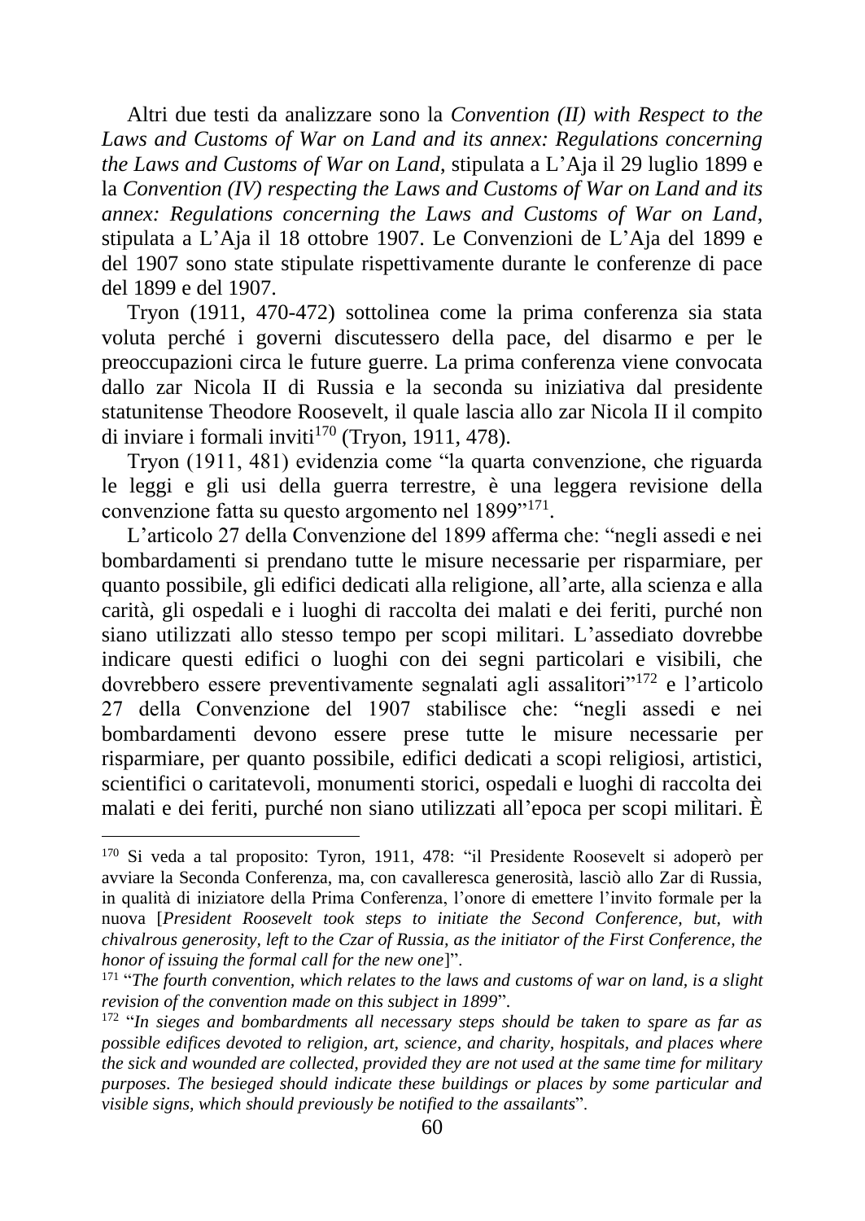Altri due testi da analizzare sono la *Convention (II) with Respect to the Laws and Customs of War on Land and its annex: Regulations concerning the Laws and Customs of War on Land*, stipulata a L'Aja il 29 luglio 1899 e la *Convention (IV) respecting the Laws and Customs of War on Land and its annex: Regulations concerning the Laws and Customs of War on Land*, stipulata a L'Aja il 18 ottobre 1907. Le Convenzioni de L'Aja del 1899 e del 1907 sono state stipulate rispettivamente durante le conferenze di pace del 1899 e del 1907.

Tryon (1911, 470-472) sottolinea come la prima conferenza sia stata voluta perché i governi discutessero della pace, del disarmo e per le preoccupazioni circa le future guerre. La prima conferenza viene convocata dallo zar Nicola II di Russia e la seconda su iniziativa dal presidente statunitense Theodore Roosevelt, il quale lascia allo zar Nicola II il compito di inviare i formali inviti[170] (Tryon, 1911, 478).

Tryon (1911, 481) evidenzia come "la quarta convenzione, che riguarda le leggi e gli usi della guerra terrestre, è una leggera revisione della convenzione fatta su questo argomento nel 1899"[171].

L'articolo 27 della Convenzione del 1899 afferma che: "negli assedi e nei bombardamenti si prendano tutte le misure necessarie per risparmiare, per quanto possibile, gli edifici dedicati alla religione, all'arte, alla scienza e alla carità, gli ospedali e i luoghi di raccolta dei malati e dei feriti, purché non siano utilizzati allo stesso tempo per scopi militari. L'assediato dovrebbe indicare questi edifici o luoghi con dei segni particolari e visibili, che dovrebbero essere preventivamente segnalati agli assalitori"[172] e l'articolo 27 della Convenzione del 1907 stabilisce che: "negli assedi e nei bombardamenti devono essere prese tutte le misure necessarie per risparmiare, per quanto possibile, edifici dedicati a scopi religiosi, artistici, scientifici o caritatevoli, monumenti storici, ospedali e luoghi di raccolta dei malati e dei feriti, purché non siano utilizzati all'epoca per scopi militari. È

---

[170] Si veda a tal proposito: Tyron, 1911, 478: "il Presidente Roosevelt si adoperò per avviare la Seconda Conferenza, ma, con cavalleresca generosità, lasciò allo Zar di Russia, in qualità di iniziatore della Prima Conferenza, l'onore di emettere l'invito formale per la nuova [*President Roosevelt took steps to initiate the Second Conference, but, with chivalrous generosity, left to the Czar of Russia, as the initiator of the First Conference, the honor of issuing the formal call for the new one*]".

[171] "*The fourth convention, which relates to the laws and customs of war on land, is a slight revision of the convention made on this subject in 1899*".

[172] "*In sieges and bombardments all necessary steps should be taken to spare as far as possible edifices devoted to religion, art, science, and charity, hospitals, and places where the sick and wounded are collected, provided they are not used at the same time for military purposes. The besieged should indicate these buildings or places by some particular and visible signs, which should previously be notified to the assailants*".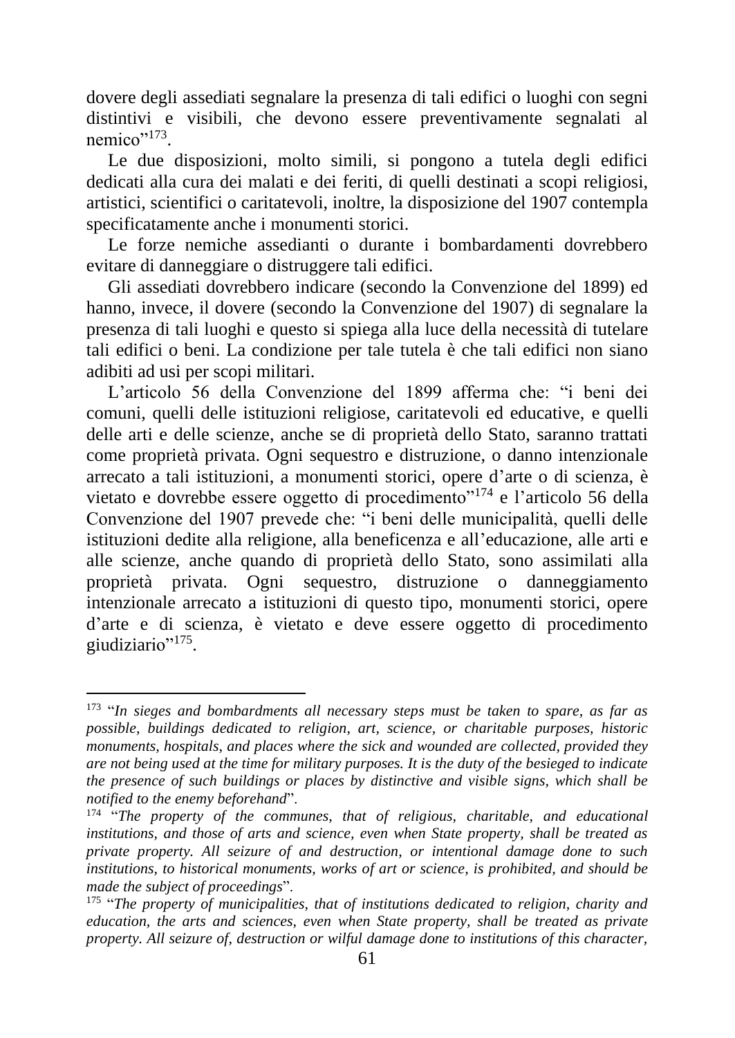dovere degli assediati segnalare la presenza di tali edifici o luoghi con segni distintivi e visibili, che devono essere preventivamente segnalati al nemico”[173].

Le due disposizioni, molto simili, si pongono a tutela degli edifici dedicati alla cura dei malati e dei feriti, di quelli destinati a scopi religiosi, artistici, scientifici o caritatevoli, inoltre, la disposizione del 1907 contempla specificatamente anche i monumenti storici.

Le forze nemiche assedianti o durante i bombardamenti dovrebbero evitare di danneggiare o distruggere tali edifici.

Gli assediati dovrebbero indicare (secondo la Convenzione del 1899) ed hanno, invece, il dovere (secondo la Convenzione del 1907) di segnalare la presenza di tali luoghi e questo si spiega alla luce della necessità di tutelare tali edifici o beni. La condizione per tale tutela è che tali edifici non siano adibiti ad usi per scopi militari.

L’articolo 56 della Convenzione del 1899 afferma che: “i beni dei comuni, quelli delle istituzioni religiose, caritatevoli ed educative, e quelli delle arti e delle scienze, anche se di proprietà dello Stato, saranno trattati come proprietà privata. Ogni sequestro e distruzione, o danno intenzionale arrecato a tali istituzioni, a monumenti storici, opere d’arte o di scienza, è vietato e dovrebbe essere oggetto di procedimento”[174] e l’articolo 56 della Convenzione del 1907 prevede che: “i beni delle municipalità, quelli delle istituzioni dedite alla religione, alla beneficenza e all’educazione, alle arti e alle scienze, anche quando di proprietà dello Stato, sono assimilati alla proprietà privata. Ogni sequestro, distruzione o danneggiamento intenzionale arrecato a istituzioni di questo tipo, monumenti storici, opere d’arte e di scienza, è vietato e deve essere oggetto di procedimento giudiziario”[175].

---

[173] “*In sieges and bombardments all necessary steps must be taken to spare, as far as possible, buildings dedicated to religion, art, science, or charitable purposes, historic monuments, hospitals, and places where the sick and wounded are collected, provided they are not being used at the time for military purposes. It is the duty of the besieged to indicate the presence of such buildings or places by distinctive and visible signs, which shall be notified to the enemy beforehand*”.

[174] “*The property of the communes, that of religious, charitable, and educational institutions, and those of arts and science, even when State property, shall be treated as private property. All seizure of and destruction, or intentional damage done to such institutions, to historical monuments, works of art or science, is prohibited, and should be made the subject of proceedings*”.

[175] “*The property of municipalities, that of institutions dedicated to religion, charity and education, the arts and sciences, even when State property, shall be treated as private property. All seizure of, destruction or wilful damage done to institutions of this character,*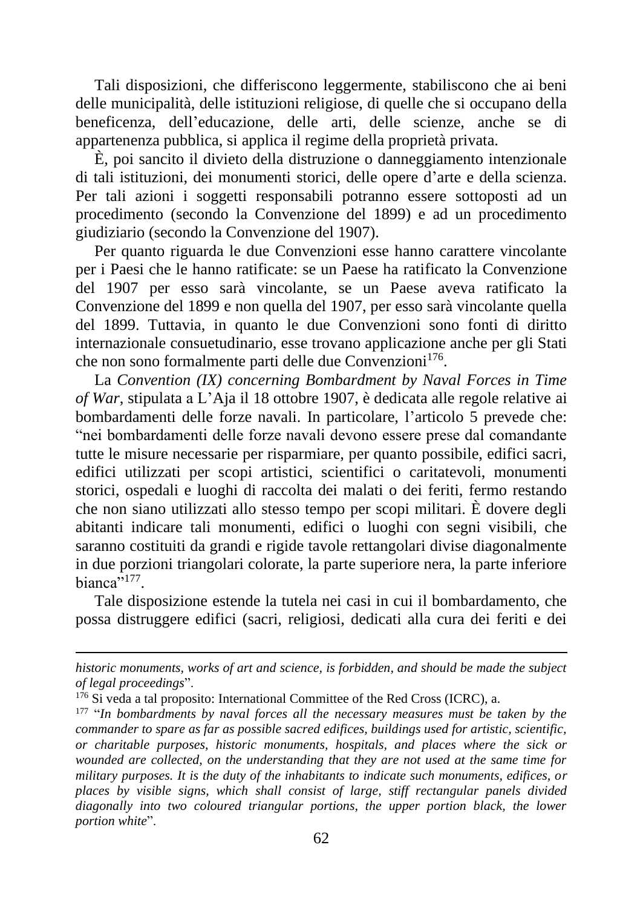Tali disposizioni, che differiscono leggermente, stabiliscono che ai beni delle municipalità, delle istituzioni religiose, di quelle che si occupano della beneficenza, dell'educazione, delle arti, delle scienze, anche se di appartenenza pubblica, si applica il regime della proprietà privata.

È, poi sancito il divieto della distruzione o danneggiamento intenzionale di tali istituzioni, dei monumenti storici, delle opere d'arte e della scienza. Per tali azioni i soggetti responsabili potranno essere sottoposti ad un procedimento (secondo la Convenzione del 1899) e ad un procedimento giudiziario (secondo la Convenzione del 1907).

Per quanto riguarda le due Convenzioni esse hanno carattere vincolante per i Paesi che le hanno ratificate: se un Paese ha ratificato la Convenzione del 1907 per esso sarà vincolante, se un Paese aveva ratificato la Convenzione del 1899 e non quella del 1907, per esso sarà vincolante quella del 1899. Tuttavia, in quanto le due Convenzioni sono fonti di diritto internazionale consuetudinario, esse trovano applicazione anche per gli Stati che non sono formalmente parti delle due Convenzioni[176].

La *Convention (IX) concerning Bombardment by Naval Forces in Time of War*, stipulata a L'Aja il 18 ottobre 1907, è dedicata alle regole relative ai bombardamenti delle forze navali. In particolare, l'articolo 5 prevede che: "nei bombardamenti delle forze navali devono essere prese dal comandante tutte le misure necessarie per risparmiare, per quanto possibile, edifici sacri, edifici utilizzati per scopi artistici, scientifici o caritatevoli, monumenti storici, ospedali e luoghi di raccolta dei malati o dei feriti, fermo restando che non siano utilizzati allo stesso tempo per scopi militari. È dovere degli abitanti indicare tali monumenti, edifici o luoghi con segni visibili, che saranno costituiti da grandi e rigide tavole rettangolari divise diagonalmente in due porzioni triangolari colorate, la parte superiore nera, la parte inferiore bianca"[177].

Tale disposizione estende la tutela nei casi in cui il bombardamento, che possa distruggere edifici (sacri, religiosi, dedicati alla cura dei feriti e dei

---

*historic monuments, works of art and science, is forbidden, and should be made the subject of legal proceedings*".

[176] Si veda a tal proposito: International Committee of the Red Cross (ICRC), a.

[177] "*In bombardments by naval forces all the necessary measures must be taken by the commander to spare as far as possible sacred edifices, buildings used for artistic, scientific, or charitable purposes, historic monuments, hospitals, and places where the sick or wounded are collected, on the understanding that they are not used at the same time for military purposes. It is the duty of the inhabitants to indicate such monuments, edifices, or places by visible signs, which shall consist of large, stiff rectangular panels divided diagonally into two coloured triangular portions, the upper portion black, the lower portion white*".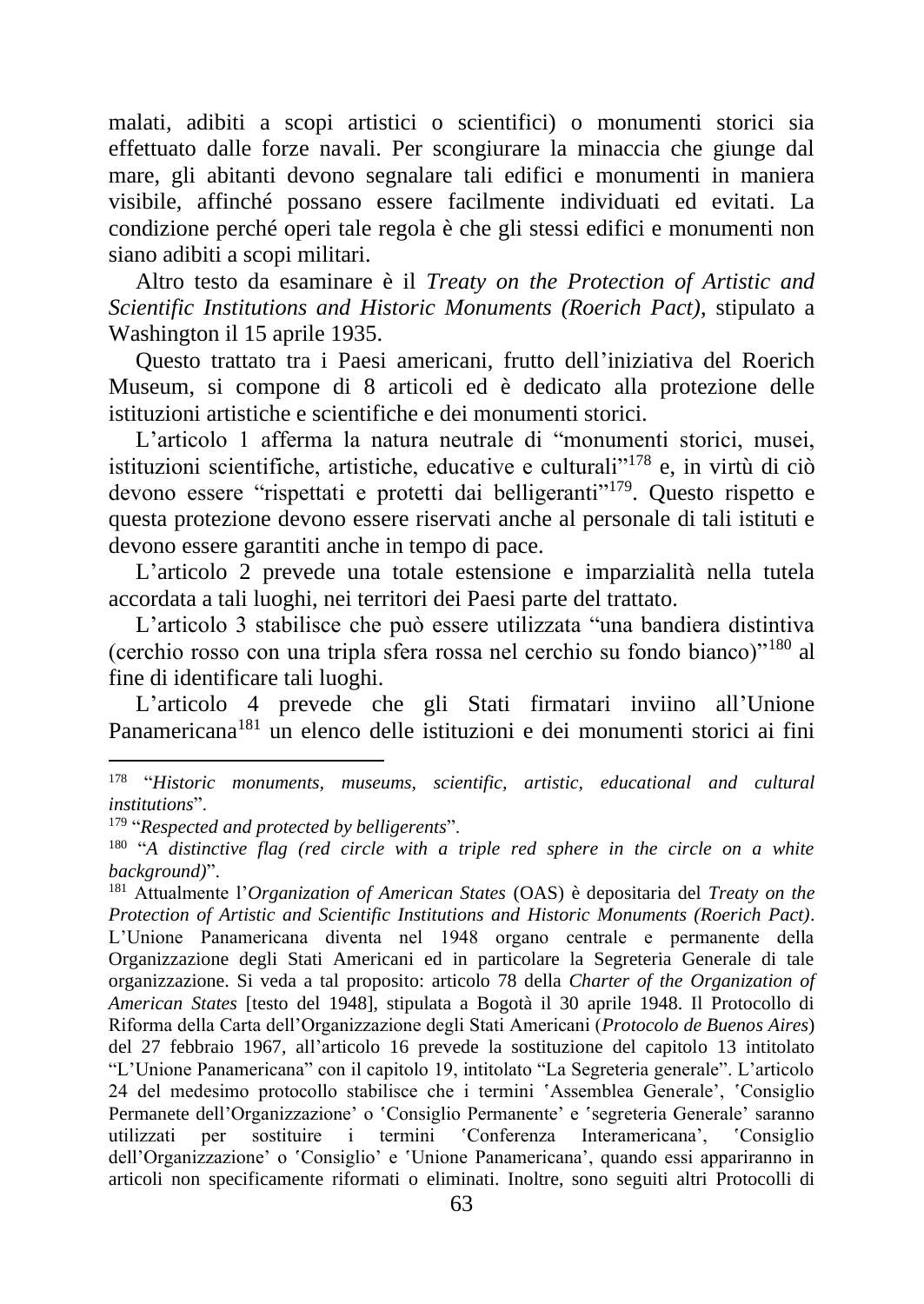malati, adibiti a scopi artistici o scientifici) o monumenti storici sia effettuato dalle forze navali. Per scongiurare la minaccia che giunge dal mare, gli abitanti devono segnalare tali edifici e monumenti in maniera visibile, affinché possano essere facilmente individuati ed evitati. La condizione perché operi tale regola è che gli stessi edifici e monumenti non siano adibiti a scopi militari.

Altro testo da esaminare è il *Treaty on the Protection of Artistic and Scientific Institutions and Historic Monuments (Roerich Pact)*, stipulato a Washington il 15 aprile 1935.

Questo trattato tra i Paesi americani, frutto dell'iniziativa del Roerich Museum, si compone di 8 articoli ed è dedicato alla protezione delle istituzioni artistiche e scientifiche e dei monumenti storici.

L'articolo 1 afferma la natura neutrale di "monumenti storici, musei, istituzioni scientifiche, artistiche, educative e culturali"[178] e, in virtù di ciò devono essere "rispettati e protetti dai belligeranti"[179]. Questo rispetto e questa protezione devono essere riservati anche al personale di tali istituti e devono essere garantiti anche in tempo di pace.

L'articolo 2 prevede una totale estensione e imparzialità nella tutela accordata a tali luoghi, nei territori dei Paesi parte del trattato.

L'articolo 3 stabilisce che può essere utilizzata "una bandiera distintiva (cerchio rosso con una tripla sfera rossa nel cerchio su fondo bianco)"[180] al fine di identificare tali luoghi.

L'articolo 4 prevede che gli Stati firmatari inviino all'Unione Panamericana[181] un elenco delle istituzioni e dei monumenti storici ai fini

---

[178] "*Historic monuments, museums, scientific, artistic, educational and cultural institutions*".

[179] "*Respected and protected by belligerents*".

[180] "*A distinctive flag (red circle with a triple red sphere in the circle on a white background)*".

[181] Attualmente l'*Organization of American States* (OAS) è depositaria del *Treaty on the Protection of Artistic and Scientific Institutions and Historic Monuments (Roerich Pact)*. L'Unione Panamericana diventa nel 1948 organo centrale e permanente della Organizzazione degli Stati Americani ed in particolare la Segreteria Generale di tale organizzazione. Si veda a tal proposito: articolo 78 della *Charter of the Organization of American States* [testo del 1948], stipulata a Bogotà il 30 aprile 1948. Il Protocollo di Riforma della Carta dell'Organizzazione degli Stati Americani (*Protocolo de Buenos Aires*) del 27 febbraio 1967, all'articolo 16 prevede la sostituzione del capitolo 13 intitolato "L'Unione Panamericana" con il capitolo 19, intitolato "La Segreteria generale". L'articolo 24 del medesimo protocollo stabilisce che i termini ʻAssemblea Generale', ʻConsiglio Permanete dell'Organizzazione' o ʻConsiglio Permanente' e ʻsegreteria Generale' saranno utilizzati per sostituire i termini ʻConferenza Interamericana', ʻConsiglio dell'Organizzazione' o ʻConsiglio' e ʻUnione Panamericana', quando essi appariranno in articoli non specificamente riformati o eliminati. Inoltre, sono seguiti altri Protocolli di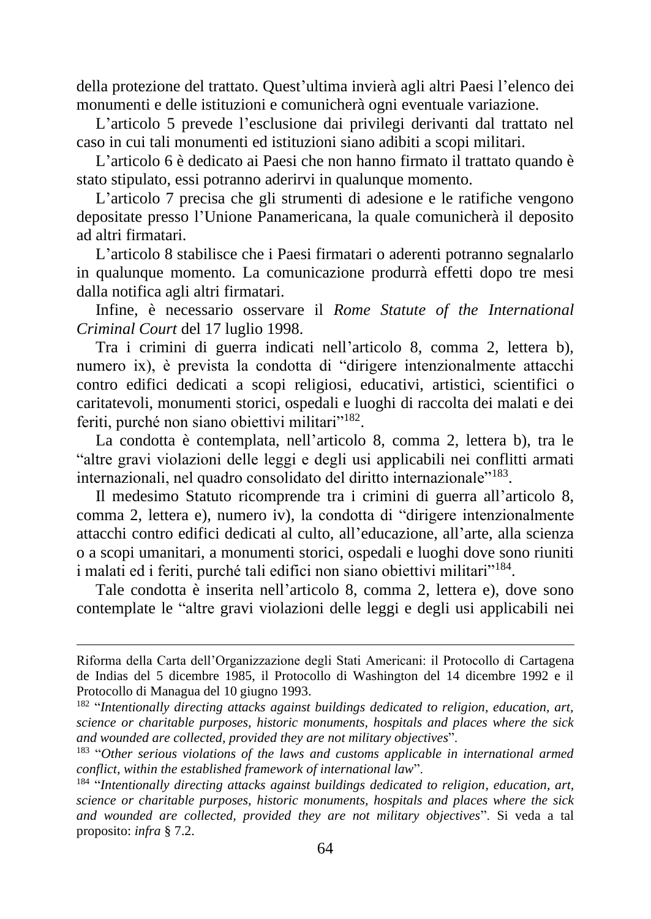della protezione del trattato. Quest'ultima invierà agli altri Paesi l'elenco dei monumenti e delle istituzioni e comunicherà ogni eventuale variazione.

L'articolo 5 prevede l'esclusione dai privilegi derivanti dal trattato nel caso in cui tali monumenti ed istituzioni siano adibiti a scopi militari.

L'articolo 6 è dedicato ai Paesi che non hanno firmato il trattato quando è stato stipulato, essi potranno aderirvi in qualunque momento.

L'articolo 7 precisa che gli strumenti di adesione e le ratifiche vengono depositate presso l'Unione Panamericana, la quale comunicherà il deposito ad altri firmatari.

L'articolo 8 stabilisce che i Paesi firmatari o aderenti potranno segnalarlo in qualunque momento. La comunicazione produrrà effetti dopo tre mesi dalla notifica agli altri firmatari.

Infine, è necessario osservare il *Rome Statute of the International Criminal Court* del 17 luglio 1998.

Tra i crimini di guerra indicati nell'articolo 8, comma 2, lettera b), numero ix), è prevista la condotta di "dirigere intenzionalmente attacchi contro edifici dedicati a scopi religiosi, educativi, artistici, scientifici o caritatevoli, monumenti storici, ospedali e luoghi di raccolta dei malati e dei feriti, purché non siano obiettivi militari"[182].

La condotta è contemplata, nell'articolo 8, comma 2, lettera b), tra le "altre gravi violazioni delle leggi e degli usi applicabili nei conflitti armati internazionali, nel quadro consolidato del diritto internazionale"[183].

Il medesimo Statuto ricomprende tra i crimini di guerra all'articolo 8, comma 2, lettera e), numero iv), la condotta di "dirigere intenzionalmente attacchi contro edifici dedicati al culto, all'educazione, all'arte, alla scienza o a scopi umanitari, a monumenti storici, ospedali e luoghi dove sono riuniti i malati ed i feriti, purché tali edifici non siano obiettivi militari"[184].

Tale condotta è inserita nell'articolo 8, comma 2, lettera e), dove sono contemplate le "altre gravi violazioni delle leggi e degli usi applicabili nei

---

Riforma della Carta dell'Organizzazione degli Stati Americani: il Protocollo di Cartagena de Indias del 5 dicembre 1985, il Protocollo di Washington del 14 dicembre 1992 e il Protocollo di Managua del 10 giugno 1993.

[182] "*Intentionally directing attacks against buildings dedicated to religion, education, art, science or charitable purposes, historic monuments, hospitals and places where the sick and wounded are collected, provided they are not military objectives*".

[183] "*Other serious violations of the laws and customs applicable in international armed conflict, within the established framework of international law*".

[184] "*Intentionally directing attacks against buildings dedicated to religion, education, art, science or charitable purposes, historic monuments, hospitals and places where the sick and wounded are collected, provided they are not military objectives*". Si veda a tal proposito: *infra* § 7.2.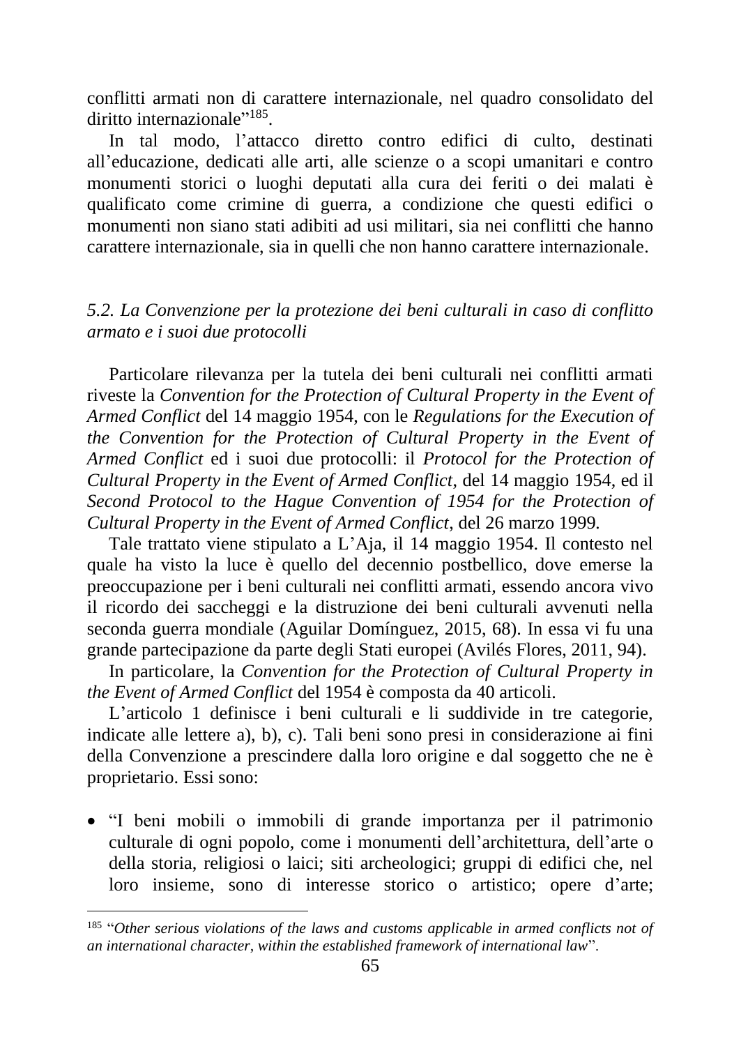conflitti armati non di carattere internazionale, nel quadro consolidato del diritto internazionale”[185].

In tal modo, l’attacco diretto contro edifici di culto, destinati all’educazione, dedicati alle arti, alle scienze o a scopi umanitari e contro monumenti storici o luoghi deputati alla cura dei feriti o dei malati è qualificato come crimine di guerra, a condizione che questi edifici o monumenti non siano stati adibiti ad usi militari, sia nei conflitti che hanno carattere internazionale, sia in quelli che non hanno carattere internazionale.

### *5.2. La Convenzione per la protezione dei beni culturali in caso di conflitto armato e i suoi due protocolli*

Particolare rilevanza per la tutela dei beni culturali nei conflitti armati riveste la *Convention for the Protection of Cultural Property in the Event of Armed Conflict* del 14 maggio 1954, con le *Regulations for the Execution of the Convention for the Protection of Cultural Property in the Event of Armed Conflict* ed i suoi due protocolli: il *Protocol for the Protection of Cultural Property in the Event of Armed Conflict*, del 14 maggio 1954, ed il *Second Protocol to the Hague Convention of 1954 for the Protection of Cultural Property in the Event of Armed Conflict*, del 26 marzo 1999.

Tale trattato viene stipulato a L’Aja, il 14 maggio 1954. Il contesto nel quale ha visto la luce è quello del decennio postbellico, dove emerse la preoccupazione per i beni culturali nei conflitti armati, essendo ancora vivo il ricordo dei saccheggi e la distruzione dei beni culturali avvenuti nella seconda guerra mondiale (Aguilar Domínguez, 2015, 68). In essa vi fu una grande partecipazione da parte degli Stati europei (Avilés Flores, 2011, 94).

In particolare, la *Convention for the Protection of Cultural Property in the Event of Armed Conflict* del 1954 è composta da 40 articoli.

L’articolo 1 definisce i beni culturali e li suddivide in tre categorie, indicate alle lettere a), b), c). Tali beni sono presi in considerazione ai fini della Convenzione a prescindere dalla loro origine e dal soggetto che ne è proprietario. Essi sono:

- “I beni mobili o immobili di grande importanza per il patrimonio culturale di ogni popolo, come i monumenti dell’architettura, dell’arte o della storia, religiosi o laici; siti archeologici; gruppi di edifici che, nel loro insieme, sono di interesse storico o artistico; opere d’arte;

---

[185] “*Other serious violations of the laws and customs applicable in armed conflicts not of an international character, within the established framework of international law*”.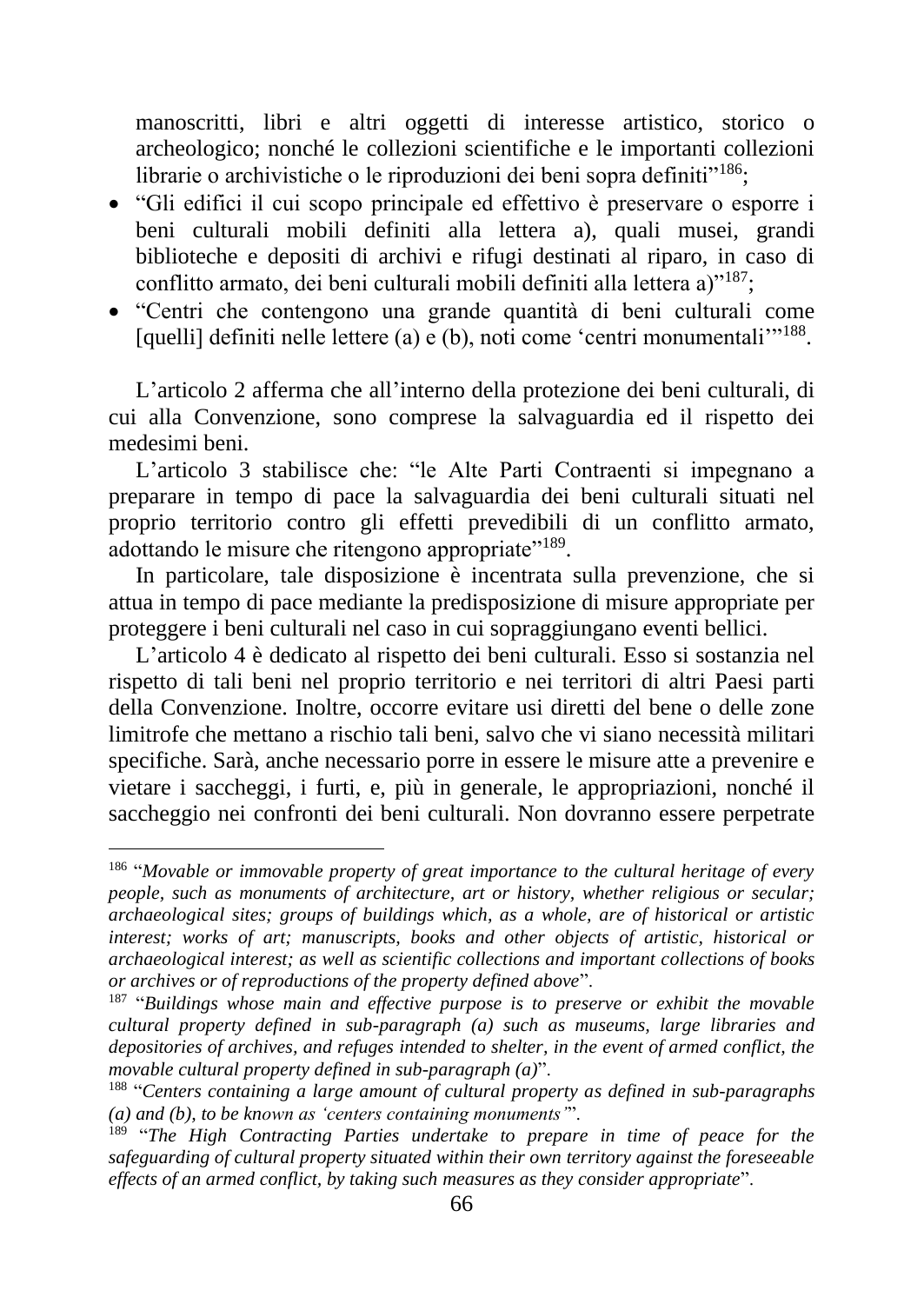manoscritti, libri e altri oggetti di interesse artistico, storico o archeologico; nonché le collezioni scientifiche e le importanti collezioni librarie o archivistiche o le riproduzioni dei beni sopra definiti"[186];

- "Gli edifici il cui scopo principale ed effettivo è preservare o esporre i beni culturali mobili definiti alla lettera a), quali musei, grandi biblioteche e depositi di archivi e rifugi destinati al riparo, in caso di conflitto armato, dei beni culturali mobili definiti alla lettera a)"[187];
- "Centri che contengono una grande quantità di beni culturali come [quelli] definiti nelle lettere (a) e (b), noti come 'centri monumentali'"[188].

L'articolo 2 afferma che all'interno della protezione dei beni culturali, di cui alla Convenzione, sono comprese la salvaguardia ed il rispetto dei medesimi beni.

L'articolo 3 stabilisce che: "le Alte Parti Contraenti si impegnano a preparare in tempo di pace la salvaguardia dei beni culturali situati nel proprio territorio contro gli effetti prevedibili di un conflitto armato, adottando le misure che ritengono appropriate"[189].

In particolare, tale disposizione è incentrata sulla prevenzione, che si attua in tempo di pace mediante la predisposizione di misure appropriate per proteggere i beni culturali nel caso in cui sopraggiungano eventi bellici.

L'articolo 4 è dedicato al rispetto dei beni culturali. Esso si sostanzia nel rispetto di tali beni nel proprio territorio e nei territori di altri Paesi parti della Convenzione. Inoltre, occorre evitare usi diretti del bene o delle zone limitrofe che mettano a rischio tali beni, salvo che vi siano necessità militari specifiche. Sarà, anche necessario porre in essere le misure atte a prevenire e vietare i saccheggi, i furti, e, più in generale, le appropriazioni, nonché il saccheggio nei confronti dei beni culturali. Non dovranno essere perpetrate

---

[186] "*Movable or immovable property of great importance to the cultural heritage of every people, such as monuments of architecture, art or history, whether religious or secular; archaeological sites; groups of buildings which, as a whole, are of historical or artistic interest; works of art; manuscripts, books and other objects of artistic, historical or archaeological interest; as well as scientific collections and important collections of books or archives or of reproductions of the property defined above*".

[187] "*Buildings whose main and effective purpose is to preserve or exhibit the movable cultural property defined in sub-paragraph (a) such as museums, large libraries and depositories of archives, and refuges intended to shelter, in the event of armed conflict, the movable cultural property defined in sub-paragraph (a)*".

[188] "*Centers containing a large amount of cultural property as defined in sub-paragraphs (a) and (b), to be known as 'centers containing monuments'*".

[189] "*The High Contracting Parties undertake to prepare in time of peace for the safeguarding of cultural property situated within their own territory against the foreseeable effects of an armed conflict, by taking such measures as they consider appropriate*".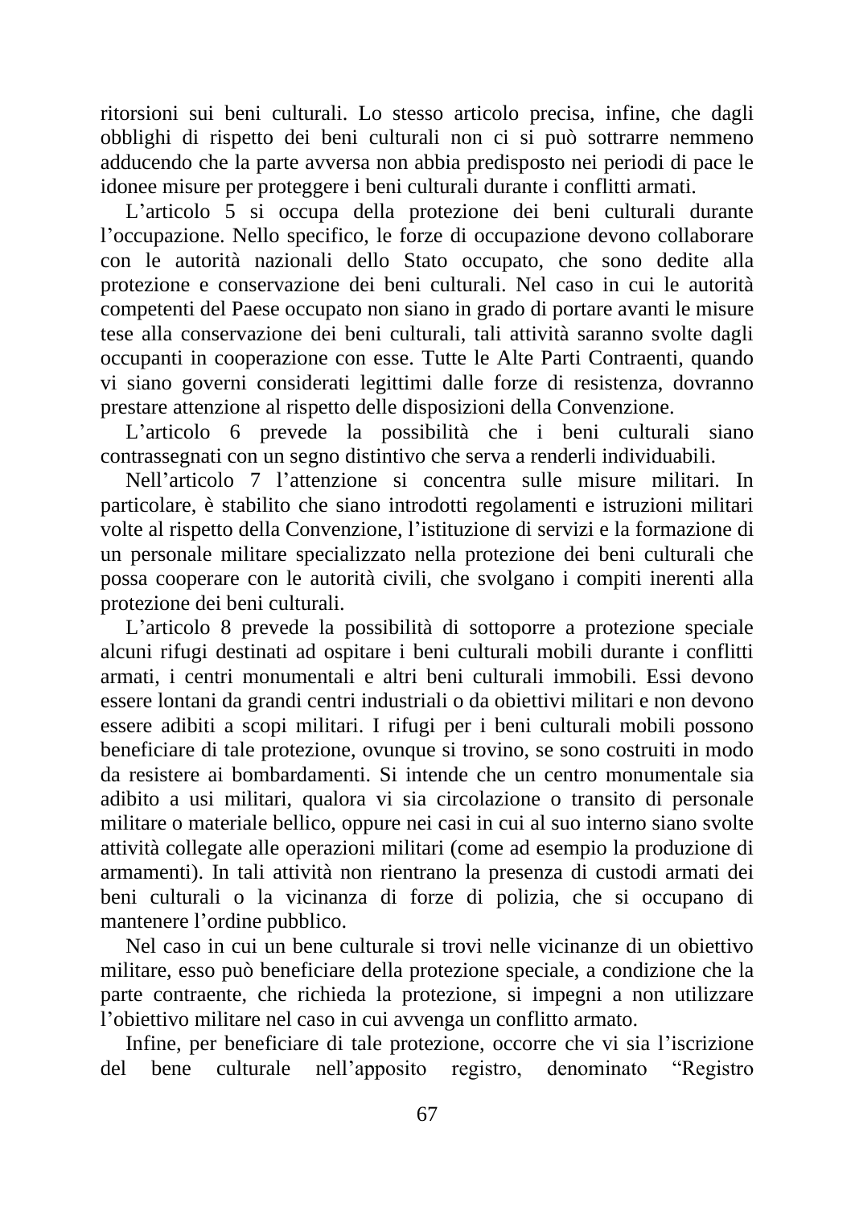ritorsioni sui beni culturali. Lo stesso articolo precisa, infine, che dagli obblighi di rispetto dei beni culturali non ci si può sottrarre nemmeno adducendo che la parte avversa non abbia predisposto nei periodi di pace le idonee misure per proteggere i beni culturali durante i conflitti armati.

L'articolo 5 si occupa della protezione dei beni culturali durante l'occupazione. Nello specifico, le forze di occupazione devono collaborare con le autorità nazionali dello Stato occupato, che sono dedite alla protezione e conservazione dei beni culturali. Nel caso in cui le autorità competenti del Paese occupato non siano in grado di portare avanti le misure tese alla conservazione dei beni culturali, tali attività saranno svolte dagli occupanti in cooperazione con esse. Tutte le Alte Parti Contraenti, quando vi siano governi considerati legittimi dalle forze di resistenza, dovranno prestare attenzione al rispetto delle disposizioni della Convenzione.

L'articolo 6 prevede la possibilità che i beni culturali siano contrassegnati con un segno distintivo che serva a renderli individuabili.

Nell'articolo 7 l'attenzione si concentra sulle misure militari. In particolare, è stabilito che siano introdotti regolamenti e istruzioni militari volte al rispetto della Convenzione, l'istituzione di servizi e la formazione di un personale militare specializzato nella protezione dei beni culturali che possa cooperare con le autorità civili, che svolgano i compiti inerenti alla protezione dei beni culturali.

L'articolo 8 prevede la possibilità di sottoporre a protezione speciale alcuni rifugi destinati ad ospitare i beni culturali mobili durante i conflitti armati, i centri monumentali e altri beni culturali immobili. Essi devono essere lontani da grandi centri industriali o da obiettivi militari e non devono essere adibiti a scopi militari. I rifugi per i beni culturali mobili possono beneficiare di tale protezione, ovunque si trovino, se sono costruiti in modo da resistere ai bombardamenti. Si intende che un centro monumentale sia adibito a usi militari, qualora vi sia circolazione o transito di personale militare o materiale bellico, oppure nei casi in cui al suo interno siano svolte attività collegate alle operazioni militari (come ad esempio la produzione di armamenti). In tali attività non rientrano la presenza di custodi armati dei beni culturali o la vicinanza di forze di polizia, che si occupano di mantenere l'ordine pubblico.

Nel caso in cui un bene culturale si trovi nelle vicinanze di un obiettivo militare, esso può beneficiare della protezione speciale, a condizione che la parte contraente, che richieda la protezione, si impegni a non utilizzare l'obiettivo militare nel caso in cui avvenga un conflitto armato.

Infine, per beneficiare di tale protezione, occorre che vi sia l'iscrizione del bene culturale nell'apposito registro, denominato "Registro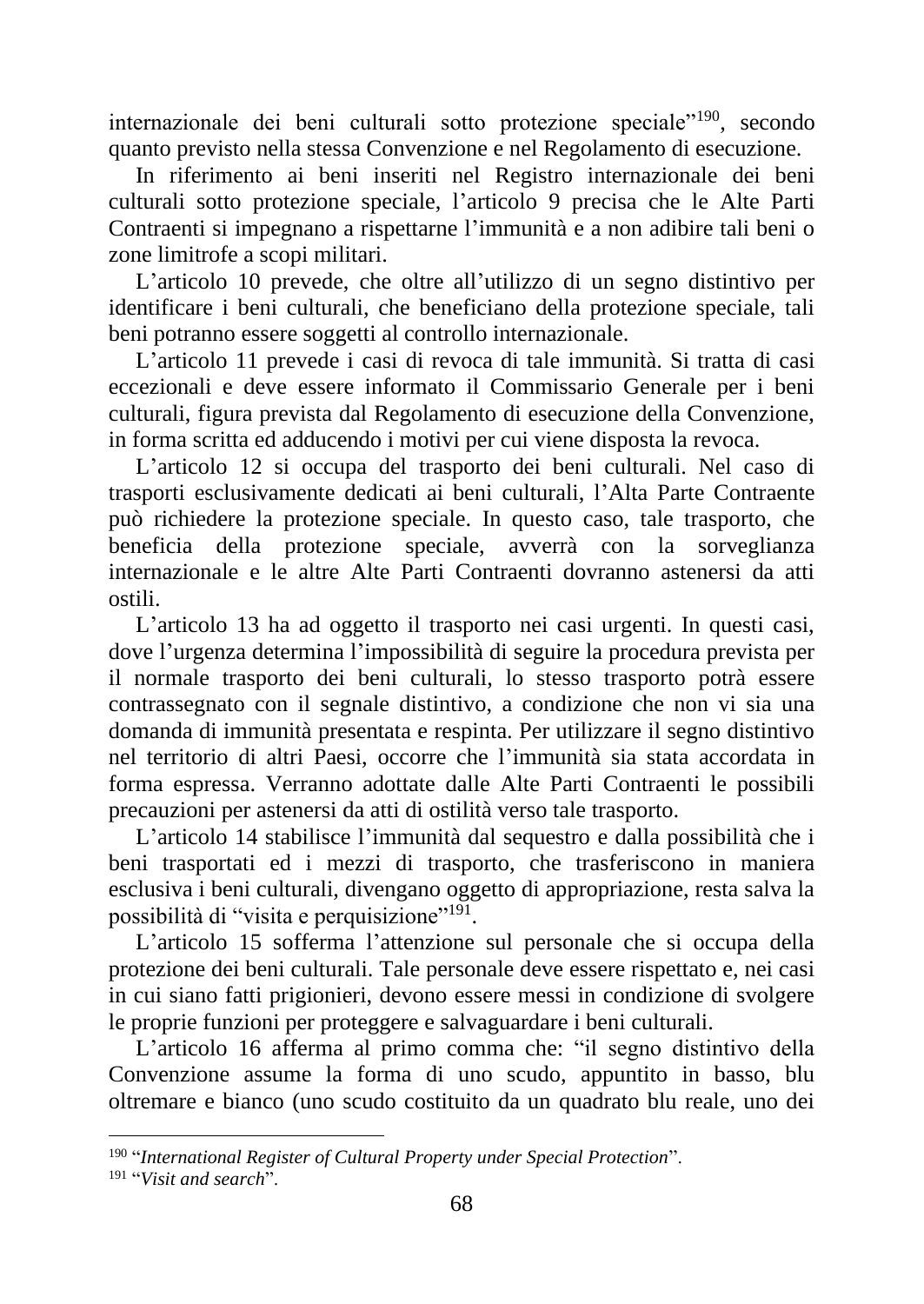internazionale dei beni culturali sotto protezione speciale”[190], secondo quanto previsto nella stessa Convenzione e nel Regolamento di esecuzione.

In riferimento ai beni inseriti nel Registro internazionale dei beni culturali sotto protezione speciale, l’articolo 9 precisa che le Alte Parti Contraenti si impegnano a rispettarne l’immunità e a non adibire tali beni o zone limitrofe a scopi militari.

L’articolo 10 prevede, che oltre all’utilizzo di un segno distintivo per identificare i beni culturali, che beneficiano della protezione speciale, tali beni potranno essere soggetti al controllo internazionale.

L’articolo 11 prevede i casi di revoca di tale immunità. Si tratta di casi eccezionali e deve essere informato il Commissario Generale per i beni culturali, figura prevista dal Regolamento di esecuzione della Convenzione, in forma scritta ed adducendo i motivi per cui viene disposta la revoca.

L’articolo 12 si occupa del trasporto dei beni culturali. Nel caso di trasporti esclusivamente dedicati ai beni culturali, l’Alta Parte Contraente può richiedere la protezione speciale. In questo caso, tale trasporto, che beneficia della protezione speciale, avverrà con la sorveglianza internazionale e le altre Alte Parti Contraenti dovranno astenersi da atti ostili.

L’articolo 13 ha ad oggetto il trasporto nei casi urgenti. In questi casi, dove l’urgenza determina l’impossibilità di seguire la procedura prevista per il normale trasporto dei beni culturali, lo stesso trasporto potrà essere contrassegnato con il segnale distintivo, a condizione che non vi sia una domanda di immunità presentata e respinta. Per utilizzare il segno distintivo nel territorio di altri Paesi, occorre che l’immunità sia stata accordata in forma espressa. Verranno adottate dalle Alte Parti Contraenti le possibili precauzioni per astenersi da atti di ostilità verso tale trasporto.

L’articolo 14 stabilisce l’immunità dal sequestro e dalla possibilità che i beni trasportati ed i mezzi di trasporto, che trasferiscono in maniera esclusiva i beni culturali, divengano oggetto di appropriazione, resta salva la possibilità di “visita e perquisizione”[191].

L’articolo 15 sofferma l’attenzione sul personale che si occupa della protezione dei beni culturali. Tale personale deve essere rispettato e, nei casi in cui siano fatti prigionieri, devono essere messi in condizione di svolgere le proprie funzioni per proteggere e salvaguardare i beni culturali.

L’articolo 16 afferma al primo comma che: “il segno distintivo della Convenzione assume la forma di uno scudo, appuntito in basso, blu oltremare e bianco (uno scudo costituito da un quadrato blu reale, uno dei

---

[190] “*International Register of Cultural Property under Special Protection*”.

[191] “*Visit and search*”.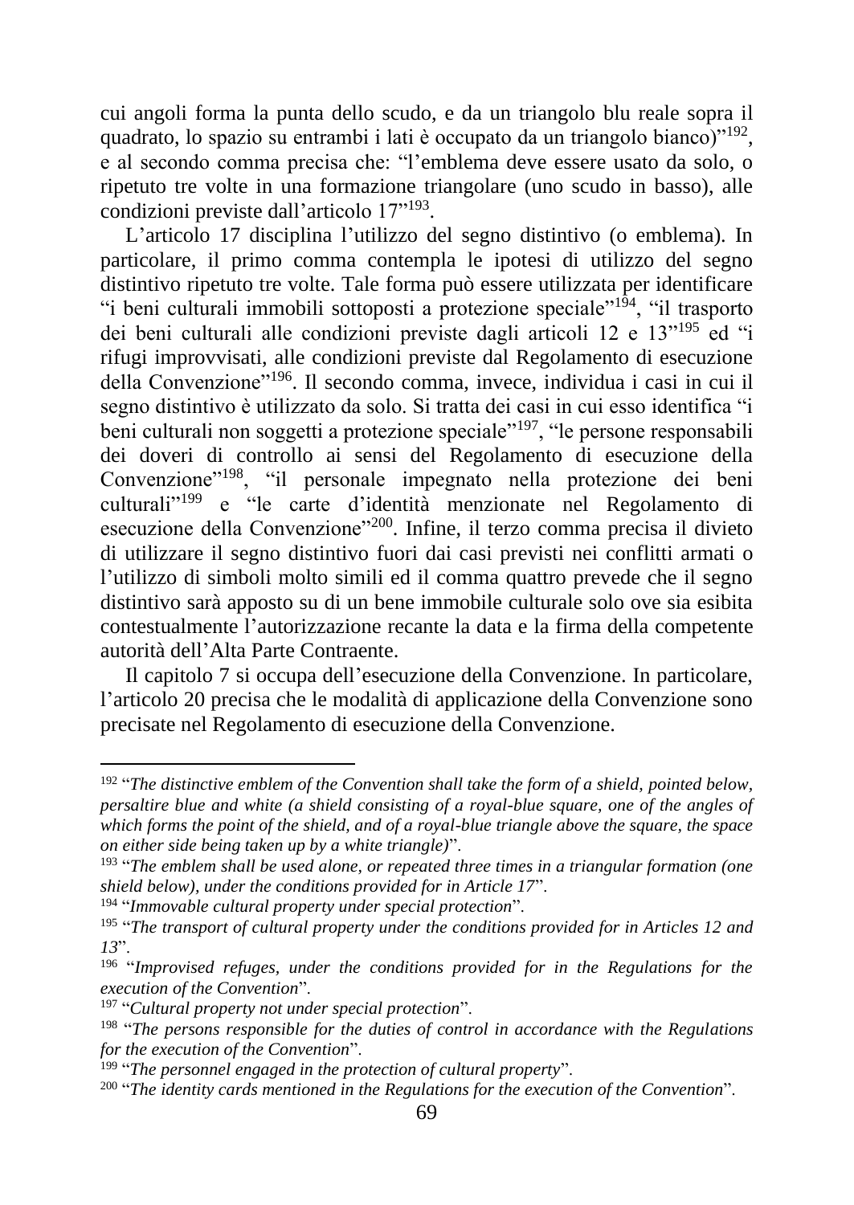cui angoli forma la punta dello scudo, e da un triangolo blu reale sopra il quadrato, lo spazio su entrambi i lati è occupato da un triangolo bianco)”[192], e al secondo comma precisa che: “l’emblema deve essere usato da solo, o ripetuto tre volte in una formazione triangolare (uno scudo in basso), alle condizioni previste dall’articolo 17”[193].

L’articolo 17 disciplina l’utilizzo del segno distintivo (o emblema). In particolare, il primo comma contempla le ipotesi di utilizzo del segno distintivo ripetuto tre volte. Tale forma può essere utilizzata per identificare “i beni culturali immobili sottoposti a protezione speciale”[194], “il trasporto dei beni culturali alle condizioni previste dagli articoli 12 e 13”[195] ed “i rifugi improvvisati, alle condizioni previste dal Regolamento di esecuzione della Convenzione”[196]. Il secondo comma, invece, individua i casi in cui il segno distintivo è utilizzato da solo. Si tratta dei casi in cui esso identifica “i beni culturali non soggetti a protezione speciale”[197], “le persone responsabili dei doveri di controllo ai sensi del Regolamento di esecuzione della Convenzione”[198], “il personale impegnato nella protezione dei beni culturali”[199] e “le carte d’identità menzionate nel Regolamento di esecuzione della Convenzione”[200]. Infine, il terzo comma precisa il divieto di utilizzare il segno distintivo fuori dai casi previsti nei conflitti armati o l’utilizzo di simboli molto simili ed il comma quattro prevede che il segno distintivo sarà apposto su di un bene immobile culturale solo ove sia esibita contestualmente l’autorizzazione recante la data e la firma della competente autorità dell’Alta Parte Contraente.

Il capitolo 7 si occupa dell’esecuzione della Convenzione. In particolare, l’articolo 20 precisa che le modalità di applicazione della Convenzione sono precisate nel Regolamento di esecuzione della Convenzione.

---

[192] “*The distinctive emblem of the Convention shall take the form of a shield, pointed below, persaltire blue and white (a shield consisting of a royal-blue square, one of the angles of which forms the point of the shield, and of a royal-blue triangle above the square, the space on either side being taken up by a white triangle)*”.

[193] “*The emblem shall be used alone, or repeated three times in a triangular formation (one shield below), under the conditions provided for in Article 17*”.

[194] “*Immovable cultural property under special protection*”.

[195] “*The transport of cultural property under the conditions provided for in Articles 12 and 13*”.

[196] “*Improvised refuges, under the conditions provided for in the Regulations for the execution of the Convention*”.

[197] “*Cultural property not under special protection*”.

[198] “*The persons responsible for the duties of control in accordance with the Regulations for the execution of the Convention*”.

[199] “*The personnel engaged in the protection of cultural property*”.

[200] “*The identity cards mentioned in the Regulations for the execution of the Convention*”.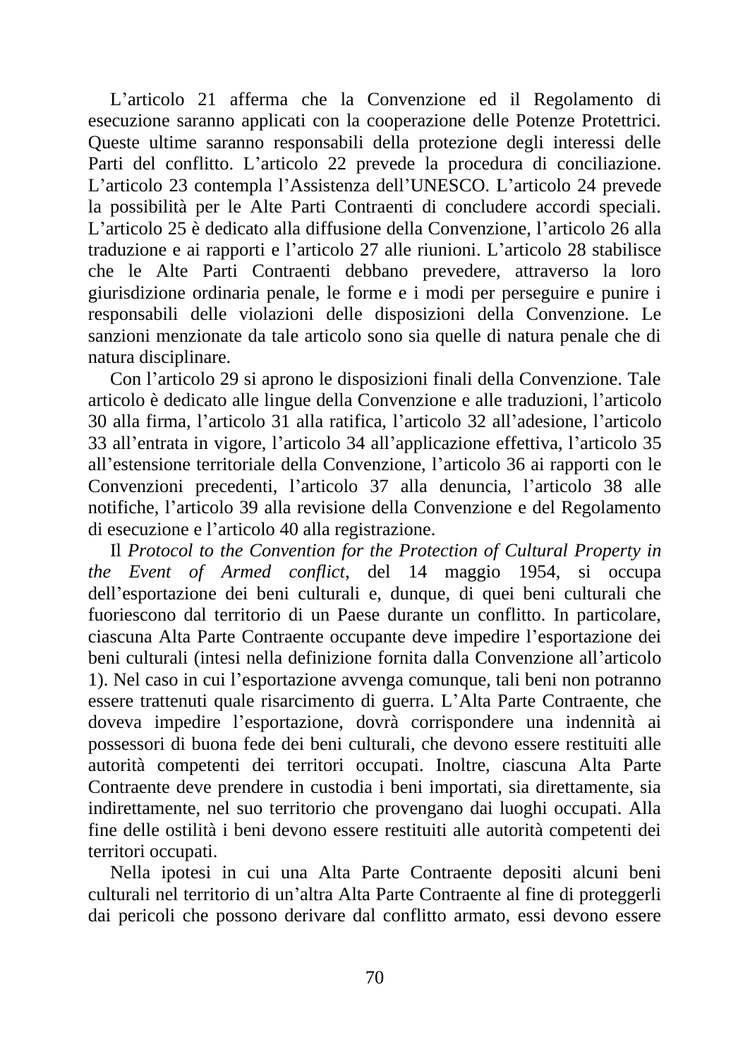L’articolo 21 afferma che la Convenzione ed il Regolamento di esecuzione saranno applicati con la cooperazione delle Potenze Protettrici. Queste ultime saranno responsabili della protezione degli interessi delle Parti del conflitto. L’articolo 22 prevede la procedura di conciliazione. L’articolo 23 contempla l’Assistenza dell’UNESCO. L’articolo 24 prevede la possibilità per le Alte Parti Contraenti di concludere accordi speciali. L’articolo 25 è dedicato alla diffusione della Convenzione, l’articolo 26 alla traduzione e ai rapporti e l’articolo 27 alle riunioni. L’articolo 28 stabilisce che le Alte Parti Contraenti debbano prevedere, attraverso la loro giurisdizione ordinaria penale, le forme e i modi per perseguire e punire i responsabili delle violazioni delle disposizioni della Convenzione. Le sanzioni menzionate da tale articolo sono sia quelle di natura penale che di natura disciplinare.

Con l’articolo 29 si aprono le disposizioni finali della Convenzione. Tale articolo è dedicato alle lingue della Convenzione e alle traduzioni, l’articolo 30 alla firma, l’articolo 31 alla ratifica, l’articolo 32 all’adesione, l’articolo 33 all’entrata in vigore, l’articolo 34 all’applicazione effettiva, l’articolo 35 all’estensione territoriale della Convenzione, l’articolo 36 ai rapporti con le Convenzioni precedenti, l’articolo 37 alla denuncia, l’articolo 38 alle notifiche, l’articolo 39 alla revisione della Convenzione e del Regolamento di esecuzione e l’articolo 40 alla registrazione.

Il *Protocol to the Convention for the Protection of Cultural Property in the Event of Armed conflict*, del 14 maggio 1954, si occupa dell’esportazione dei beni culturali e, dunque, di quei beni culturali che fuoriescono dal territorio di un Paese durante un conflitto. In particolare, ciascuna Alta Parte Contraente occupante deve impedire l’esportazione dei beni culturali (intesi nella definizione fornita dalla Convenzione all’articolo 1). Nel caso in cui l’esportazione avvenga comunque, tali beni non potranno essere trattenuti quale risarcimento di guerra. L’Alta Parte Contraente, che doveva impedire l’esportazione, dovrà corrispondere una indennità ai possessori di buona fede dei beni culturali, che devono essere restituiti alle autorità competenti dei territori occupati. Inoltre, ciascuna Alta Parte Contraente deve prendere in custodia i beni importati, sia direttamente, sia indirettamente, nel suo territorio che provengano dai luoghi occupati. Alla fine delle ostilità i beni devono essere restituiti alle autorità competenti dei territori occupati.

Nella ipotesi in cui una Alta Parte Contraente depositi alcuni beni culturali nel territorio di un’altra Alta Parte Contraente al fine di proteggerli dai pericoli che possono derivare dal conflitto armato, essi devono essere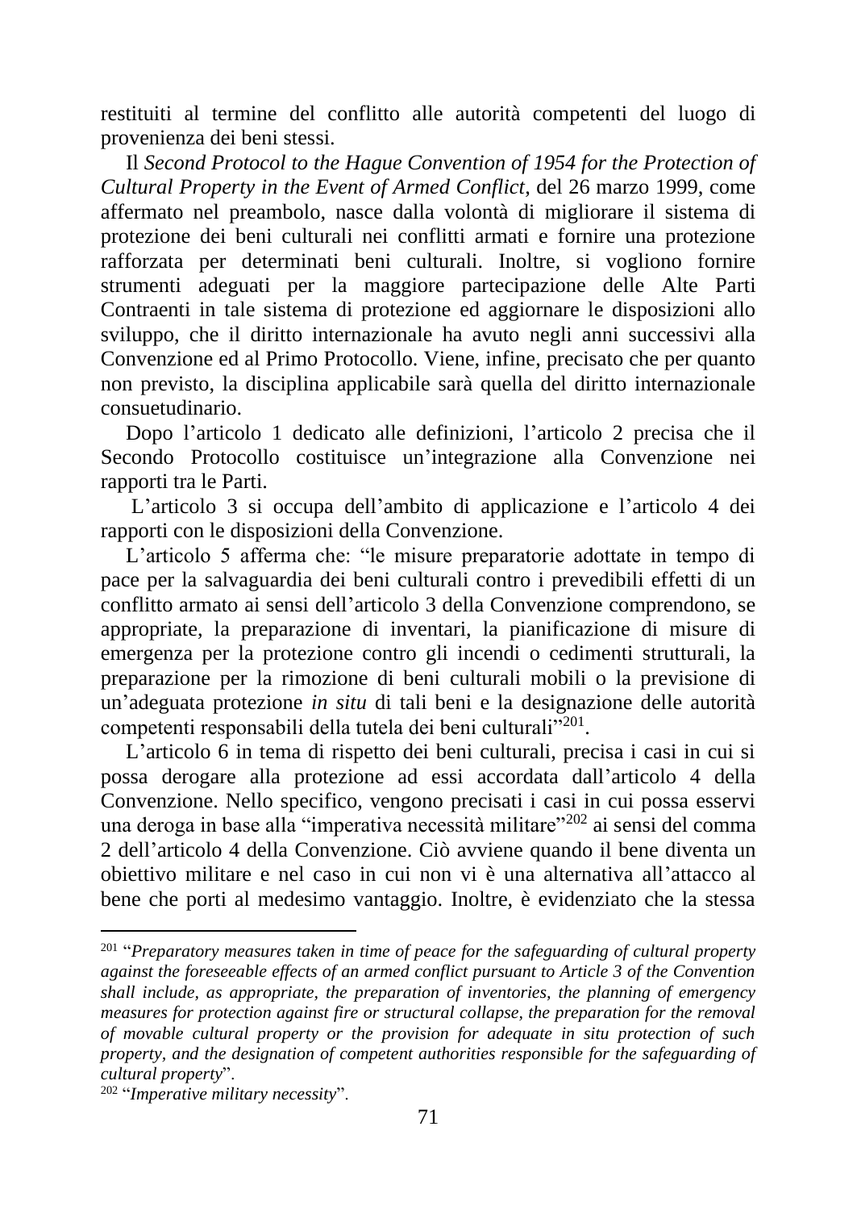restituiti al termine del conflitto alle autorità competenti del luogo di provenienza dei beni stessi.

Il *Second Protocol to the Hague Convention of 1954 for the Protection of Cultural Property in the Event of Armed Conflict*, del 26 marzo 1999, come affermato nel preambolo, nasce dalla volontà di migliorare il sistema di protezione dei beni culturali nei conflitti armati e fornire una protezione rafforzata per determinati beni culturali. Inoltre, si vogliono fornire strumenti adeguati per la maggiore partecipazione delle Alte Parti Contraenti in tale sistema di protezione ed aggiornare le disposizioni allo sviluppo, che il diritto internazionale ha avuto negli anni successivi alla Convenzione ed al Primo Protocollo. Viene, infine, precisato che per quanto non previsto, la disciplina applicabile sarà quella del diritto internazionale consuetudinario.

Dopo l'articolo 1 dedicato alle definizioni, l'articolo 2 precisa che il Secondo Protocollo costituisce un'integrazione alla Convenzione nei rapporti tra le Parti.

L'articolo 3 si occupa dell'ambito di applicazione e l'articolo 4 dei rapporti con le disposizioni della Convenzione.

L'articolo 5 afferma che: "le misure preparatorie adottate in tempo di pace per la salvaguardia dei beni culturali contro i prevedibili effetti di un conflitto armato ai sensi dell'articolo 3 della Convenzione comprendono, se appropriate, la preparazione di inventari, la pianificazione di misure di emergenza per la protezione contro gli incendi o cedimenti strutturali, la preparazione per la rimozione di beni culturali mobili o la previsione di un'adeguata protezione *in situ* di tali beni e la designazione delle autorità competenti responsabili della tutela dei beni culturali"[201].

L'articolo 6 in tema di rispetto dei beni culturali, precisa i casi in cui si possa derogare alla protezione ad essi accordata dall'articolo 4 della Convenzione. Nello specifico, vengono precisati i casi in cui possa esservi una deroga in base alla "imperativa necessità militare"[202] ai sensi del comma 2 dell'articolo 4 della Convenzione. Ciò avviene quando il bene diventa un obiettivo militare e nel caso in cui non vi è una alternativa all'attacco al bene che porti al medesimo vantaggio. Inoltre, è evidenziato che la stessa

---

[201] "*Preparatory measures taken in time of peace for the safeguarding of cultural property against the foreseeable effects of an armed conflict pursuant to Article 3 of the Convention shall include, as appropriate, the preparation of inventories, the planning of emergency measures for protection against fire or structural collapse, the preparation for the removal of movable cultural property or the provision for adequate in situ protection of such property, and the designation of competent authorities responsible for the safeguarding of cultural property*".

[202] "*Imperative military necessity*".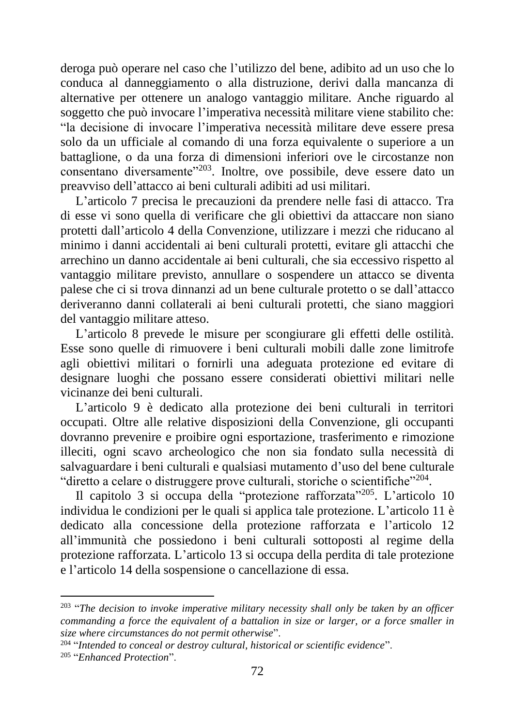deroga può operare nel caso che l'utilizzo del bene, adibito ad un uso che lo conduca al danneggiamento o alla distruzione, derivi dalla mancanza di alternative per ottenere un analogo vantaggio militare. Anche riguardo al soggetto che può invocare l'imperativa necessità militare viene stabilito che: "la decisione di invocare l'imperativa necessità militare deve essere presa solo da un ufficiale al comando di una forza equivalente o superiore a un battaglione, o da una forza di dimensioni inferiori ove le circostanze non consentano diversamente"[203]. Inoltre, ove possibile, deve essere dato un preavviso dell'attacco ai beni culturali adibiti ad usi militari.

L'articolo 7 precisa le precauzioni da prendere nelle fasi di attacco. Tra di esse vi sono quella di verificare che gli obiettivi da attaccare non siano protetti dall'articolo 4 della Convenzione, utilizzare i mezzi che riducano al minimo i danni accidentali ai beni culturali protetti, evitare gli attacchi che arrechino un danno accidentale ai beni culturali, che sia eccessivo rispetto al vantaggio militare previsto, annullare o sospendere un attacco se diventa palese che ci si trova dinnanzi ad un bene culturale protetto o se dall'attacco deriveranno danni collaterali ai beni culturali protetti, che siano maggiori del vantaggio militare atteso.

L'articolo 8 prevede le misure per scongiurare gli effetti delle ostilità. Esse sono quelle di rimuovere i beni culturali mobili dalle zone limitrofe agli obiettivi militari o fornirli una adeguata protezione ed evitare di designare luoghi che possano essere considerati obiettivi militari nelle vicinanze dei beni culturali.

L'articolo 9 è dedicato alla protezione dei beni culturali in territori occupati. Oltre alle relative disposizioni della Convenzione, gli occupanti dovranno prevenire e proibire ogni esportazione, trasferimento e rimozione illeciti, ogni scavo archeologico che non sia fondato sulla necessità di salvaguardare i beni culturali e qualsiasi mutamento d'uso del bene culturale "diretto a celare o distruggere prove culturali, storiche o scientifiche"[204].

Il capitolo 3 si occupa della "protezione rafforzata"[205]. L'articolo 10 individua le condizioni per le quali si applica tale protezione. L'articolo 11 è dedicato alla concessione della protezione rafforzata e l'articolo 12 all'immunità che possiedono i beni culturali sottoposti al regime della protezione rafforzata. L'articolo 13 si occupa della perdita di tale protezione e l'articolo 14 della sospensione o cancellazione di essa.

---

[203] "*The decision to invoke imperative military necessity shall only be taken by an officer commanding a force the equivalent of a battalion in size or larger, or a force smaller in size where circumstances do not permit otherwise*".

[204] "*Intended to conceal or destroy cultural, historical or scientific evidence*".

[205] "*Enhanced Protection*".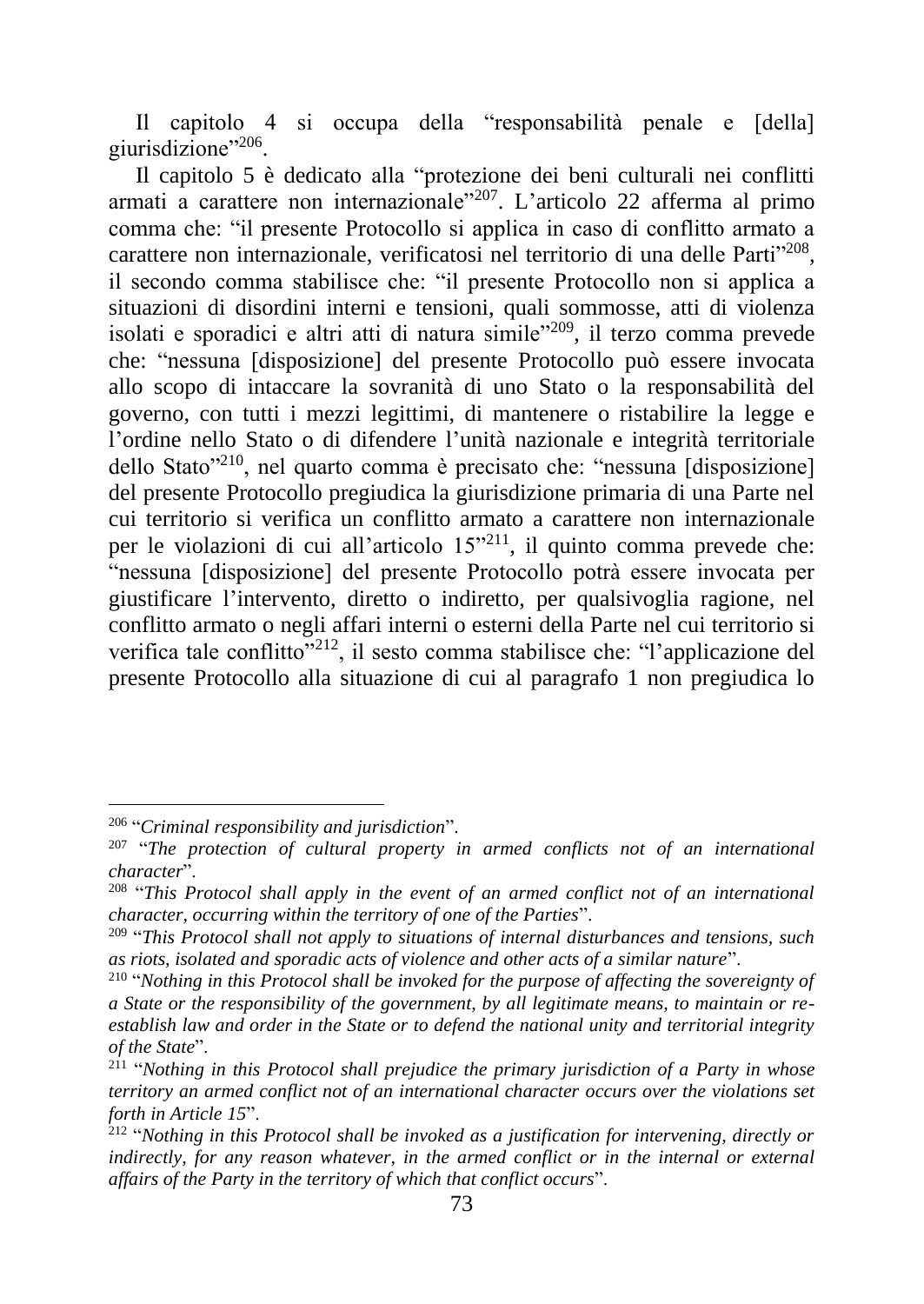Il capitolo 4 si occupa della "responsabilità penale e [della] giurisdizione"[206].

Il capitolo 5 è dedicato alla "protezione dei beni culturali nei conflitti armati a carattere non internazionale"[207]. L'articolo 22 afferma al primo comma che: "il presente Protocollo si applica in caso di conflitto armato a carattere non internazionale, verificatosi nel territorio di una delle Parti"[208], il secondo comma stabilisce che: "il presente Protocollo non si applica a situazioni di disordini interni e tensioni, quali sommosse, atti di violenza isolati e sporadici e altri atti di natura simile"[209], il terzo comma prevede che: "nessuna [disposizione] del presente Protocollo può essere invocata allo scopo di intaccare la sovranità di uno Stato o la responsabilità del governo, con tutti i mezzi legittimi, di mantenere o ristabilire la legge e l'ordine nello Stato o di difendere l'unità nazionale e integrità territoriale dello Stato"[210], nel quarto comma è precisato che: "nessuna [disposizione] del presente Protocollo pregiudica la giurisdizione primaria di una Parte nel cui territorio si verifica un conflitto armato a carattere non internazionale per le violazioni di cui all'articolo 15"[211], il quinto comma prevede che: "nessuna [disposizione] del presente Protocollo potrà essere invocata per giustificare l'intervento, diretto o indiretto, per qualsivoglia ragione, nel conflitto armato o negli affari interni o esterni della Parte nel cui territorio si verifica tale conflitto"[212], il sesto comma stabilisce che: "l'applicazione del presente Protocollo alla situazione di cui al paragrafo 1 non pregiudica lo

---

[206] "*Criminal responsibility and jurisdiction*".

[207] "*The protection of cultural property in armed conflicts not of an international character*".

[208] "*This Protocol shall apply in the event of an armed conflict not of an international character, occurring within the territory of one of the Parties*".

[209] "*This Protocol shall not apply to situations of internal disturbances and tensions, such as riots, isolated and sporadic acts of violence and other acts of a similar nature*".

[210] "*Nothing in this Protocol shall be invoked for the purpose of affecting the sovereignty of a State or the responsibility of the government, by all legitimate means, to maintain or re-establish law and order in the State or to defend the national unity and territorial integrity of the State*".

[211] "*Nothing in this Protocol shall prejudice the primary jurisdiction of a Party in whose territory an armed conflict not of an international character occurs over the violations set forth in Article 15*".

[212] "*Nothing in this Protocol shall be invoked as a justification for intervening, directly or indirectly, for any reason whatever, in the armed conflict or in the internal or external affairs of the Party in the territory of which that conflict occurs*".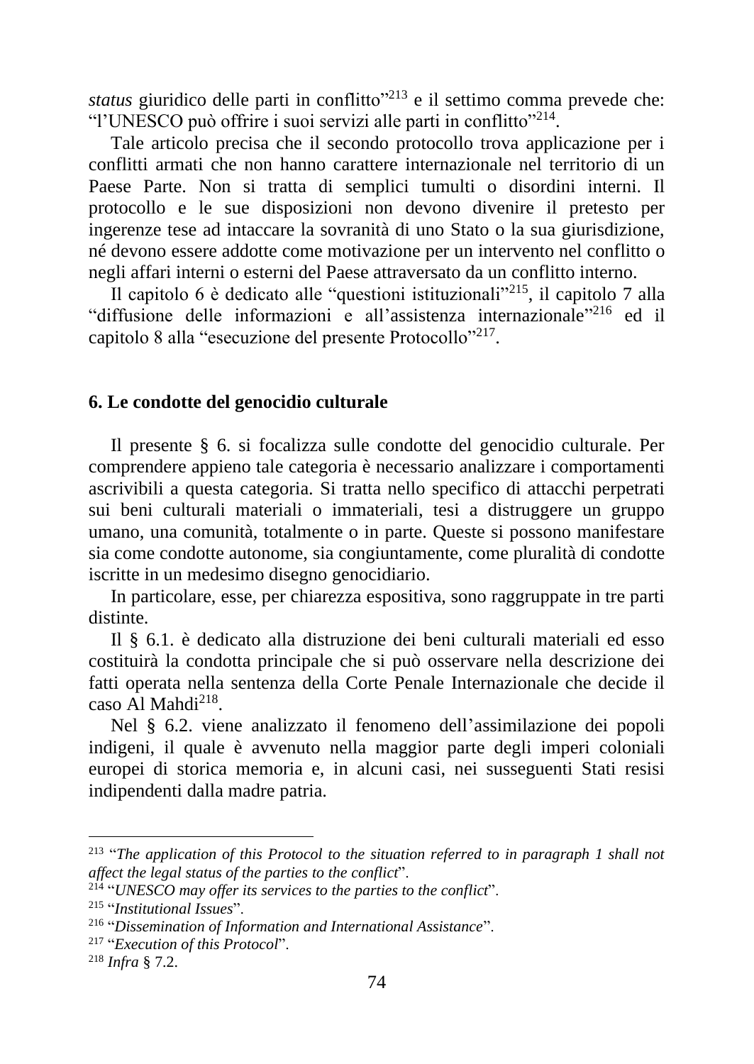*status* giuridico delle parti in conflitto"[213] e il settimo comma prevede che: "l'UNESCO può offrire i suoi servizi alle parti in conflitto"[214].

Tale articolo precisa che il secondo protocollo trova applicazione per i conflitti armati che non hanno carattere internazionale nel territorio di un Paese Parte. Non si tratta di semplici tumulti o disordini interni. Il protocollo e le sue disposizioni non devono divenire il pretesto per ingerenze tese ad intaccare la sovranità di uno Stato o la sua giurisdizione, né devono essere addotte come motivazione per un intervento nel conflitto o negli affari interni o esterni del Paese attraversato da un conflitto interno.

Il capitolo 6 è dedicato alle "questioni istituzionali"[215], il capitolo 7 alla "diffusione delle informazioni e all'assistenza internazionale"[216] ed il capitolo 8 alla "esecuzione del presente Protocollo"[217].

## 6. Le condotte del genocidio culturale

Il presente § 6. si focalizza sulle condotte del genocidio culturale. Per comprendere appieno tale categoria è necessario analizzare i comportamenti ascrivibili a questa categoria. Si tratta nello specifico di attacchi perpetrati sui beni culturali materiali o immateriali, tesi a distruggere un gruppo umano, una comunità, totalmente o in parte. Queste si possono manifestare sia come condotte autonome, sia congiuntamente, come pluralità di condotte iscritte in un medesimo disegno genocidiario.

In particolare, esse, per chiarezza espositiva, sono raggruppate in tre parti distinte.

Il § 6.1. è dedicato alla distruzione dei beni culturali materiali ed esso costituirà la condotta principale che si può osservare nella descrizione dei fatti operata nella sentenza della Corte Penale Internazionale che decide il caso Al Mahdi[218].

Nel § 6.2. viene analizzato il fenomeno dell'assimilazione dei popoli indigeni, il quale è avvenuto nella maggior parte degli imperi coloniali europei di storica memoria e, in alcuni casi, nei susseguenti Stati resisi indipendenti dalla madre patria.

---

[213] "*The application of this Protocol to the situation referred to in paragraph 1 shall not affect the legal status of the parties to the conflict*".

[214] "*UNESCO may offer its services to the parties to the conflict*".

[215] "*Institutional Issues*".

[216] "*Dissemination of Information and International Assistance*".

[217] "*Execution of this Protocol*".

[218] *Infra* § 7.2.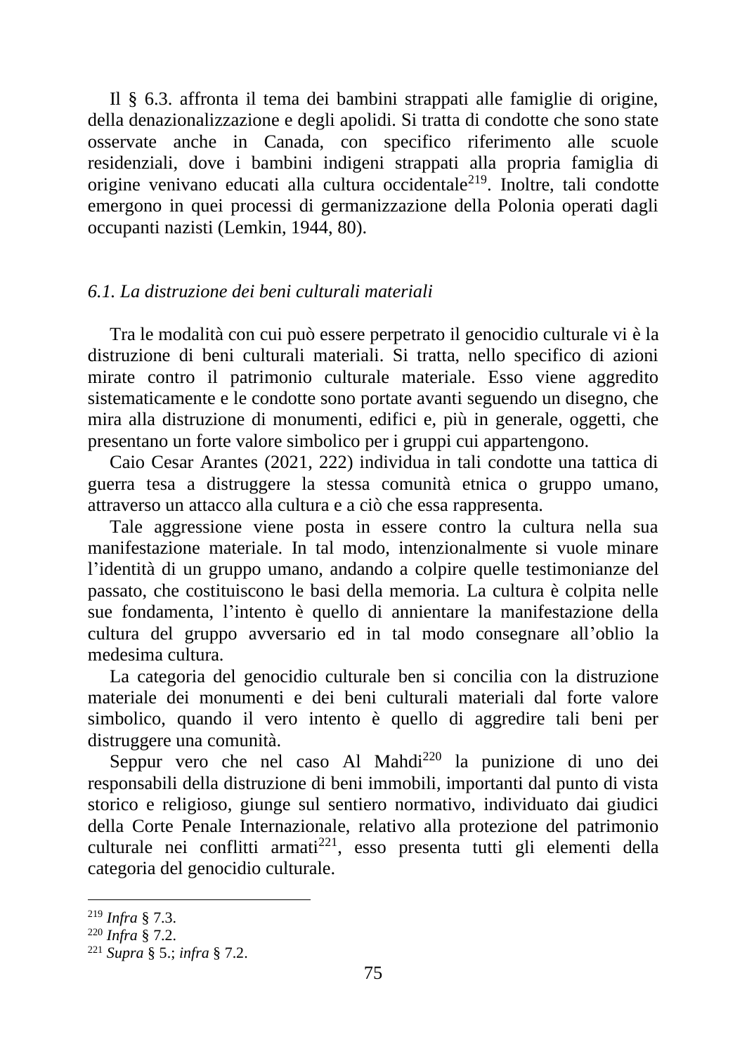Il § 6.3. affronta il tema dei bambini strappati alle famiglie di origine, della denazionalizzazione e degli apolidi. Si tratta di condotte che sono state osservate anche in Canada, con specifico riferimento alle scuole residenziali, dove i bambini indigeni strappati alla propria famiglia di origine venivano educati alla cultura occidentale[219]. Inoltre, tali condotte emergono in quei processi di germanizzazione della Polonia operati dagli occupanti nazisti (Lemkin, 1944, 80).

### *6.1. La distruzione dei beni culturali materiali*

Tra le modalità con cui può essere perpetrato il genocidio culturale vi è la distruzione di beni culturali materiali. Si tratta, nello specifico di azioni mirate contro il patrimonio culturale materiale. Esso viene aggredito sistematicamente e le condotte sono portate avanti seguendo un disegno, che mira alla distruzione di monumenti, edifici e, più in generale, oggetti, che presentano un forte valore simbolico per i gruppi cui appartengono.

Caio Cesar Arantes (2021, 222) individua in tali condotte una tattica di guerra tesa a distruggere la stessa comunità etnica o gruppo umano, attraverso un attacco alla cultura e a ciò che essa rappresenta.

Tale aggressione viene posta in essere contro la cultura nella sua manifestazione materiale. In tal modo, intenzionalmente si vuole minare l'identità di un gruppo umano, andando a colpire quelle testimonianze del passato, che costituiscono le basi della memoria. La cultura è colpita nelle sue fondamenta, l'intento è quello di annientare la manifestazione della cultura del gruppo avversario ed in tal modo consegnare all'oblio la medesima cultura.

La categoria del genocidio culturale ben si concilia con la distruzione materiale dei monumenti e dei beni culturali materiali dal forte valore simbolico, quando il vero intento è quello di aggredire tali beni per distruggere una comunità.

Seppur vero che nel caso Al Mahdi[220] la punizione di uno dei responsabili della distruzione di beni immobili, importanti dal punto di vista storico e religioso, giunge sul sentiero normativo, individuato dai giudici della Corte Penale Internazionale, relativo alla protezione del patrimonio culturale nei conflitti armati[221], esso presenta tutti gli elementi della categoria del genocidio culturale.

---

[219] *Infra* § 7.3.

[220] *Infra* § 7.2.

[221] *Supra* § 5.; *infra* § 7.2.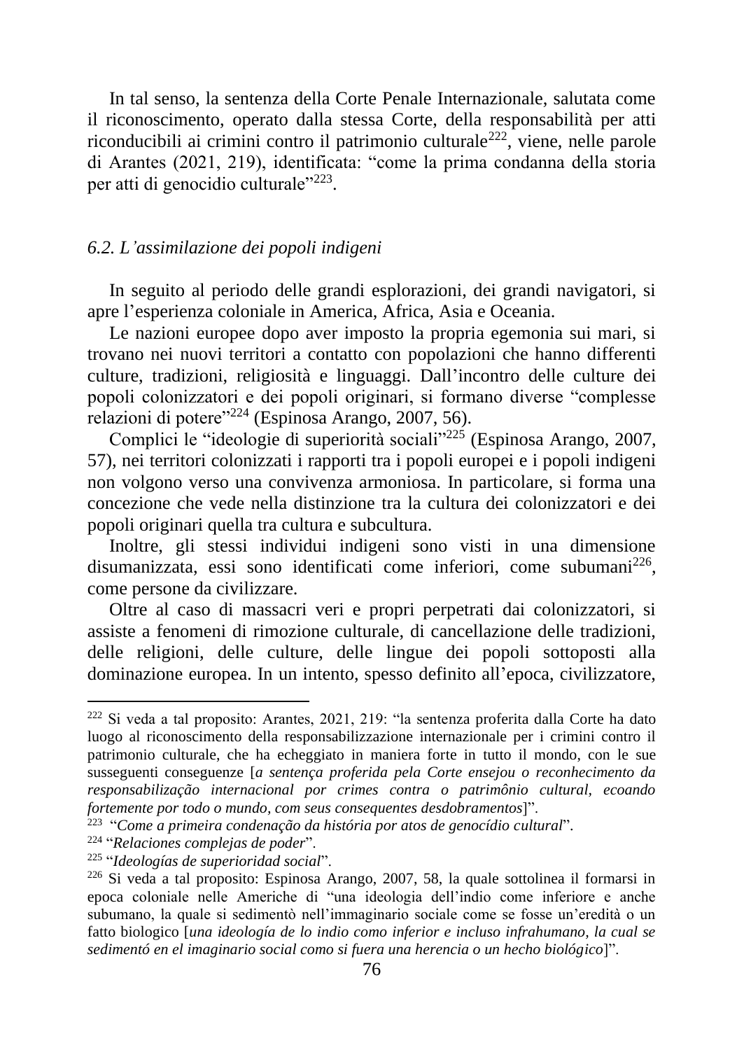In tal senso, la sentenza della Corte Penale Internazionale, salutata come il riconoscimento, operato dalla stessa Corte, della responsabilità per atti riconducibili ai crimini contro il patrimonio culturale[222], viene, nelle parole di Arantes (2021, 219), identificata: "come la prima condanna della storia per atti di genocidio culturale"[223].

### *6.2. L'assimilazione dei popoli indigeni*

In seguito al periodo delle grandi esplorazioni, dei grandi navigatori, si apre l'esperienza coloniale in America, Africa, Asia e Oceania.

Le nazioni europee dopo aver imposto la propria egemonia sui mari, si trovano nei nuovi territori a contatto con popolazioni che hanno differenti culture, tradizioni, religiosità e linguaggi. Dall'incontro delle culture dei popoli colonizzatori e dei popoli originari, si formano diverse "complesse relazioni di potere"[224] (Espinosa Arango, 2007, 56).

Complici le "ideologie di superiorità sociali"[225] (Espinosa Arango, 2007, 57), nei territori colonizzati i rapporti tra i popoli europei e i popoli indigeni non volgono verso una convivenza armoniosa. In particolare, si forma una concezione che vede nella distinzione tra la cultura dei colonizzatori e dei popoli originari quella tra cultura e subcultura.

Inoltre, gli stessi individui indigeni sono visti in una dimensione disumanizzata, essi sono identificati come inferiori, come subumani[226], come persone da civilizzare.

Oltre al caso di massacri veri e propri perpetrati dai colonizzatori, si assiste a fenomeni di rimozione culturale, di cancellazione delle tradizioni, delle religioni, delle culture, delle lingue dei popoli sottoposti alla dominazione europea. In un intento, spesso definito all'epoca, civilizzatore,

---

[222] Si veda a tal proposito: Arantes, 2021, 219: "la sentenza proferita dalla Corte ha dato luogo al riconoscimento della responsabilizzazione internazionale per i crimini contro il patrimonio culturale, che ha echeggiato in maniera forte in tutto il mondo, con le sue susseguenti conseguenze [*a sentença proferida pela Corte ensejou o reconhecimento da responsabilização internacional por crimes contra o patrimônio cultural, ecoando fortemente por todo o mundo, com seus consequentes desdobramentos*]".

[223] "*Come a primeira condenação da história por atos de genocídio cultural*".

[224] "*Relaciones complejas de poder*".

[225] "*Ideologías de superioridad social*".

[226] Si veda a tal proposito: Espinosa Arango, 2007, 58, la quale sottolinea il formarsi in epoca coloniale nelle Americhe di "una ideologia dell'indio come inferiore e anche subumano, la quale si sedimentò nell'immaginario sociale come se fosse un'eredità o un fatto biologico [*una ideología de lo indio como inferior e incluso infrahumano, la cual se sedimentó en el imaginario social como si fuera una herencia o un hecho biológico*]".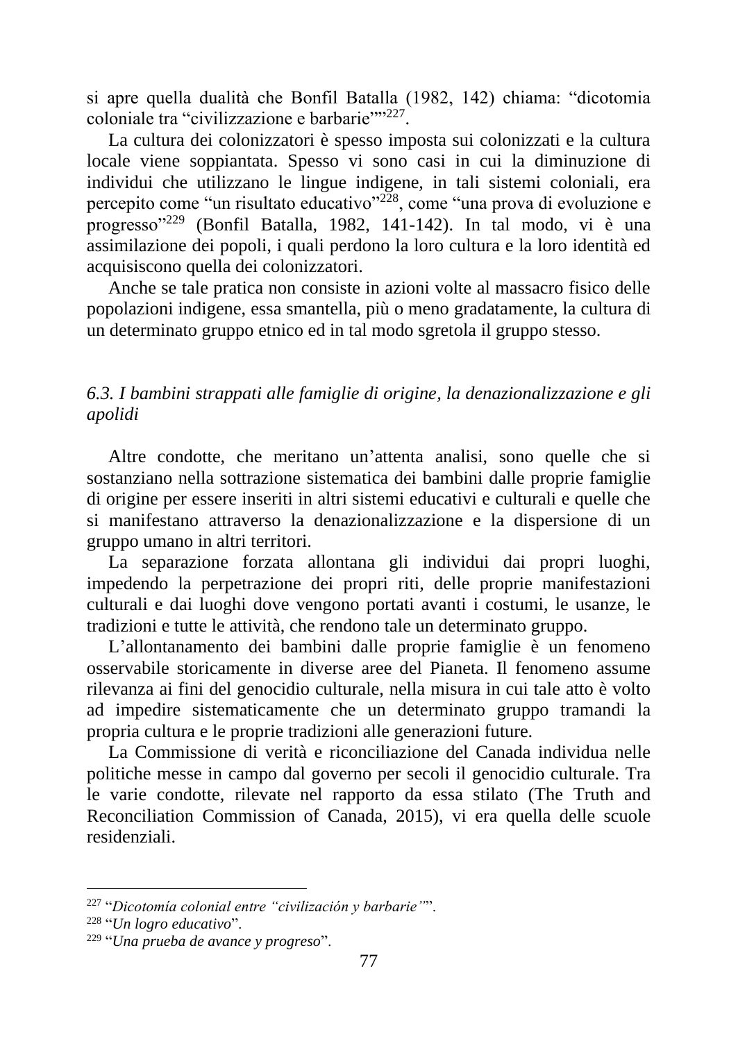si apre quella dualità che Bonfil Batalla (1982, 142) chiama: "dicotomia coloniale tra "civilizzazione e barbarie""[227].

La cultura dei colonizzatori è spesso imposta sui colonizzati e la cultura locale viene soppiantata. Spesso vi sono casi in cui la diminuzione di individui che utilizzano le lingue indigene, in tali sistemi coloniali, era percepito come "un risultato educativo"[228], come "una prova di evoluzione e progresso"[229] (Bonfil Batalla, 1982, 141-142). In tal modo, vi è una assimilazione dei popoli, i quali perdono la loro cultura e la loro identità ed acquisiscono quella dei colonizzatori.

Anche se tale pratica non consiste in azioni volte al massacro fisico delle popolazioni indigene, essa smantella, più o meno gradatamente, la cultura di un determinato gruppo etnico ed in tal modo sgretola il gruppo stesso.

### *6.3. I bambini strappati alle famiglie di origine, la denazionalizzazione e gli apolidi*

Altre condotte, che meritano un'attenta analisi, sono quelle che si sostanziano nella sottrazione sistematica dei bambini dalle proprie famiglie di origine per essere inseriti in altri sistemi educativi e culturali e quelle che si manifestano attraverso la denazionalizzazione e la dispersione di un gruppo umano in altri territori.

La separazione forzata allontana gli individui dai propri luoghi, impedendo la perpetrazione dei propri riti, delle proprie manifestazioni culturali e dai luoghi dove vengono portati avanti i costumi, le usanze, le tradizioni e tutte le attività, che rendono tale un determinato gruppo.

L'allontanamento dei bambini dalle proprie famiglie è un fenomeno osservabile storicamente in diverse aree del Pianeta. Il fenomeno assume rilevanza ai fini del genocidio culturale, nella misura in cui tale atto è volto ad impedire sistematicamente che un determinato gruppo tramandi la propria cultura e le proprie tradizioni alle generazioni future.

La Commissione di verità e riconciliazione del Canada individua nelle politiche messe in campo dal governo per secoli il genocidio culturale. Tra le varie condotte, rilevate nel rapporto da essa stilato (The Truth and Reconciliation Commission of Canada, 2015), vi era quella delle scuole residenziali.

---

[227] "*Dicotomía colonial entre "civilización y barbarie"*".

[228] "*Un logro educativo*".

[229] "*Una prueba de avance y progreso*".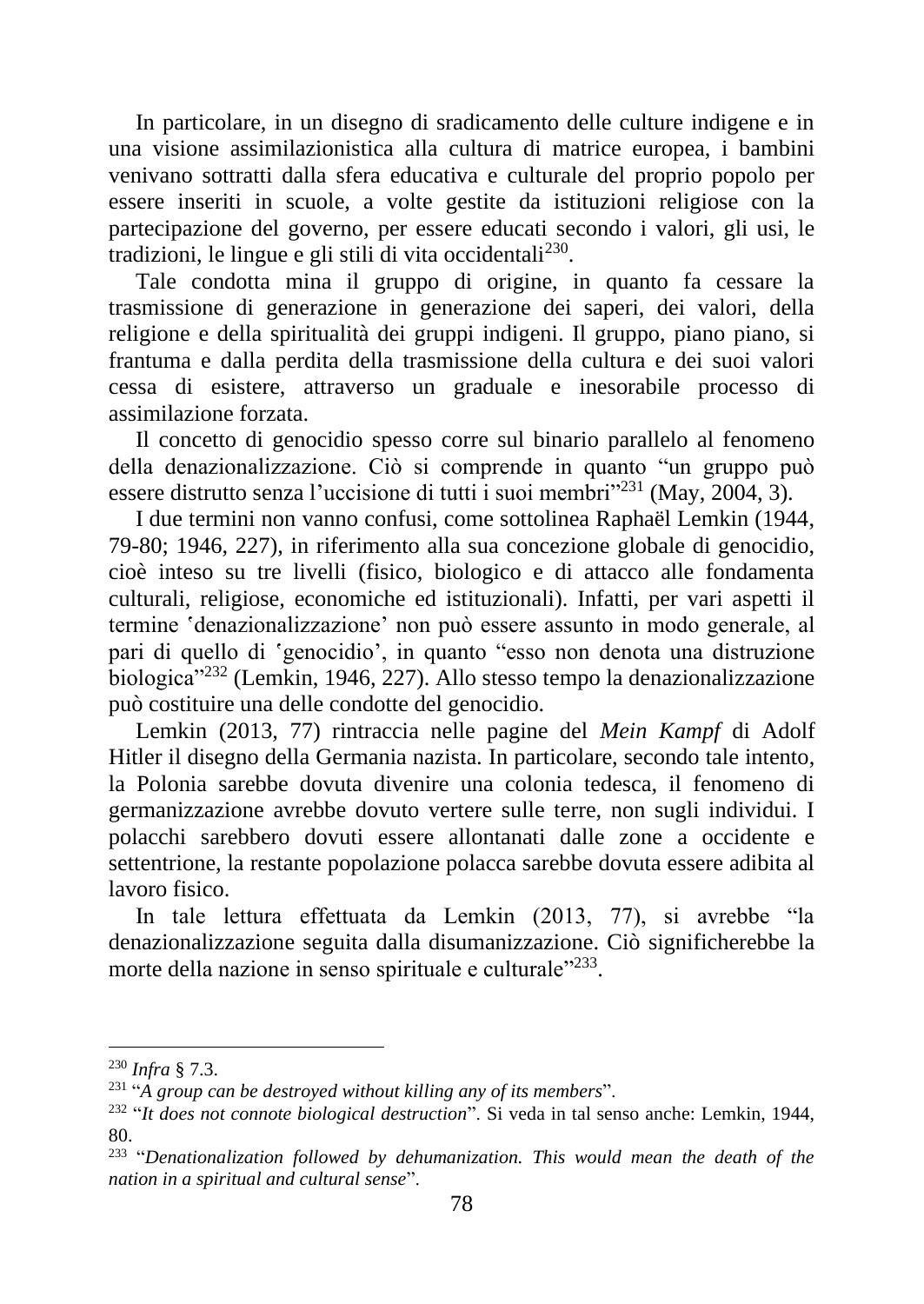In particolare, in un disegno di sradicamento delle culture indigene e in una visione assimilazionistica alla cultura di matrice europea, i bambini venivano sottratti dalla sfera educativa e culturale del proprio popolo per essere inseriti in scuole, a volte gestite da istituzioni religiose con la partecipazione del governo, per essere educati secondo i valori, gli usi, le tradizioni, le lingue e gli stili di vita occidentali[230].

Tale condotta mina il gruppo di origine, in quanto fa cessare la trasmissione di generazione in generazione dei saperi, dei valori, della religione e della spiritualità dei gruppi indigeni. Il gruppo, piano piano, si frantuma e dalla perdita della trasmissione della cultura e dei suoi valori cessa di esistere, attraverso un graduale e inesorabile processo di assimilazione forzata.

Il concetto di genocidio spesso corre sul binario parallelo al fenomeno della denazionalizzazione. Ciò si comprende in quanto "un gruppo può essere distrutto senza l'uccisione di tutti i suoi membri"[231] (May, 2004, 3).

I due termini non vanno confusi, come sottolinea Raphaël Lemkin (1944, 79-80; 1946, 227), in riferimento alla sua concezione globale di genocidio, cioè inteso su tre livelli (fisico, biologico e di attacco alle fondamenta culturali, religiose, economiche ed istituzionali). Infatti, per vari aspetti il termine 'denazionalizzazione' non può essere assunto in modo generale, al pari di quello di 'genocidio', in quanto "esso non denota una distruzione biologica"[232] (Lemkin, 1946, 227). Allo stesso tempo la denazionalizzazione può costituire una delle condotte del genocidio.

Lemkin (2013, 77) rintraccia nelle pagine del *Mein Kampf* di Adolf Hitler il disegno della Germania nazista. In particolare, secondo tale intento, la Polonia sarebbe dovuta divenire una colonia tedesca, il fenomeno di germanizzazione avrebbe dovuto vertere sulle terre, non sugli individui. I polacchi sarebbero dovuti essere allontanati dalle zone a occidente e settentrione, la restante popolazione polacca sarebbe dovuta essere adibita al lavoro fisico.

In tale lettura effettuata da Lemkin (2013, 77), si avrebbe "la denazionalizzazione seguita dalla disumanizzazione. Ciò significherebbe la morte della nazione in senso spirituale e culturale"[233].

---

[230] *Infra* § 7.3.

[231] "*A group can be destroyed without killing any of its members*".

[232] "*It does not connote biological destruction*". Si veda in tal senso anche: Lemkin, 1944, 80.

[233] "*Denationalization followed by dehumanization. This would mean the death of the nation in a spiritual and cultural sense*".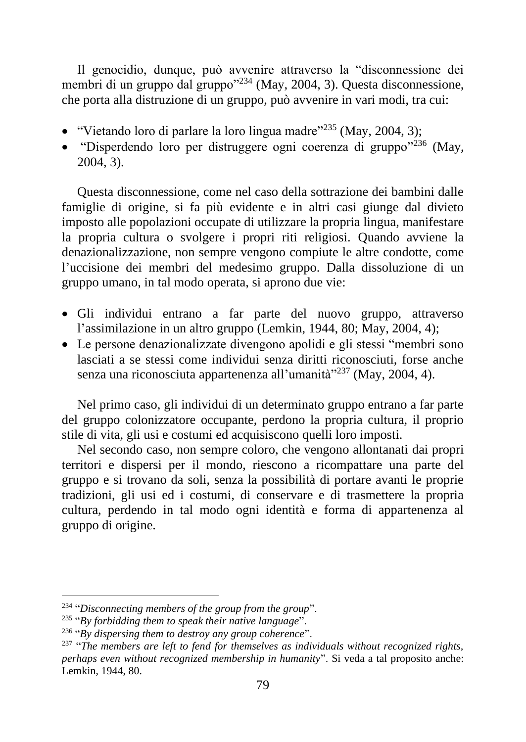Il genocidio, dunque, può avvenire attraverso la "disconnessione dei membri di un gruppo dal gruppo"[234] (May, 2004, 3). Questa disconnessione, che porta alla distruzione di un gruppo, può avvenire in vari modi, tra cui:

- "Vietando loro di parlare la loro lingua madre"[235] (May, 2004, 3);
- "Disperdendo loro per distruggere ogni coerenza di gruppo"[236] (May, 2004, 3).

Questa disconnessione, come nel caso della sottrazione dei bambini dalle famiglie di origine, si fa più evidente e in altri casi giunge dal divieto imposto alle popolazioni occupate di utilizzare la propria lingua, manifestare la propria cultura o svolgere i propri riti religiosi. Quando avviene la denazionalizzazione, non sempre vengono compiute le altre condotte, come l'uccisione dei membri del medesimo gruppo. Dalla dissoluzione di un gruppo umano, in tal modo operata, si aprono due vie:

- Gli individui entrano a far parte del nuovo gruppo, attraverso l'assimilazione in un altro gruppo (Lemkin, 1944, 80; May, 2004, 4);
- Le persone denazionalizzate divengono apolidi e gli stessi "membri sono lasciati a se stessi come individui senza diritti riconosciuti, forse anche senza una riconosciuta appartenenza all'umanità"[237] (May, 2004, 4).

Nel primo caso, gli individui di un determinato gruppo entrano a far parte del gruppo colonizzatore occupante, perdono la propria cultura, il proprio stile di vita, gli usi e costumi ed acquisiscono quelli loro imposti.

Nel secondo caso, non sempre coloro, che vengono allontanati dai propri territori e dispersi per il mondo, riescono a ricompattare una parte del gruppo e si trovano da soli, senza la possibilità di portare avanti le proprie tradizioni, gli usi ed i costumi, di conservare e di trasmettere la propria cultura, perdendo in tal modo ogni identità e forma di appartenenza al gruppo di origine.

---

[234] "*Disconnecting members of the group from the group*".

[235] "*By forbidding them to speak their native language*".

[236] "*By dispersing them to destroy any group coherence*".

[237] "*The members are left to fend for themselves as individuals without recognized rights, perhaps even without recognized membership in humanity*". Si veda a tal proposito anche: Lemkin, 1944, 80.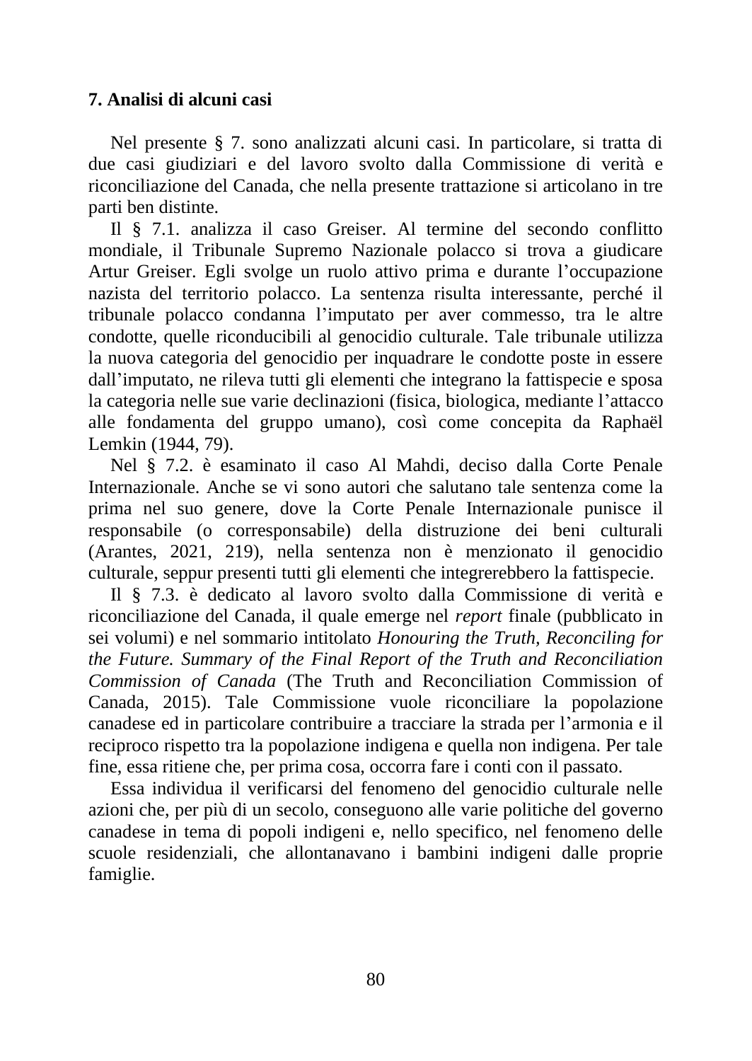## 7. Analisi di alcuni casi

Nel presente § 7. sono analizzati alcuni casi. In particolare, si tratta di due casi giudiziari e del lavoro svolto dalla Commissione di verità e riconciliazione del Canada, che nella presente trattazione si articolano in tre parti ben distinte.

Il § 7.1. analizza il caso Greiser. Al termine del secondo conflitto mondiale, il Tribunale Supremo Nazionale polacco si trova a giudicare Artur Greiser. Egli svolge un ruolo attivo prima e durante l'occupazione nazista del territorio polacco. La sentenza risulta interessante, perché il tribunale polacco condanna l'imputato per aver commesso, tra le altre condotte, quelle riconducibili al genocidio culturale. Tale tribunale utilizza la nuova categoria del genocidio per inquadrare le condotte poste in essere dall'imputato, ne rileva tutti gli elementi che integrano la fattispecie e sposa la categoria nelle sue varie declinazioni (fisica, biologica, mediante l'attacco alle fondamenta del gruppo umano), così come concepita da Raphaël Lemkin (1944, 79).

Nel § 7.2. è esaminato il caso Al Mahdi, deciso dalla Corte Penale Internazionale. Anche se vi sono autori che salutano tale sentenza come la prima nel suo genere, dove la Corte Penale Internazionale punisce il responsabile (o corresponsabile) della distruzione dei beni culturali (Arantes, 2021, 219), nella sentenza non è menzionato il genocidio culturale, seppur presenti tutti gli elementi che integrerebbero la fattispecie.

Il § 7.3. è dedicato al lavoro svolto dalla Commissione di verità e riconciliazione del Canada, il quale emerge nel *report* finale (pubblicato in sei volumi) e nel sommario intitolato *Honouring the Truth, Reconciling for the Future. Summary of the Final Report of the Truth and Reconciliation Commission of Canada* (The Truth and Reconciliation Commission of Canada, 2015). Tale Commissione vuole riconciliare la popolazione canadese ed in particolare contribuire a tracciare la strada per l'armonia e il reciproco rispetto tra la popolazione indigena e quella non indigena. Per tale fine, essa ritiene che, per prima cosa, occorra fare i conti con il passato.

Essa individua il verificarsi del fenomeno del genocidio culturale nelle azioni che, per più di un secolo, conseguono alle varie politiche del governo canadese in tema di popoli indigeni e, nello specifico, nel fenomeno delle scuole residenziali, che allontanavano i bambini indigeni dalle proprie famiglie.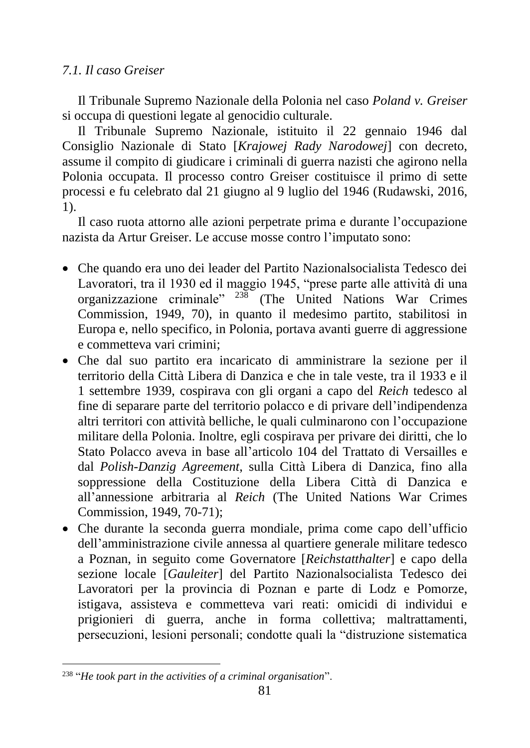### *7.1. Il caso Greiser*

Il Tribunale Supremo Nazionale della Polonia nel caso *Poland v. Greiser* si occupa di questioni legate al genocidio culturale.

Il Tribunale Supremo Nazionale, istituito il 22 gennaio 1946 dal Consiglio Nazionale di Stato [*Krajowej Rady Narodowej*] con decreto, assume il compito di giudicare i criminali di guerra nazisti che agirono nella Polonia occupata. Il processo contro Greiser costituisce il primo di sette processi e fu celebrato dal 21 giugno al 9 luglio del 1946 (Rudawski, 2016, 1).

Il caso ruota attorno alle azioni perpetrate prima e durante l'occupazione nazista da Artur Greiser. Le accuse mosse contro l'imputato sono:

- Che quando era uno dei leader del Partito Nazionalsocialista Tedesco dei Lavoratori, tra il 1930 ed il maggio 1945, "prese parte alle attività di una organizzazione criminale" [238] (The United Nations War Crimes Commission, 1949, 70), in quanto il medesimo partito, stabilitosi in Europa e, nello specifico, in Polonia, portava avanti guerre di aggressione e commetteva vari crimini;
- Che dal suo partito era incaricato di amministrare la sezione per il territorio della Città Libera di Danzica e che in tale veste, tra il 1933 e il 1 settembre 1939, cospirava con gli organi a capo del *Reich* tedesco al fine di separare parte del territorio polacco e di privare dell'indipendenza altri territori con attività belliche, le quali culminarono con l'occupazione militare della Polonia. Inoltre, egli cospirava per privare dei diritti, che lo Stato Polacco aveva in base all'articolo 104 del Trattato di Versailles e dal *Polish-Danzig Agreement*, sulla Città Libera di Danzica, fino alla soppressione della Costituzione della Libera Città di Danzica e all'annessione arbitraria al *Reich* (The United Nations War Crimes Commission, 1949, 70-71);
- Che durante la seconda guerra mondiale, prima come capo dell'ufficio dell'amministrazione civile annessa al quartiere generale militare tedesco a Poznan, in seguito come Governatore [*Reichstatthalter*] e capo della sezione locale [*Gauleiter*] del Partito Nazionalsocialista Tedesco dei Lavoratori per la provincia di Poznan e parte di Lodz e Pomorze, istigava, assisteva e commetteva vari reati: omicidi di individui e prigionieri di guerra, anche in forma collettiva; maltrattamenti, persecuzioni, lesioni personali; condotte quali la "distruzione sistematica

---

[238] "*He took part in the activities of a criminal organisation*".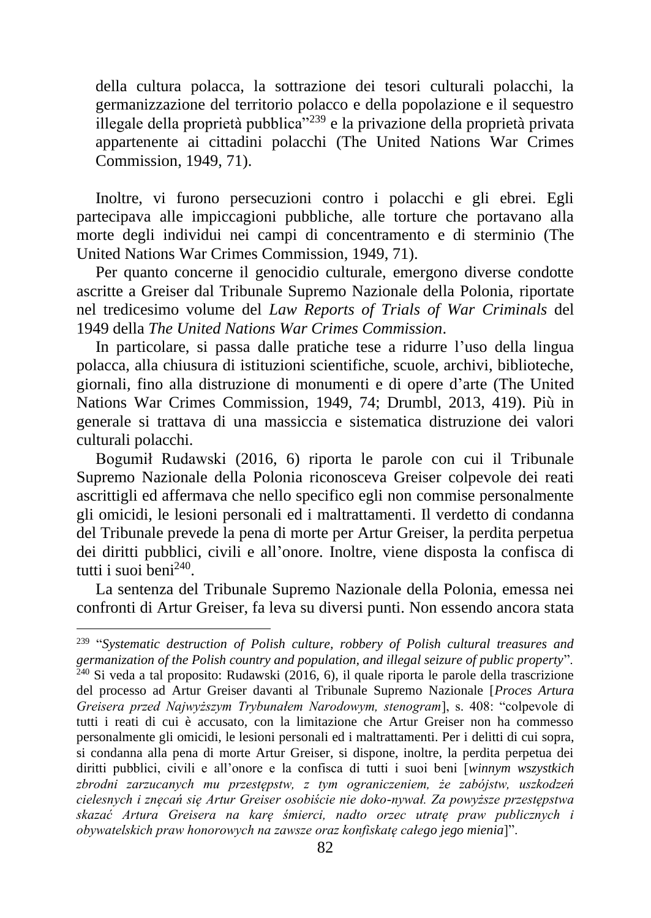della cultura polacca, la sottrazione dei tesori culturali polacchi, la germanizzazione del territorio polacco e della popolazione e il sequestro illegale della proprietà pubblica"[239] e la privazione della proprietà privata appartenente ai cittadini polacchi (The United Nations War Crimes Commission, 1949, 71).

Inoltre, vi furono persecuzioni contro i polacchi e gli ebrei. Egli partecipava alle impiccagioni pubbliche, alle torture che portavano alla morte degli individui nei campi di concentramento e di sterminio (The United Nations War Crimes Commission, 1949, 71).

Per quanto concerne il genocidio culturale, emergono diverse condotte ascritte a Greiser dal Tribunale Supremo Nazionale della Polonia, riportate nel tredicesimo volume del *Law Reports of Trials of War Criminals* del 1949 della *The United Nations War Crimes Commission*.

In particolare, si passa dalle pratiche tese a ridurre l'uso della lingua polacca, alla chiusura di istituzioni scientifiche, scuole, archivi, biblioteche, giornali, fino alla distruzione di monumenti e di opere d'arte (The United Nations War Crimes Commission, 1949, 74; Drumbl, 2013, 419). Più in generale si trattava di una massiccia e sistematica distruzione dei valori culturali polacchi.

Bogumił Rudawski (2016, 6) riporta le parole con cui il Tribunale Supremo Nazionale della Polonia riconosceva Greiser colpevole dei reati ascrittigli ed affermava che nello specifico egli non commise personalmente gli omicidi, le lesioni personali ed i maltrattamenti. Il verdetto di condanna del Tribunale prevede la pena di morte per Artur Greiser, la perdita perpetua dei diritti pubblici, civili e all'onore. Inoltre, viene disposta la confisca di tutti i suoi beni[240].

La sentenza del Tribunale Supremo Nazionale della Polonia, emessa nei confronti di Artur Greiser, fa leva su diversi punti. Non essendo ancora stata

---

[239] "*Systematic destruction of Polish culture, robbery of Polish cultural treasures and germanization of the Polish country and population, and illegal seizure of public property*".

[240] Si veda a tal proposito: Rudawski (2016, 6), il quale riporta le parole della trascrizione del processo ad Artur Greiser davanti al Tribunale Supremo Nazionale [*Proces Artura Greisera przed Najwyższym Trybunałem Narodowym, stenogram*], s. 408: "colpevole di tutti i reati di cui è accusato, con la limitazione che Artur Greiser non ha commesso personalmente gli omicidi, le lesioni personali ed i maltrattamenti. Per i delitti di cui sopra, si condanna alla pena di morte Artur Greiser, si dispone, inoltre, la perdita perpetua dei diritti pubblici, civili e all'onore e la confisca di tutti i suoi beni [*winnym wszystkich zbrodni zarzucanych mu przestępstw, z tym ograniczeniem, że zabójstw, uszkodzeń cielesnych i znęcań się Artur Greiser osobiście nie doko-nywał. Za powyższe przestępstwa skazać Artura Greisera na karę śmierci, nadto orzec utratę praw publicznych i obywatelskich praw honorowych na zawsze oraz konfiskatę całego jego mienia*]".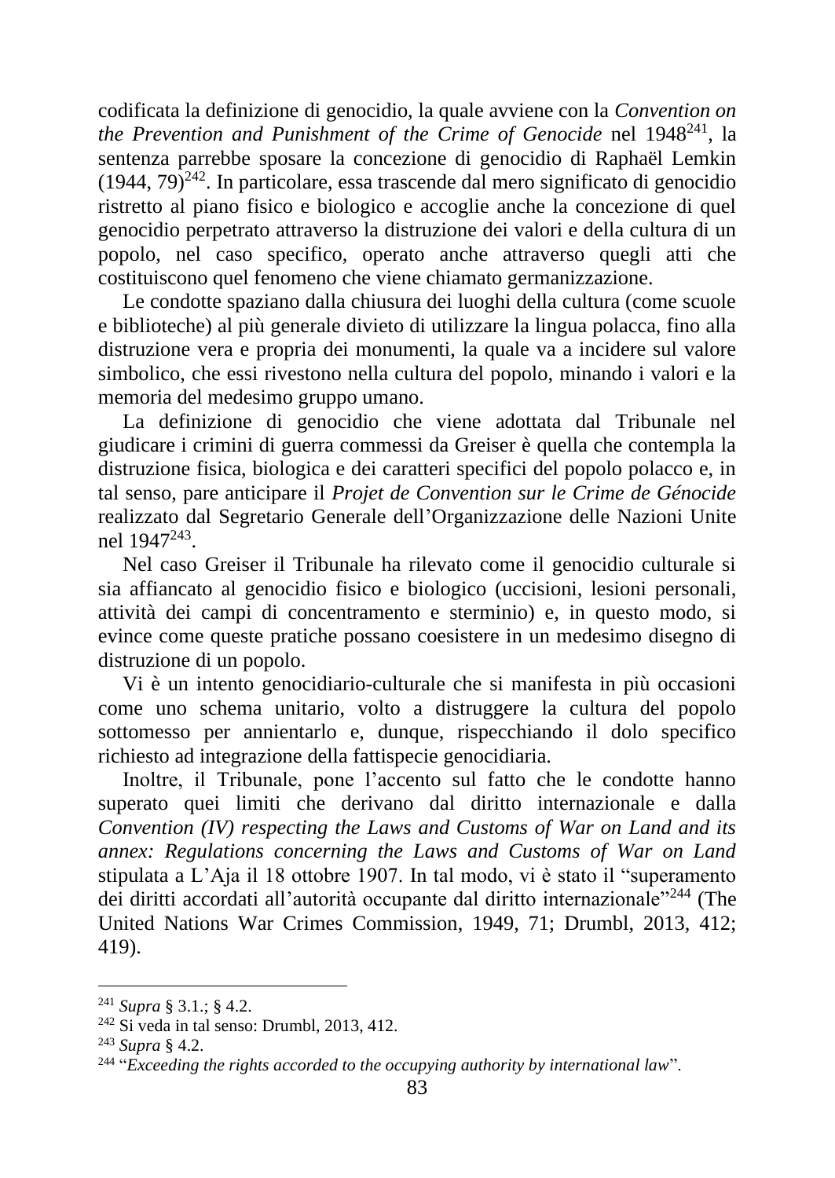codificata la definizione di genocidio, la quale avviene con la *Convention on the Prevention and Punishment of the Crime of Genocide* nel 1948[241], la sentenza parrebbe sposare la concezione di genocidio di Raphaël Lemkin (1944, 79)[242]. In particolare, essa trascende dal mero significato di genocidio ristretto al piano fisico e biologico e accoglie anche la concezione di quel genocidio perpetrato attraverso la distruzione dei valori e della cultura di un popolo, nel caso specifico, operato anche attraverso quegli atti che costituiscono quel fenomeno che viene chiamato germanizzazione.

Le condotte spaziano dalla chiusura dei luoghi della cultura (come scuole e biblioteche) al più generale divieto di utilizzare la lingua polacca, fino alla distruzione vera e propria dei monumenti, la quale va a incidere sul valore simbolico, che essi rivestono nella cultura del popolo, minando i valori e la memoria del medesimo gruppo umano.

La definizione di genocidio che viene adottata dal Tribunale nel giudicare i crimini di guerra commessi da Greiser è quella che contempla la distruzione fisica, biologica e dei caratteri specifici del popolo polacco e, in tal senso, pare anticipare il *Projet de Convention sur le Crime de Génocide* realizzato dal Segretario Generale dell'Organizzazione delle Nazioni Unite nel 1947[243].

Nel caso Greiser il Tribunale ha rilevato come il genocidio culturale si sia affiancato al genocidio fisico e biologico (uccisioni, lesioni personali, attività dei campi di concentramento e sterminio) e, in questo modo, si evince come queste pratiche possano coesistere in un medesimo disegno di distruzione di un popolo.

Vi è un intento genocidiario-culturale che si manifesta in più occasioni come uno schema unitario, volto a distruggere la cultura del popolo sottomesso per annientarlo e, dunque, rispecchiando il dolo specifico richiesto ad integrazione della fattispecie genocidiaria.

Inoltre, il Tribunale, pone l'accento sul fatto che le condotte hanno superato quei limiti che derivano dal diritto internazionale e dalla *Convention (IV) respecting the Laws and Customs of War on Land and its annex: Regulations concerning the Laws and Customs of War on Land* stipulata a L'Aja il 18 ottobre 1907. In tal modo, vi è stato il "superamento dei diritti accordati all'autorità occupante dal diritto internazionale"[244] (The United Nations War Crimes Commission, 1949, 71; Drumbl, 2013, 412; 419).

---

[241] *Supra* § 3.1.; § 4.2.

[242] Si veda in tal senso: Drumbl, 2013, 412.

[243] *Supra* § 4.2.

[244] "*Exceeding the rights accorded to the occupying authority by international law*".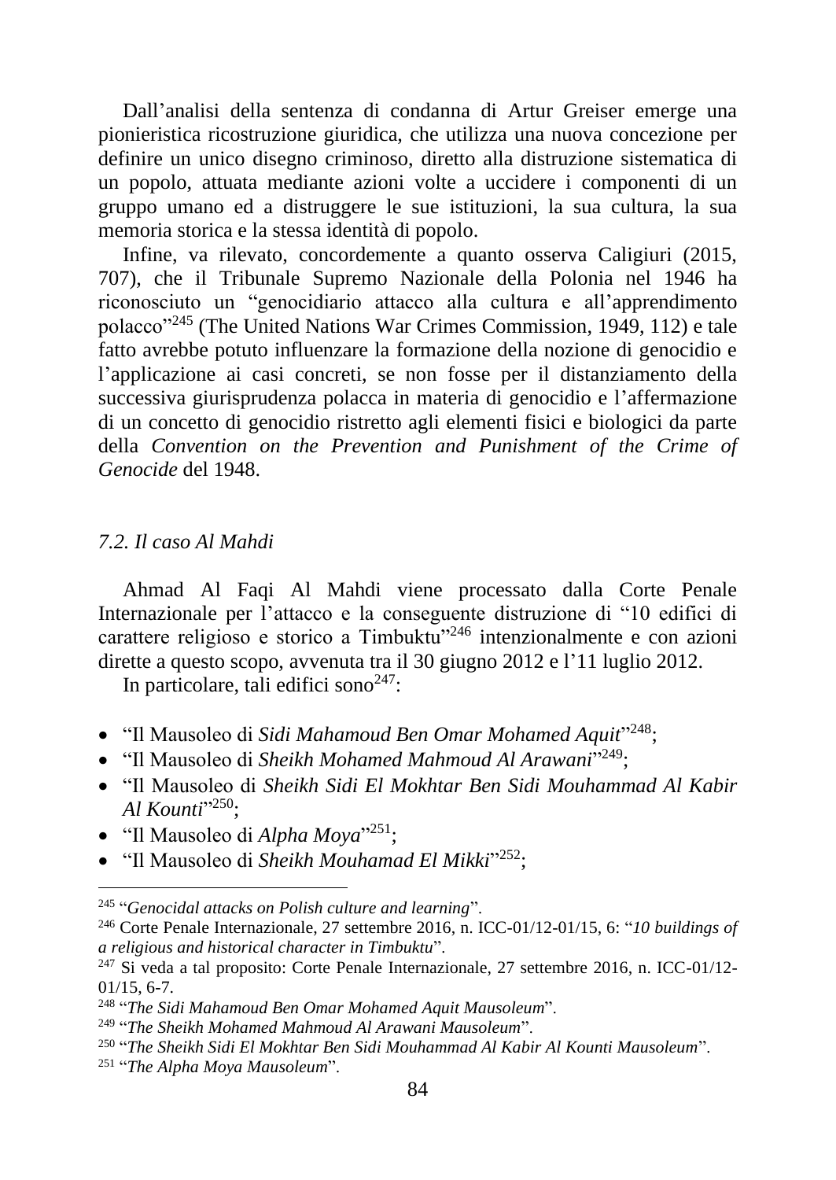Dall’analisi della sentenza di condanna di Artur Greiser emerge una pionieristica ricostruzione giuridica, che utilizza una nuova concezione per definire un unico disegno criminoso, diretto alla distruzione sistematica di un popolo, attuata mediante azioni volte a uccidere i componenti di un gruppo umano ed a distruggere le sue istituzioni, la sua cultura, la sua memoria storica e la stessa identità di popolo.

Infine, va rilevato, concordemente a quanto osserva Caligiuri (2015, 707), che il Tribunale Supremo Nazionale della Polonia nel 1946 ha riconosciuto un “genocidiario attacco alla cultura e all’apprendimento polacco”[245] (The United Nations War Crimes Commission, 1949, 112) e tale fatto avrebbe potuto influenzare la formazione della nozione di genocidio e l’applicazione ai casi concreti, se non fosse per il distanziamento della successiva giurisprudenza polacca in materia di genocidio e l’affermazione di un concetto di genocidio ristretto agli elementi fisici e biologici da parte della *Convention on the Prevention and Punishment of the Crime of Genocide* del 1948.

### *7.2. Il caso Al Mahdi*

Ahmad Al Faqi Al Mahdi viene processato dalla Corte Penale Internazionale per l’attacco e la conseguente distruzione di “10 edifici di carattere religioso e storico a Timbuktu”[246] intenzionalmente e con azioni dirette a questo scopo, avvenuta tra il 30 giugno 2012 e l’11 luglio 2012.

In particolare, tali edifici sono[247]:

- “Il Mausoleo di *Sidi Mahamoud Ben Omar Mohamed Aquit*”[248];
- “Il Mausoleo di *Sheikh Mohamed Mahmoud Al Arawani*”[249];
- “Il Mausoleo di *Sheikh Sidi El Mokhtar Ben Sidi Mouhammad Al Kabir Al Kounti*”[250];
- “Il Mausoleo di *Alpha Moya*”[251];
- “Il Mausoleo di *Sheikh Mouhamad El Mikki*”[252];

---

[245] “*Genocidal attacks on Polish culture and learning*”.

[246] Corte Penale Internazionale, 27 settembre 2016, n. ICC-01/12-01/15, 6: “*10 buildings of a religious and historical character in Timbuktu*”.

[247] Si veda a tal proposito: Corte Penale Internazionale, 27 settembre 2016, n. ICC-01/12-01/15, 6-7.

[248] “*The Sidi Mahamoud Ben Omar Mohamed Aquit Mausoleum*”.

[249] “*The Sheikh Mohamed Mahmoud Al Arawani Mausoleum*”.

[250] “*The Sheikh Sidi El Mokhtar Ben Sidi Mouhammad Al Kabir Al Kounti Mausoleum*”.

[251] “*The Alpha Moya Mausoleum*”.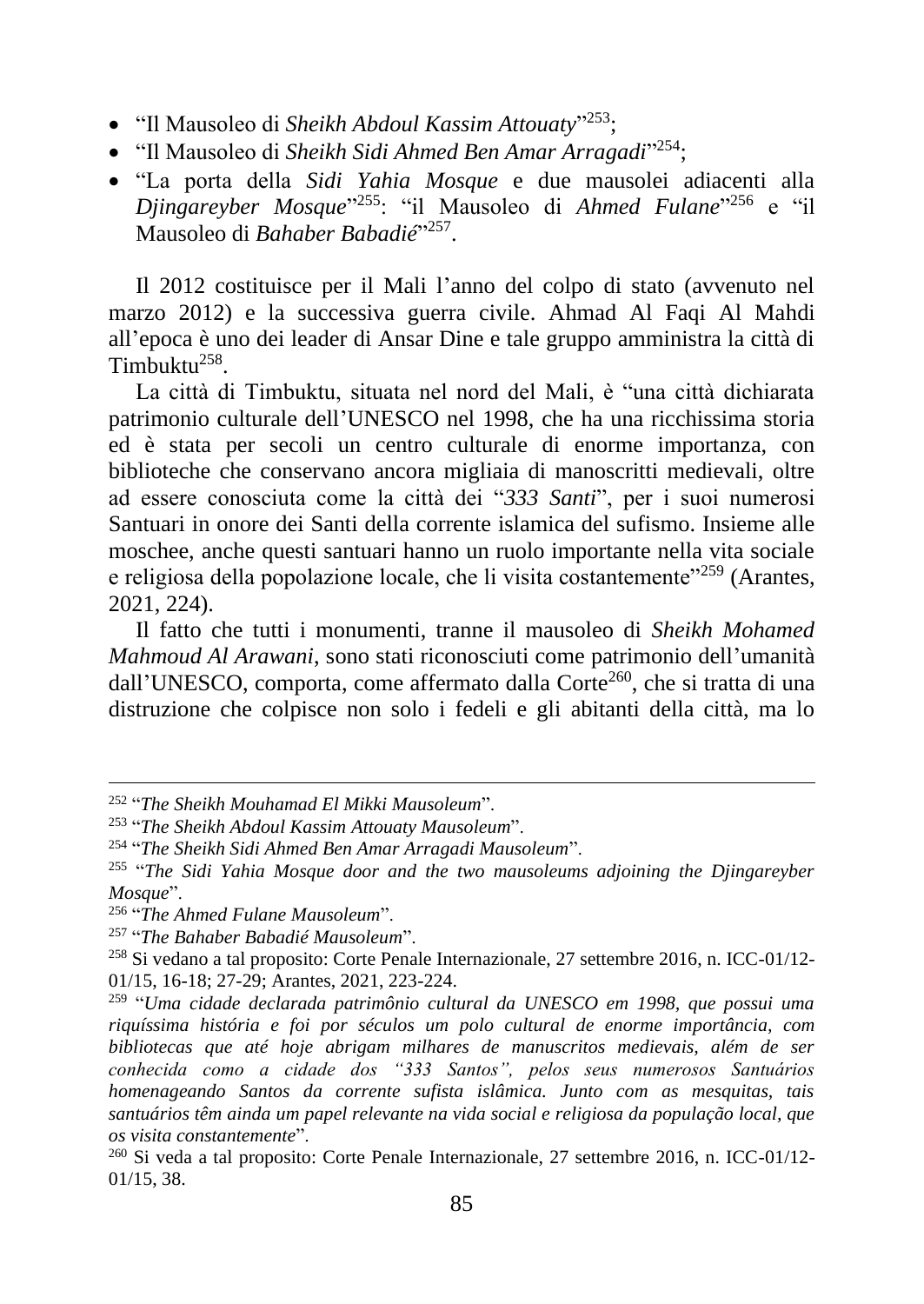- "Il Mausoleo di *Sheikh Abdoul Kassim Attouaty*"[253];
- "Il Mausoleo di *Sheikh Sidi Ahmed Ben Amar Arragadi*"[254];
- "La porta della *Sidi Yahia Mosque* e due mausolei adiacenti alla *Djingareyber Mosque*"[255]: "il Mausoleo di *Ahmed Fulane*"[256] e "il Mausoleo di *Bahaber Babadié*"[257].

Il 2012 costituisce per il Mali l'anno del colpo di stato (avvenuto nel marzo 2012) e la successiva guerra civile. Ahmad Al Faqi Al Mahdi all'epoca è uno dei leader di Ansar Dine e tale gruppo amministra la città di Timbuktu[258].

La città di Timbuktu, situata nel nord del Mali, è "una città dichiarata patrimonio culturale dell'UNESCO nel 1998, che ha una ricchissima storia ed è stata per secoli un centro culturale di enorme importanza, con biblioteche che conservano ancora migliaia di manoscritti medievali, oltre ad essere conosciuta come la città dei "*333 Santi*", per i suoi numerosi Santuari in onore dei Santi della corrente islamica del sufismo. Insieme alle moschee, anche questi santuari hanno un ruolo importante nella vita sociale e religiosa della popolazione locale, che li visita costantemente"[259] (Arantes, 2021, 224).

Il fatto che tutti i monumenti, tranne il mausoleo di *Sheikh Mohamed Mahmoud Al Arawani*, sono stati riconosciuti come patrimonio dell'umanità dall'UNESCO, comporta, come affermato dalla Corte[260], che si tratta di una distruzione che colpisce non solo i fedeli e gli abitanti della città, ma lo

---

[252] "*The Sheikh Mouhamad El Mikki Mausoleum*".

[253] "*The Sheikh Abdoul Kassim Attouaty Mausoleum*".

[254] "*The Sheikh Sidi Ahmed Ben Amar Arragadi Mausoleum*".

[255] "*The Sidi Yahia Mosque door and the two mausoleums adjoining the Djingareyber Mosque*".

[256] "*The Ahmed Fulane Mausoleum*".

[257] "*The Bahaber Babadié Mausoleum*".

[258] Si vedano a tal proposito: Corte Penale Internazionale, 27 settembre 2016, n. ICC-01/12-01/15, 16-18; 27-29; Arantes, 2021, 223-224.

[259] "*Uma cidade declarada patrimônio cultural da UNESCO em 1998, que possui uma riquíssima história e foi por séculos um polo cultural de enorme importância, com bibliotecas que até hoje abrigam milhares de manuscritos medievais, além de ser conhecida como a cidade dos "333 Santos", pelos seus numerosos Santuários homenageando Santos da corrente sufista islâmica. Junto com as mesquitas, tais santuários têm ainda um papel relevante na vida social e religiosa da população local, que os visita constantemente*".

[260] Si veda a tal proposito: Corte Penale Internazionale, 27 settembre 2016, n. ICC-01/12-01/15, 38.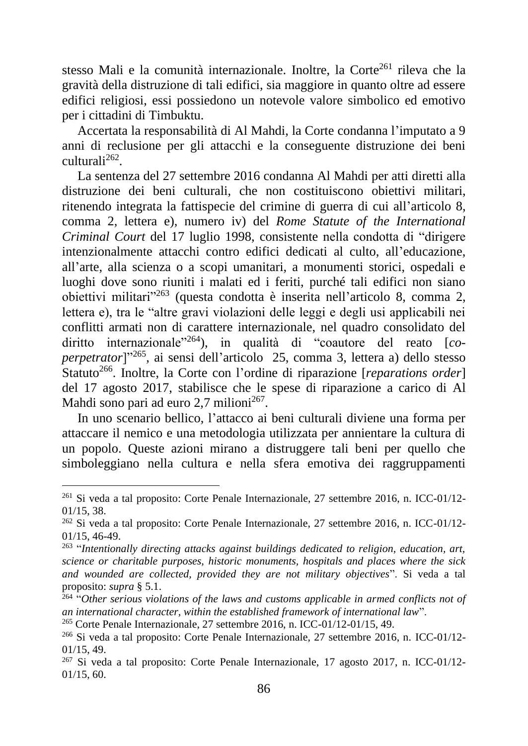stesso Mali e la comunità internazionale. Inoltre, la Corte[261] rileva che la gravità della distruzione di tali edifici, sia maggiore in quanto oltre ad essere edifici religiosi, essi possiedono un notevole valore simbolico ed emotivo per i cittadini di Timbuktu.

Accertata la responsabilità di Al Mahdi, la Corte condanna l'imputato a 9 anni di reclusione per gli attacchi e la conseguente distruzione dei beni culturali[262].

La sentenza del 27 settembre 2016 condanna Al Mahdi per atti diretti alla distruzione dei beni culturali, che non costituiscono obiettivi militari, ritenendo integrata la fattispecie del crimine di guerra di cui all'articolo 8, comma 2, lettera e), numero iv) del *Rome Statute of the International Criminal Court* del 17 luglio 1998, consistente nella condotta di "dirigere intenzionalmente attacchi contro edifici dedicati al culto, all'educazione, all'arte, alla scienza o a scopi umanitari, a monumenti storici, ospedali e luoghi dove sono riuniti i malati ed i feriti, purché tali edifici non siano obiettivi militari"[263] (questa condotta è inserita nell'articolo 8, comma 2, lettera e), tra le "altre gravi violazioni delle leggi e degli usi applicabili nei conflitti armati non di carattere internazionale, nel quadro consolidato del diritto internazionale"[264]), in qualità di "coautore del reato [*co-perpetrator*]"[265], ai sensi dell'articolo 25, comma 3, lettera a) dello stesso Statuto[266]. Inoltre, la Corte con l'ordine di riparazione [*reparations order*] del 17 agosto 2017, stabilisce che le spese di riparazione a carico di Al Mahdi sono pari ad euro 2,7 milioni[267].

In uno scenario bellico, l'attacco ai beni culturali diviene una forma per attaccare il nemico e una metodologia utilizzata per annientare la cultura di un popolo. Queste azioni mirano a distruggere tali beni per quello che simboleggiano nella cultura e nella sfera emotiva dei raggruppamenti

---

[261] Si veda a tal proposito: Corte Penale Internazionale, 27 settembre 2016, n. ICC-01/12-01/15, 38.

[262] Si veda a tal proposito: Corte Penale Internazionale, 27 settembre 2016, n. ICC-01/12-01/15, 46-49.

[263] "*Intentionally directing attacks against buildings dedicated to religion, education, art, science or charitable purposes, historic monuments, hospitals and places where the sick and wounded are collected, provided they are not military objectives*". Si veda a tal proposito: *supra* § 5.1.

[264] "*Other serious violations of the laws and customs applicable in armed conflicts not of an international character, within the established framework of international law*".

[265] Corte Penale Internazionale, 27 settembre 2016, n. ICC-01/12-01/15, 49.

[266] Si veda a tal proposito: Corte Penale Internazionale, 27 settembre 2016, n. ICC-01/12-01/15, 49.

[267] Si veda a tal proposito: Corte Penale Internazionale, 17 agosto 2017, n. ICC-01/12-01/15, 60.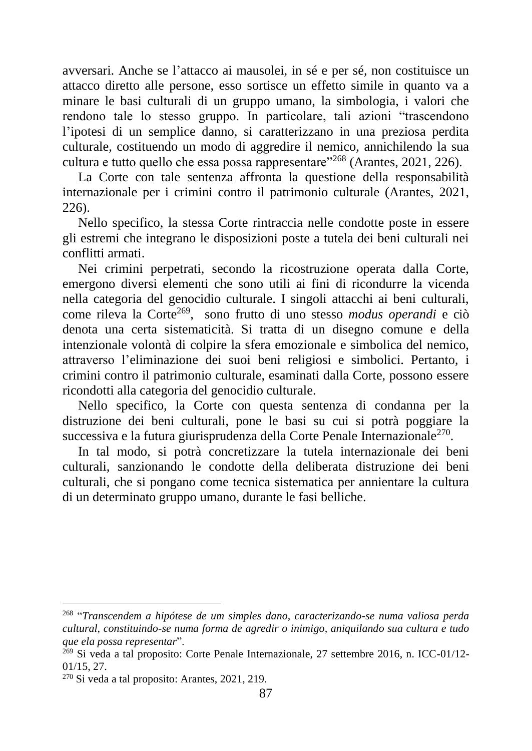avversari. Anche se l'attacco ai mausolei, in sé e per sé, non costituisce un attacco diretto alle persone, esso sortisce un effetto simile in quanto va a minare le basi culturali di un gruppo umano, la simbologia, i valori che rendono tale lo stesso gruppo. In particolare, tali azioni "trascendono l'ipotesi di un semplice danno, si caratterizzano in una preziosa perdita culturale, costituendo un modo di aggredire il nemico, annichilendo la sua cultura e tutto quello che essa possa rappresentare"[268] (Arantes, 2021, 226).

La Corte con tale sentenza affronta la questione della responsabilità internazionale per i crimini contro il patrimonio culturale (Arantes, 2021, 226).

Nello specifico, la stessa Corte rintraccia nelle condotte poste in essere gli estremi che integrano le disposizioni poste a tutela dei beni culturali nei conflitti armati.

Nei crimini perpetrati, secondo la ricostruzione operata dalla Corte, emergono diversi elementi che sono utili ai fini di ricondurre la vicenda nella categoria del genocidio culturale. I singoli attacchi ai beni culturali, come rileva la Corte[269], sono frutto di uno stesso *modus operandi* e ciò denota una certa sistematicità. Si tratta di un disegno comune e della intenzionale volontà di colpire la sfera emozionale e simbolica del nemico, attraverso l'eliminazione dei suoi beni religiosi e simbolici. Pertanto, i crimini contro il patrimonio culturale, esaminati dalla Corte, possono essere ricondotti alla categoria del genocidio culturale.

Nello specifico, la Corte con questa sentenza di condanna per la distruzione dei beni culturali, pone le basi su cui si potrà poggiare la successiva e la futura giurisprudenza della Corte Penale Internazionale[270].

In tal modo, si potrà concretizzare la tutela internazionale dei beni culturali, sanzionando le condotte della deliberata distruzione dei beni culturali, che si pongano come tecnica sistematica per annientare la cultura di un determinato gruppo umano, durante le fasi belliche.

---

[268] "*Transcendem a hipótese de um simples dano, caracterizando-se numa valiosa perda cultural, constituindo-se numa forma de agredir o inimigo, aniquilando sua cultura e tudo que ela possa representar*".

[269] Si veda a tal proposito: Corte Penale Internazionale, 27 settembre 2016, n. ICC-01/12-01/15, 27.

[270] Si veda a tal proposito: Arantes, 2021, 219.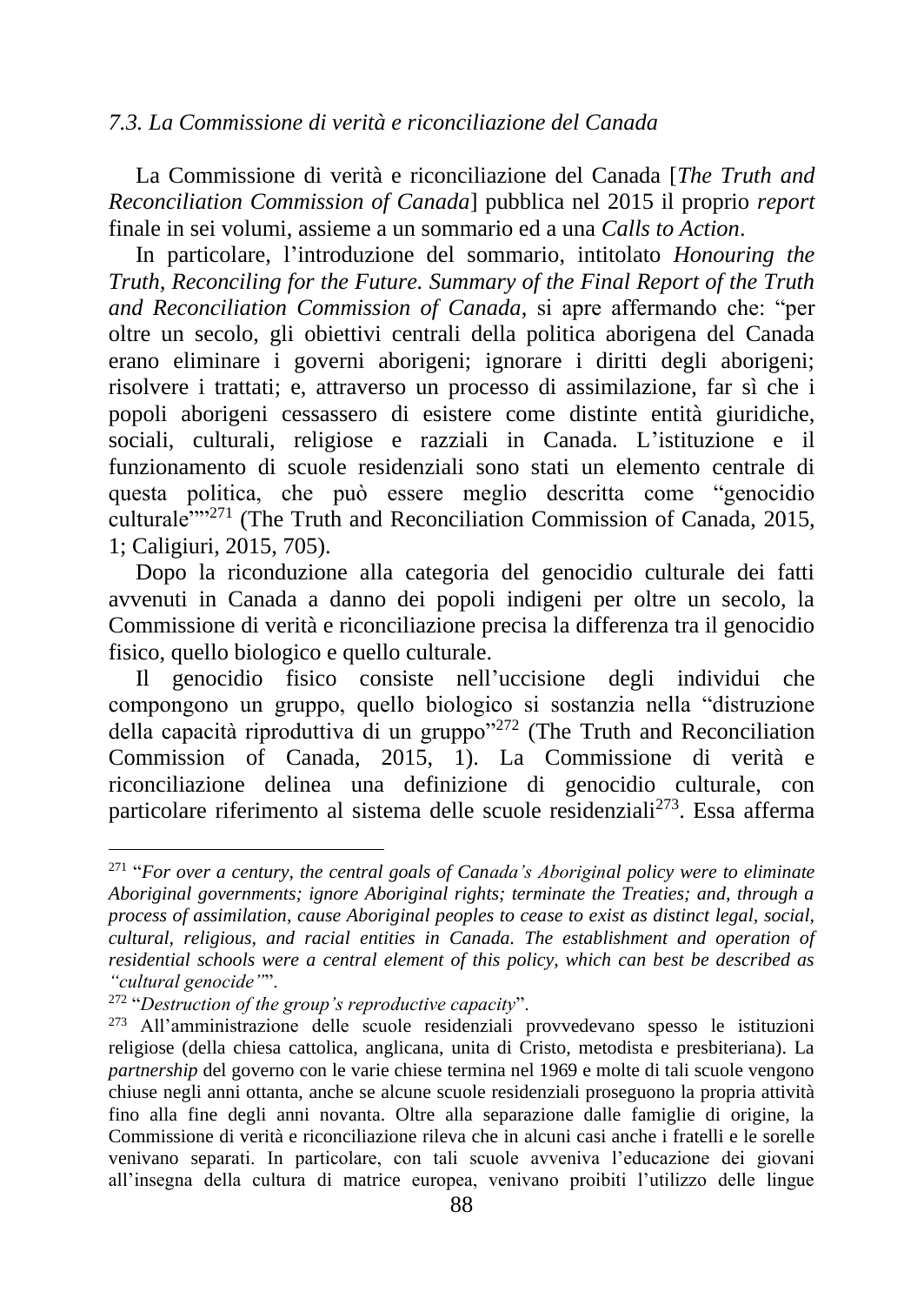### *7.3. La Commissione di verità e riconciliazione del Canada*

La Commissione di verità e riconciliazione del Canada [*The Truth and Reconciliation Commission of Canada*] pubblica nel 2015 il proprio *report* finale in sei volumi, assieme a un sommario ed a una *Calls to Action*.

In particolare, l'introduzione del sommario, intitolato *Honouring the Truth, Reconciling for the Future. Summary of the Final Report of the Truth and Reconciliation Commission of Canada*, si apre affermando che: "per oltre un secolo, gli obiettivi centrali della politica aborigena del Canada erano eliminare i governi aborigeni; ignorare i diritti degli aborigeni; risolvere i trattati; e, attraverso un processo di assimilazione, far sì che i popoli aborigeni cessassero di esistere come distinte entità giuridiche, sociali, culturali, religiose e razziali in Canada. L'istituzione e il funzionamento di scuole residenziali sono stati un elemento centrale di questa politica, che può essere meglio descritta come "genocidio culturale""[271] (The Truth and Reconciliation Commission of Canada, 2015, 1; Caligiuri, 2015, 705).

Dopo la riconduzione alla categoria del genocidio culturale dei fatti avvenuti in Canada a danno dei popoli indigeni per oltre un secolo, la Commissione di verità e riconciliazione precisa la differenza tra il genocidio fisico, quello biologico e quello culturale.

Il genocidio fisico consiste nell'uccisione degli individui che compongono un gruppo, quello biologico si sostanzia nella "distruzione della capacità riproduttiva di un gruppo"[272] (The Truth and Reconciliation Commission of Canada, 2015, 1). La Commissione di verità e riconciliazione delinea una definizione di genocidio culturale, con particolare riferimento al sistema delle scuole residenziali[273]. Essa afferma

---

[271] "*For over a century, the central goals of Canada's Aboriginal policy were to eliminate Aboriginal governments; ignore Aboriginal rights; terminate the Treaties; and, through a process of assimilation, cause Aboriginal peoples to cease to exist as distinct legal, social, cultural, religious, and racial entities in Canada. The establishment and operation of residential schools were a central element of this policy, which can best be described as "cultural genocide"*".

[272] "*Destruction of the group's reproductive capacity*".

[273] All'amministrazione delle scuole residenziali provvedevano spesso le istituzioni religiose (della chiesa cattolica, anglicana, unita di Cristo, metodista e presbiteriana). La *partnership* del governo con le varie chiese termina nel 1969 e molte di tali scuole vengono chiuse negli anni ottanta, anche se alcune scuole residenziali proseguono la propria attività fino alla fine degli anni novanta. Oltre alla separazione dalle famiglie di origine, la Commissione di verità e riconciliazione rileva che in alcuni casi anche i fratelli e le sorelle venivano separati. In particolare, con tali scuole avveniva l'educazione dei giovani all'insegna della cultura di matrice europea, venivano proibiti l'utilizzo delle lingue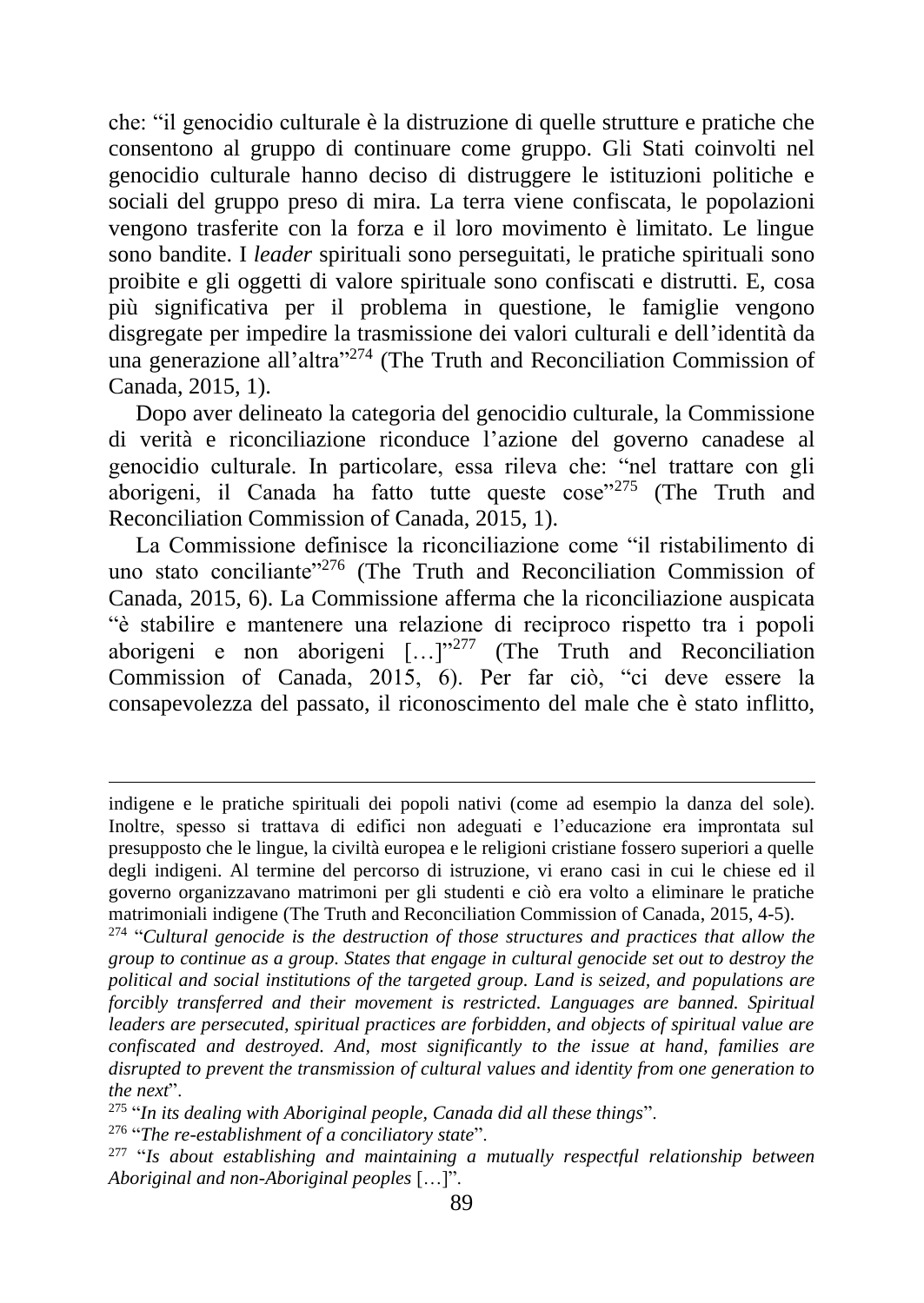che: "il genocidio culturale è la distruzione di quelle strutture e pratiche che consentono al gruppo di continuare come gruppo. Gli Stati coinvolti nel genocidio culturale hanno deciso di distruggere le istituzioni politiche e sociali del gruppo preso di mira. La terra viene confiscata, le popolazioni vengono trasferite con la forza e il loro movimento è limitato. Le lingue sono bandite. I *leader* spirituali sono perseguitati, le pratiche spirituali sono proibite e gli oggetti di valore spirituale sono confiscati e distrutti. E, cosa più significativa per il problema in questione, le famiglie vengono disgregate per impedire la trasmissione dei valori culturali e dell'identità da una generazione all'altra"[274] (The Truth and Reconciliation Commission of Canada, 2015, 1).

Dopo aver delineato la categoria del genocidio culturale, la Commissione di verità e riconciliazione riconduce l'azione del governo canadese al genocidio culturale. In particolare, essa rileva che: "nel trattare con gli aborigeni, il Canada ha fatto tutte queste cose"[275] (The Truth and Reconciliation Commission of Canada, 2015, 1).

La Commissione definisce la riconciliazione come "il ristabilimento di uno stato conciliante"[276] (The Truth and Reconciliation Commission of Canada, 2015, 6). La Commissione afferma che la riconciliazione auspicata "è stabilire e mantenere una relazione di reciproco rispetto tra i popoli aborigeni e non aborigeni […]"[277] (The Truth and Reconciliation Commission of Canada, 2015, 6). Per far ciò, "ci deve essere la consapevolezza del passato, il riconoscimento del male che è stato inflitto,

---

indigene e le pratiche spirituali dei popoli nativi (come ad esempio la danza del sole). Inoltre, spesso si trattava di edifici non adeguati e l'educazione era improntata sul presupposto che le lingue, la civiltà europea e le religioni cristiane fossero superiori a quelle degli indigeni. Al termine del percorso di istruzione, vi erano casi in cui le chiese ed il governo organizzavano matrimoni per gli studenti e ciò era volto a eliminare le pratiche matrimoniali indigene (The Truth and Reconciliation Commission of Canada, 2015, 4-5).

[274] "*Cultural genocide is the destruction of those structures and practices that allow the group to continue as a group. States that engage in cultural genocide set out to destroy the political and social institutions of the targeted group. Land is seized, and populations are forcibly transferred and their movement is restricted. Languages are banned. Spiritual leaders are persecuted, spiritual practices are forbidden, and objects of spiritual value are confiscated and destroyed. And, most significantly to the issue at hand, families are disrupted to prevent the transmission of cultural values and identity from one generation to the next*".

[275] "*In its dealing with Aboriginal people, Canada did all these things*".

[276] "*The re-establishment of a conciliatory state*".

[277] "*Is about establishing and maintaining a mutually respectful relationship between Aboriginal and non-Aboriginal peoples* […]".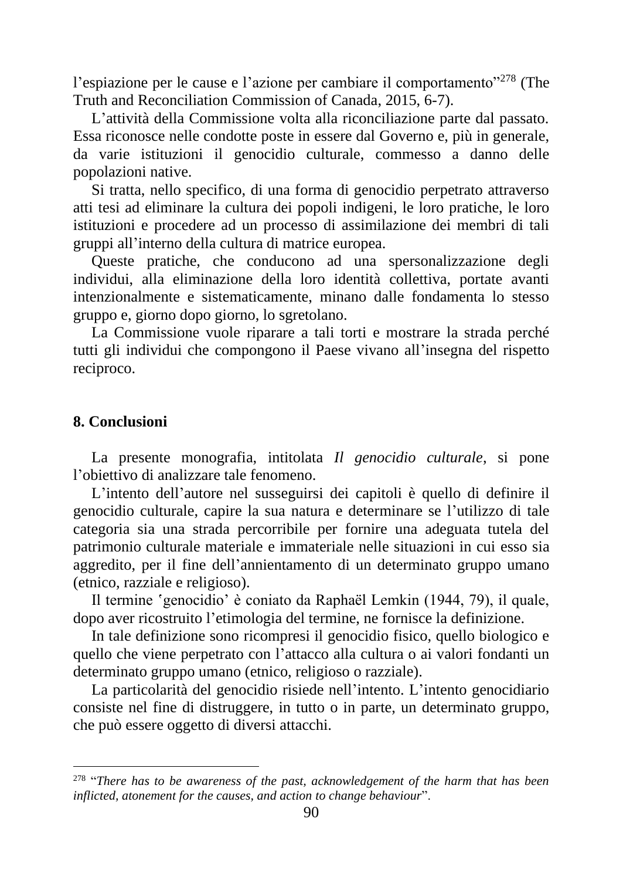l'espiazione per le cause e l'azione per cambiare il comportamento"[278] (The Truth and Reconciliation Commission of Canada, 2015, 6-7).

L'attività della Commissione volta alla riconciliazione parte dal passato. Essa riconosce nelle condotte poste in essere dal Governo e, più in generale, da varie istituzioni il genocidio culturale, commesso a danno delle popolazioni native.

Si tratta, nello specifico, di una forma di genocidio perpetrato attraverso atti tesi ad eliminare la cultura dei popoli indigeni, le loro pratiche, le loro istituzioni e procedere ad un processo di assimilazione dei membri di tali gruppi all'interno della cultura di matrice europea.

Queste pratiche, che conducono ad una spersonalizzazione degli individui, alla eliminazione della loro identità collettiva, portate avanti intenzionalmente e sistematicamente, minano dalle fondamenta lo stesso gruppo e, giorno dopo giorno, lo sgretolano.

La Commissione vuole riparare a tali torti e mostrare la strada perché tutti gli individui che compongono il Paese vivano all'insegna del rispetto reciproco.

## 8. Conclusioni

La presente monografia, intitolata *Il genocidio culturale*, si pone l'obiettivo di analizzare tale fenomeno.

L'intento dell'autore nel susseguirsi dei capitoli è quello di definire il genocidio culturale, capire la sua natura e determinare se l'utilizzo di tale categoria sia una strada percorribile per fornire una adeguata tutela del patrimonio culturale materiale e immateriale nelle situazioni in cui esso sia aggredito, per il fine dell'annientamento di un determinato gruppo umano (etnico, razziale e religioso).

Il termine ʿgenocidio' è coniato da Raphaël Lemkin (1944, 79), il quale, dopo aver ricostruito l'etimologia del termine, ne fornisce la definizione.

In tale definizione sono ricompresi il genocidio fisico, quello biologico e quello che viene perpetrato con l'attacco alla cultura o ai valori fondanti un determinato gruppo umano (etnico, religioso o razziale).

La particolarità del genocidio risiede nell'intento. L'intento genocidiario consiste nel fine di distruggere, in tutto o in parte, un determinato gruppo, che può essere oggetto di diversi attacchi.

---

[278] "*There has to be awareness of the past, acknowledgement of the harm that has been inflicted, atonement for the causes, and action to change behaviour*".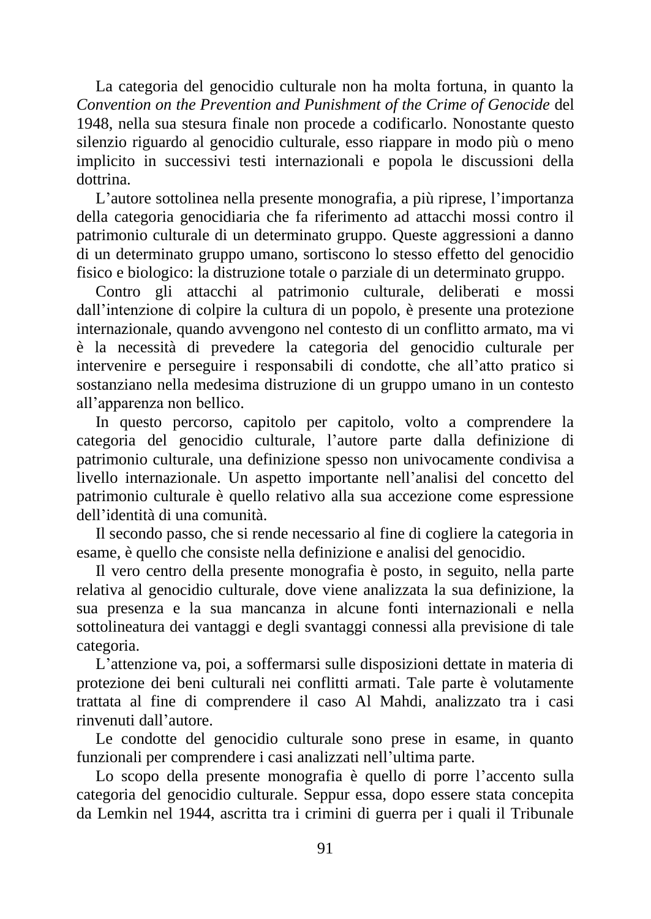La categoria del genocidio culturale non ha molta fortuna, in quanto la *Convention on the Prevention and Punishment of the Crime of Genocide* del 1948, nella sua stesura finale non procede a codificarlo. Nonostante questo silenzio riguardo al genocidio culturale, esso riappare in modo più o meno implicito in successivi testi internazionali e popola le discussioni della dottrina.

L'autore sottolinea nella presente monografia, a più riprese, l'importanza della categoria genocidiaria che fa riferimento ad attacchi mossi contro il patrimonio culturale di un determinato gruppo. Queste aggressioni a danno di un determinato gruppo umano, sortiscono lo stesso effetto del genocidio fisico e biologico: la distruzione totale o parziale di un determinato gruppo.

Contro gli attacchi al patrimonio culturale, deliberati e mossi dall'intenzione di colpire la cultura di un popolo, è presente una protezione internazionale, quando avvengono nel contesto di un conflitto armato, ma vi è la necessità di prevedere la categoria del genocidio culturale per intervenire e perseguire i responsabili di condotte, che all'atto pratico si sostanziano nella medesima distruzione di un gruppo umano in un contesto all'apparenza non bellico.

In questo percorso, capitolo per capitolo, volto a comprendere la categoria del genocidio culturale, l'autore parte dalla definizione di patrimonio culturale, una definizione spesso non univocamente condivisa a livello internazionale. Un aspetto importante nell'analisi del concetto del patrimonio culturale è quello relativo alla sua accezione come espressione dell'identità di una comunità.

Il secondo passo, che si rende necessario al fine di cogliere la categoria in esame, è quello che consiste nella definizione e analisi del genocidio.

Il vero centro della presente monografia è posto, in seguito, nella parte relativa al genocidio culturale, dove viene analizzata la sua definizione, la sua presenza e la sua mancanza in alcune fonti internazionali e nella sottolineatura dei vantaggi e degli svantaggi connessi alla previsione di tale categoria.

L'attenzione va, poi, a soffermarsi sulle disposizioni dettate in materia di protezione dei beni culturali nei conflitti armati. Tale parte è volutamente trattata al fine di comprendere il caso Al Mahdi, analizzato tra i casi rinvenuti dall'autore.

Le condotte del genocidio culturale sono prese in esame, in quanto funzionali per comprendere i casi analizzati nell'ultima parte.

Lo scopo della presente monografia è quello di porre l'accento sulla categoria del genocidio culturale. Seppur essa, dopo essere stata concepita da Lemkin nel 1944, ascritta tra i crimini di guerra per i quali il Tribunale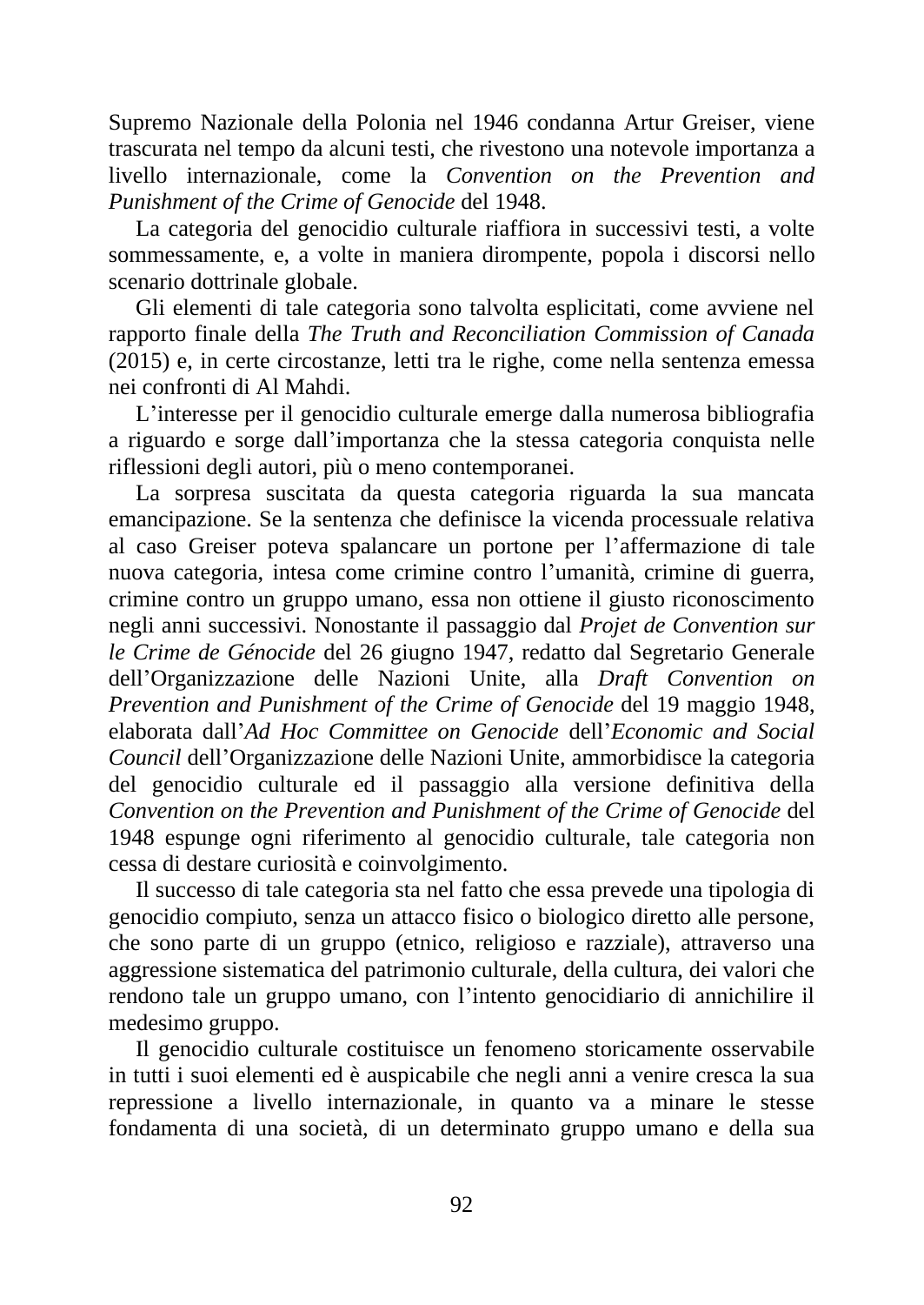Supremo Nazionale della Polonia nel 1946 condanna Artur Greiser, viene trascurata nel tempo da alcuni testi, che rivestono una notevole importanza a livello internazionale, come la *Convention on the Prevention and Punishment of the Crime of Genocide* del 1948.

La categoria del genocidio culturale riaffiora in successivi testi, a volte sommessamente, e, a volte in maniera dirompente, popola i discorsi nello scenario dottrinale globale.

Gli elementi di tale categoria sono talvolta esplicitati, come avviene nel rapporto finale della *The Truth and Reconciliation Commission of Canada* (2015) e, in certe circostanze, letti tra le righe, come nella sentenza emessa nei confronti di Al Mahdi.

L'interesse per il genocidio culturale emerge dalla numerosa bibliografia a riguardo e sorge dall'importanza che la stessa categoria conquista nelle riflessioni degli autori, più o meno contemporanei.

La sorpresa suscitata da questa categoria riguarda la sua mancata emancipazione. Se la sentenza che definisce la vicenda processuale relativa al caso Greiser poteva spalancare un portone per l'affermazione di tale nuova categoria, intesa come crimine contro l'umanità, crimine di guerra, crimine contro un gruppo umano, essa non ottiene il giusto riconoscimento negli anni successivi. Nonostante il passaggio dal *Projet de Convention sur le Crime de Génocide* del 26 giugno 1947, redatto dal Segretario Generale dell'Organizzazione delle Nazioni Unite, alla *Draft Convention on Prevention and Punishment of the Crime of Genocide* del 19 maggio 1948, elaborata dall'*Ad Hoc Committee on Genocide* dell'*Economic and Social Council* dell'Organizzazione delle Nazioni Unite, ammorbidisce la categoria del genocidio culturale ed il passaggio alla versione definitiva della *Convention on the Prevention and Punishment of the Crime of Genocide* del 1948 espunge ogni riferimento al genocidio culturale, tale categoria non cessa di destare curiosità e coinvolgimento.

Il successo di tale categoria sta nel fatto che essa prevede una tipologia di genocidio compiuto, senza un attacco fisico o biologico diretto alle persone, che sono parte di un gruppo (etnico, religioso e razziale), attraverso una aggressione sistematica del patrimonio culturale, della cultura, dei valori che rendono tale un gruppo umano, con l'intento genocidiario di annichilire il medesimo gruppo.

Il genocidio culturale costituisce un fenomeno storicamente osservabile in tutti i suoi elementi ed è auspicabile che negli anni a venire cresca la sua repressione a livello internazionale, in quanto va a minare le stesse fondamenta di una società, di un determinato gruppo umano e della sua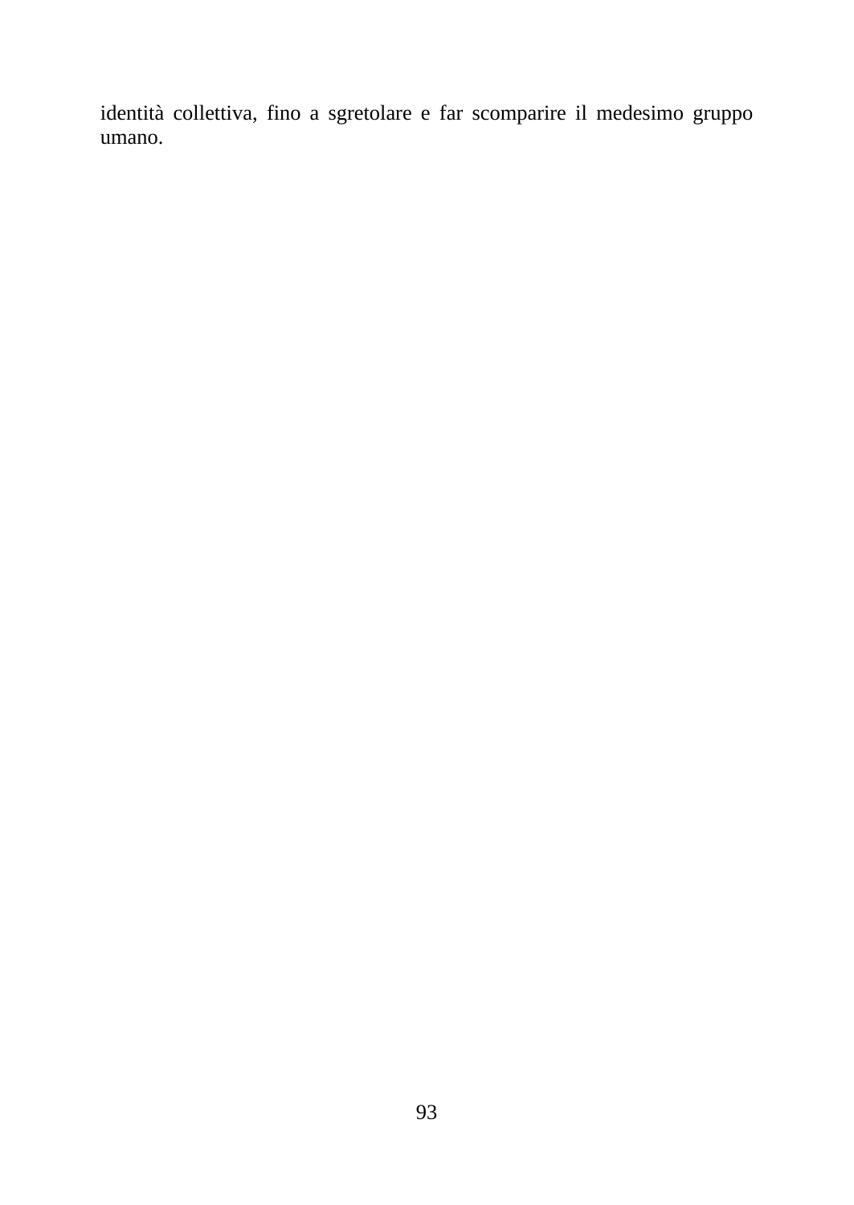identità collettiva, fino a sgretolare e far scomparire il medesimo gruppo umano.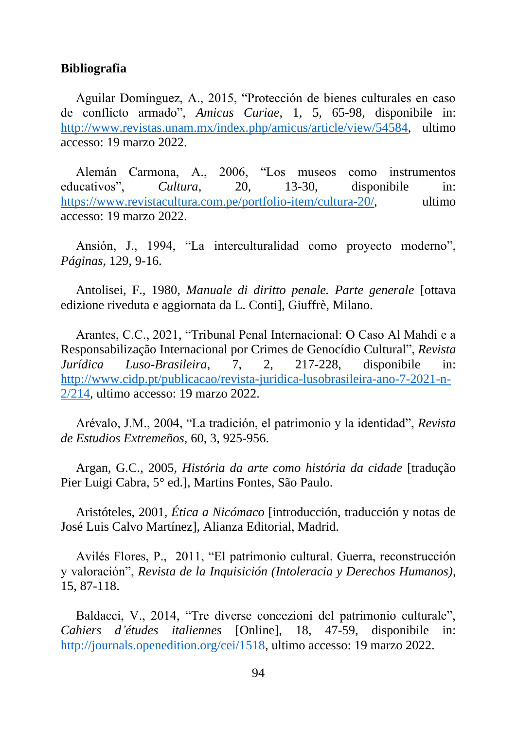**Bibliografia**

Aguilar Domínguez, A., 2015, "Protección de bienes culturales en caso de conflicto armado", *Amicus Curiae*, 1, 5, 65-98, disponibile in: http://www.revistas.unam.mx/index.php/amicus/article/view/54584, ultimo accesso: 19 marzo 2022.

Alemán Carmona, A., 2006, "Los museos como instrumentos educativos", *Cultura*, 20, 13-30, disponibile in: https://www.revistacultura.com.pe/portfolio-item/cultura-20/, ultimo accesso: 19 marzo 2022.

Ansión, J., 1994, "La interculturalidad como proyecto moderno", *Páginas*, 129, 9-16.

Antolisei, F., 1980, *Manuale di diritto penale. Parte generale* [ottava edizione riveduta e aggiornata da L. Conti], Giuffrè, Milano.

Arantes, C.C., 2021, "Tribunal Penal Internacional: O Caso Al Mahdi e a Responsabilização Internacional por Crimes de Genocídio Cultural", *Revista Jurídica Luso-Brasileira*, 7, 2, 217-228, disponibile in: http://www.cidp.pt/publicacao/revista-juridica-lusobrasileira-ano-7-2021-n-2/214, ultimo accesso: 19 marzo 2022.

Arévalo, J.M., 2004, "La tradición, el patrimonio y la identidad", *Revista de Estudios Extremeños*, 60, 3, 925-956.

Argan, G.C., 2005, *História da arte como história da cidade* [tradução Pier Luigi Cabra, 5° ed.], Martins Fontes, São Paulo.

Aristóteles, 2001, *Ética a Nicómaco* [introducción, traducción y notas de José Luis Calvo Martínez], Alianza Editorial, Madrid.

Avilés Flores, P., 2011, "El patrimonio cultural. Guerra, reconstrucción y valoración", *Revista de la Inquisición (Intoleracia y Derechos Humanos)*, 15, 87-118.

Baldacci, V., 2014, "Tre diverse concezioni del patrimonio culturale", *Cahiers d'études italiennes* [Online], 18, 47-59, disponibile in: http://journals.openedition.org/cei/1518, ultimo accesso: 19 marzo 2022.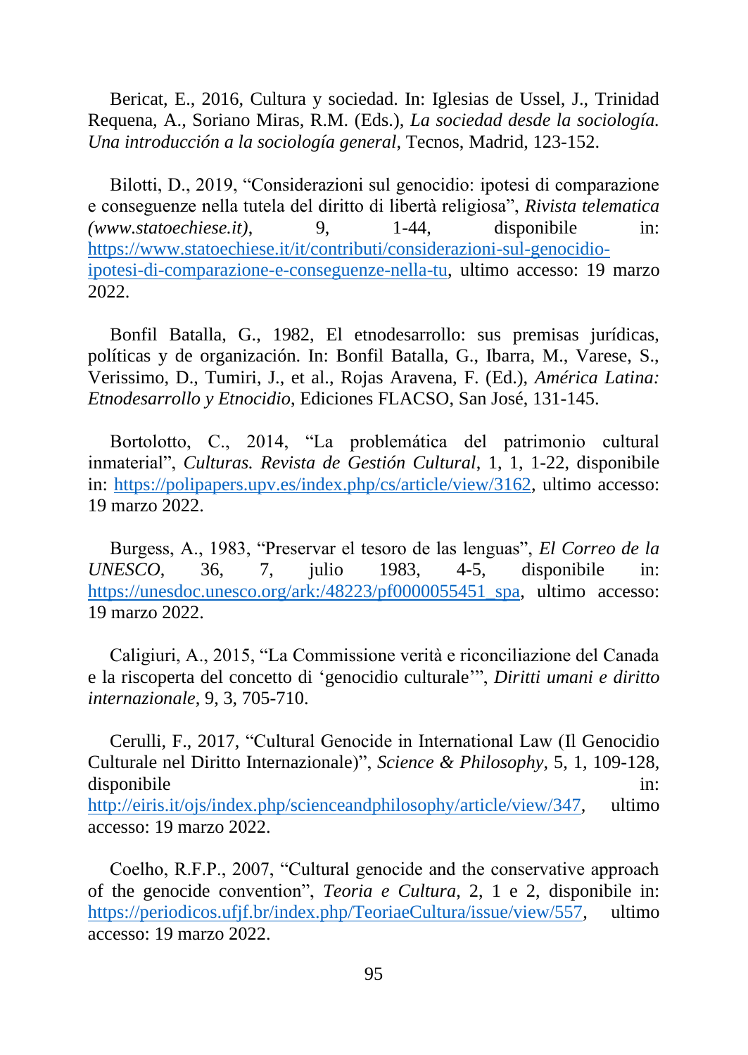Bericat, E., 2016, Cultura y sociedad. In: Iglesias de Ussel, J., Trinidad Requena, A., Soriano Miras, R.M. (Eds.), *La sociedad desde la sociología. Una introducción a la sociología general*, Tecnos, Madrid, 123-152.

Bilotti, D., 2019, "Considerazioni sul genocidio: ipotesi di comparazione e conseguenze nella tutela del diritto di libertà religiosa", *Rivista telematica (www.statoechiese.it)*, 9, 1-44, disponibile in: https://www.statoechiese.it/it/contributi/considerazioni-sul-genocidio-ipotesi-di-comparazione-e-conseguenze-nella-tu, ultimo accesso: 19 marzo 2022.

Bonfil Batalla, G., 1982, El etnodesarrollo: sus premisas jurídicas, políticas y de organización. In: Bonfil Batalla, G., Ibarra, M., Varese, S., Verissimo, D., Tumiri, J., et al., Rojas Aravena, F. (Ed.), *América Latina: Etnodesarrollo y Etnocidio*, Ediciones FLACSO, San José, 131-145.

Bortolotto, C., 2014, "La problemática del patrimonio cultural inmaterial", *Culturas. Revista de Gestión Cultural*, 1, 1, 1-22, disponibile in: https://polipapers.upv.es/index.php/cs/article/view/3162, ultimo accesso: 19 marzo 2022.

Burgess, A., 1983, "Preservar el tesoro de las lenguas", *El Correo de la UNESCO*, 36, 7, julio 1983, 4-5, disponibile in: https://unesdoc.unesco.org/ark:/48223/pf0000055451_spa, ultimo accesso: 19 marzo 2022.

Caligiuri, A., 2015, "La Commissione verità e riconciliazione del Canada e la riscoperta del concetto di 'genocidio culturale'", *Diritti umani e diritto internazionale*, 9, 3, 705-710.

Cerulli, F., 2017, "Cultural Genocide in International Law (Il Genocidio Culturale nel Diritto Internazionale)", *Science & Philosophy*, 5, 1, 109-128, disponibile in: http://eiris.it/ojs/index.php/scienceandphilosophy/article/view/347, ultimo accesso: 19 marzo 2022.

Coelho, R.F.P., 2007, "Cultural genocide and the conservative approach of the genocide convention", *Teoria e Cultura*, 2, 1 e 2, disponibile in: https://periodicos.ufjf.br/index.php/TeoriaeCultura/issue/view/557, ultimo accesso: 19 marzo 2022.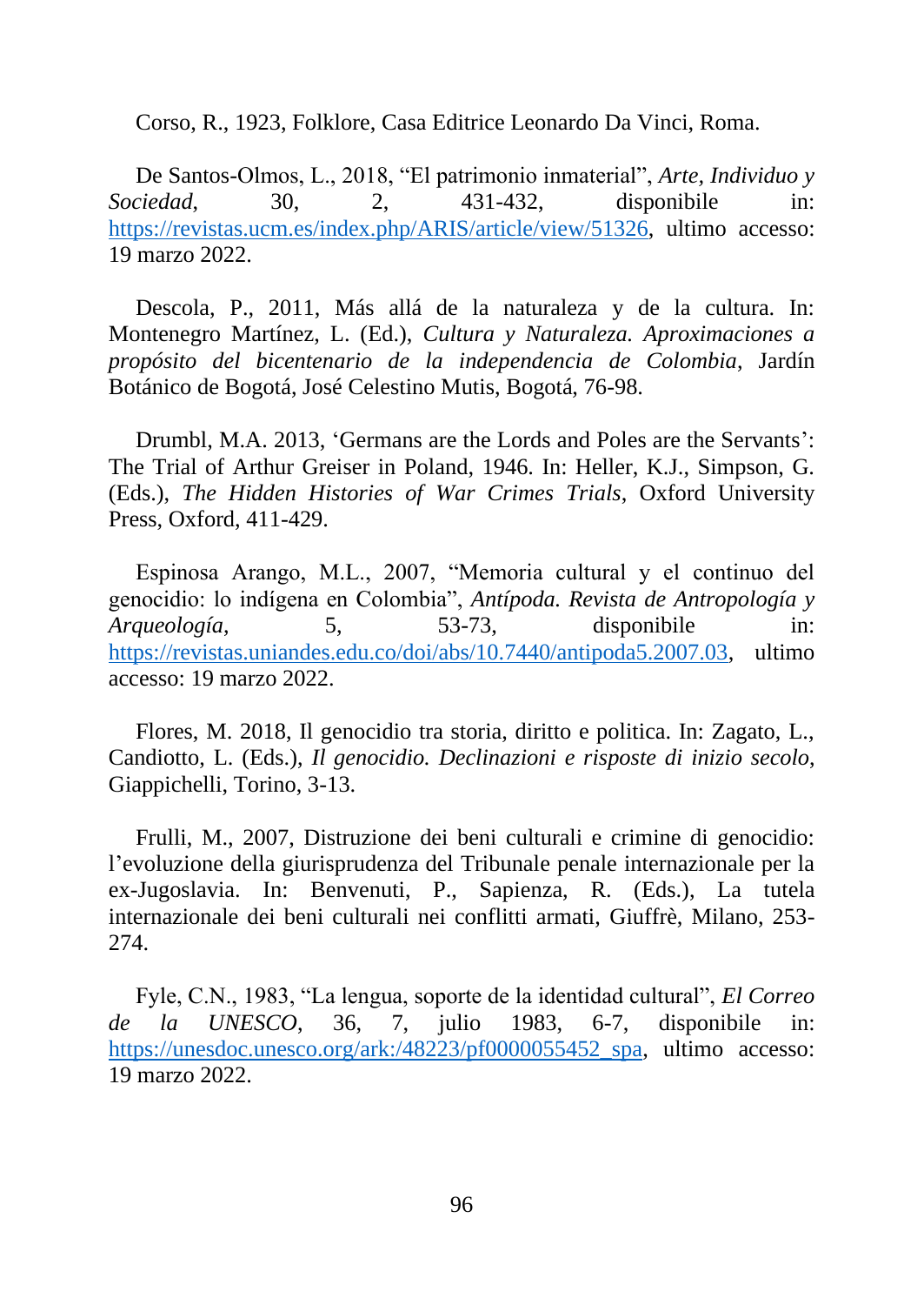Corso, R., 1923, Folklore, Casa Editrice Leonardo Da Vinci, Roma.

De Santos-Olmos, L., 2018, "El patrimonio inmaterial", *Arte, Individuo y Sociedad*, 30, 2, 431-432, disponibile in: https://revistas.ucm.es/index.php/ARIS/article/view/51326, ultimo accesso: 19 marzo 2022.

Descola, P., 2011, Más allá de la naturaleza y de la cultura. In: Montenegro Martínez, L. (Ed.), *Cultura y Naturaleza. Aproximaciones a propósito del bicentenario de la independencia de Colombia*, Jardín Botánico de Bogotá, José Celestino Mutis, Bogotá, 76-98.

Drumbl, M.A. 2013, 'Germans are the Lords and Poles are the Servants': The Trial of Arthur Greiser in Poland, 1946. In: Heller, K.J., Simpson, G. (Eds.), *The Hidden Histories of War Crimes Trials*, Oxford University Press, Oxford, 411-429.

Espinosa Arango, M.L., 2007, "Memoria cultural y el continuo del genocidio: lo indígena en Colombia", *Antípoda. Revista de Antropología y Arqueología*, 5, 53-73, disponibile in: https://revistas.uniandes.edu.co/doi/abs/10.7440/antipoda5.2007.03, ultimo accesso: 19 marzo 2022.

Flores, M. 2018, Il genocidio tra storia, diritto e politica. In: Zagato, L., Candiotto, L. (Eds.), *Il genocidio. Declinazioni e risposte di inizio secolo*, Giappichelli, Torino, 3-13.

Frulli, M., 2007, Distruzione dei beni culturali e crimine di genocidio: l'evoluzione della giurisprudenza del Tribunale penale internazionale per la ex-Jugoslavia. In: Benvenuti, P., Sapienza, R. (Eds.), La tutela internazionale dei beni culturali nei conflitti armati, Giuffrè, Milano, 253-274.

Fyle, C.N., 1983, "La lengua, soporte de la identidad cultural", *El Correo de la UNESCO*, 36, 7, julio 1983, 6-7, disponibile in: https://unesdoc.unesco.org/ark:/48223/pf0000055452_spa, ultimo accesso: 19 marzo 2022.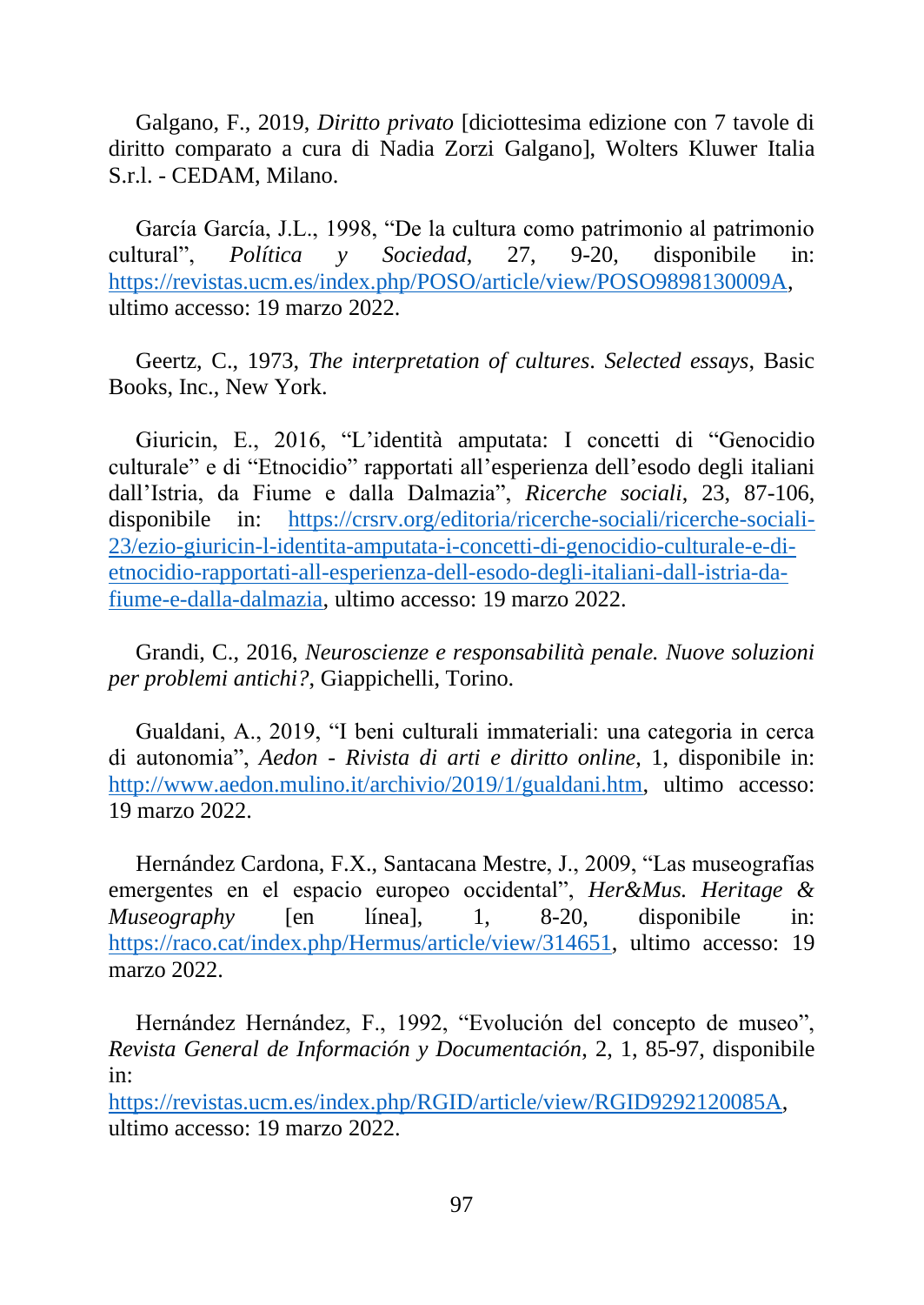Galgano, F., 2019, *Diritto privato* [diciottesima edizione con 7 tavole di diritto comparato a cura di Nadia Zorzi Galgano], Wolters Kluwer Italia S.r.l. - CEDAM, Milano.

García García, J.L., 1998, "De la cultura como patrimonio al patrimonio cultural", *Política y Sociedad*, 27, 9-20, disponibile in: https://revistas.ucm.es/index.php/POSO/article/view/POSO9898130009A, ultimo accesso: 19 marzo 2022.

Geertz, C., 1973, *The interpretation of cultures. Selected essays*, Basic Books, Inc., New York.

Giuricin, E., 2016, "L'identità amputata: I concetti di "Genocidio culturale" e di "Etnocidio" rapportati all'esperienza dell'esodo degli italiani dall'Istria, da Fiume e dalla Dalmazia", *Ricerche sociali*, 23, 87-106, disponibile in: https://crsrv.org/editoria/ricerche-sociali/ricerche-sociali-23/ezio-giuricin-l-identita-amputata-i-concetti-di-genocidio-culturale-e-di-etnocidio-rapportati-all-esperienza-dell-esodo-degli-italiani-dall-istria-da-fiume-e-dalla-dalmazia, ultimo accesso: 19 marzo 2022.

Grandi, C., 2016, *Neuroscienze e responsabilità penale. Nuove soluzioni per problemi antichi?*, Giappichelli, Torino.

Gualdani, A., 2019, "I beni culturali immateriali: una categoria in cerca di autonomia", *Aedon - Rivista di arti e diritto online*, 1, disponibile in: http://www.aedon.mulino.it/archivio/2019/1/gualdani.htm, ultimo accesso: 19 marzo 2022.

Hernández Cardona, F.X., Santacana Mestre, J., 2009, "Las museografías emergentes en el espacio europeo occidental", *Her&Mus. Heritage & Museography* [en línea], 1, 8-20, disponibile in: https://raco.cat/index.php/Hermus/article/view/314651, ultimo accesso: 19 marzo 2022.

Hernández Hernández, F., 1992, "Evolución del concepto de museo", *Revista General de Información y Documentación*, 2, 1, 85-97, disponibile in: https://revistas.ucm.es/index.php/RGID/article/view/RGID9292120085A, ultimo accesso: 19 marzo 2022.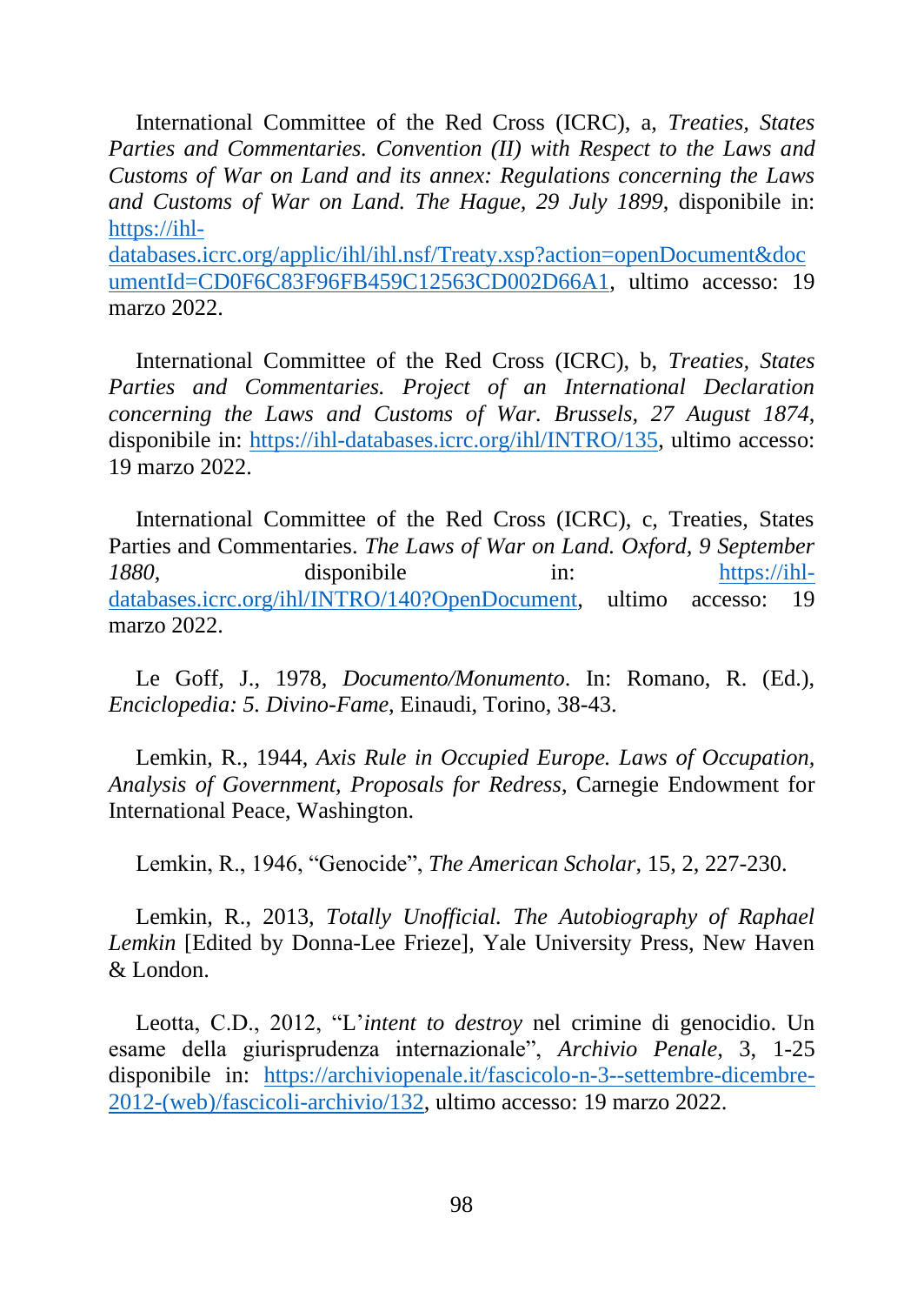International Committee of the Red Cross (ICRC), a, *Treaties, States Parties and Commentaries. Convention (II) with Respect to the Laws and Customs of War on Land and its annex: Regulations concerning the Laws and Customs of War on Land. The Hague, 29 July 1899*, disponibile in: https://ihl-databases.icrc.org/applic/ihl/ihl.nsf/Treaty.xsp?action=openDocument&documentId=CD0F6C83F96FB459C12563CD002D66A1, ultimo accesso: 19 marzo 2022.

International Committee of the Red Cross (ICRC), b, *Treaties, States Parties and Commentaries. Project of an International Declaration concerning the Laws and Customs of War. Brussels, 27 August 1874*, disponibile in: https://ihl-databases.icrc.org/ihl/INTRO/135, ultimo accesso: 19 marzo 2022.

International Committee of the Red Cross (ICRC), c, Treaties, States Parties and Commentaries. *The Laws of War on Land. Oxford, 9 September 1880*, disponibile in: https://ihl-databases.icrc.org/ihl/INTRO/140?OpenDocument, ultimo accesso: 19 marzo 2022.

Le Goff, J., 1978, *Documento/Monumento*. In: Romano, R. (Ed.), *Enciclopedia: 5. Divino-Fame*, Einaudi, Torino, 38-43.

Lemkin, R., 1944, *Axis Rule in Occupied Europe. Laws of Occupation, Analysis of Government, Proposals for Redress*, Carnegie Endowment for International Peace, Washington.

Lemkin, R., 1946, "Genocide", *The American Scholar*, 15, 2, 227-230.

Lemkin, R., 2013, *Totally Unofficial. The Autobiography of Raphael Lemkin* [Edited by Donna-Lee Frieze], Yale University Press, New Haven & London.

Leotta, C.D., 2012, "L'*intent to destroy* nel crimine di genocidio. Un esame della giurisprudenza internazionale", *Archivio Penale*, 3, 1-25 disponibile in: https://archiviopenale.it/fascicolo-n-3--settembre-dicembre-2012-(web)/fascicoli-archivio/132, ultimo accesso: 19 marzo 2022.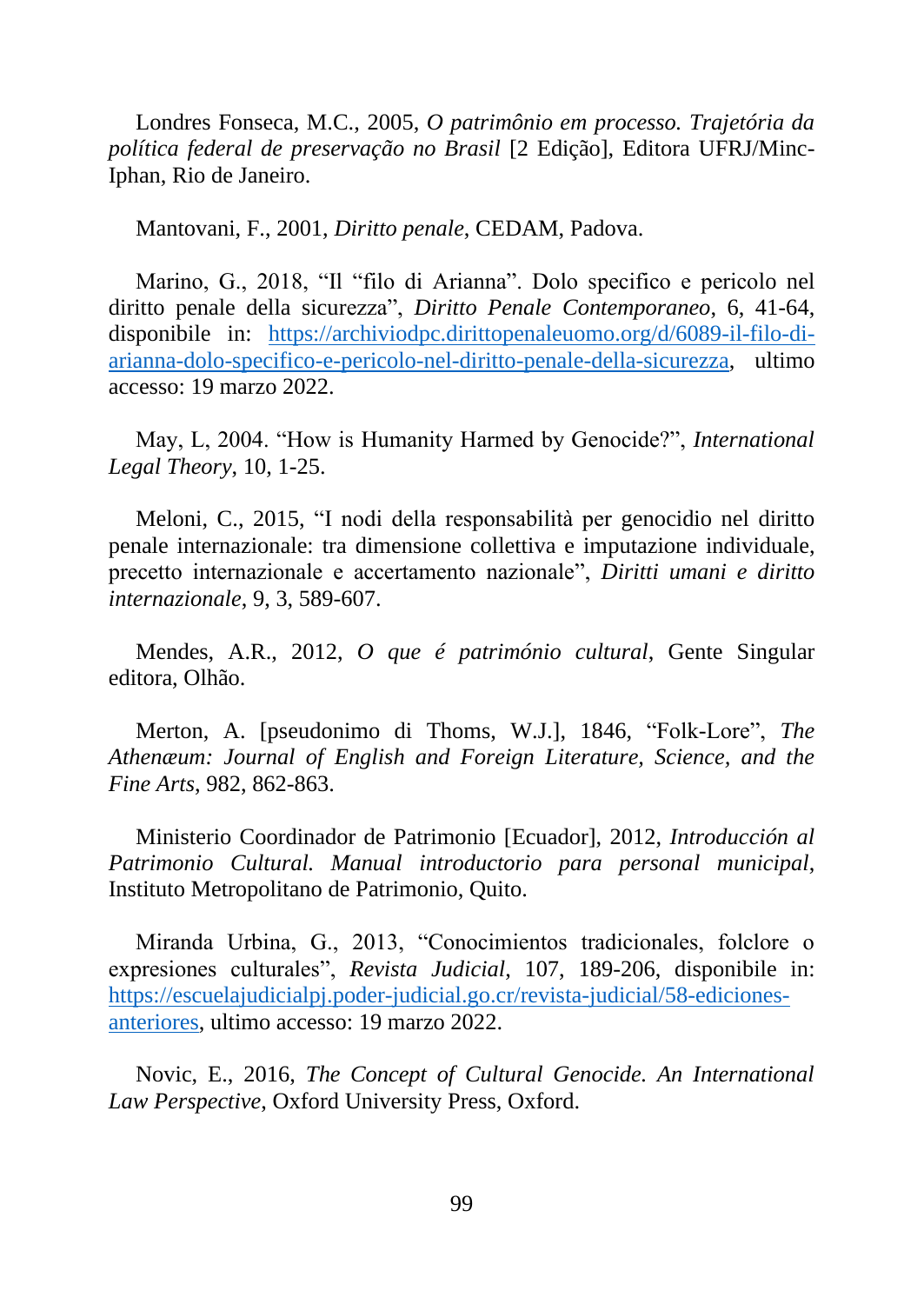Londres Fonseca, M.C., 2005, *O patrimônio em processo. Trajetória da política federal de preservação no Brasil* [2 Edição], Editora UFRJ/Minc-Iphan, Rio de Janeiro.

Mantovani, F., 2001, *Diritto penale*, CEDAM, Padova.

Marino, G., 2018, "Il "filo di Arianna". Dolo specifico e pericolo nel diritto penale della sicurezza", *Diritto Penale Contemporaneo*, 6, 41-64, disponibile in: [https://archiviodpc.dirittopenaleuomo.org/d/6089-il-filo-di-arianna-dolo-specifico-e-pericolo-nel-diritto-penale-della-sicurezza](https://archiviodpc.dirittopenaleuomo.org/d/6089-il-filo-di-arianna-dolo-specifico-e-pericolo-nel-diritto-penale-della-sicurezza), ultimo accesso: 19 marzo 2022.

May, L, 2004. "How is Humanity Harmed by Genocide?", *International Legal Theory*, 10, 1-25.

Meloni, C., 2015, "I nodi della responsabilità per genocidio nel diritto penale internazionale: tra dimensione collettiva e imputazione individuale, precetto internazionale e accertamento nazionale", *Diritti umani e diritto internazionale*, 9, 3, 589-607.

Mendes, A.R., 2012, *O que é património cultural*, Gente Singular editora, Olhão.

Merton, A. [pseudonimo di Thoms, W.J.], 1846, "Folk-Lore", *The Athenæum: Journal of English and Foreign Literature, Science, and the Fine Arts*, 982, 862-863.

Ministerio Coordinador de Patrimonio [Ecuador], 2012, *Introducción al Patrimonio Cultural. Manual introductorio para personal municipal*, Instituto Metropolitano de Patrimonio, Quito.

Miranda Urbina, G., 2013, "Conocimientos tradicionales, folclore o expresiones culturales", *Revista Judicial*, 107, 189-206, disponibile in: [https://escuelajudicialpj.poder-judicial.go.cr/revista-judicial/58-ediciones-anteriores](https://escuelajudicialpj.poder-judicial.go.cr/revista-judicial/58-ediciones-anteriores), ultimo accesso: 19 marzo 2022.

Novic, E., 2016, *The Concept of Cultural Genocide. An International Law Perspective*, Oxford University Press, Oxford.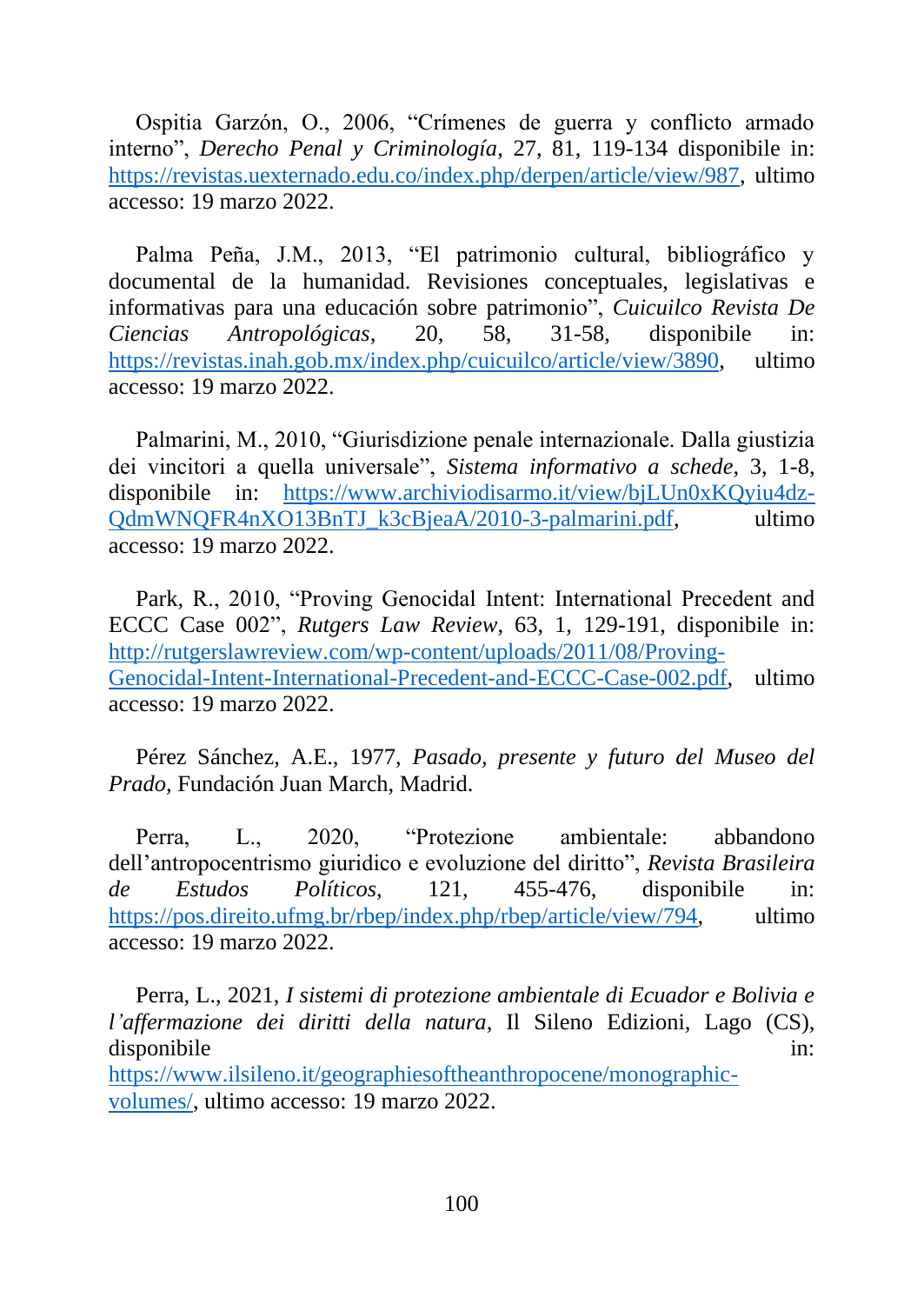Ospitia Garzón, O., 2006, "Crímenes de guerra y conflicto armado interno", *Derecho Penal y Criminología*, 27, 81, 119-134 disponibile in: https://revistas.uexternado.edu.co/index.php/derpen/article/view/987, ultimo accesso: 19 marzo 2022.

Palma Peña, J.M., 2013, "El patrimonio cultural, bibliográfico y documental de la humanidad. Revisiones conceptuales, legislativas e informativas para una educación sobre patrimonio", *Cuicuilco Revista De Ciencias Antropológicas*, 20, 58, 31-58, disponibile in: https://revistas.inah.gob.mx/index.php/cuicuilco/article/view/3890, ultimo accesso: 19 marzo 2022.

Palmarini, M., 2010, "Giurisdizione penale internazionale. Dalla giustizia dei vincitori a quella universale", *Sistema informativo a schede*, 3, 1-8, disponibile in: https://www.archiviodisarmo.it/view/bjLUn0xKQyiu4dz-QdmWNQFR4nXO13BnTJ_k3cBjeaA/2010-3-palmarini.pdf, ultimo accesso: 19 marzo 2022.

Park, R., 2010, "Proving Genocidal Intent: International Precedent and ECCC Case 002", *Rutgers Law Review*, 63, 1, 129-191, disponibile in: http://rutgerslawreview.com/wp-content/uploads/2011/08/Proving-Genocidal-Intent-International-Precedent-and-ECCC-Case-002.pdf, ultimo accesso: 19 marzo 2022.

Pérez Sánchez, A.E., 1977, *Pasado, presente y futuro del Museo del Prado*, Fundación Juan March, Madrid.

Perra, L., 2020, "Protezione ambientale: abbandono dell'antropocentrismo giuridico e evoluzione del diritto", *Revista Brasileira de Estudos Políticos*, 121, 455-476, disponibile in: https://pos.direito.ufmg.br/rbep/index.php/rbep/article/view/794, ultimo accesso: 19 marzo 2022.

Perra, L., 2021, *I sistemi di protezione ambientale di Ecuador e Bolivia e l'affermazione dei diritti della natura*, Il Sileno Edizioni, Lago (CS), disponibile in: https://www.ilsileno.it/geographiesoftheanthropocene/monographic-volumes/, ultimo accesso: 19 marzo 2022.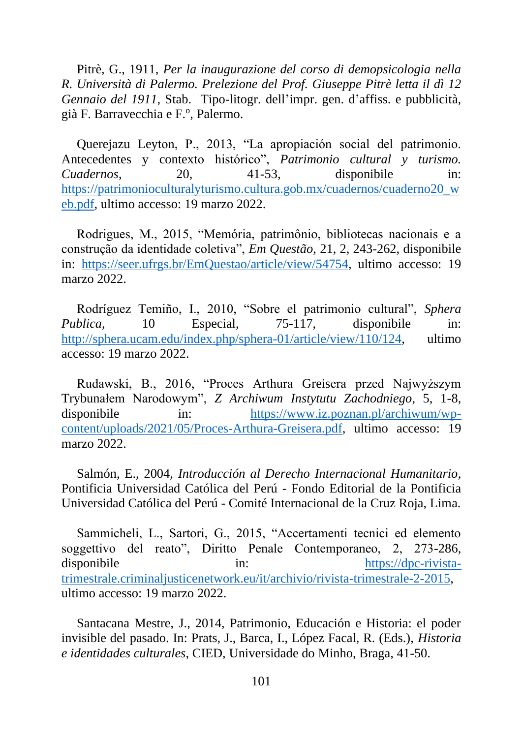Pitrè, G., 1911, *Per la inaugurazione del corso di demopsicologia nella R. Università di Palermo. Prelezione del Prof. Giuseppe Pitrè letta il dì 12 Gennaio del 1911*, Stab. Tipo-litogr. dell'impr. gen. d'affiss. e pubblicità, già F. Barravecchia e F.º, Palermo.

Querejazu Leyton, P., 2013, "La apropiación social del patrimonio. Antecedentes y contexto histórico", *Patrimonio cultural y turismo. Cuadernos*, 20, 41-53, disponibile in: https://patrimonioculturalyturismo.cultura.gob.mx/cuadernos/cuaderno20_web.pdf, ultimo accesso: 19 marzo 2022.

Rodrigues, M., 2015, "Memória, patrimônio, bibliotecas nacionais e a construção da identidade coletiva", *Em Questão*, 21, 2, 243-262, disponibile in: https://seer.ufrgs.br/EmQuestao/article/view/54754, ultimo accesso: 19 marzo 2022.

Rodríguez Temiño, I., 2010, "Sobre el patrimonio cultural", *Sphera Publica*, 10 Especial, 75-117, disponibile in: http://sphera.ucam.edu/index.php/sphera-01/article/view/110/124, ultimo accesso: 19 marzo 2022.

Rudawski, B., 2016, "Proces Arthura Greisera przed Najwyższym Trybunałem Narodowym", *Z Archiwum Instytutu Zachodniego*, 5, 1-8, disponibile in: https://www.iz.poznan.pl/archiwum/wp-content/uploads/2021/05/Proces-Arthura-Greisera.pdf, ultimo accesso: 19 marzo 2022.

Salmón, E., 2004, *Introducción al Derecho Internacional Humanitario*, Pontificia Universidad Católica del Perú - Fondo Editorial de la Pontificia Universidad Católica del Perú - Comité Internacional de la Cruz Roja, Lima.

Sammicheli, L., Sartori, G., 2015, "Accertamenti tecnici ed elemento soggettivo del reato", Diritto Penale Contemporaneo, 2, 273-286, disponibile in: https://dpc-rivista-trimestrale.criminaljusticenetwork.eu/it/archivio/rivista-trimestrale-2-2015, ultimo accesso: 19 marzo 2022.

Santacana Mestre, J., 2014, Patrimonio, Educación e Historia: el poder invisible del pasado. In: Prats, J., Barca, I., López Facal, R. (Eds.), *Historia e identidades culturales*, CIED, Universidade do Minho, Braga, 41-50.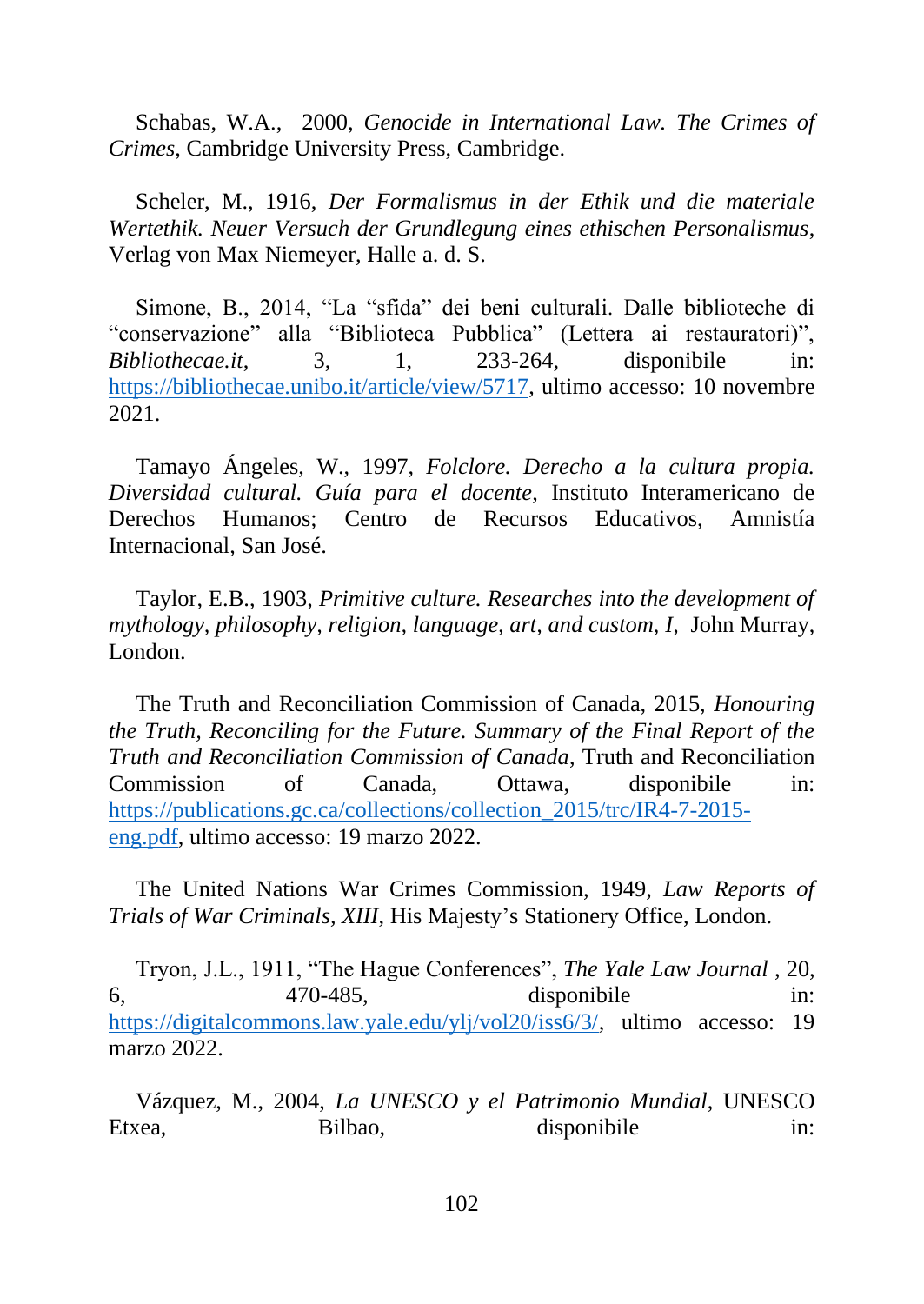Schabas, W.A., 2000, *Genocide in International Law. The Crimes of Crimes*, Cambridge University Press, Cambridge.

Scheler, M., 1916, *Der Formalismus in der Ethik und die materiale Wertethik. Neuer Versuch der Grundlegung eines ethischen Personalismus,* Verlag von Max Niemeyer, Halle a. d. S.

Simone, B., 2014, "La "sfida" dei beni culturali. Dalle biblioteche di "conservazione" alla "Biblioteca Pubblica" (Lettera ai restauratori)", *Bibliothecae.it*, 3, 1, 233-264, disponibile in: https://bibliothecae.unibo.it/article/view/5717, ultimo accesso: 10 novembre 2021.

Tamayo Ángeles, W., 1997, *Folclore. Derecho a la cultura propia. Diversidad cultural. Guía para el docente*, Instituto Interamericano de Derechos Humanos; Centro de Recursos Educativos, Amnistía Internacional, San José.

Taylor, E.B., 1903, *Primitive culture. Researches into the development of mythology, philosophy, religion, language, art, and custom, I,* John Murray, London.

The Truth and Reconciliation Commission of Canada, 2015, *Honouring the Truth, Reconciling for the Future. Summary of the Final Report of the Truth and Reconciliation Commission of Canada*, Truth and Reconciliation Commission of Canada, Ottawa, disponibile in: https://publications.gc.ca/collections/collection_2015/trc/IR4-7-2015-eng.pdf, ultimo accesso: 19 marzo 2022.

The United Nations War Crimes Commission, 1949, *Law Reports of Trials of War Criminals, XIII*, His Majesty's Stationery Office, London.

Tryon, J.L., 1911, "The Hague Conferences", *The Yale Law Journal* , 20, 6, 470-485, disponibile in: https://digitalcommons.law.yale.edu/ylj/vol20/iss6/3/, ultimo accesso: 19 marzo 2022.

Vázquez, M., 2004, *La UNESCO y el Patrimonio Mundial*, UNESCO Etxea, Bilbao, disponibile in: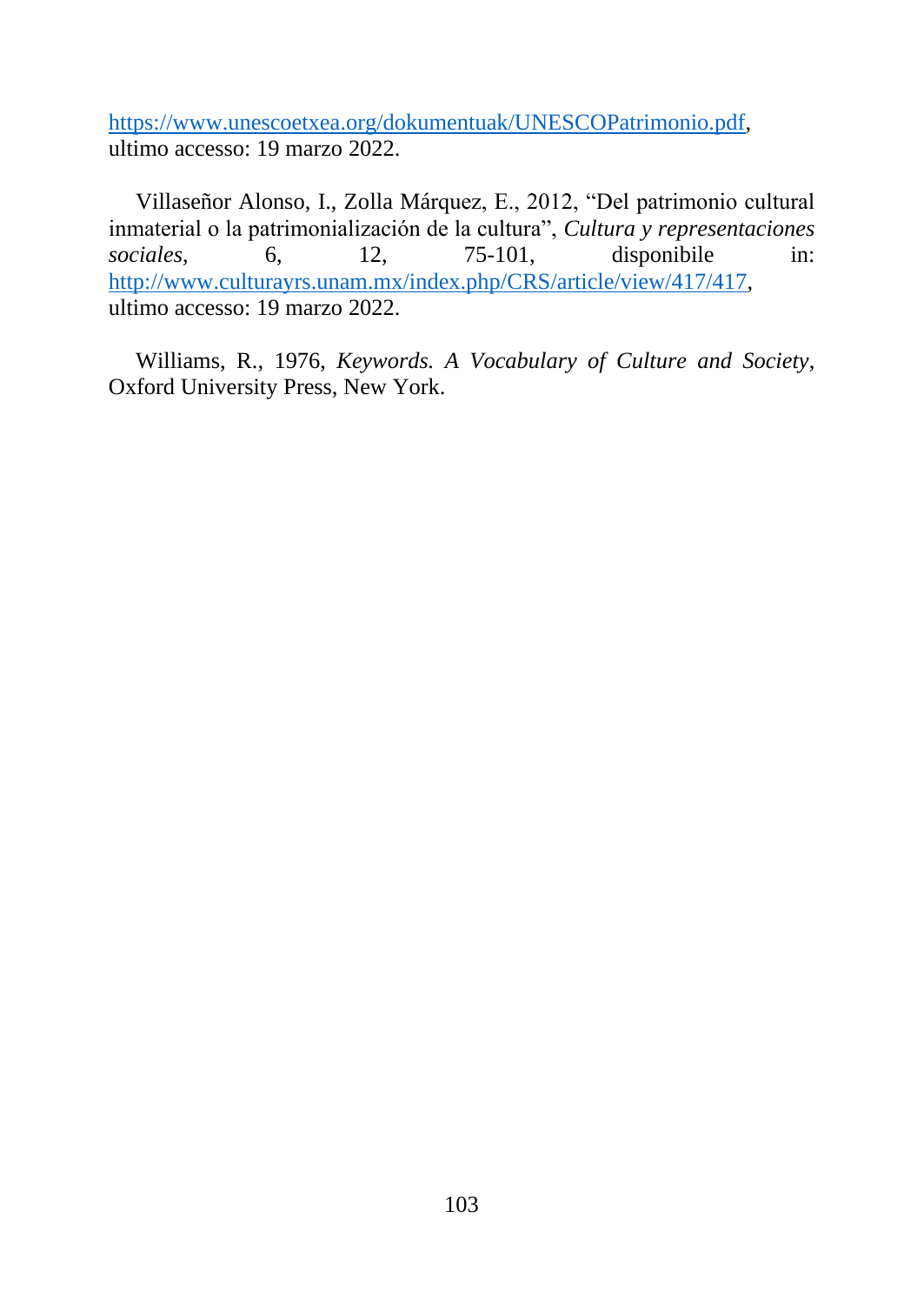https://www.unescoetxea.org/dokumentuak/UNESCOPatrimonio.pdf, ultimo accesso: 19 marzo 2022.

Villaseñor Alonso, I., Zolla Márquez, E., 2012, "Del patrimonio cultural inmaterial o la patrimonialización de la cultura", *Cultura y representaciones sociales*, 6, 12, 75-101, disponibile in: http://www.culturayrs.unam.mx/index.php/CRS/article/view/417/417, ultimo accesso: 19 marzo 2022.

Williams, R., 1976, *Keywords. A Vocabulary of Culture and Society*, Oxford University Press, New York.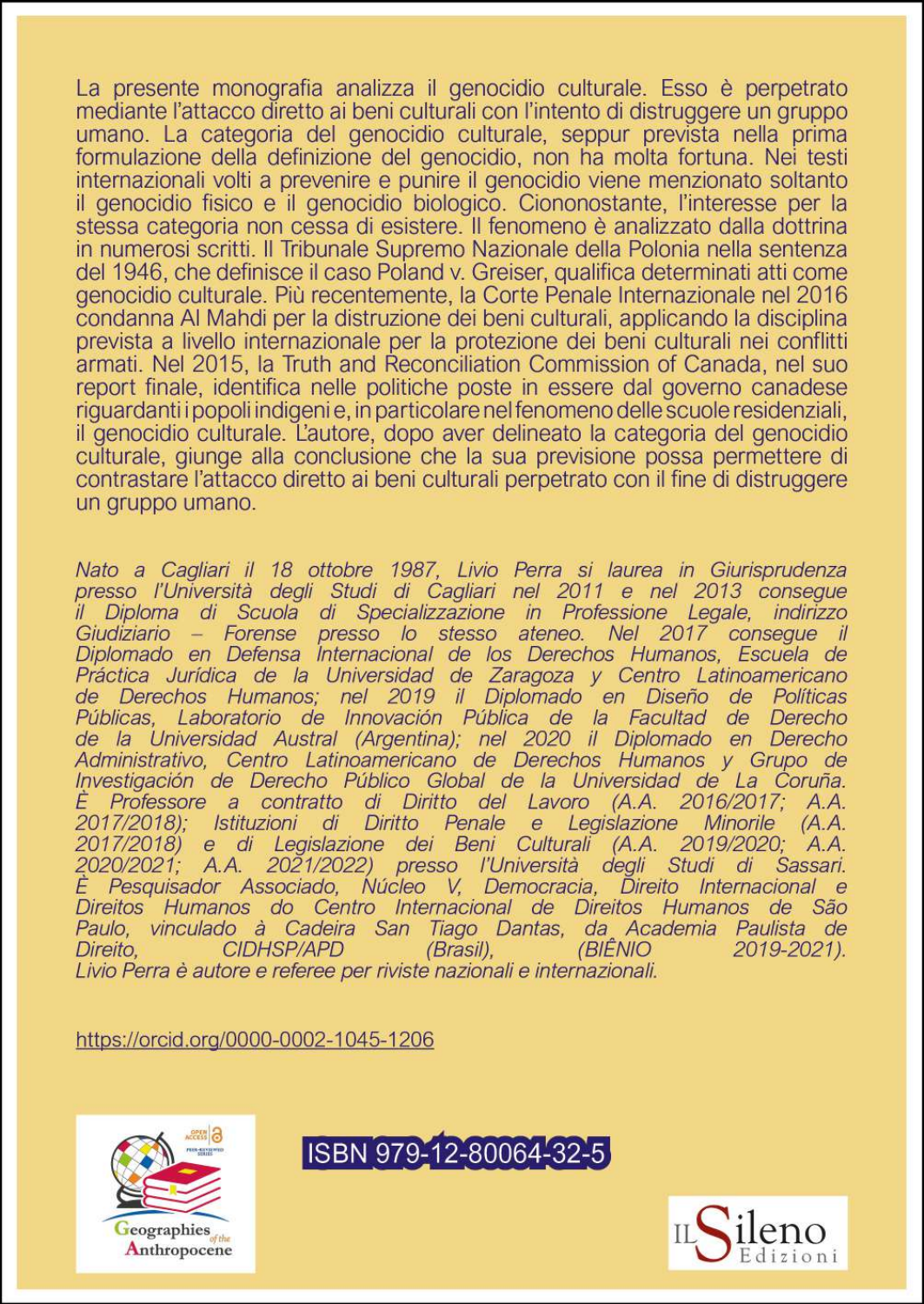La presente monografia analizza il genocidio culturale. Esso è perpetrato mediante l'attacco diretto ai beni culturali con l'intento di distruggere un gruppo umano. La categoria del genocidio culturale, seppur prevista nella prima formulazione della definizione del genocidio, non ha molta fortuna. Nei testi internazionali volti a prevenire e punire il genocidio viene menzionato soltanto il genocidio fisico e il genocidio biologico. Ciononostante, l'interesse per la stessa categoria non cessa di esistere. Il fenomeno è analizzato dalla dottrina in numerosi scritti. Il Tribunale Supremo Nazionale della Polonia nella sentenza del 1946, che definisce il caso Poland v. Greiser, qualifica determinati atti come genocidio culturale. Più recentemente, la Corte Penale Internazionale nel 2016 condanna Al Mahdi per la distruzione dei beni culturali, applicando la disciplina prevista a livello internazionale per la protezione dei beni culturali nei conflitti armati. Nel 2015, la Truth and Reconciliation Commission of Canada, nel suo report finale, identifica nelle politiche poste in essere dal governo canadese riguardanti i popoli indigeni e, in particolare nel fenomeno delle scuole residenziali, il genocidio culturale. L'autore, dopo aver delineato la categoria del genocidio culturale, giunge alla conclusione che la sua previsione possa permettere di contrastare l'attacco diretto ai beni culturali perpetrato con il fine di distruggere un gruppo umano.

*Nato a Cagliari il 18 ottobre 1987, Livio Perra si laurea in Giurisprudenza presso l'Università degli Studi di Cagliari nel 2011 e nel 2013 consegue il Diploma di Scuola di Specializzazione in Professione Legale, indirizzo Giudiziario – Forense presso lo stesso ateneo. Nel 2017 consegue il Diplomado en Defensa Internacional de los Derechos Humanos, Escuela de Práctica Jurídica de la Universidad de Zaragoza y Centro Latinoamericano de Derechos Humanos; nel 2019 il Diplomado en Diseño de Políticas Públicas, Laboratorio de Innovación Pública de la Facultad de Derecho de la Universidad Austral (Argentina); nel 2020 il Diplomado en Derecho Administrativo, Centro Latinoamericano de Derechos Humanos y Grupo de Investigación de Derecho Público Global de la Universidad de La Coruña. È Professore a contratto di Diritto del Lavoro (A.A. 2016/2017; A.A. 2017/2018); Istituzioni di Diritto Penale e Legislazione Minorile (A.A. 2017/2018) e di Legislazione dei Beni Culturali (A.A. 2019/2020; A.A. 2020/2021; A.A. 2021/2022) presso l'Università degli Studi di Sassari. È Pesquisador Associado, Núcleo V, Democracia, Direito Internacional e Direitos Humanos do Centro Internacional de Direitos Humanos de São Paulo, vinculado à Cadeira San Tiago Dantas, da Academia Paulista de Direito, CIDHSP/APD (Brasil), (BIÊNIO 2019-2021). Livio Perra è autore e referee per riviste nazionali e internazionali.*

https://orcid.org/0000-0002-1045-1206

Geographies of the Anthropocene

ISBN 979-12-80064-32-5

Il Sileno Edizioni